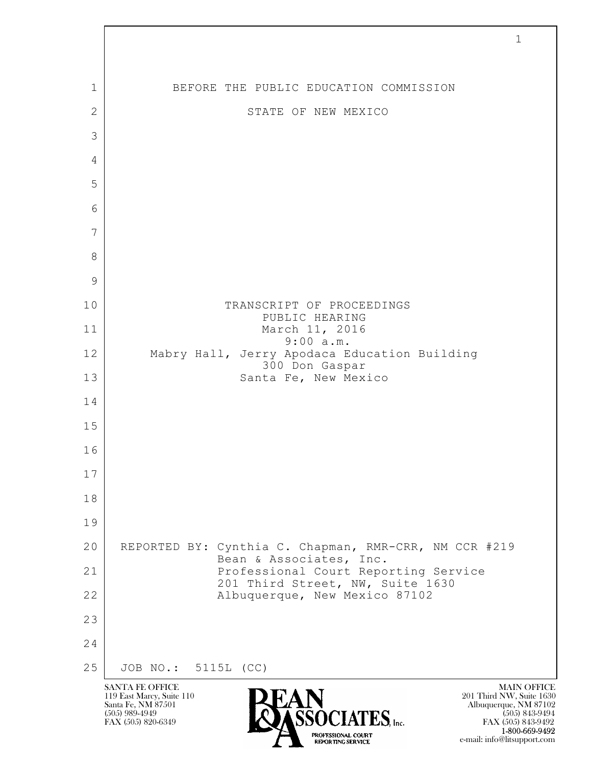BEFORE THE PUBLIC EDUCATION COMMISSION

STATE OF NEW MEXICO

TRANSCRIPT OF PROCEEDINGS
PUBLIC HEARING
March 11, 2016
9:00 a.m.
Mabry Hall, Jerry Apodaca Education Building
300 Don Gaspar
Santa Fe, New Mexico

REPORTED BY: Cynthia C. Chapman, RMR-CRR, NM CCR #219
Bean & Associates, Inc.
Professional Court Reporting Service
201 Third Street, NW, Suite 1630
Albuquerque, New Mexico 87102

JOB NO.: 5115L (CC)

SANTA FE OFFICE
119 East Marcy, Suite 110
Santa Fe, NM 87501
(505) 989-4949
FAX (505) 820-6349

BEAN & ASSOCIATES, Inc.
PROFESSIONAL COURT REPORTING SERVICE

MAIN OFFICE
201 Third NW, Suite 1630
Albuquerque, NM 87102
(505) 843-9494
FAX (505) 843-9492
1-800-669-9492
e-mail: info@litsupport.com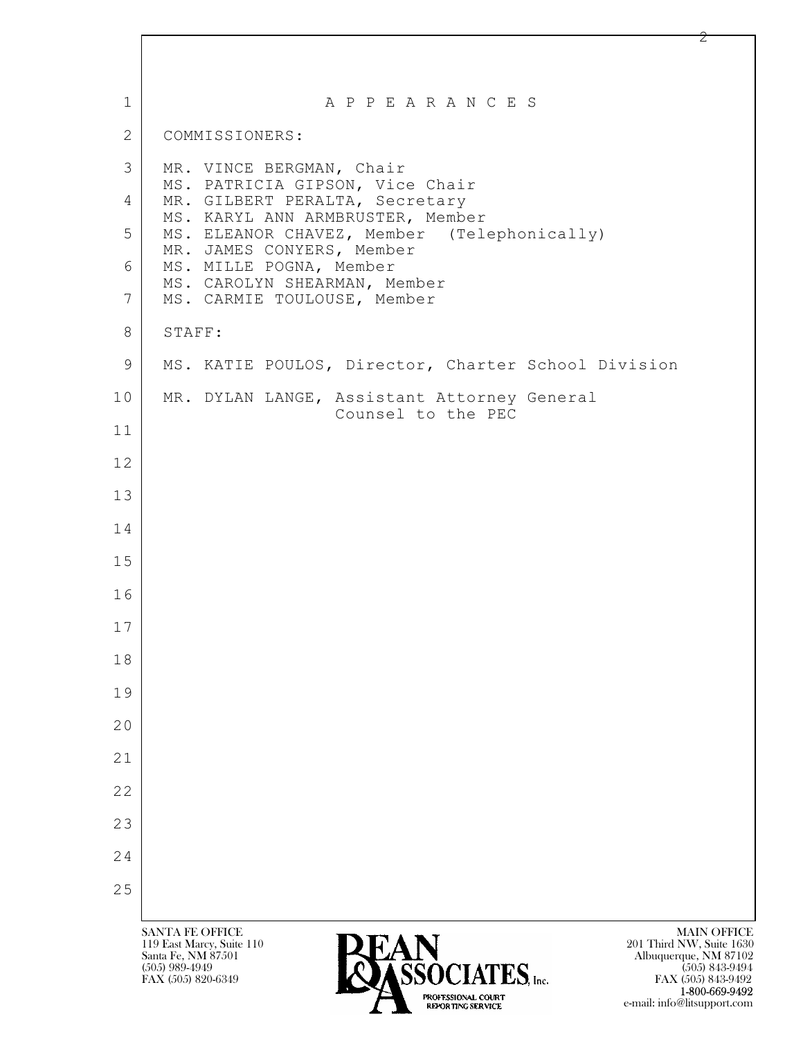# A P P E A R A N C E S

COMMISSIONERS:

MR. VINCE BERGMAN, Chair
MS. PATRICIA GIPSON, Vice Chair
MR. GILBERT PERALTA, Secretary
MS. KARYL ANN ARMBRUSTER, Member
MS. ELEANOR CHAVEZ, Member (Telephonically)
MR. JAMES CONYERS, Member
MS. MILLE POGNA, Member
MS. CAROLYN SHEARMAN, Member
MS. CARMIE TOULOUSE, Member

STAFF:

MS. KATIE POULOS, Director, Charter School Division

MR. DYLAN LANGE, Assistant Attorney General
Counsel to the PEC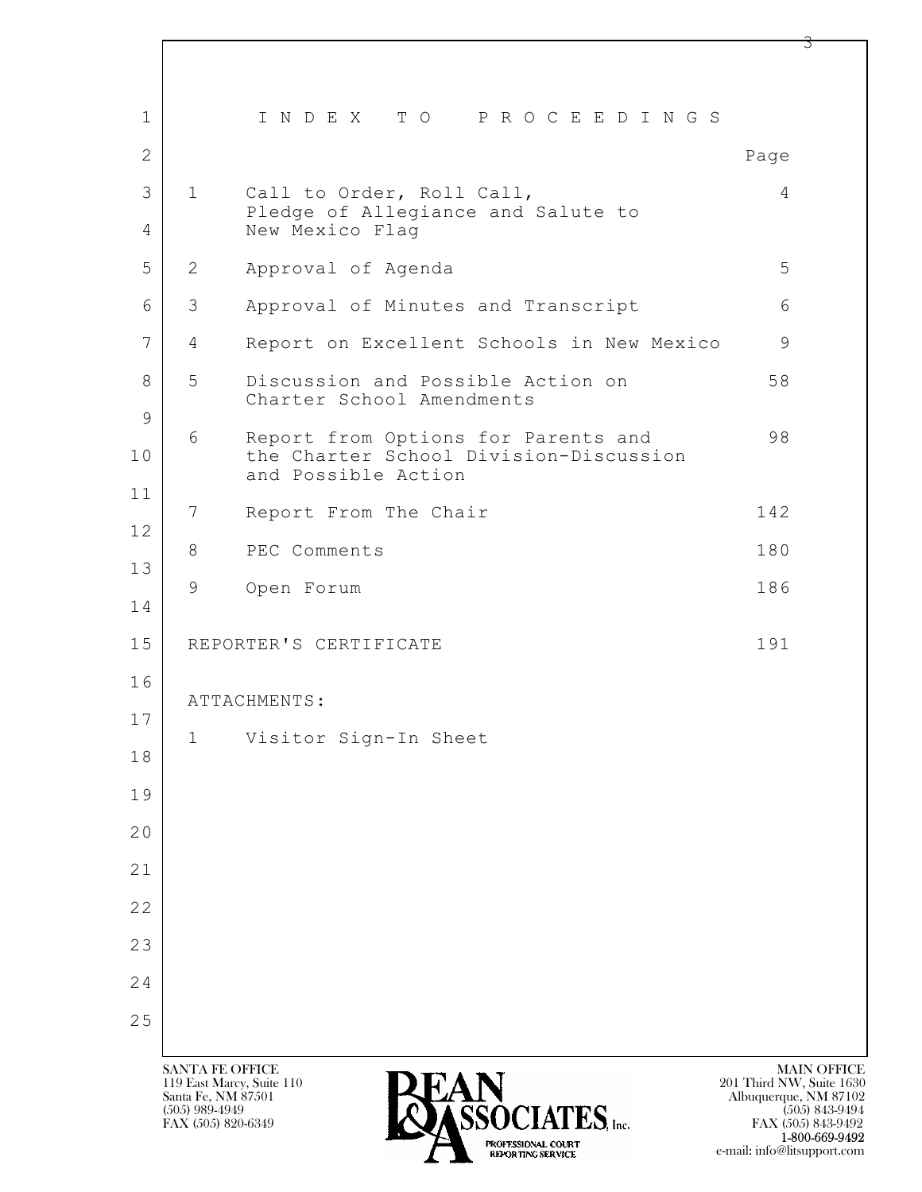# I N D E X T O P R O C E E D I N G S

| | | Page |
|---|---|---|
| 1 | Call to Order, Roll Call, Pledge of Allegiance and Salute to New Mexico Flag | 4 |
| 2 | Approval of Agenda | 5 |
| 3 | Approval of Minutes and Transcript | 6 |
| 4 | Report on Excellent Schools in New Mexico | 9 |
| 5 | Discussion and Possible Action on Charter School Amendments | 58 |
| 6 | Report from Options for Parents and the Charter School Division-Discussion and Possible Action | 98 |
| 7 | Report From The Chair | 142 |
| 8 | PEC Comments | 180 |
| 9 | Open Forum | 186 |

REPORTER'S CERTIFICATE 191

ATTACHMENTS:

1 Visitor Sign-In Sheet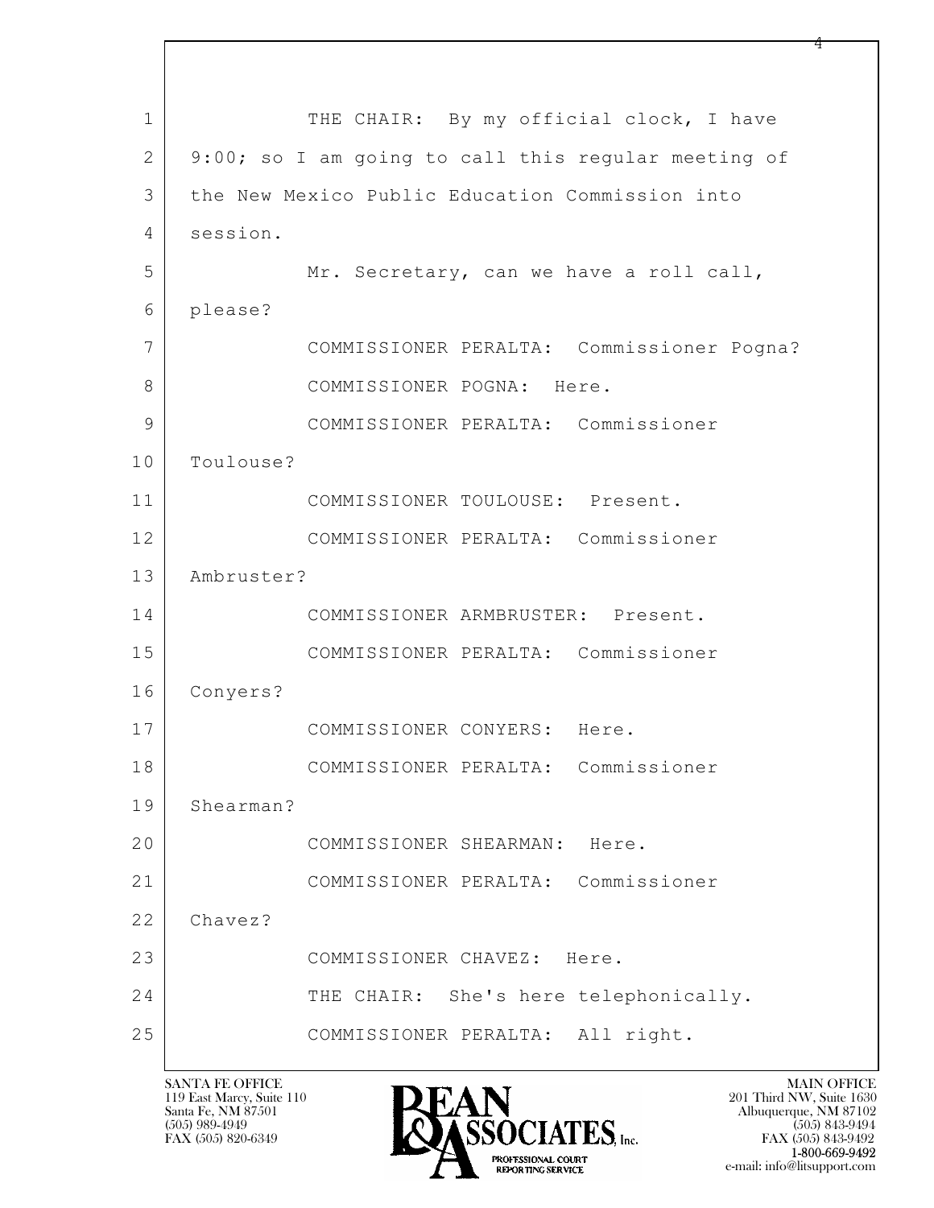THE CHAIR: By my official clock, I have 9:00; so I am going to call this regular meeting of the New Mexico Public Education Commission into session.

Mr. Secretary, can we have a roll call, please?

COMMISSIONER PERALTA: Commissioner Pogna?

COMMISSIONER POGNA: Here.

COMMISSIONER PERALTA: Commissioner Toulouse?

COMMISSIONER TOULOUSE: Present.

COMMISSIONER PERALTA: Commissioner Ambruster?

COMMISSIONER ARMBRUSTER: Present.

COMMISSIONER PERALTA: Commissioner Conyers?

COMMISSIONER CONYERS: Here.

COMMISSIONER PERALTA: Commissioner Shearman?

COMMISSIONER SHEARMAN: Here.

COMMISSIONER PERALTA: Commissioner Chavez?

COMMISSIONER CHAVEZ: Here.

THE CHAIR: She's here telephonically.

COMMISSIONER PERALTA: All right.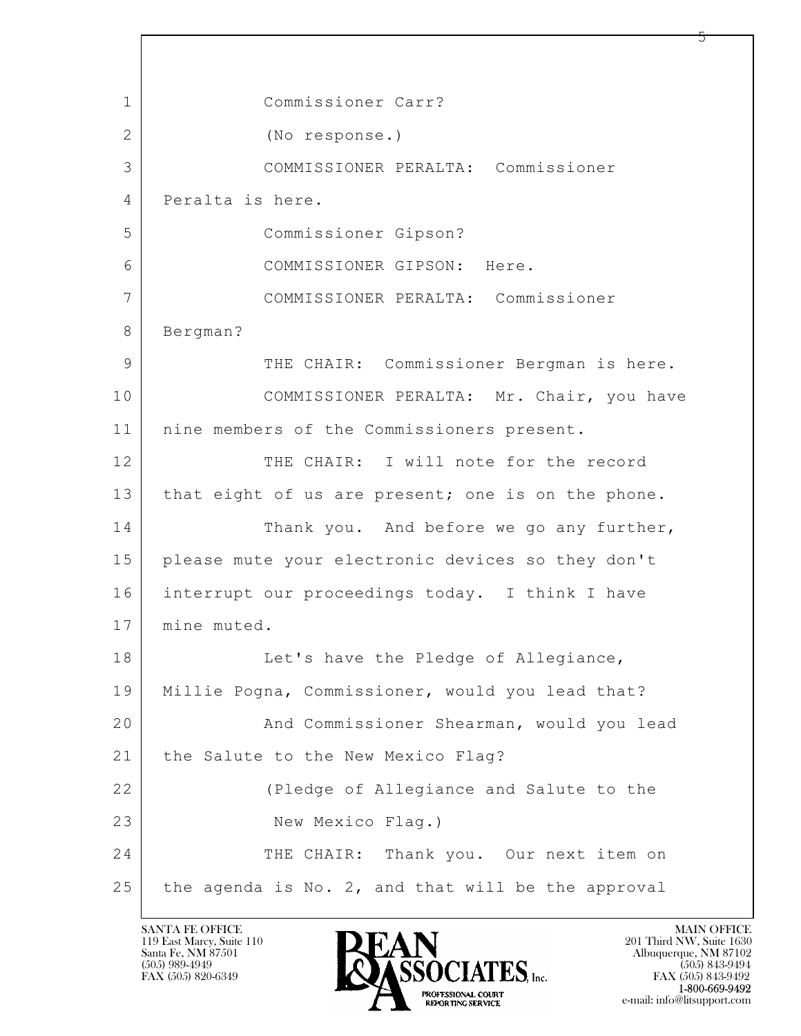1 Commissioner Carr?

2 (No response.)

3 COMMISSIONER PERALTA: Commissioner

4 Peralta is here.

5 Commissioner Gipson?

6 COMMISSIONER GIPSON: Here.

7 COMMISSIONER PERALTA: Commissioner

8 Bergman?

9 THE CHAIR: Commissioner Bergman is here.

10 COMMISSIONER PERALTA: Mr. Chair, you have

11 nine members of the Commissioners present.

12 THE CHAIR: I will note for the record

13 that eight of us are present; one is on the phone.

14 Thank you. And before we go any further,

15 please mute your electronic devices so they don't

16 interrupt our proceedings today. I think I have

17 mine muted.

18 Let's have the Pledge of Allegiance,

19 Millie Pogna, Commissioner, would you lead that?

20 And Commissioner Shearman, would you lead

21 the Salute to the New Mexico Flag?

22 (Pledge of Allegiance and Salute to the

23 New Mexico Flag.)

24 THE CHAIR: Thank you. Our next item on

25 the agenda is No. 2, and that will be the approval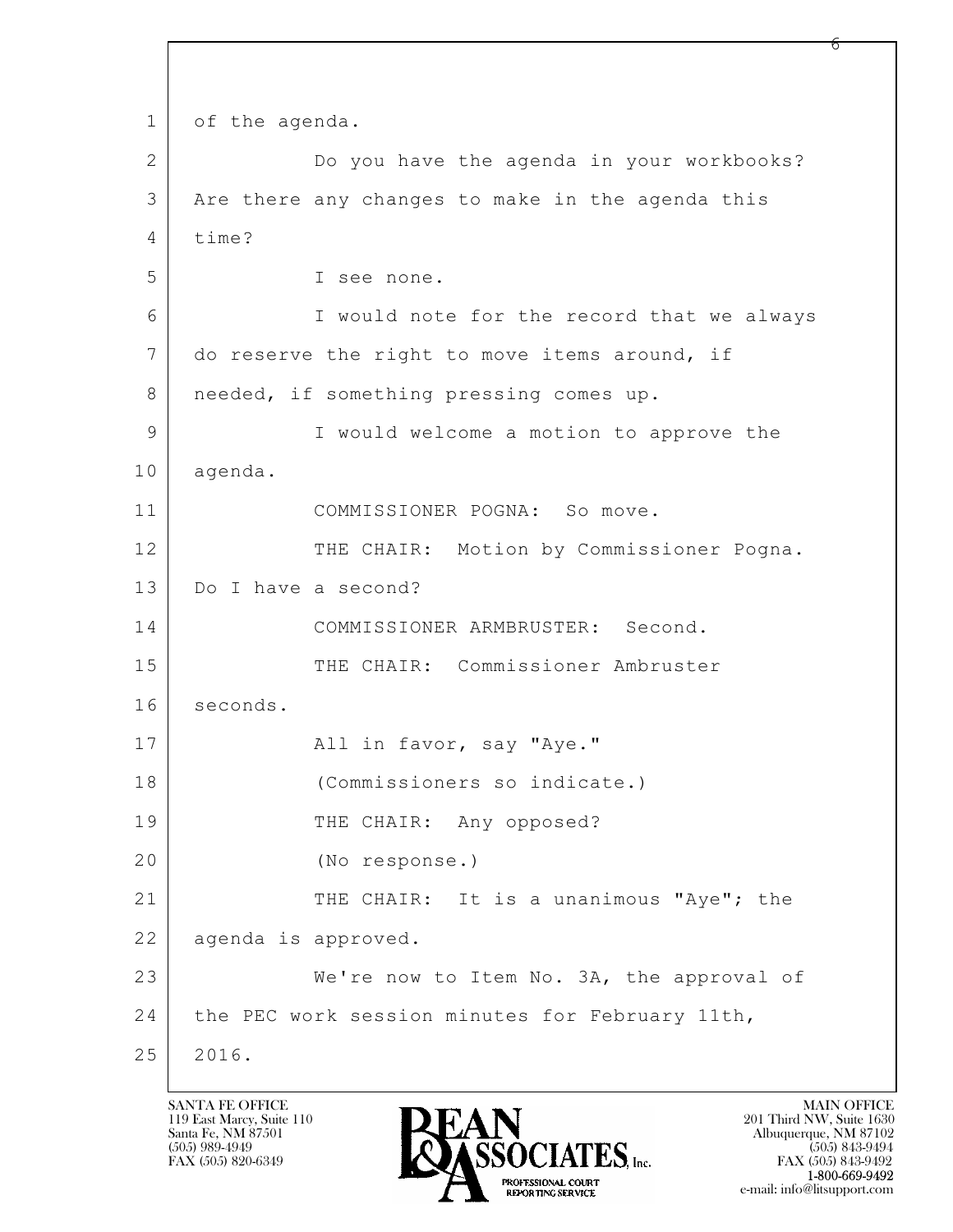of the agenda.

Do you have the agenda in your workbooks? Are there any changes to make in the agenda this time?

I see none.

I would note for the record that we always do reserve the right to move items around, if needed, if something pressing comes up.

I would welcome a motion to approve the agenda.

COMMISSIONER POGNA: So move.

THE CHAIR: Motion by Commissioner Pogna. Do I have a second?

COMMISSIONER ARMBRUSTER: Second.

THE CHAIR: Commissioner Ambruster seconds.

All in favor, say "Aye."

(Commissioners so indicate.)

THE CHAIR: Any opposed?

(No response.)

THE CHAIR: It is a unanimous "Aye"; the agenda is approved.

We're now to Item No. 3A, the approval of the PEC work session minutes for February 11th, 2016.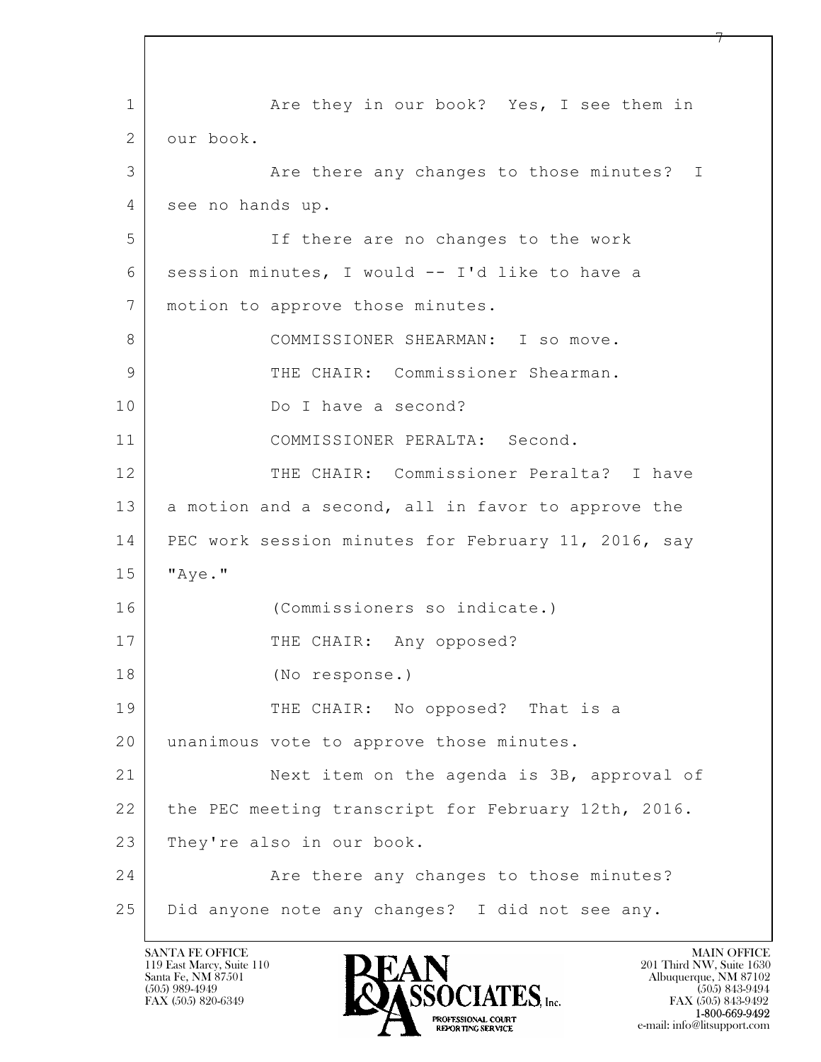Are they in our book? Yes, I see them in our book.

Are there any changes to those minutes? I see no hands up.

If there are no changes to the work session minutes, I would -- I'd like to have a motion to approve those minutes.

COMMISSIONER SHEARMAN: I so move.

THE CHAIR: Commissioner Shearman.

Do I have a second?

COMMISSIONER PERALTA: Second.

THE CHAIR: Commissioner Peralta? I have a motion and a second, all in favor to approve the PEC work session minutes for February 11, 2016, say "Aye."

(Commissioners so indicate.)

THE CHAIR: Any opposed?

(No response.)

THE CHAIR: No opposed? That is a unanimous vote to approve those minutes.

Next item on the agenda is 3B, approval of the PEC meeting transcript for February 12th, 2016. They're also in our book.

Are there any changes to those minutes? Did anyone note any changes? I did not see any.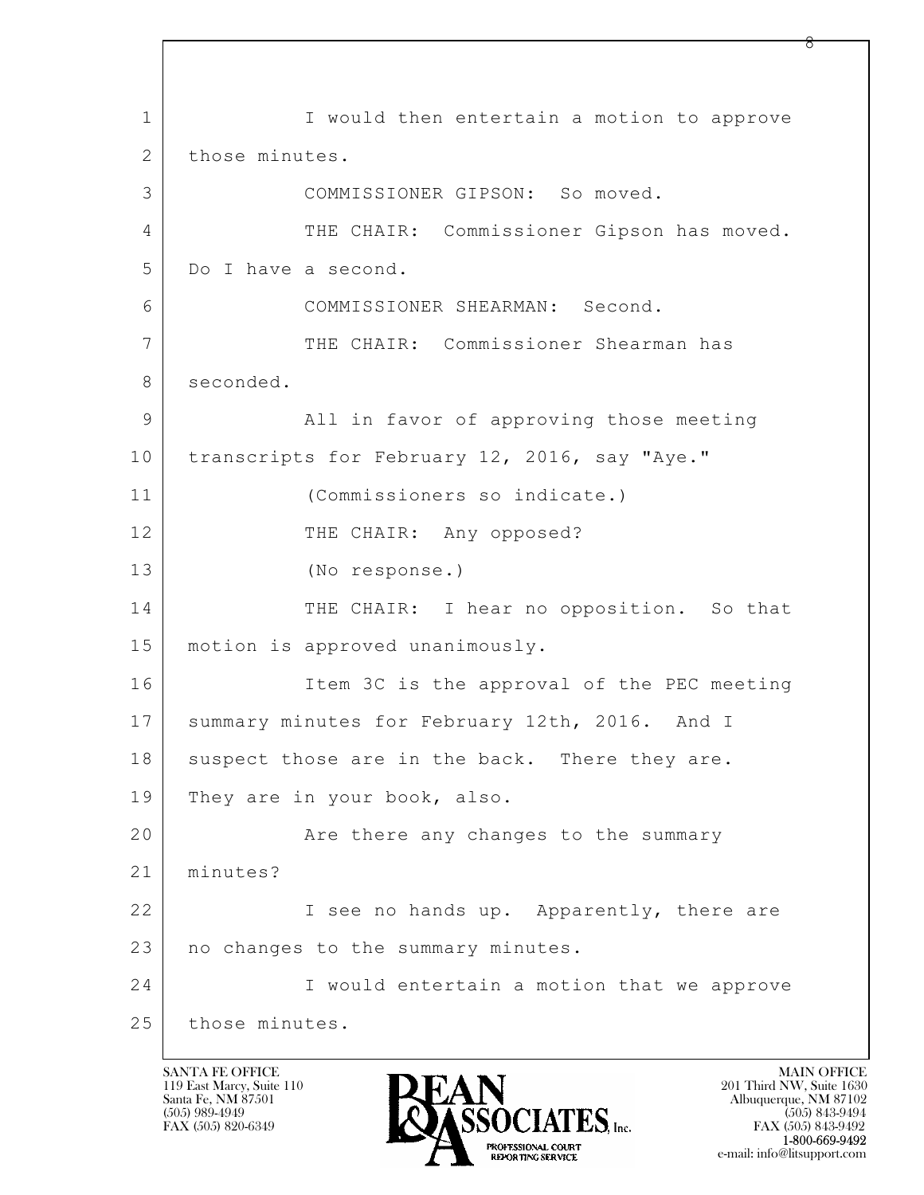I would then entertain a motion to approve those minutes.

COMMISSIONER GIPSON: So moved.

THE CHAIR: Commissioner Gipson has moved. Do I have a second.

COMMISSIONER SHEARMAN: Second.

THE CHAIR: Commissioner Shearman has seconded.

All in favor of approving those meeting transcripts for February 12, 2016, say "Aye."

(Commissioners so indicate.)

THE CHAIR: Any opposed?

(No response.)

THE CHAIR: I hear no opposition. So that motion is approved unanimously.

Item 3C is the approval of the PEC meeting summary minutes for February 12th, 2016. And I suspect those are in the back. There they are. They are in your book, also.

Are there any changes to the summary minutes?

I see no hands up. Apparently, there are no changes to the summary minutes.

I would entertain a motion that we approve those minutes.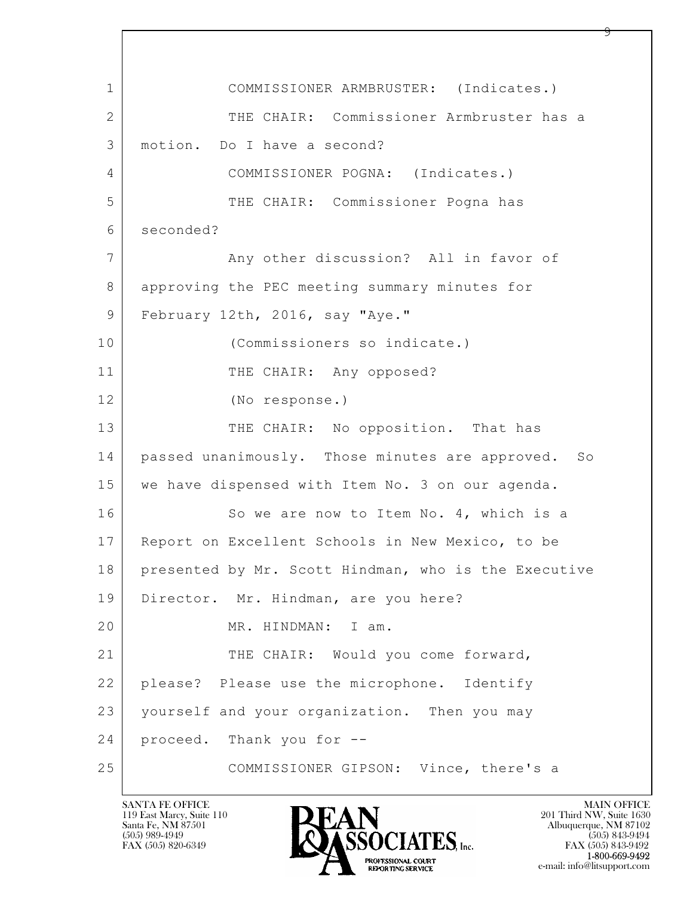COMMISSIONER ARMBRUSTER: (Indicates.)

THE CHAIR: Commissioner Armbruster has a motion. Do I have a second?

COMMISSIONER POGNA: (Indicates.)

THE CHAIR: Commissioner Pogna has seconded?

Any other discussion? All in favor of approving the PEC meeting summary minutes for February 12th, 2016, say "Aye."

(Commissioners so indicate.)

THE CHAIR: Any opposed?

(No response.)

THE CHAIR: No opposition. That has passed unanimously. Those minutes are approved. So we have dispensed with Item No. 3 on our agenda.

So we are now to Item No. 4, which is a Report on Excellent Schools in New Mexico, to be presented by Mr. Scott Hindman, who is the Executive Director. Mr. Hindman, are you here?

MR. HINDMAN: I am.

THE CHAIR: Would you come forward, please? Please use the microphone. Identify yourself and your organization. Then you may proceed. Thank you for --

COMMISSIONER GIPSON: Vince, there's a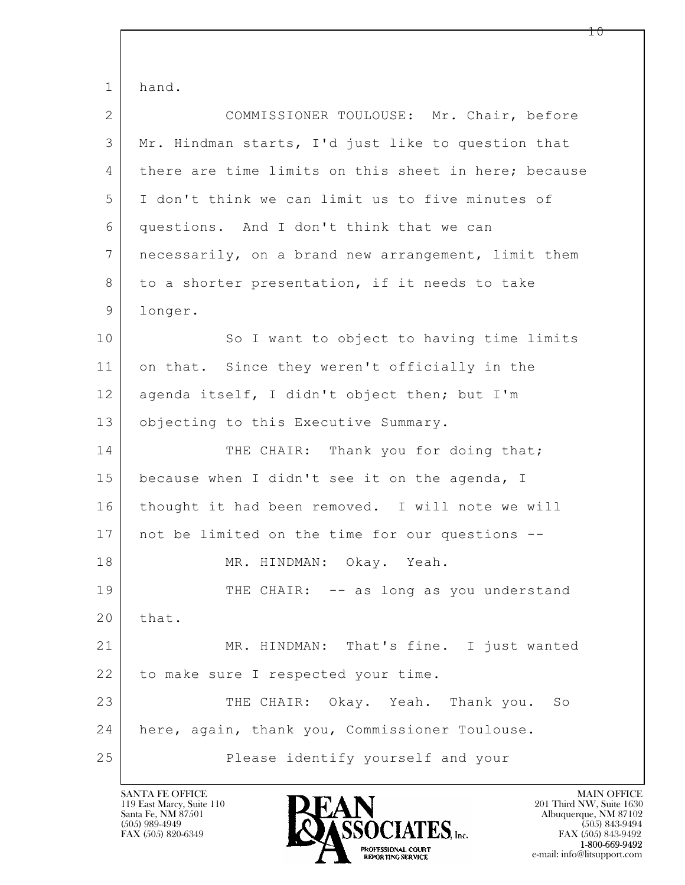hand.

COMMISSIONER TOULOUSE: Mr. Chair, before Mr. Hindman starts, I'd just like to question that there are time limits on this sheet in here; because I don't think we can limit us to five minutes of questions. And I don't think that we can necessarily, on a brand new arrangement, limit them to a shorter presentation, if it needs to take longer.

So I want to object to having time limits on that. Since they weren't officially in the agenda itself, I didn't object then; but I'm objecting to this Executive Summary.

THE CHAIR: Thank you for doing that; because when I didn't see it on the agenda, I thought it had been removed. I will note we will not be limited on the time for our questions --

MR. HINDMAN: Okay. Yeah.

THE CHAIR: -- as long as you understand that.

MR. HINDMAN: That's fine. I just wanted to make sure I respected your time.

THE CHAIR: Okay. Yeah. Thank you. So here, again, thank you, Commissioner Toulouse.

Please identify yourself and your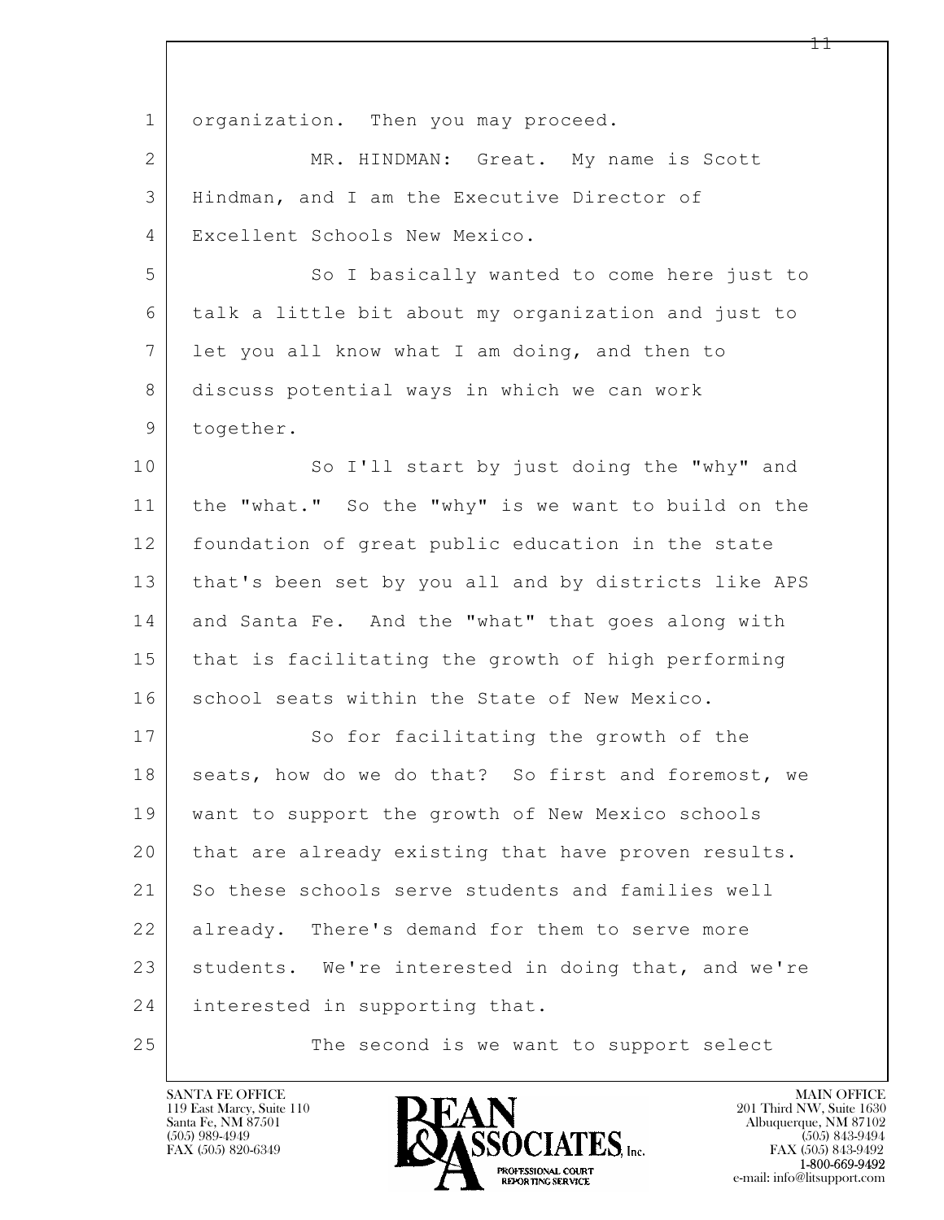organization. Then you may proceed.

MR. HINDMAN: Great. My name is Scott Hindman, and I am the Executive Director of Excellent Schools New Mexico.

So I basically wanted to come here just to talk a little bit about my organization and just to let you all know what I am doing, and then to discuss potential ways in which we can work together.

So I'll start by just doing the "why" and the "what." So the "why" is we want to build on the foundation of great public education in the state that's been set by you all and by districts like APS and Santa Fe. And the "what" that goes along with that is facilitating the growth of high performing school seats within the State of New Mexico.

So for facilitating the growth of the seats, how do we do that? So first and foremost, we want to support the growth of New Mexico schools that are already existing that have proven results. So these schools serve students and families well already. There's demand for them to serve more students. We're interested in doing that, and we're interested in supporting that.

The second is we want to support select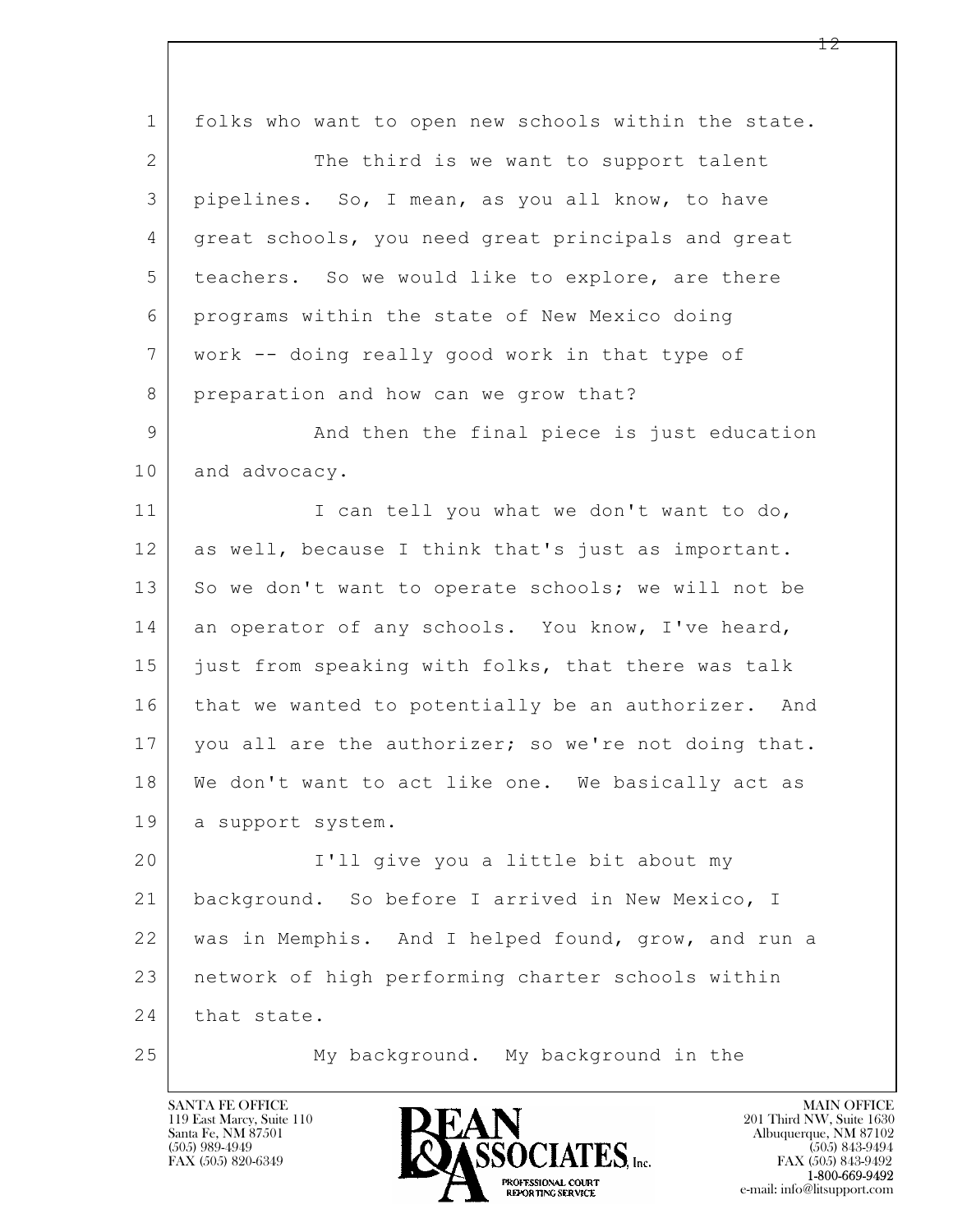folks who want to open new schools within the state.

The third is we want to support talent pipelines. So, I mean, as you all know, to have great schools, you need great principals and great teachers. So we would like to explore, are there programs within the state of New Mexico doing work -- doing really good work in that type of preparation and how can we grow that?

And then the final piece is just education and advocacy.

I can tell you what we don't want to do, as well, because I think that's just as important. So we don't want to operate schools; we will not be an operator of any schools. You know, I've heard, just from speaking with folks, that there was talk that we wanted to potentially be an authorizer. And you all are the authorizer; so we're not doing that. We don't want to act like one. We basically act as a support system.

I'll give you a little bit about my background. So before I arrived in New Mexico, I was in Memphis. And I helped found, grow, and run a network of high performing charter schools within that state.

My background. My background in the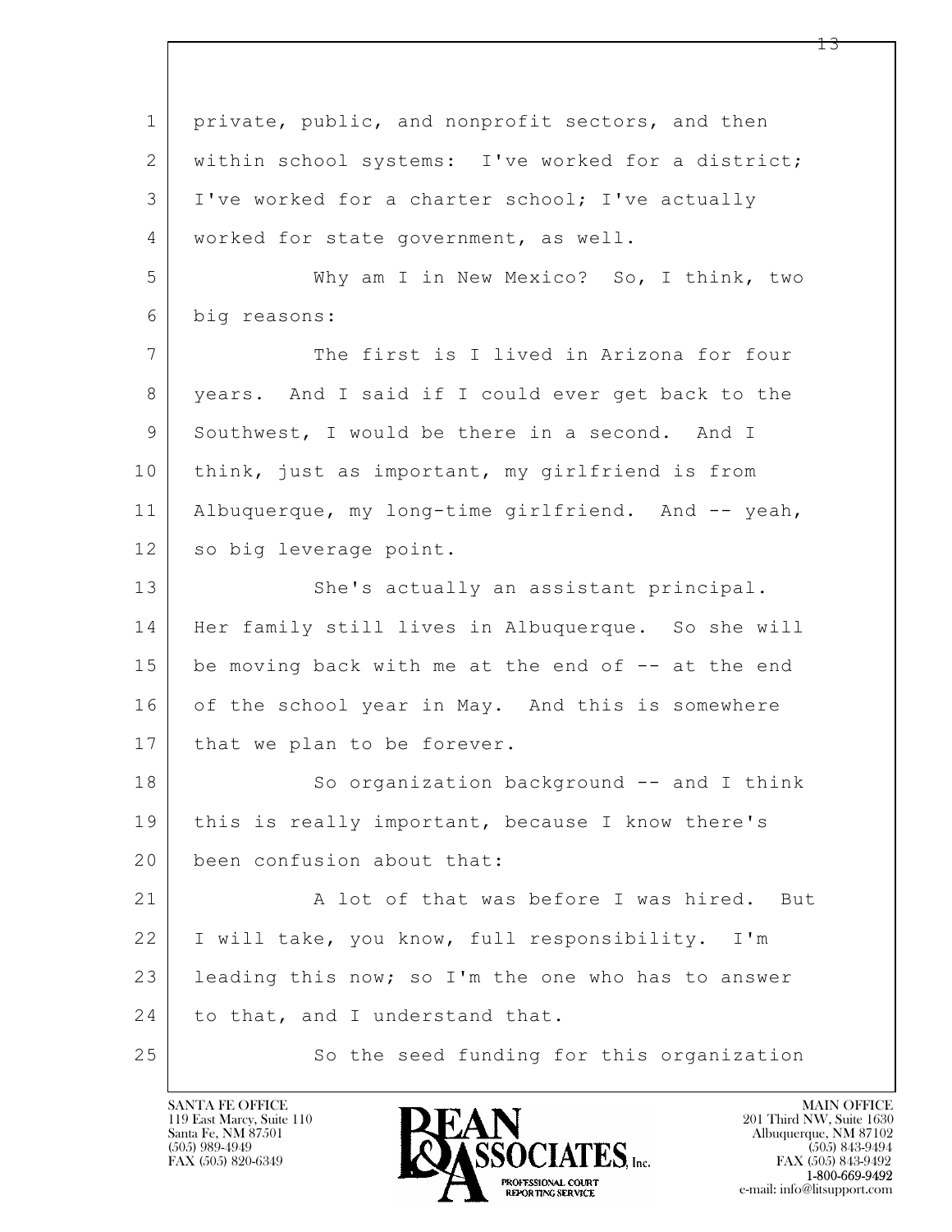private, public, and nonprofit sectors, and then within school systems: I've worked for a district; I've worked for a charter school; I've actually worked for state government, as well.

Why am I in New Mexico? So, I think, two big reasons:

The first is I lived in Arizona for four years. And I said if I could ever get back to the Southwest, I would be there in a second. And I think, just as important, my girlfriend is from Albuquerque, my long-time girlfriend. And -- yeah, so big leverage point.

She's actually an assistant principal. Her family still lives in Albuquerque. So she will be moving back with me at the end of -- at the end of the school year in May. And this is somewhere that we plan to be forever.

So organization background -- and I think this is really important, because I know there's been confusion about that:

A lot of that was before I was hired. But I will take, you know, full responsibility. I'm leading this now; so I'm the one who has to answer to that, and I understand that.

So the seed funding for this organization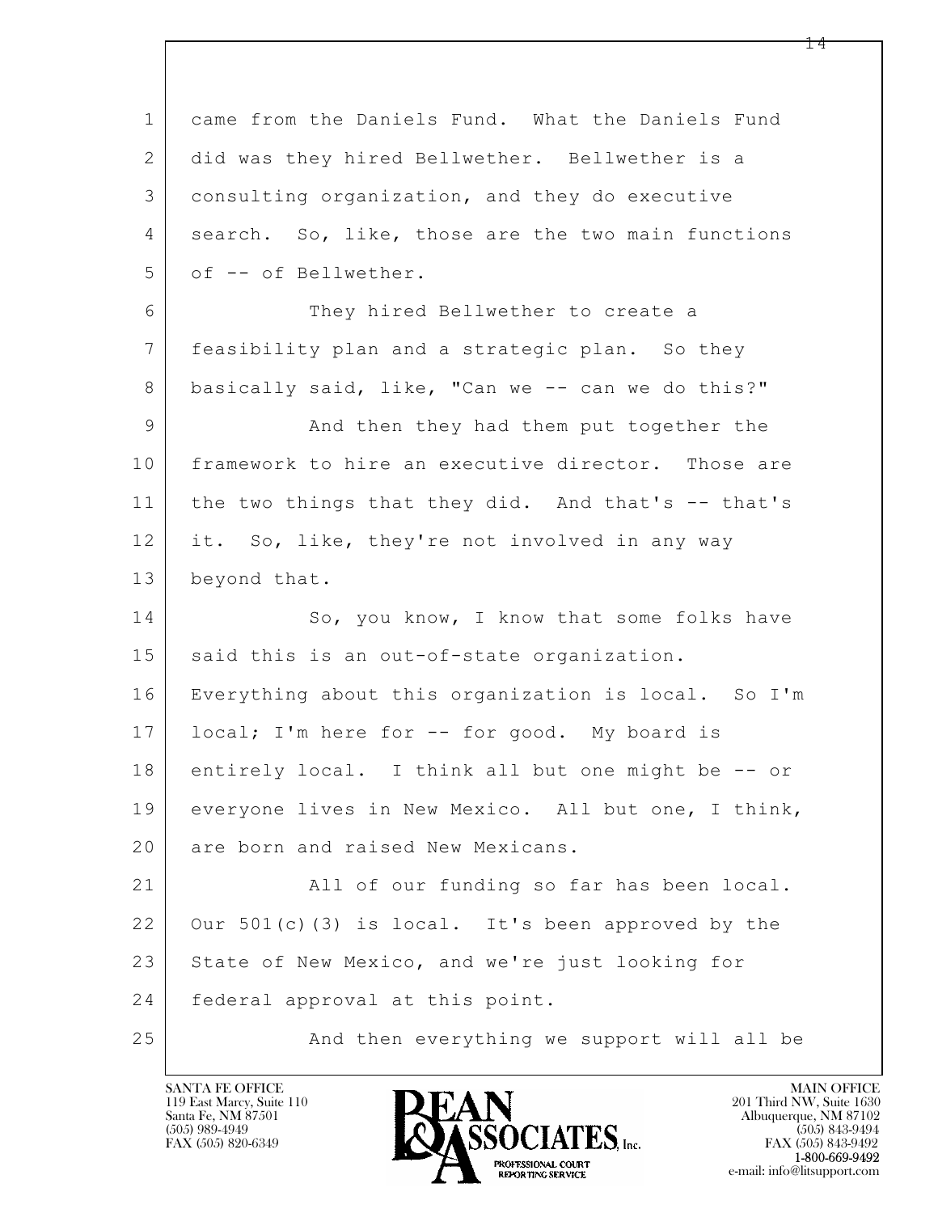came from the Daniels Fund. What the Daniels Fund did was they hired Bellwether. Bellwether is a consulting organization, and they do executive search. So, like, those are the two main functions of -- of Bellwether.

They hired Bellwether to create a feasibility plan and a strategic plan. So they basically said, like, "Can we -- can we do this?"

And then they had them put together the framework to hire an executive director. Those are the two things that they did. And that's -- that's it. So, like, they're not involved in any way beyond that.

So, you know, I know that some folks have said this is an out-of-state organization. Everything about this organization is local. So I'm local; I'm here for -- for good. My board is entirely local. I think all but one might be -- or everyone lives in New Mexico. All but one, I think, are born and raised New Mexicans.

All of our funding so far has been local. Our 501(c)(3) is local. It's been approved by the State of New Mexico, and we're just looking for federal approval at this point.

And then everything we support will all be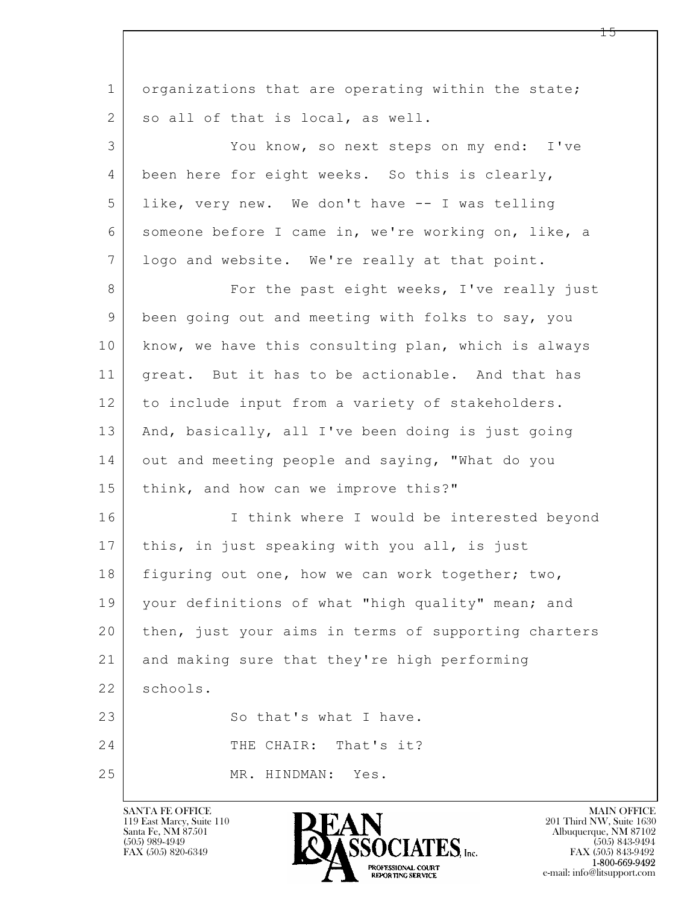organizations that are operating within the state; so all of that is local, as well.

You know, so next steps on my end: I've been here for eight weeks. So this is clearly, like, very new. We don't have -- I was telling someone before I came in, we're working on, like, a logo and website. We're really at that point.

For the past eight weeks, I've really just been going out and meeting with folks to say, you know, we have this consulting plan, which is always great. But it has to be actionable. And that has to include input from a variety of stakeholders. And, basically, all I've been doing is just going out and meeting people and saying, "What do you think, and how can we improve this?"

I think where I would be interested beyond this, in just speaking with you all, is just figuring out one, how we can work together; two, your definitions of what "high quality" mean; and then, just your aims in terms of supporting charters and making sure that they're high performing schools.

So that's what I have.

THE CHAIR: That's it?

MR. HINDMAN: Yes.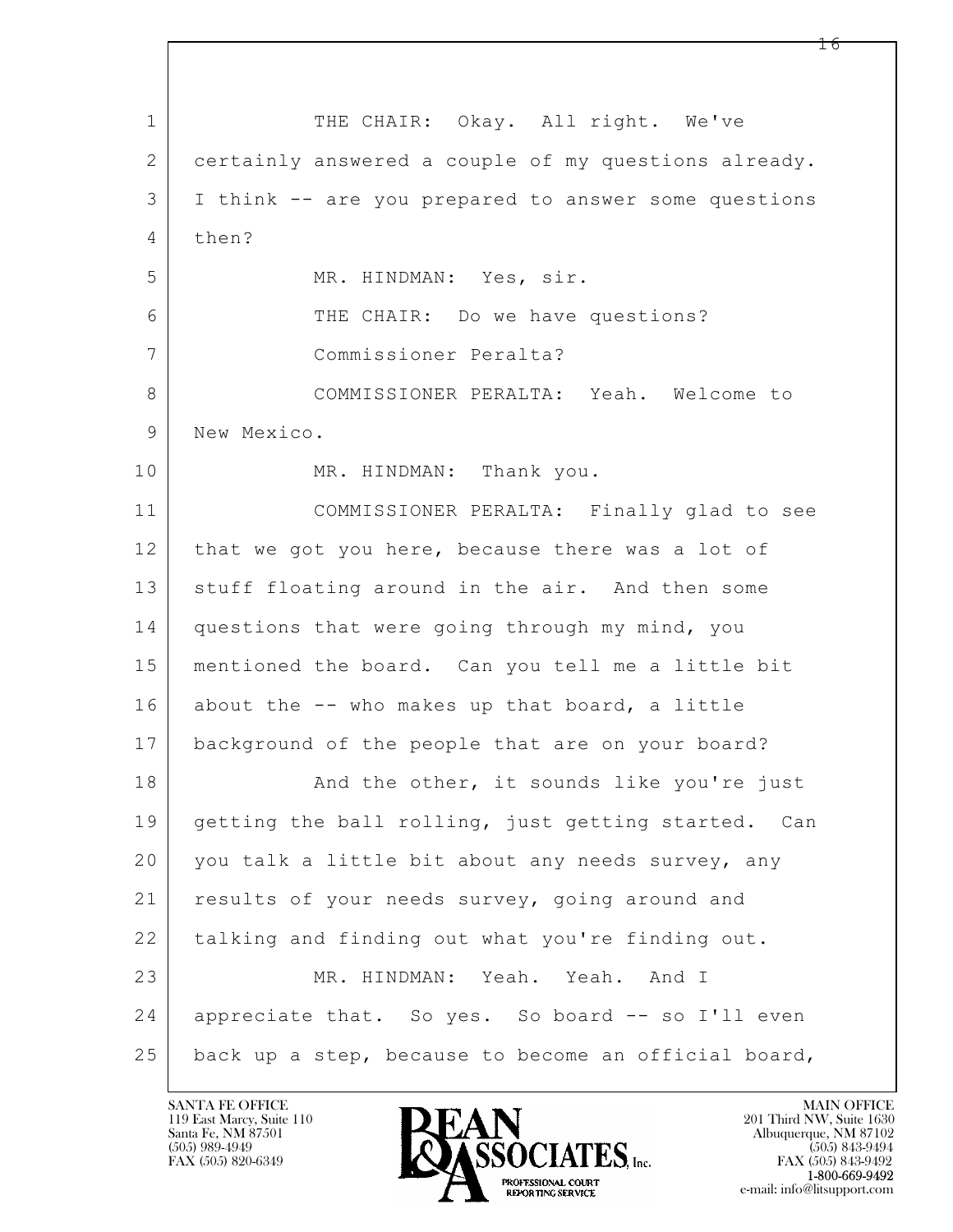THE CHAIR: Okay. All right. We've certainly answered a couple of my questions already. I think -- are you prepared to answer some questions then?

MR. HINDMAN: Yes, sir.

THE CHAIR: Do we have questions? Commissioner Peralta?

COMMISSIONER PERALTA: Yeah. Welcome to New Mexico.

MR. HINDMAN: Thank you.

COMMISSIONER PERALTA: Finally glad to see that we got you here, because there was a lot of stuff floating around in the air. And then some questions that were going through my mind, you mentioned the board. Can you tell me a little bit about the -- who makes up that board, a little background of the people that are on your board?

And the other, it sounds like you're just getting the ball rolling, just getting started. Can you talk a little bit about any needs survey, any results of your needs survey, going around and talking and finding out what you're finding out.

MR. HINDMAN: Yeah. Yeah. And I appreciate that. So yes. So board -- so I'll even back up a step, because to become an official board,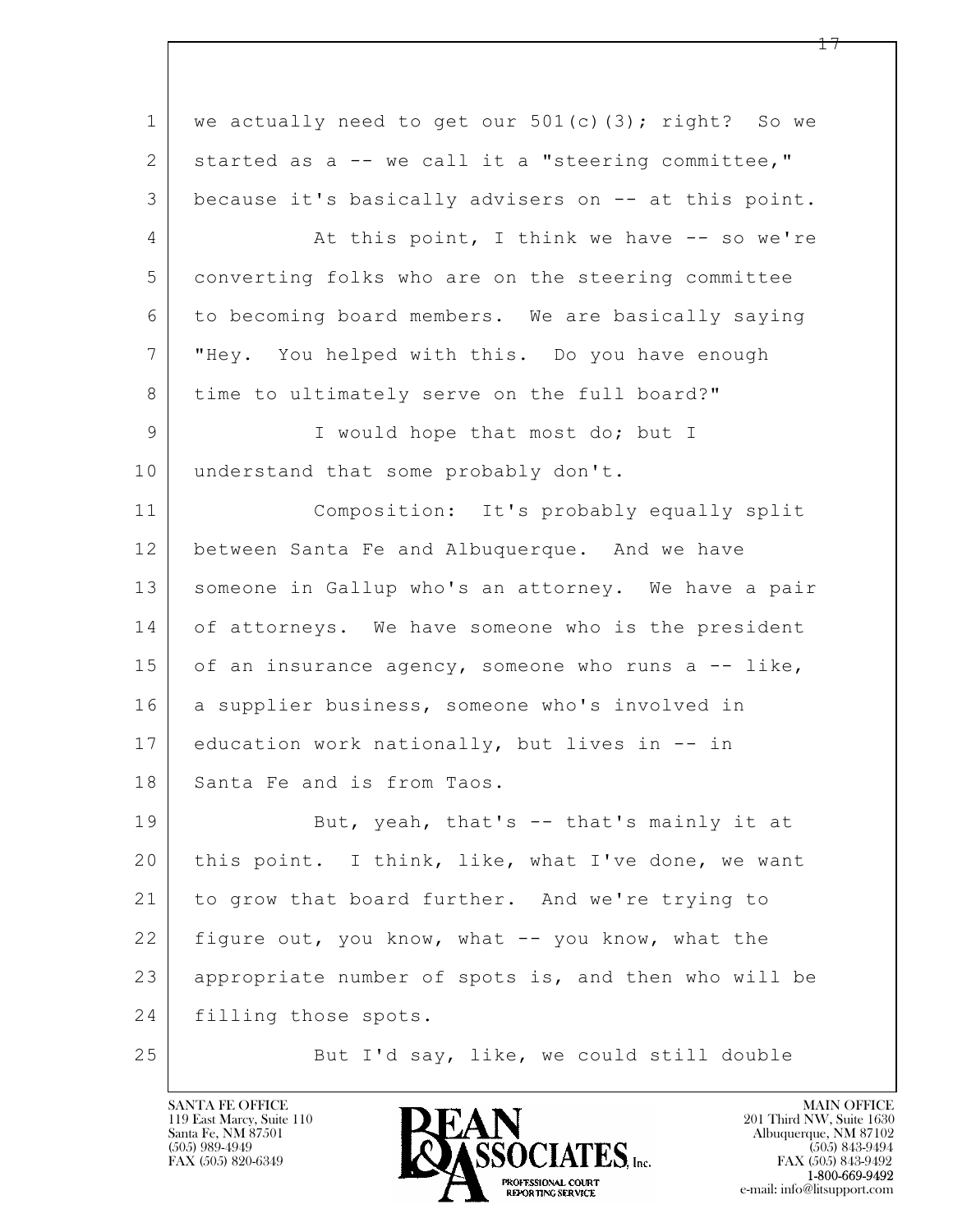we actually need to get our 501(c)(3); right? So we started as a -- we call it a "steering committee," because it's basically advisers on -- at this point.

At this point, I think we have -- so we're converting folks who are on the steering committee to becoming board members. We are basically saying "Hey. You helped with this. Do you have enough time to ultimately serve on the full board?"

I would hope that most do; but I understand that some probably don't.

Composition: It's probably equally split between Santa Fe and Albuquerque. And we have someone in Gallup who's an attorney. We have a pair of attorneys. We have someone who is the president of an insurance agency, someone who runs a -- like, a supplier business, someone who's involved in education work nationally, but lives in -- in Santa Fe and is from Taos.

But, yeah, that's -- that's mainly it at this point. I think, like, what I've done, we want to grow that board further. And we're trying to figure out, you know, what -- you know, what the appropriate number of spots is, and then who will be filling those spots.

But I'd say, like, we could still double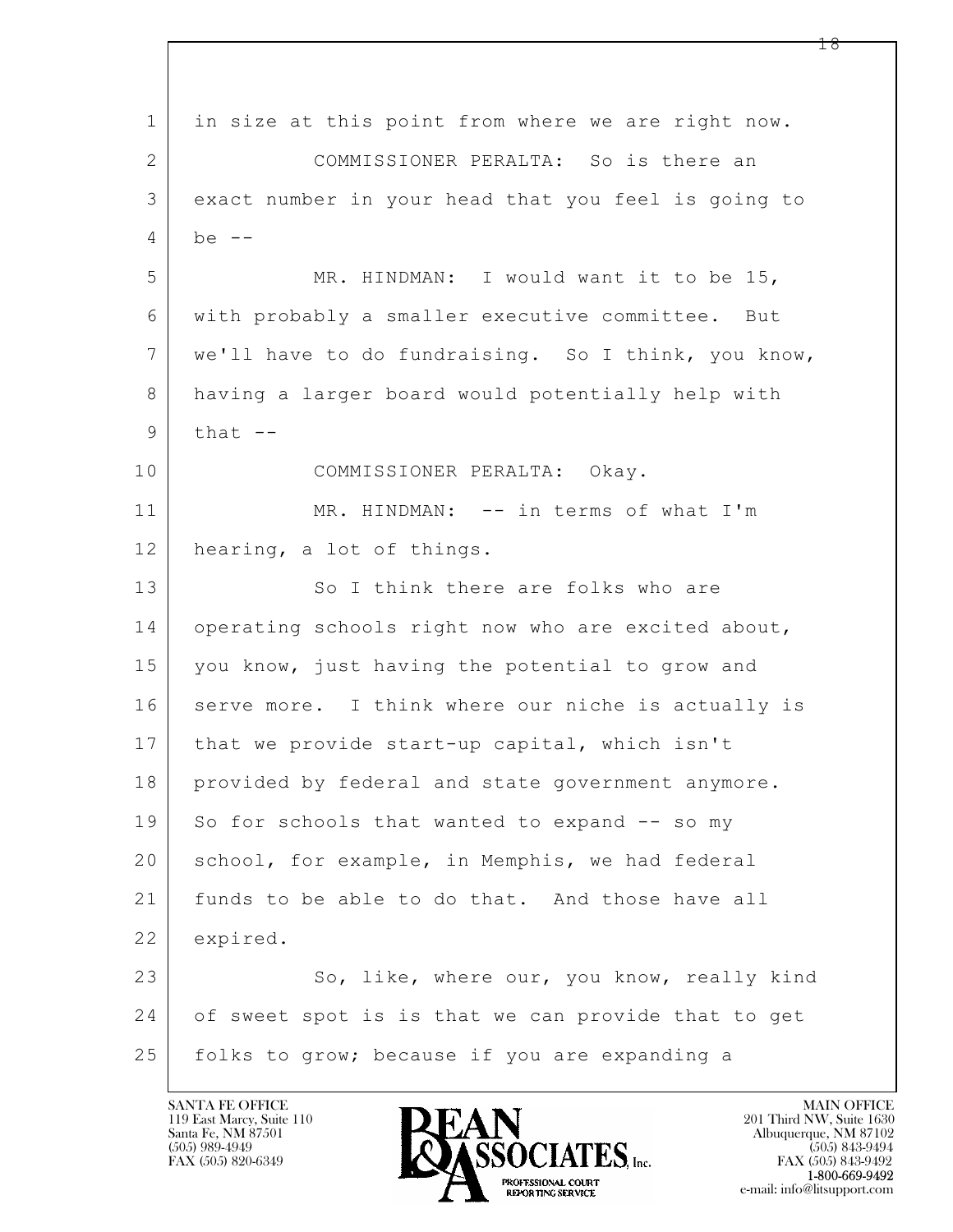in size at this point from where we are right now.

COMMISSIONER PERALTA: So is there an exact number in your head that you feel is going to be --

MR. HINDMAN: I would want it to be 15, with probably a smaller executive committee. But we'll have to do fundraising. So I think, you know, having a larger board would potentially help with that --

COMMISSIONER PERALTA: Okay.

MR. HINDMAN: -- in terms of what I'm hearing, a lot of things.

So I think there are folks who are operating schools right now who are excited about, you know, just having the potential to grow and serve more. I think where our niche is actually is that we provide start-up capital, which isn't provided by federal and state government anymore. So for schools that wanted to expand -- so my school, for example, in Memphis, we had federal funds to be able to do that. And those have all expired.

So, like, where our, you know, really kind of sweet spot is is that we can provide that to get folks to grow; because if you are expanding a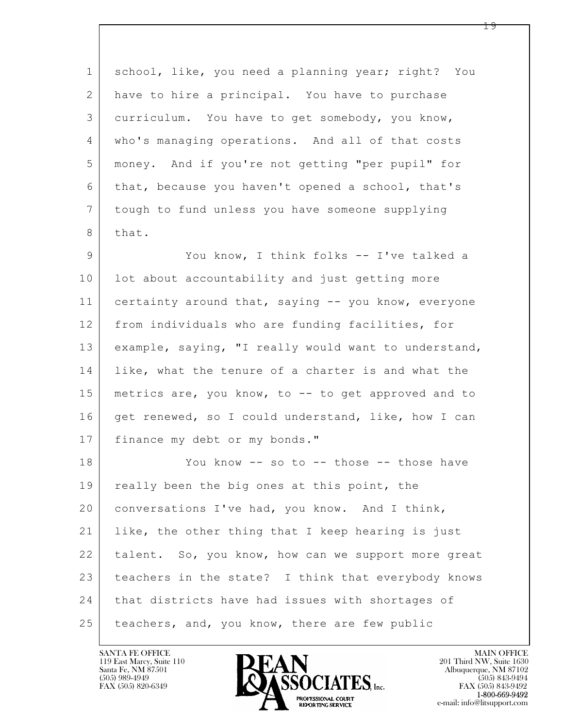school, like, you need a planning year; right? You have to hire a principal. You have to purchase curriculum. You have to get somebody, you know, who's managing operations. And all of that costs money. And if you're not getting "per pupil" for that, because you haven't opened a school, that's tough to fund unless you have someone supplying that.

You know, I think folks -- I've talked a lot about accountability and just getting more certainty around that, saying -- you know, everyone from individuals who are funding facilities, for example, saying, "I really would want to understand, like, what the tenure of a charter is and what the metrics are, you know, to -- to get approved and to get renewed, so I could understand, like, how I can finance my debt or my bonds."

You know -- so to -- those -- those have really been the big ones at this point, the conversations I've had, you know. And I think, like, the other thing that I keep hearing is just talent. So, you know, how can we support more great teachers in the state? I think that everybody knows that districts have had issues with shortages of teachers, and, you know, there are few public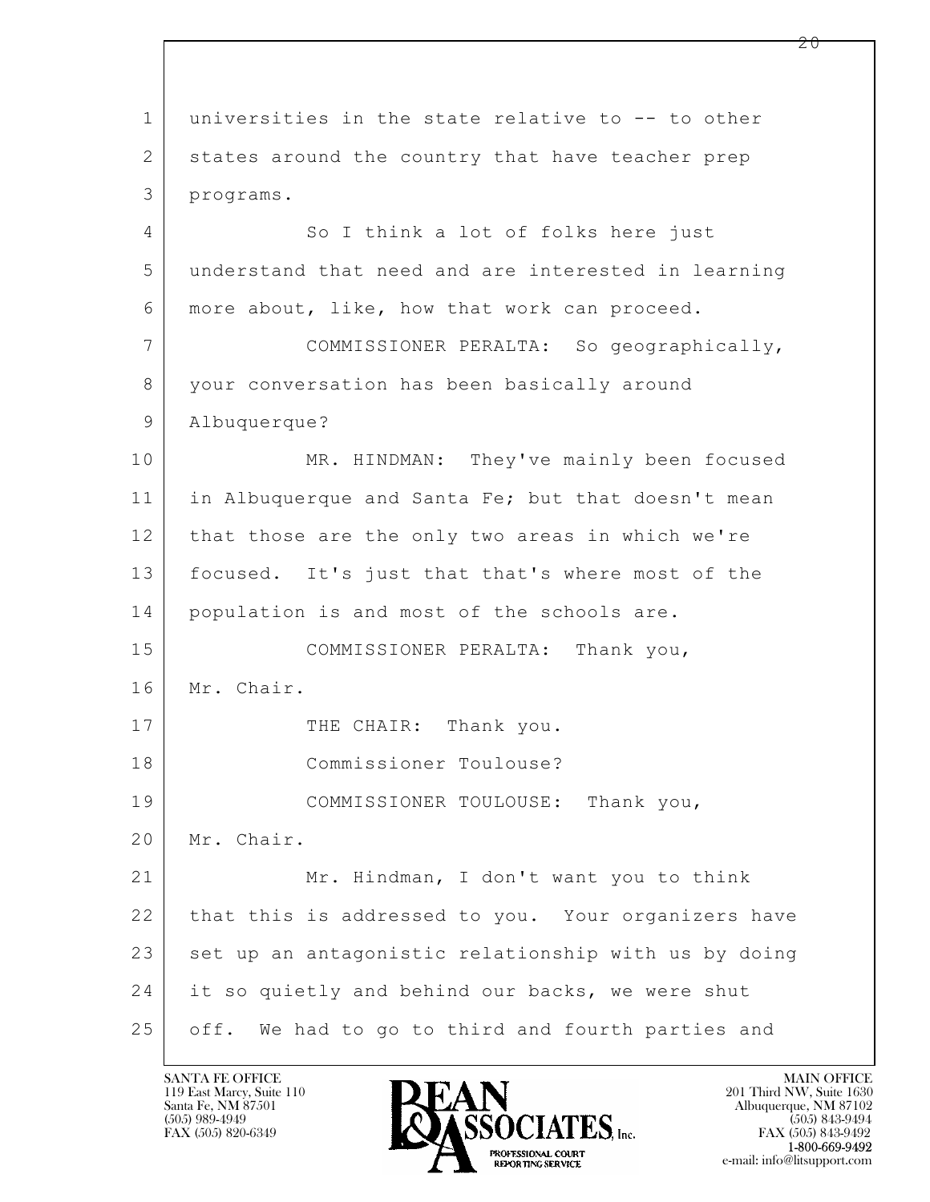universities in the state relative to -- to other states around the country that have teacher prep programs.

So I think a lot of folks here just understand that need and are interested in learning more about, like, how that work can proceed.

COMMISSIONER PERALTA: So geographically, your conversation has been basically around Albuquerque?

MR. HINDMAN: They've mainly been focused in Albuquerque and Santa Fe; but that doesn't mean that those are the only two areas in which we're focused. It's just that that's where most of the population is and most of the schools are.

COMMISSIONER PERALTA: Thank you, Mr. Chair.

THE CHAIR: Thank you.

Commissioner Toulouse?

COMMISSIONER TOULOUSE: Thank you, Mr. Chair.

Mr. Hindman, I don't want you to think that this is addressed to you. Your organizers have set up an antagonistic relationship with us by doing it so quietly and behind our backs, we were shut off. We had to go to third and fourth parties and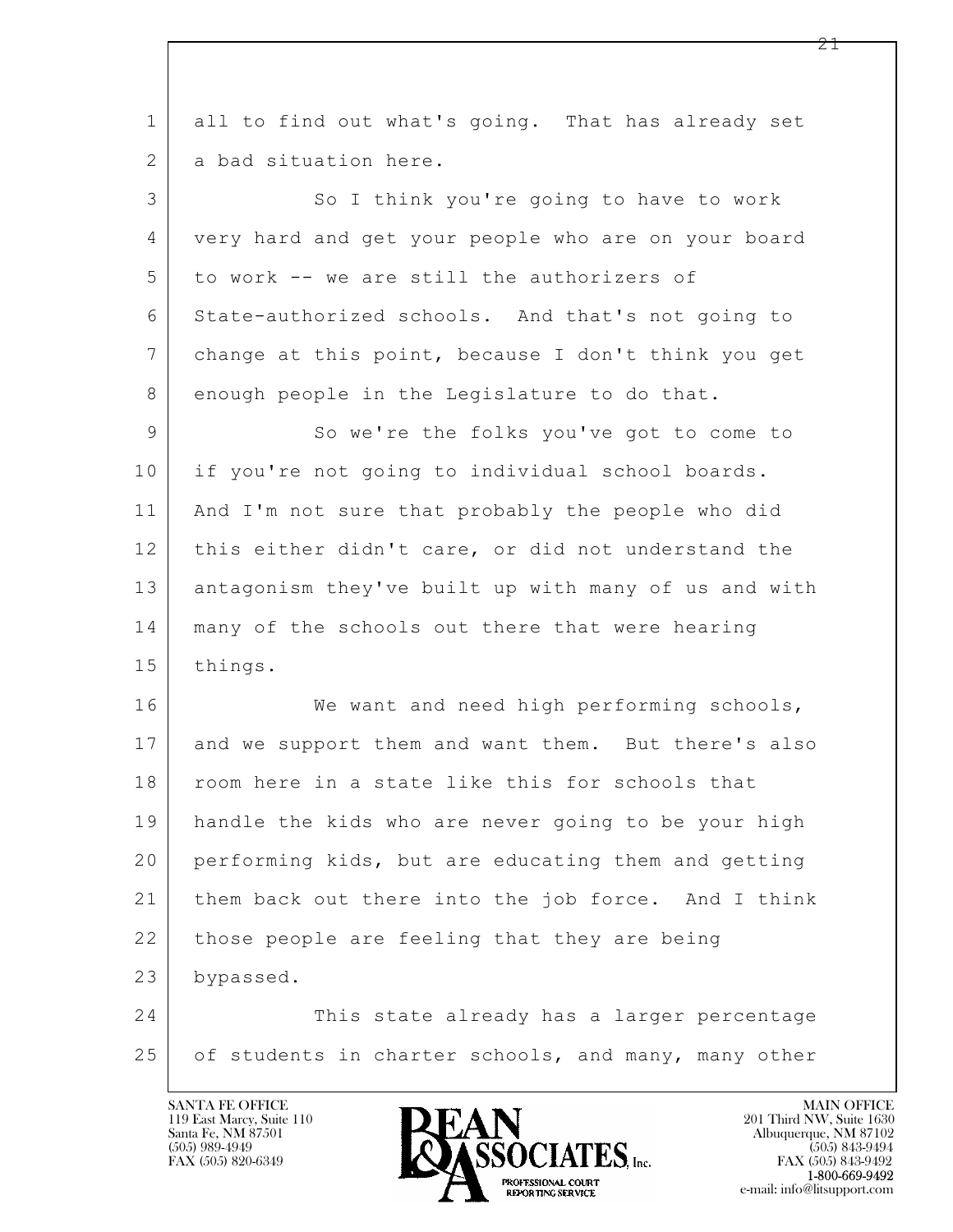all to find out what's going. That has already set a bad situation here.

So I think you're going to have to work very hard and get your people who are on your board to work -- we are still the authorizers of State-authorized schools. And that's not going to change at this point, because I don't think you get enough people in the Legislature to do that.

So we're the folks you've got to come to if you're not going to individual school boards. And I'm not sure that probably the people who did this either didn't care, or did not understand the antagonism they've built up with many of us and with many of the schools out there that were hearing things.

We want and need high performing schools, and we support them and want them. But there's also room here in a state like this for schools that handle the kids who are never going to be your high performing kids, but are educating them and getting them back out there into the job force. And I think those people are feeling that they are being bypassed.

This state already has a larger percentage of students in charter schools, and many, many other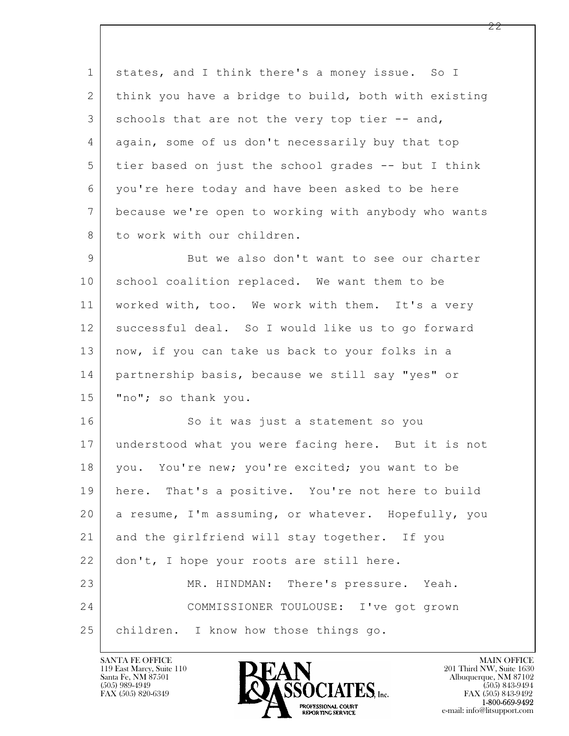states, and I think there's a money issue. So I think you have a bridge to build, both with existing schools that are not the very top tier -- and, again, some of us don't necessarily buy that top tier based on just the school grades -- but I think you're here today and have been asked to be here because we're open to working with anybody who wants to work with our children.

But we also don't want to see our charter school coalition replaced. We want them to be worked with, too. We work with them. It's a very successful deal. So I would like us to go forward now, if you can take us back to your folks in a partnership basis, because we still say "yes" or "no"; so thank you.

So it was just a statement so you understood what you were facing here. But it is not you. You're new; you're excited; you want to be here. That's a positive. You're not here to build a resume, I'm assuming, or whatever. Hopefully, you and the girlfriend will stay together. If you don't, I hope your roots are still here.

MR. HINDMAN: There's pressure. Yeah.

COMMISSIONER TOULOUSE: I've got grown children. I know how those things go.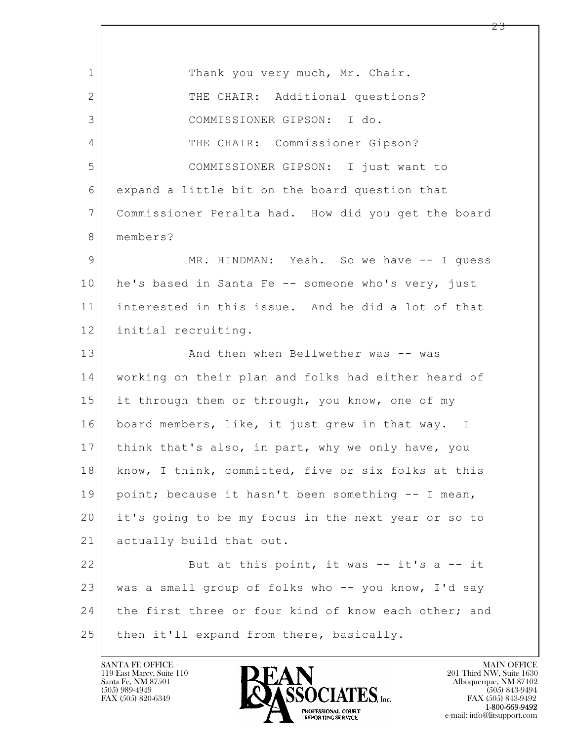Thank you very much, Mr. Chair.

THE CHAIR: Additional questions?

COMMISSIONER GIPSON: I do.

THE CHAIR: Commissioner Gipson?

COMMISSIONER GIPSON: I just want to expand a little bit on the board question that Commissioner Peralta had. How did you get the board members?

MR. HINDMAN: Yeah. So we have -- I guess he's based in Santa Fe -- someone who's very, just interested in this issue. And he did a lot of that initial recruiting.

And then when Bellwether was -- was working on their plan and folks had either heard of it through them or through, you know, one of my board members, like, it just grew in that way. I think that's also, in part, why we only have, you know, I think, committed, five or six folks at this point; because it hasn't been something -- I mean, it's going to be my focus in the next year or so to actually build that out.

But at this point, it was -- it's a -- it was a small group of folks who -- you know, I'd say the first three or four kind of know each other; and then it'll expand from there, basically.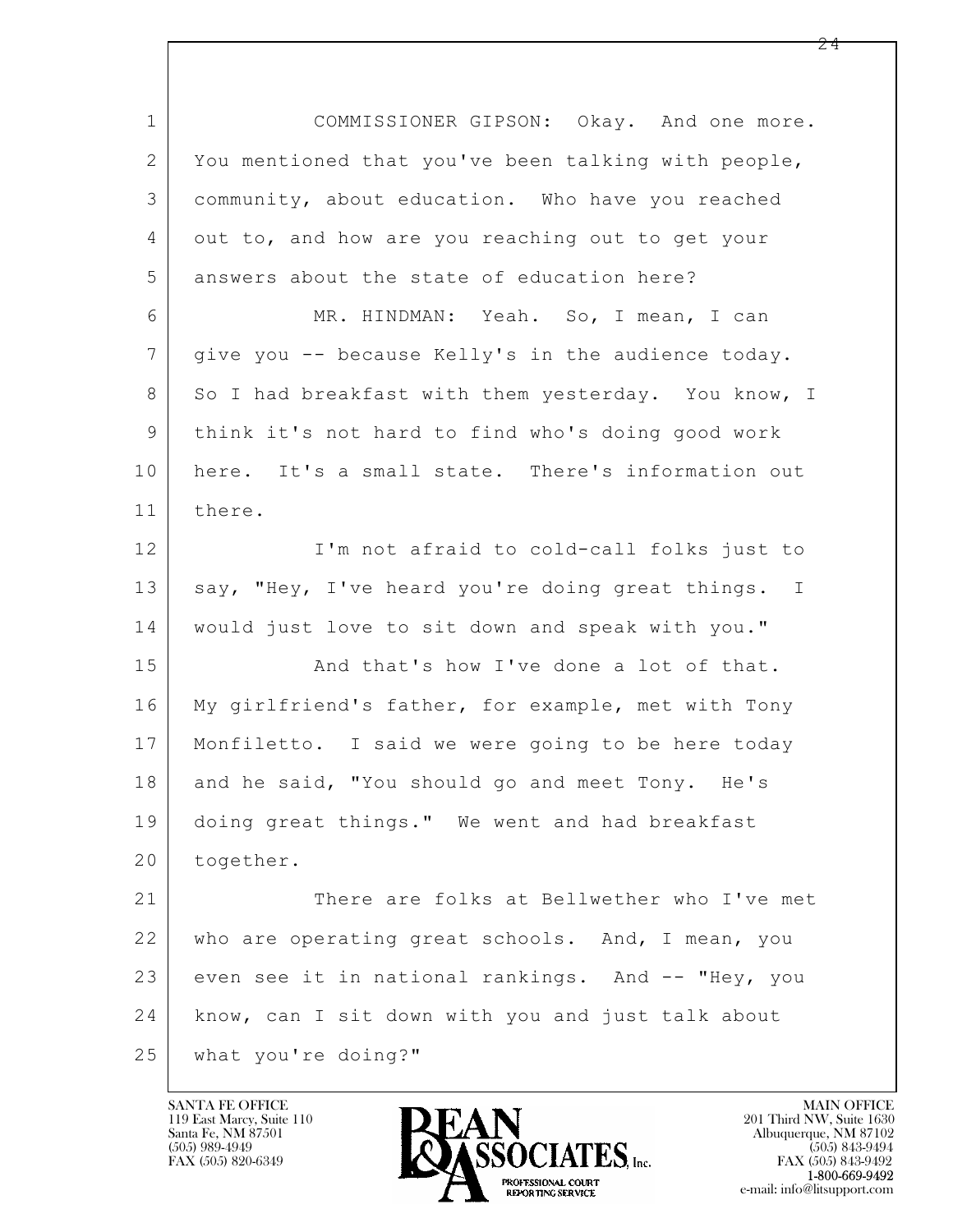1 COMMISSIONER GIPSON: Okay. And one more.
2 You mentioned that you've been talking with people,
3 community, about education. Who have you reached
4 out to, and how are you reaching out to get your
5 answers about the state of education here?
6 MR. HINDMAN: Yeah. So, I mean, I can
7 give you -- because Kelly's in the audience today.
8 So I had breakfast with them yesterday. You know, I
9 think it's not hard to find who's doing good work
10 here. It's a small state. There's information out
11 there.
12 I'm not afraid to cold-call folks just to
13 say, "Hey, I've heard you're doing great things. I
14 would just love to sit down and speak with you."
15 And that's how I've done a lot of that.
16 My girlfriend's father, for example, met with Tony
17 Monfiletto. I said we were going to be here today
18 and he said, "You should go and meet Tony. He's
19 doing great things." We went and had breakfast
20 together.
21 There are folks at Bellwether who I've met
22 who are operating great schools. And, I mean, you
23 even see it in national rankings. And -- "Hey, you
24 know, can I sit down with you and just talk about
25 what you're doing?"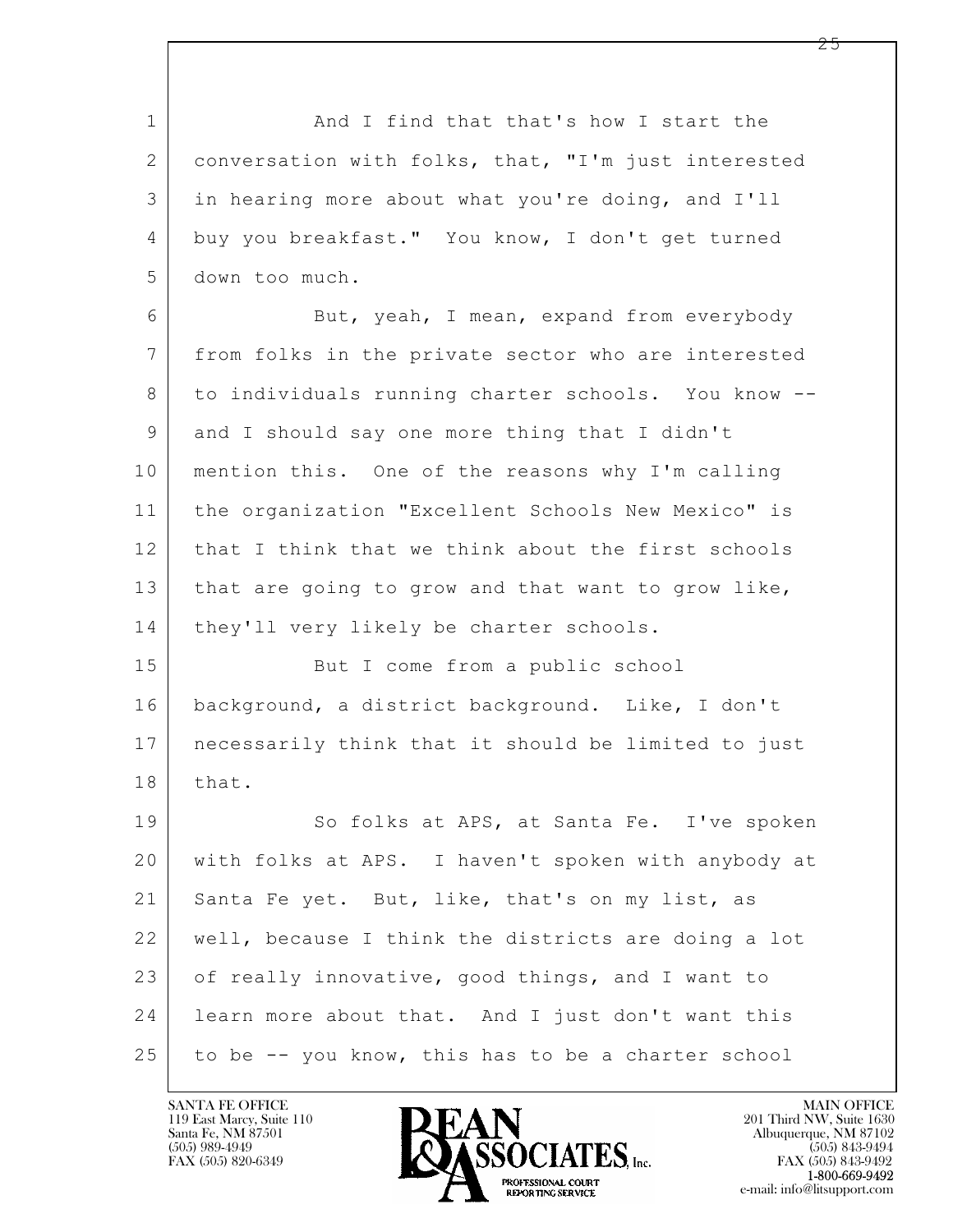And I find that that's how I start the conversation with folks, that, "I'm just interested in hearing more about what you're doing, and I'll buy you breakfast." You know, I don't get turned down too much.

But, yeah, I mean, expand from everybody from folks in the private sector who are interested to individuals running charter schools. You know -- and I should say one more thing that I didn't mention this. One of the reasons why I'm calling the organization "Excellent Schools New Mexico" is that I think that we think about the first schools that are going to grow and that want to grow like, they'll very likely be charter schools.

But I come from a public school background, a district background. Like, I don't necessarily think that it should be limited to just that.

So folks at APS, at Santa Fe. I've spoken with folks at APS. I haven't spoken with anybody at Santa Fe yet. But, like, that's on my list, as well, because I think the districts are doing a lot of really innovative, good things, and I want to learn more about that. And I just don't want this to be -- you know, this has to be a charter school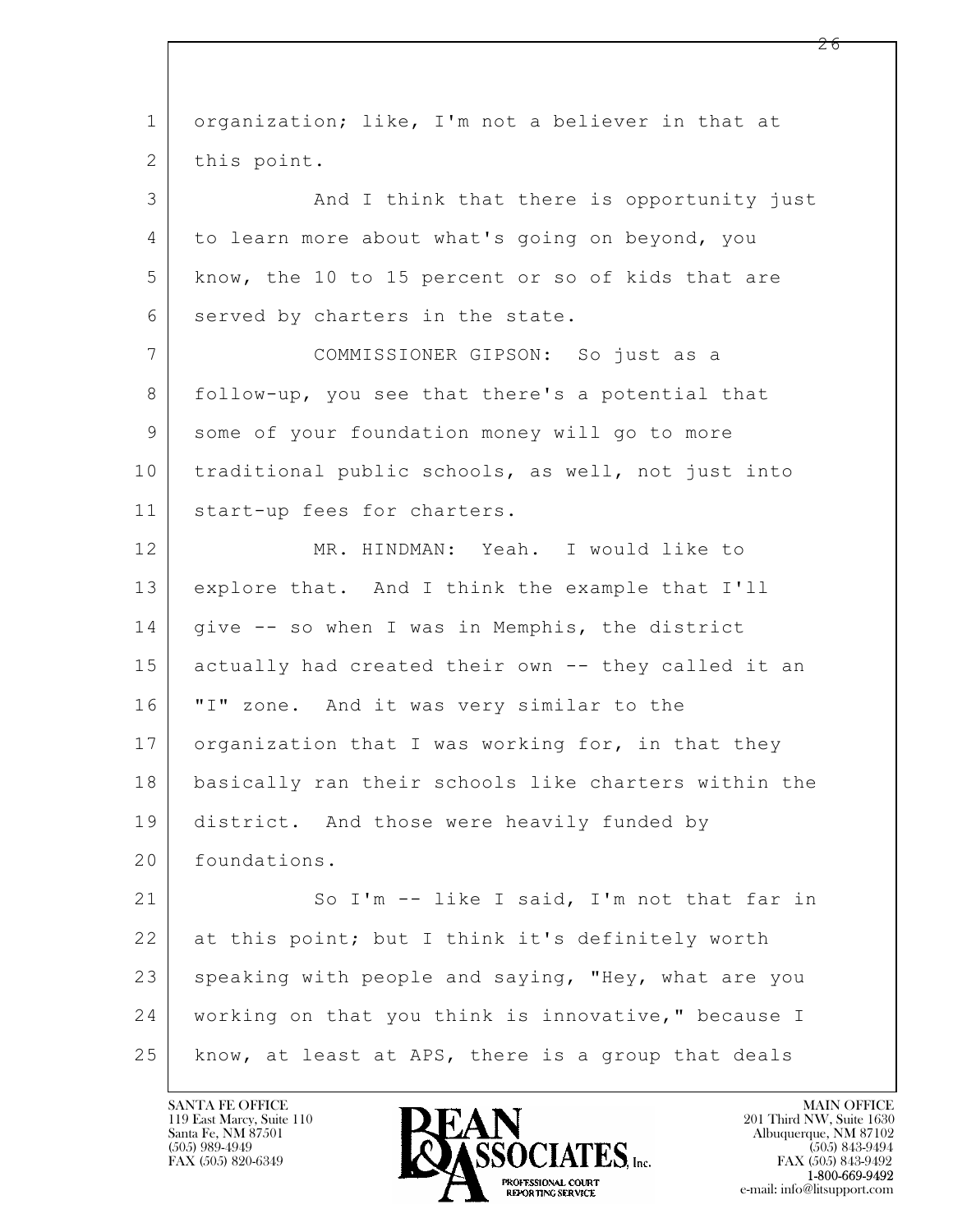organization; like, I'm not a believer in that at this point.

And I think that there is opportunity just to learn more about what's going on beyond, you know, the 10 to 15 percent or so of kids that are served by charters in the state.

COMMISSIONER GIPSON: So just as a follow-up, you see that there's a potential that some of your foundation money will go to more traditional public schools, as well, not just into start-up fees for charters.

MR. HINDMAN: Yeah. I would like to explore that. And I think the example that I'll give -- so when I was in Memphis, the district actually had created their own -- they called it an "I" zone. And it was very similar to the organization that I was working for, in that they basically ran their schools like charters within the district. And those were heavily funded by foundations.

So I'm -- like I said, I'm not that far in at this point; but I think it's definitely worth speaking with people and saying, "Hey, what are you working on that you think is innovative," because I know, at least at APS, there is a group that deals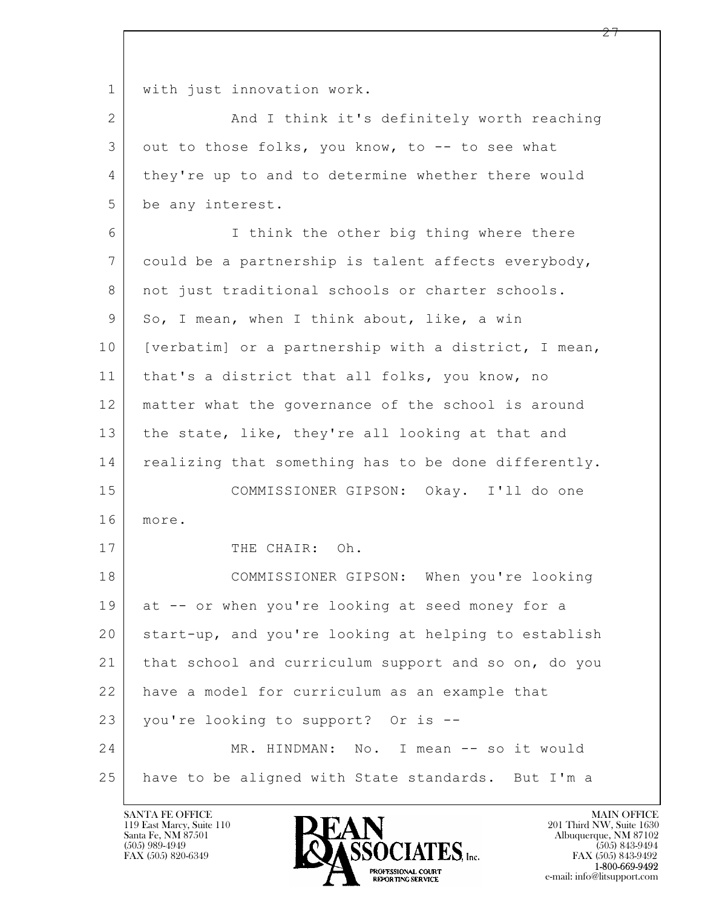with just innovation work.

And I think it's definitely worth reaching out to those folks, you know, to -- to see what they're up to and to determine whether there would be any interest.

I think the other big thing where there could be a partnership is talent affects everybody, not just traditional schools or charter schools. So, I mean, when I think about, like, a win [verbatim] or a partnership with a district, I mean, that's a district that all folks, you know, no matter what the governance of the school is around the state, like, they're all looking at that and realizing that something has to be done differently.

COMMISSIONER GIPSON: Okay. I'll do one more.

THE CHAIR: Oh.

COMMISSIONER GIPSON: When you're looking at -- or when you're looking at seed money for a start-up, and you're looking at helping to establish that school and curriculum support and so on, do you have a model for curriculum as an example that you're looking to support? Or is --

MR. HINDMAN: No. I mean -- so it would have to be aligned with State standards. But I'm a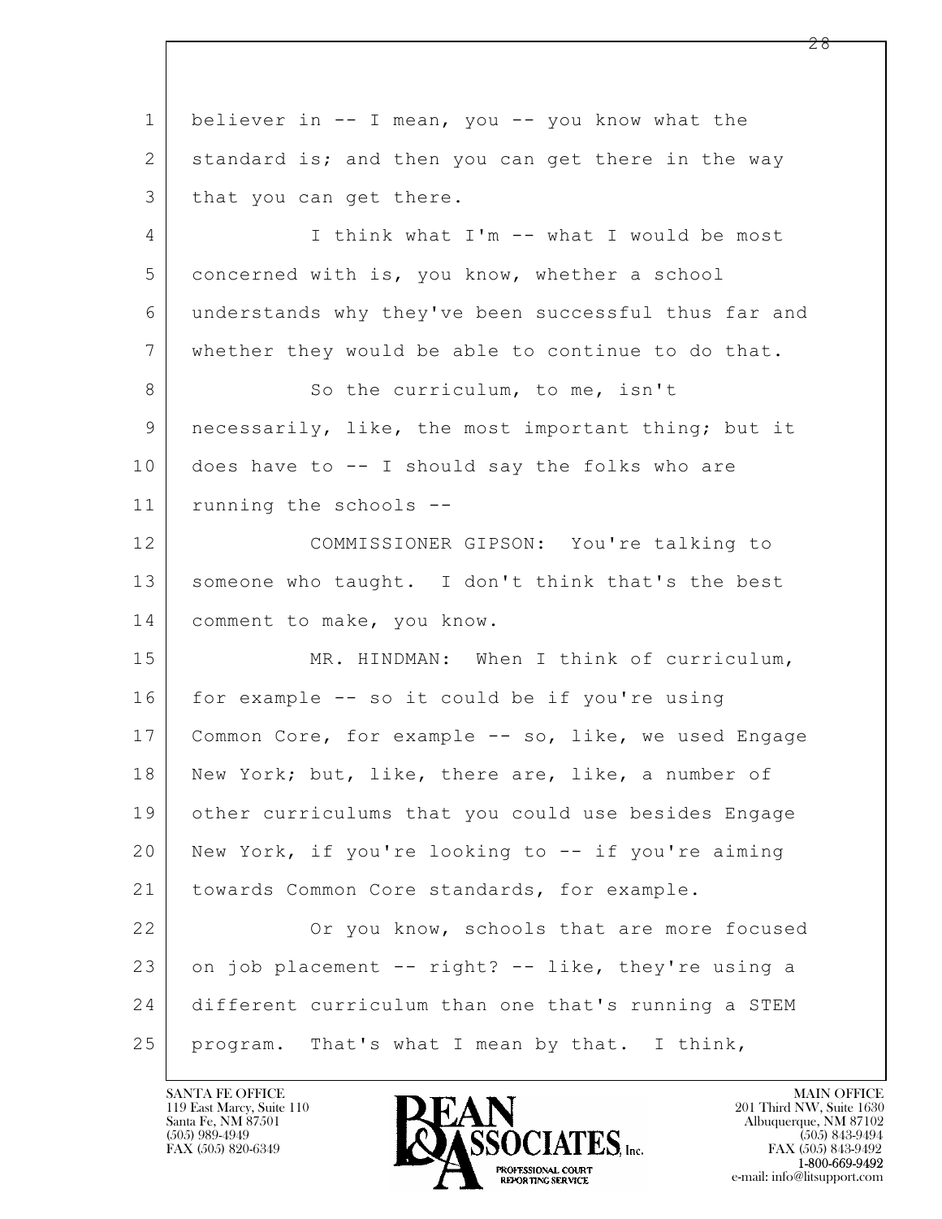believer in -- I mean, you -- you know what the standard is; and then you can get there in the way that you can get there.

I think what I'm -- what I would be most concerned with is, you know, whether a school understands why they've been successful thus far and whether they would be able to continue to do that.

So the curriculum, to me, isn't necessarily, like, the most important thing; but it does have to -- I should say the folks who are running the schools --

COMMISSIONER GIPSON: You're talking to someone who taught. I don't think that's the best comment to make, you know.

MR. HINDMAN: When I think of curriculum, for example -- so it could be if you're using Common Core, for example -- so, like, we used Engage New York; but, like, there are, like, a number of other curriculums that you could use besides Engage New York, if you're looking to -- if you're aiming towards Common Core standards, for example.

Or you know, schools that are more focused on job placement -- right? -- like, they're using a different curriculum than one that's running a STEM program. That's what I mean by that. I think,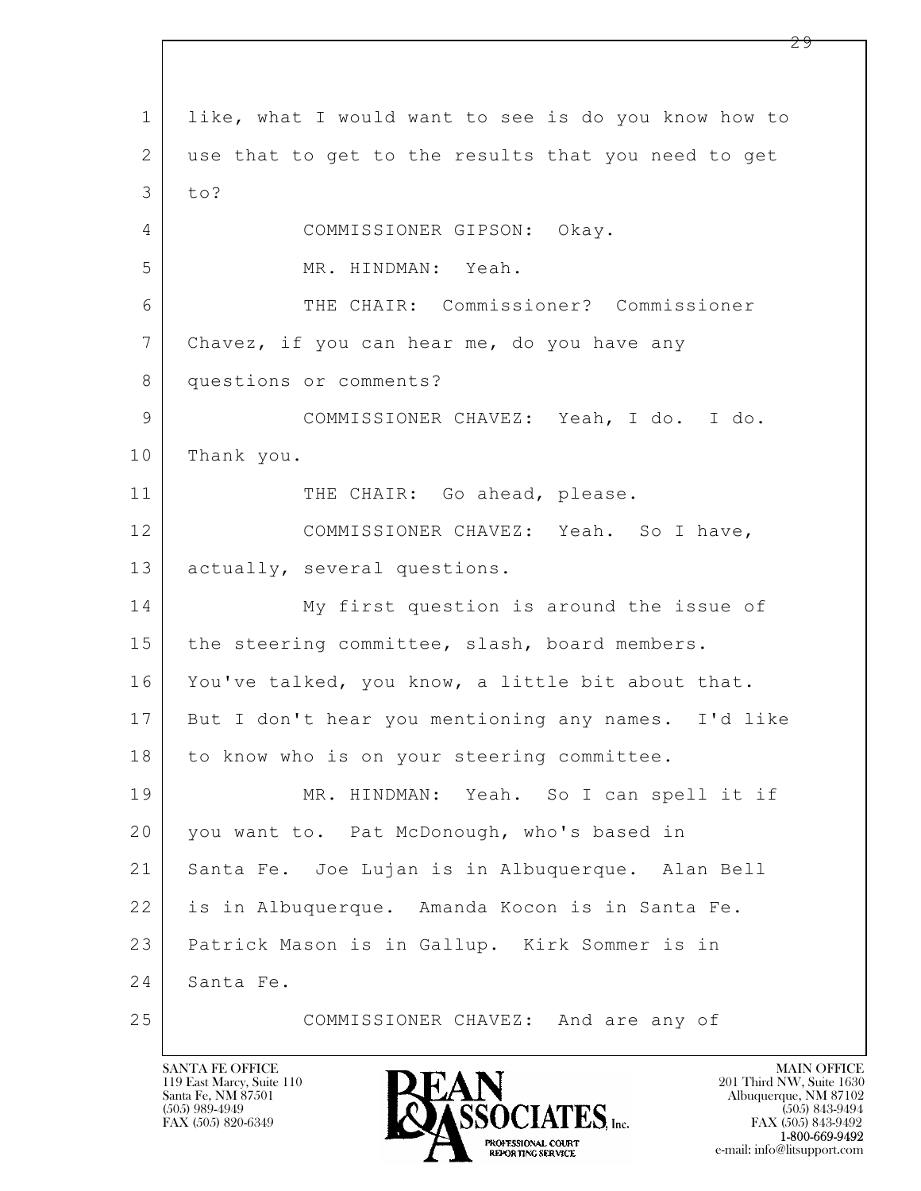like, what I would want to see is do you know how to use that to get to the results that you need to get to?

COMMISSIONER GIPSON: Okay.

MR. HINDMAN: Yeah.

THE CHAIR: Commissioner? Commissioner Chavez, if you can hear me, do you have any questions or comments?

COMMISSIONER CHAVEZ: Yeah, I do. I do. Thank you.

THE CHAIR: Go ahead, please.

COMMISSIONER CHAVEZ: Yeah. So I have, actually, several questions.

My first question is around the issue of the steering committee, slash, board members. You've talked, you know, a little bit about that. But I don't hear you mentioning any names. I'd like to know who is on your steering committee.

MR. HINDMAN: Yeah. So I can spell it if you want to. Pat McDonough, who's based in Santa Fe. Joe Lujan is in Albuquerque. Alan Bell is in Albuquerque. Amanda Kocon is in Santa Fe. Patrick Mason is in Gallup. Kirk Sommer is in Santa Fe.

COMMISSIONER CHAVEZ: And are any of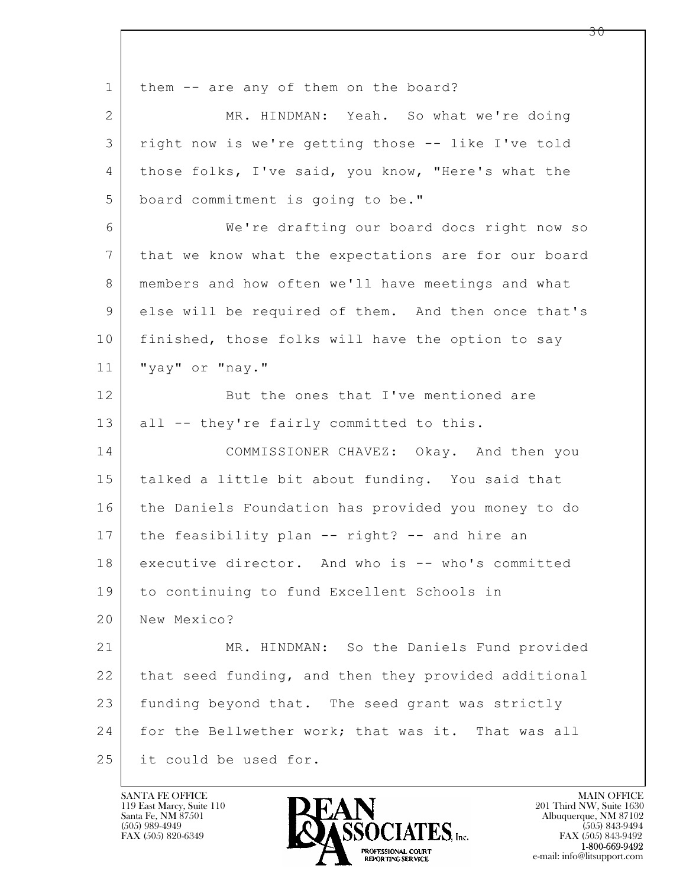them -- are any of them on the board?

MR. HINDMAN: Yeah. So what we're doing right now is we're getting those -- like I've told those folks, I've said, you know, "Here's what the board commitment is going to be."

We're drafting our board docs right now so that we know what the expectations are for our board members and how often we'll have meetings and what else will be required of them. And then once that's finished, those folks will have the option to say "yay" or "nay."

But the ones that I've mentioned are all -- they're fairly committed to this.

COMMISSIONER CHAVEZ: Okay. And then you talked a little bit about funding. You said that the Daniels Foundation has provided you money to do the feasibility plan -- right? -- and hire an executive director. And who is -- who's committed to continuing to fund Excellent Schools in New Mexico?

MR. HINDMAN: So the Daniels Fund provided that seed funding, and then they provided additional funding beyond that. The seed grant was strictly for the Bellwether work; that was it. That was all it could be used for.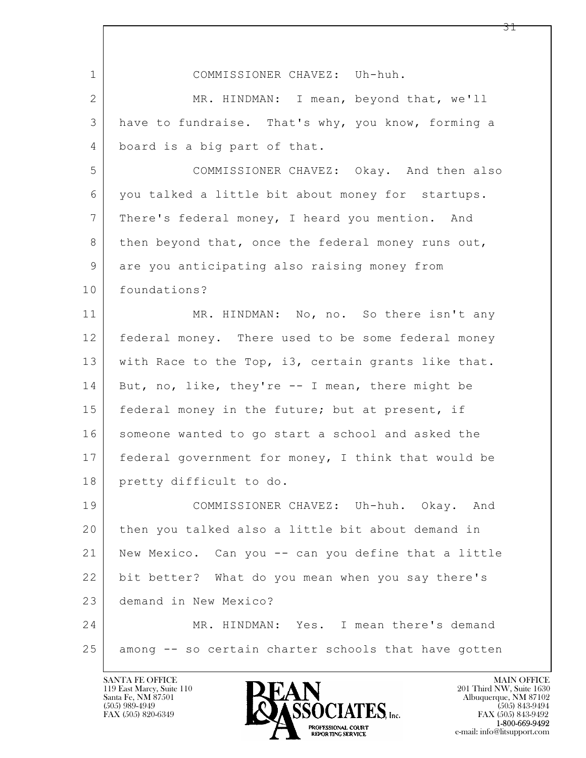COMMISSIONER CHAVEZ: Uh-huh.

MR. HINDMAN: I mean, beyond that, we'll have to fundraise. That's why, you know, forming a board is a big part of that.

COMMISSIONER CHAVEZ: Okay. And then also you talked a little bit about money for startups. There's federal money, I heard you mention. And then beyond that, once the federal money runs out, are you anticipating also raising money from foundations?

MR. HINDMAN: No, no. So there isn't any federal money. There used to be some federal money with Race to the Top, i3, certain grants like that. But, no, like, they're -- I mean, there might be federal money in the future; but at present, if someone wanted to go start a school and asked the federal government for money, I think that would be pretty difficult to do.

COMMISSIONER CHAVEZ: Uh-huh. Okay. And then you talked also a little bit about demand in New Mexico. Can you -- can you define that a little bit better? What do you mean when you say there's demand in New Mexico?

MR. HINDMAN: Yes. I mean there's demand among -- so certain charter schools that have gotten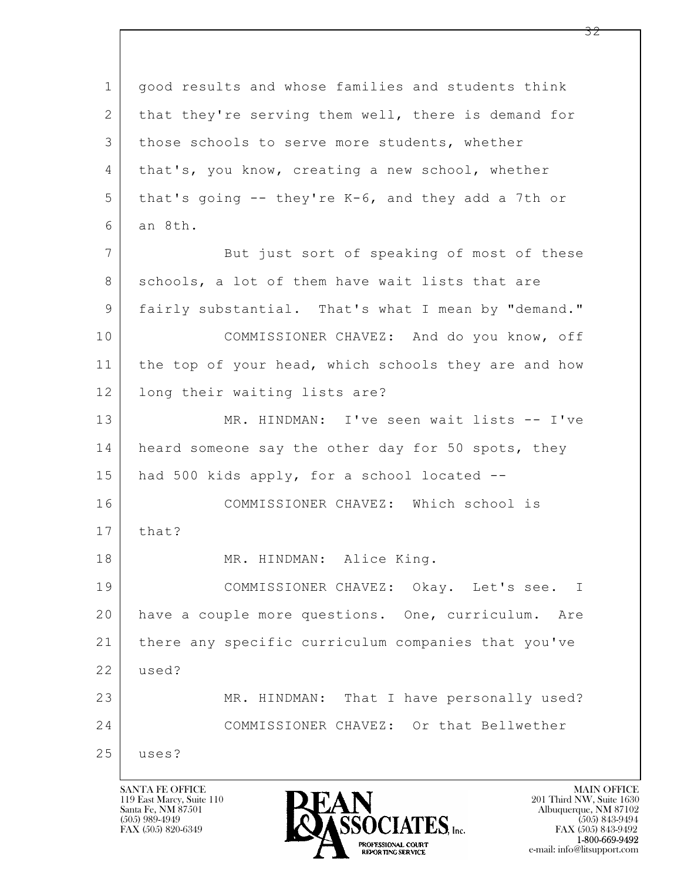1 good results and whose families and students think
2 that they're serving them well, there is demand for
3 those schools to serve more students, whether
4 that's, you know, creating a new school, whether
5 that's going -- they're K-6, and they add a 7th or
6 an 8th.
7 But just sort of speaking of most of these
8 schools, a lot of them have wait lists that are
9 fairly substantial. That's what I mean by "demand."
10 COMMISSIONER CHAVEZ: And do you know, off
11 the top of your head, which schools they are and how
12 long their waiting lists are?
13 MR. HINDMAN: I've seen wait lists -- I've
14 heard someone say the other day for 50 spots, they
15 had 500 kids apply, for a school located --
16 COMMISSIONER CHAVEZ: Which school is
17 that?
18 MR. HINDMAN: Alice King.
19 COMMISSIONER CHAVEZ: Okay. Let's see. I
20 have a couple more questions. One, curriculum. Are
21 there any specific curriculum companies that you've
22 used?
23 MR. HINDMAN: That I have personally used?
24 COMMISSIONER CHAVEZ: Or that Bellwether
25 uses?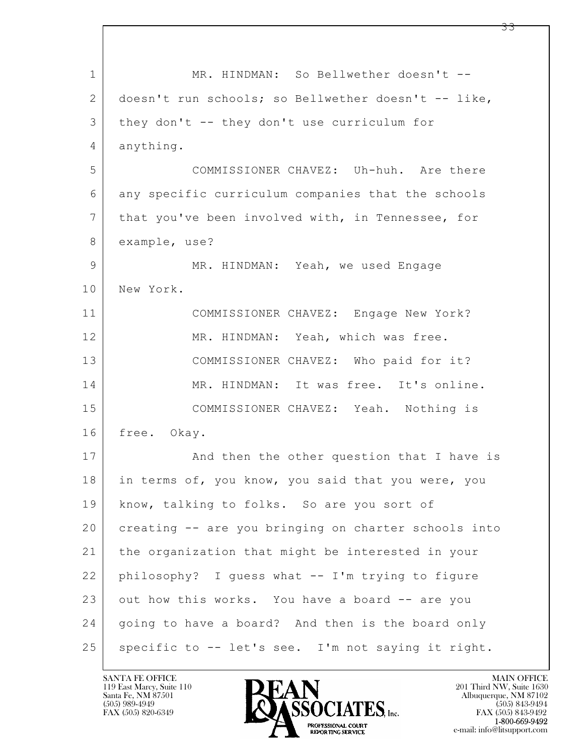1 MR. HINDMAN: So Bellwether doesn't --
2 doesn't run schools; so Bellwether doesn't -- like,
3 they don't -- they don't use curriculum for
4 anything.
5 COMMISSIONER CHAVEZ: Uh-huh. Are there
6 any specific curriculum companies that the schools
7 that you've been involved with, in Tennessee, for
8 example, use?
9 MR. HINDMAN: Yeah, we used Engage
10 New York.
11 COMMISSIONER CHAVEZ: Engage New York?
12 MR. HINDMAN: Yeah, which was free.
13 COMMISSIONER CHAVEZ: Who paid for it?
14 MR. HINDMAN: It was free. It's online.
15 COMMISSIONER CHAVEZ: Yeah. Nothing is
16 free. Okay.
17 And then the other question that I have is
18 in terms of, you know, you said that you were, you
19 know, talking to folks. So are you sort of
20 creating -- are you bringing on charter schools into
21 the organization that might be interested in your
22 philosophy? I guess what -- I'm trying to figure
23 out how this works. You have a board -- are you
24 going to have a board? And then is the board only
25 specific to -- let's see. I'm not saying it right.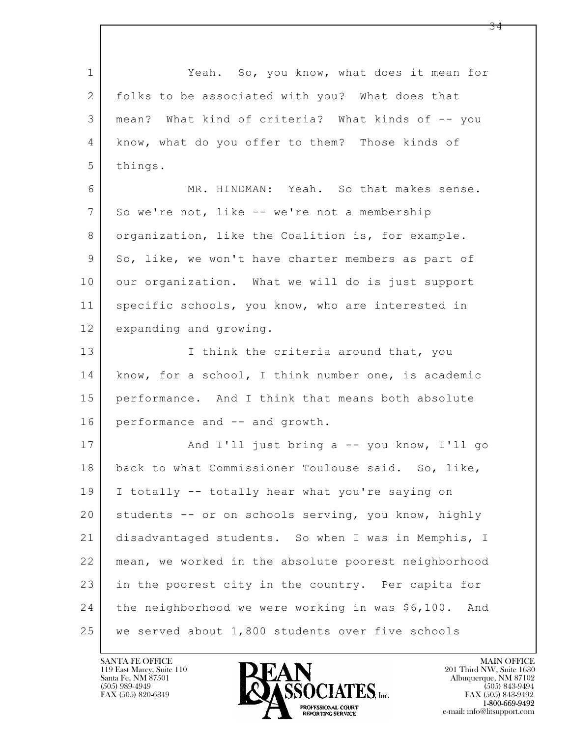Yeah. So, you know, what does it mean for folks to be associated with you? What does that mean? What kind of criteria? What kinds of -- you know, what do you offer to them? Those kinds of things.

MR. HINDMAN: Yeah. So that makes sense. So we're not, like -- we're not a membership organization, like the Coalition is, for example. So, like, we won't have charter members as part of our organization. What we will do is just support specific schools, you know, who are interested in expanding and growing.

I think the criteria around that, you know, for a school, I think number one, is academic performance. And I think that means both absolute performance and -- and growth.

And I'll just bring a -- you know, I'll go back to what Commissioner Toulouse said. So, like, I totally -- totally hear what you're saying on students -- or on schools serving, you know, highly disadvantaged students. So when I was in Memphis, I mean, we worked in the absolute poorest neighborhood in the poorest city in the country. Per capita for the neighborhood we were working in was $6,100. And we served about 1,800 students over five schools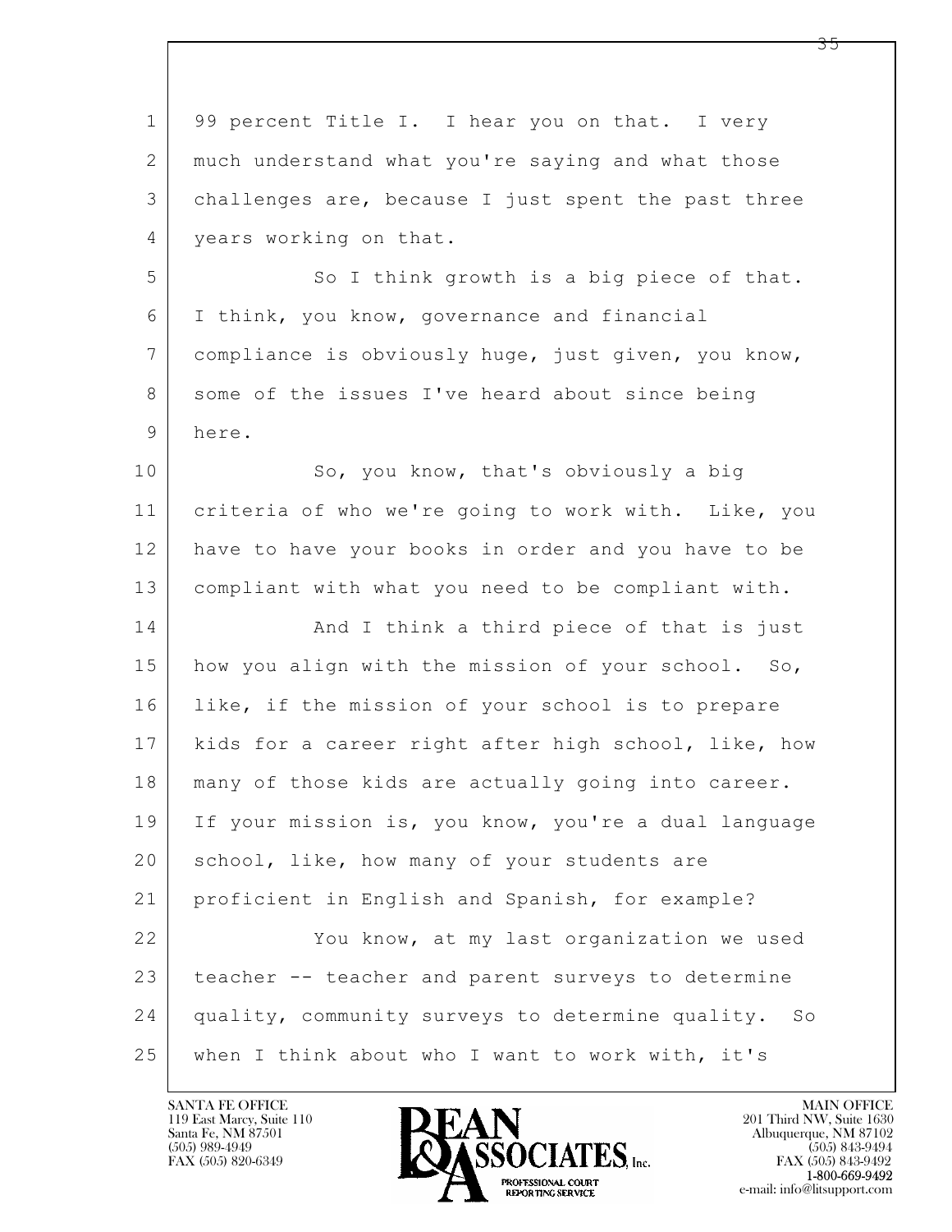99 percent Title I. I hear you on that. I very much understand what you're saying and what those challenges are, because I just spent the past three years working on that.

So I think growth is a big piece of that. I think, you know, governance and financial compliance is obviously huge, just given, you know, some of the issues I've heard about since being here.

So, you know, that's obviously a big criteria of who we're going to work with. Like, you have to have your books in order and you have to be compliant with what you need to be compliant with.

And I think a third piece of that is just how you align with the mission of your school. So, like, if the mission of your school is to prepare kids for a career right after high school, like, how many of those kids are actually going into career. If your mission is, you know, you're a dual language school, like, how many of your students are proficient in English and Spanish, for example?

You know, at my last organization we used teacher -- teacher and parent surveys to determine quality, community surveys to determine quality. So when I think about who I want to work with, it's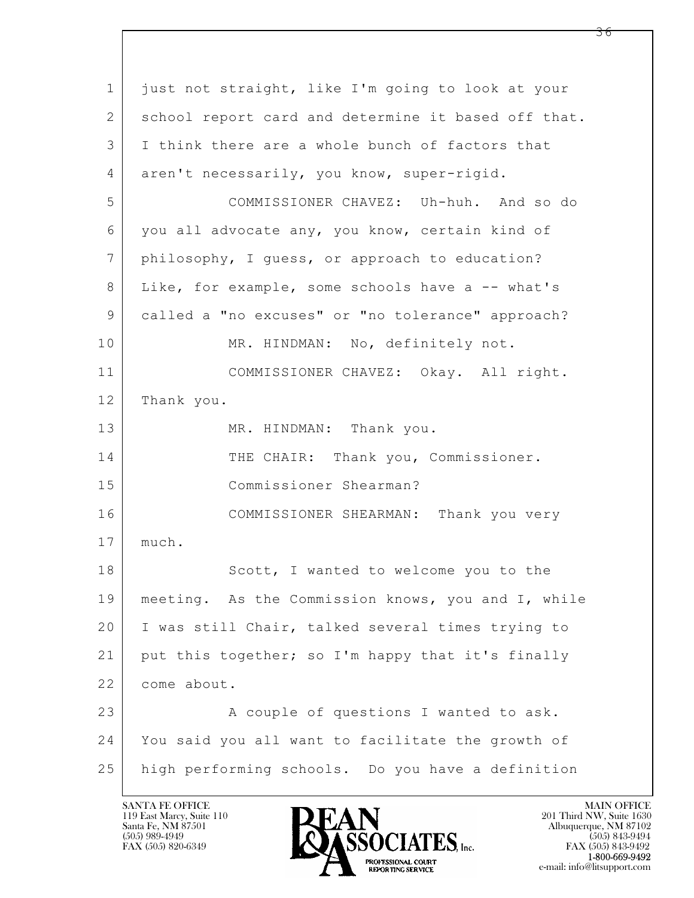just not straight, like I'm going to look at your school report card and determine it based off that. I think there are a whole bunch of factors that aren't necessarily, you know, super-rigid.

COMMISSIONER CHAVEZ: Uh-huh. And so do you all advocate any, you know, certain kind of philosophy, I guess, or approach to education? Like, for example, some schools have a -- what's called a "no excuses" or "no tolerance" approach?

MR. HINDMAN: No, definitely not.

COMMISSIONER CHAVEZ: Okay. All right. Thank you.

MR. HINDMAN: Thank you.

THE CHAIR: Thank you, Commissioner.

Commissioner Shearman?

COMMISSIONER SHEARMAN: Thank you very much.

Scott, I wanted to welcome you to the meeting. As the Commission knows, you and I, while I was still Chair, talked several times trying to put this together; so I'm happy that it's finally come about.

A couple of questions I wanted to ask. You said you all want to facilitate the growth of high performing schools. Do you have a definition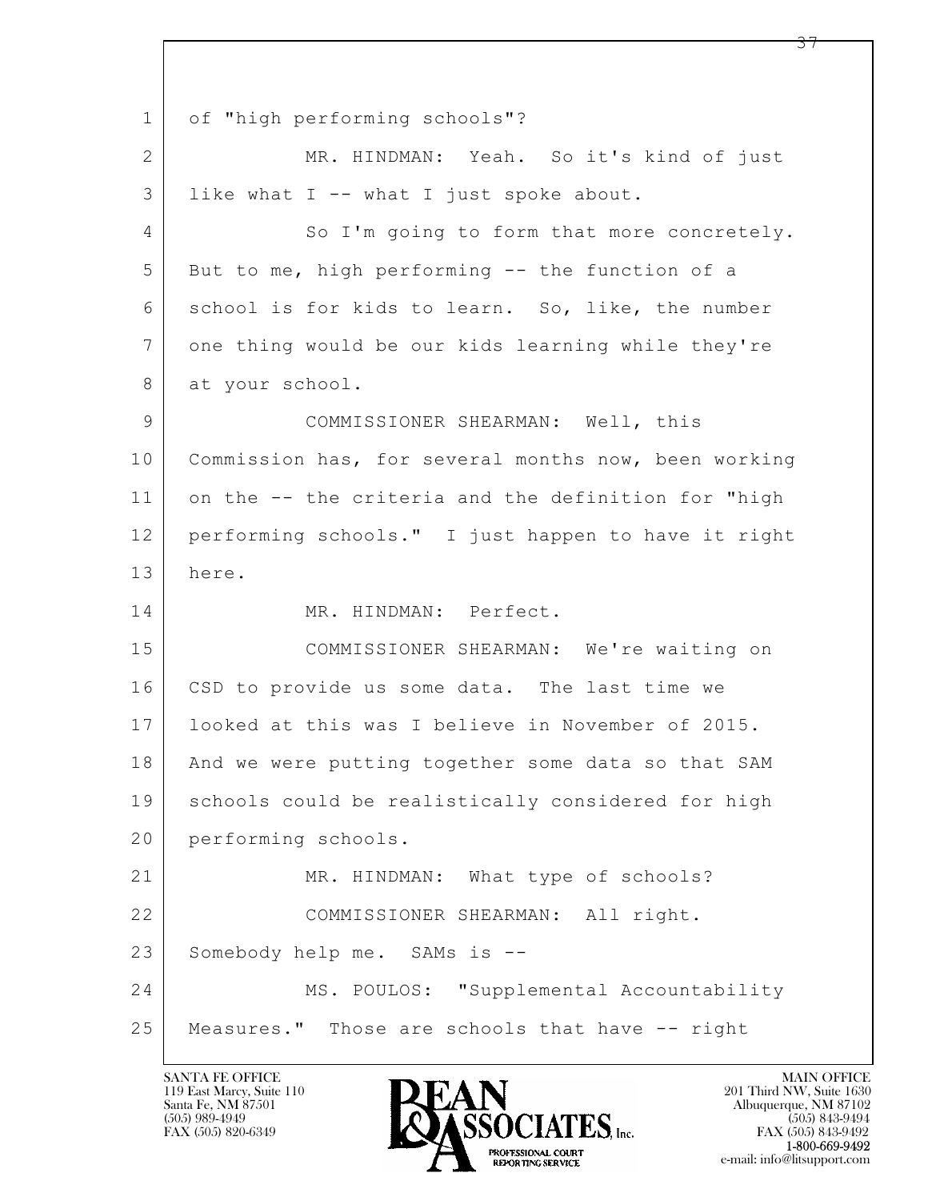of "high performing schools"?

MR. HINDMAN: Yeah. So it's kind of just like what I -- what I just spoke about.

So I'm going to form that more concretely. But to me, high performing -- the function of a school is for kids to learn. So, like, the number one thing would be our kids learning while they're at your school.

COMMISSIONER SHEARMAN: Well, this Commission has, for several months now, been working on the -- the criteria and the definition for "high performing schools." I just happen to have it right here.

MR. HINDMAN: Perfect.

COMMISSIONER SHEARMAN: We're waiting on CSD to provide us some data. The last time we looked at this was I believe in November of 2015. And we were putting together some data so that SAM schools could be realistically considered for high performing schools.

MR. HINDMAN: What type of schools?

COMMISSIONER SHEARMAN: All right. Somebody help me. SAMs is --

MS. POULOS: "Supplemental Accountability Measures." Those are schools that have -- right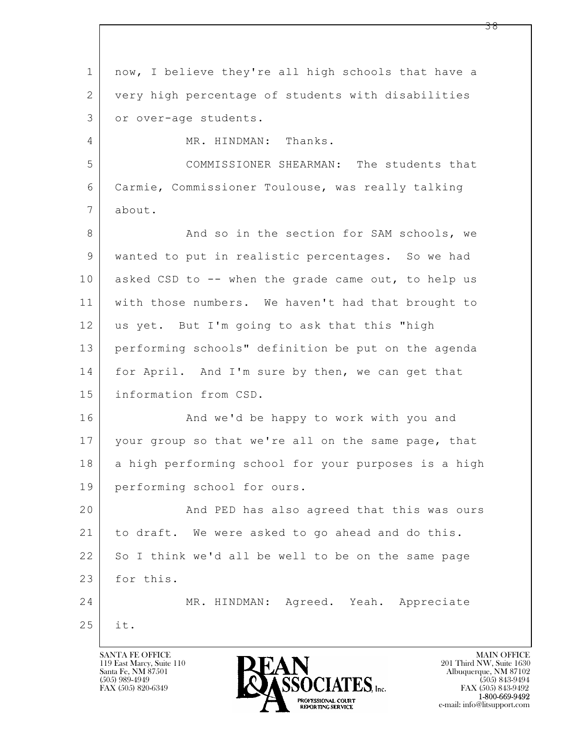now, I believe they're all high schools that have a very high percentage of students with disabilities or over-age students.

MR. HINDMAN: Thanks.

COMMISSIONER SHEARMAN: The students that Carmie, Commissioner Toulouse, was really talking about.

And so in the section for SAM schools, we wanted to put in realistic percentages. So we had asked CSD to -- when the grade came out, to help us with those numbers. We haven't had that brought to us yet. But I'm going to ask that this "high performing schools" definition be put on the agenda for April. And I'm sure by then, we can get that information from CSD.

And we'd be happy to work with you and your group so that we're all on the same page, that a high performing school for your purposes is a high performing school for ours.

And PED has also agreed that this was ours to draft. We were asked to go ahead and do this. So I think we'd all be well to be on the same page for this.

MR. HINDMAN: Agreed. Yeah. Appreciate it.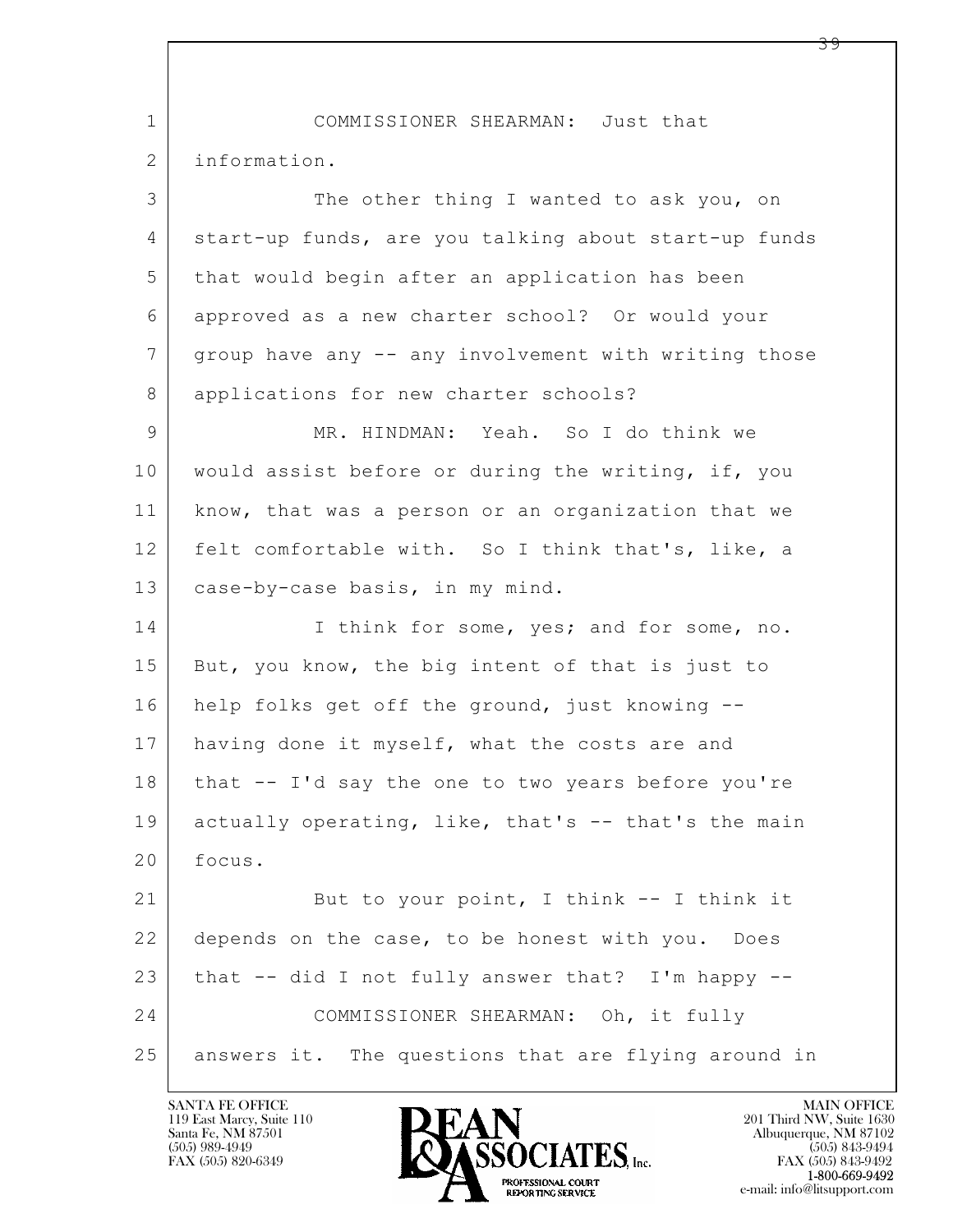COMMISSIONER SHEARMAN: Just that information.

The other thing I wanted to ask you, on start-up funds, are you talking about start-up funds that would begin after an application has been approved as a new charter school? Or would your group have any -- any involvement with writing those applications for new charter schools?

MR. HINDMAN: Yeah. So I do think we would assist before or during the writing, if, you know, that was a person or an organization that we felt comfortable with. So I think that's, like, a case-by-case basis, in my mind.

I think for some, yes; and for some, no. But, you know, the big intent of that is just to help folks get off the ground, just knowing -- having done it myself, what the costs are and that -- I'd say the one to two years before you're actually operating, like, that's -- that's the main focus.

But to your point, I think -- I think it depends on the case, to be honest with you. Does that -- did I not fully answer that? I'm happy --

COMMISSIONER SHEARMAN: Oh, it fully answers it. The questions that are flying around in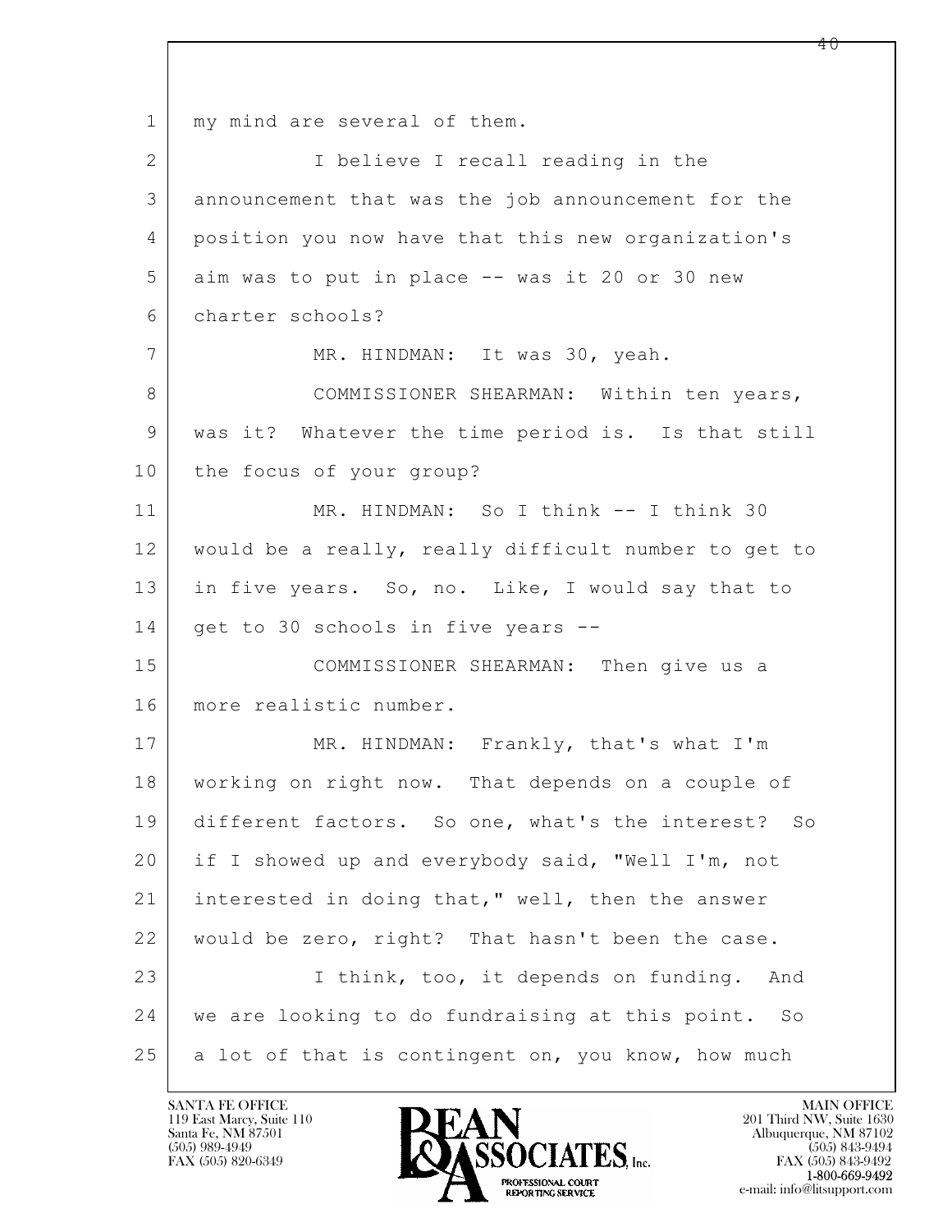my mind are several of them.

I believe I recall reading in the announcement that was the job announcement for the position you now have that this new organization's aim was to put in place -- was it 20 or 30 new charter schools?

MR. HINDMAN: It was 30, yeah.

COMMISSIONER SHEARMAN: Within ten years, was it? Whatever the time period is. Is that still the focus of your group?

MR. HINDMAN: So I think -- I think 30 would be a really, really difficult number to get to in five years. So, no. Like, I would say that to get to 30 schools in five years --

COMMISSIONER SHEARMAN: Then give us a more realistic number.

MR. HINDMAN: Frankly, that's what I'm working on right now. That depends on a couple of different factors. So one, what's the interest? So if I showed up and everybody said, "Well I'm, not interested in doing that," well, then the answer would be zero, right? That hasn't been the case.

I think, too, it depends on funding. And we are looking to do fundraising at this point. So a lot of that is contingent on, you know, how much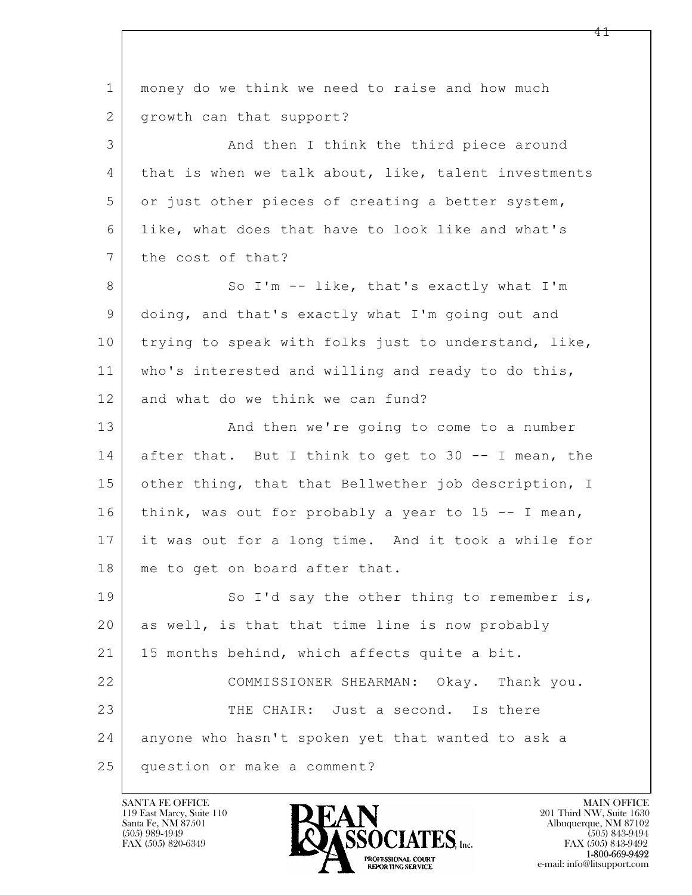money do we think we need to raise and how much growth can that support?

And then I think the third piece around that is when we talk about, like, talent investments or just other pieces of creating a better system, like, what does that have to look like and what's the cost of that?

So I'm -- like, that's exactly what I'm doing, and that's exactly what I'm going out and trying to speak with folks just to understand, like, who's interested and willing and ready to do this, and what do we think we can fund?

And then we're going to come to a number after that. But I think to get to 30 -- I mean, the other thing, that that Bellwether job description, I think, was out for probably a year to 15 -- I mean, it was out for a long time. And it took a while for me to get on board after that.

So I'd say the other thing to remember is, as well, is that that time line is now probably 15 months behind, which affects quite a bit.

COMMISSIONER SHEARMAN: Okay. Thank you.

THE CHAIR: Just a second. Is there anyone who hasn't spoken yet that wanted to ask a question or make a comment?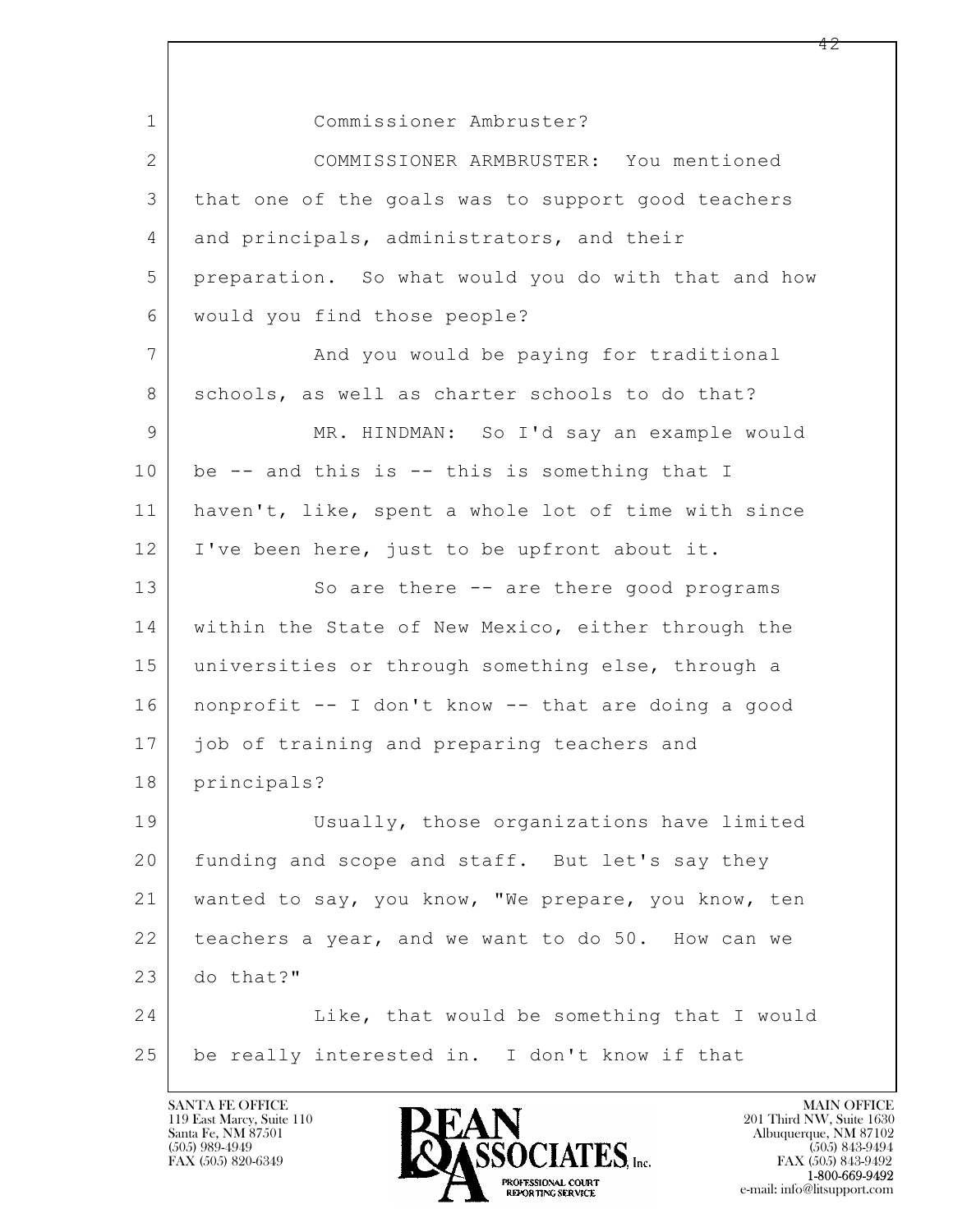1 Commissioner Ambruster?

2 COMMISSIONER ARMBRUSTER: You mentioned

3 that one of the goals was to support good teachers

4 and principals, administrators, and their

5 preparation. So what would you do with that and how

6 would you find those people?

7 And you would be paying for traditional

8 schools, as well as charter schools to do that?

9 MR. HINDMAN: So I'd say an example would

10 be -- and this is -- this is something that I

11 haven't, like, spent a whole lot of time with since

12 I've been here, just to be upfront about it.

13 So are there -- are there good programs

14 within the State of New Mexico, either through the

15 universities or through something else, through a

16 nonprofit -- I don't know -- that are doing a good

17 job of training and preparing teachers and

18 principals?

19 Usually, those organizations have limited

20 funding and scope and staff. But let's say they

21 wanted to say, you know, "We prepare, you know, ten

22 teachers a year, and we want to do 50. How can we

23 do that?"

24 Like, that would be something that I would

25 be really interested in. I don't know if that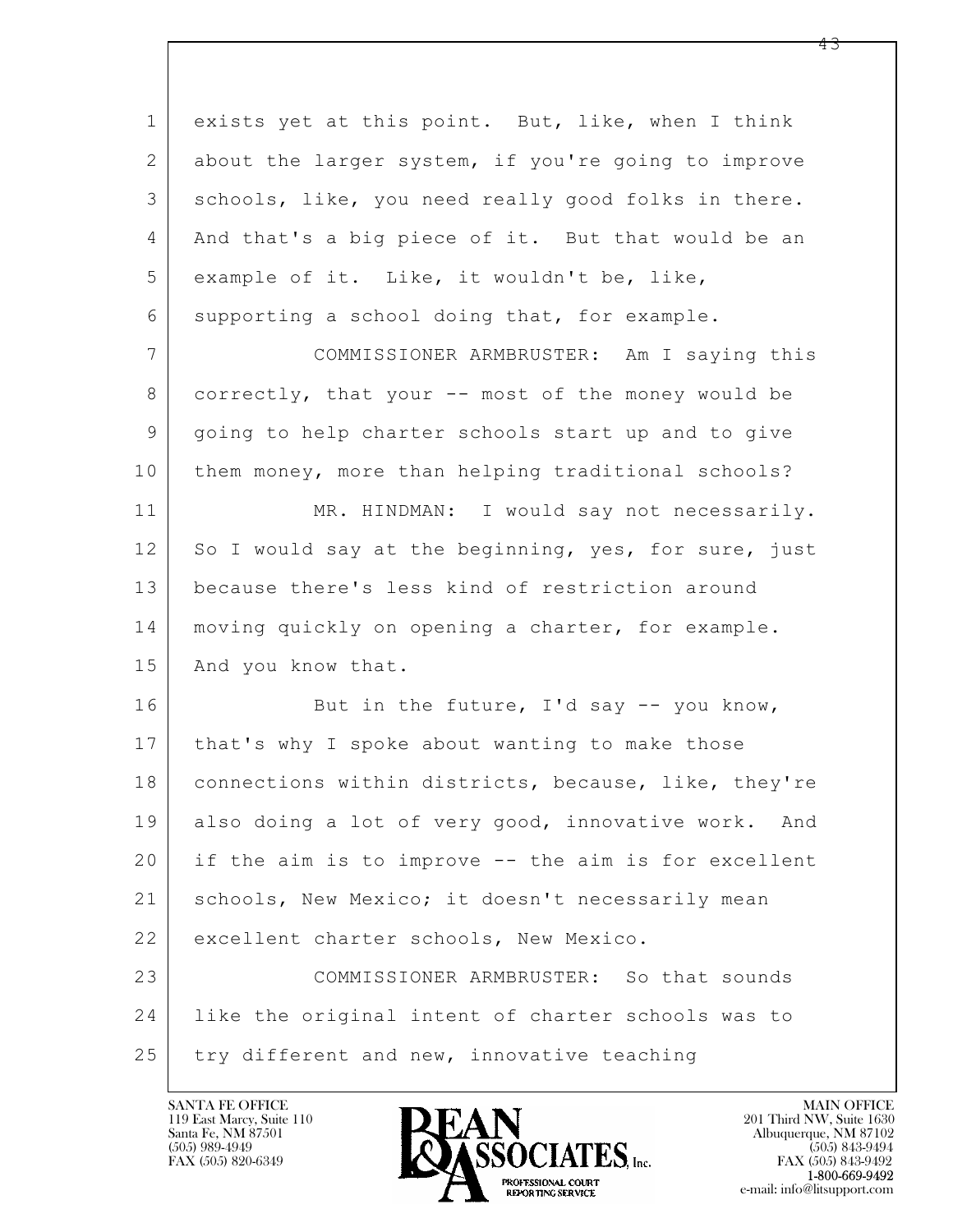exists yet at this point. But, like, when I think about the larger system, if you're going to improve schools, like, you need really good folks in there. And that's a big piece of it. But that would be an example of it. Like, it wouldn't be, like, supporting a school doing that, for example.

COMMISSIONER ARMBRUSTER: Am I saying this correctly, that your -- most of the money would be going to help charter schools start up and to give them money, more than helping traditional schools?

MR. HINDMAN: I would say not necessarily. So I would say at the beginning, yes, for sure, just because there's less kind of restriction around moving quickly on opening a charter, for example. And you know that.

But in the future, I'd say -- you know, that's why I spoke about wanting to make those connections within districts, because, like, they're also doing a lot of very good, innovative work. And if the aim is to improve -- the aim is for excellent schools, New Mexico; it doesn't necessarily mean excellent charter schools, New Mexico.

COMMISSIONER ARMBRUSTER: So that sounds like the original intent of charter schools was to try different and new, innovative teaching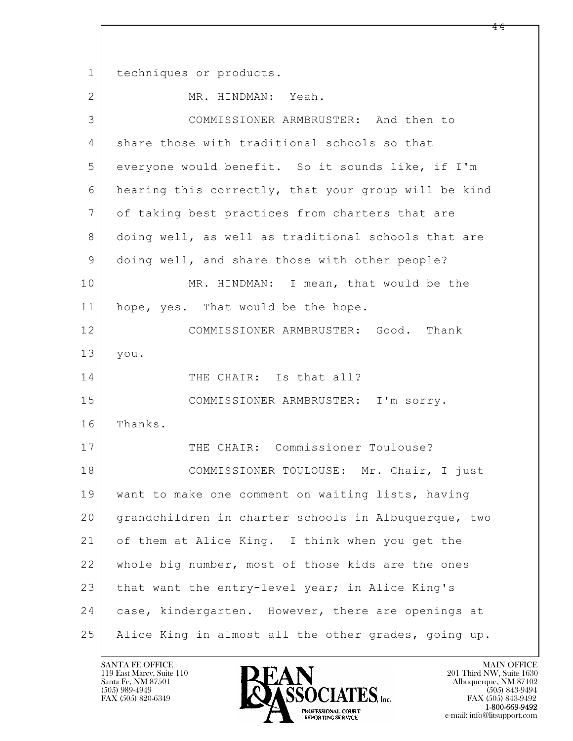techniques or products.

MR. HINDMAN: Yeah.

COMMISSIONER ARMBRUSTER: And then to share those with traditional schools so that everyone would benefit. So it sounds like, if I'm hearing this correctly, that your group will be kind of taking best practices from charters that are doing well, as well as traditional schools that are doing well, and share those with other people?

MR. HINDMAN: I mean, that would be the hope, yes. That would be the hope.

COMMISSIONER ARMBRUSTER: Good. Thank you.

THE CHAIR: Is that all?

COMMISSIONER ARMBRUSTER: I'm sorry. Thanks.

THE CHAIR: Commissioner Toulouse?

COMMISSIONER TOULOUSE: Mr. Chair, I just want to make one comment on waiting lists, having grandchildren in charter schools in Albuquerque, two of them at Alice King. I think when you get the whole big number, most of those kids are the ones that want the entry-level year; in Alice King's case, kindergarten. However, there are openings at Alice King in almost all the other grades, going up.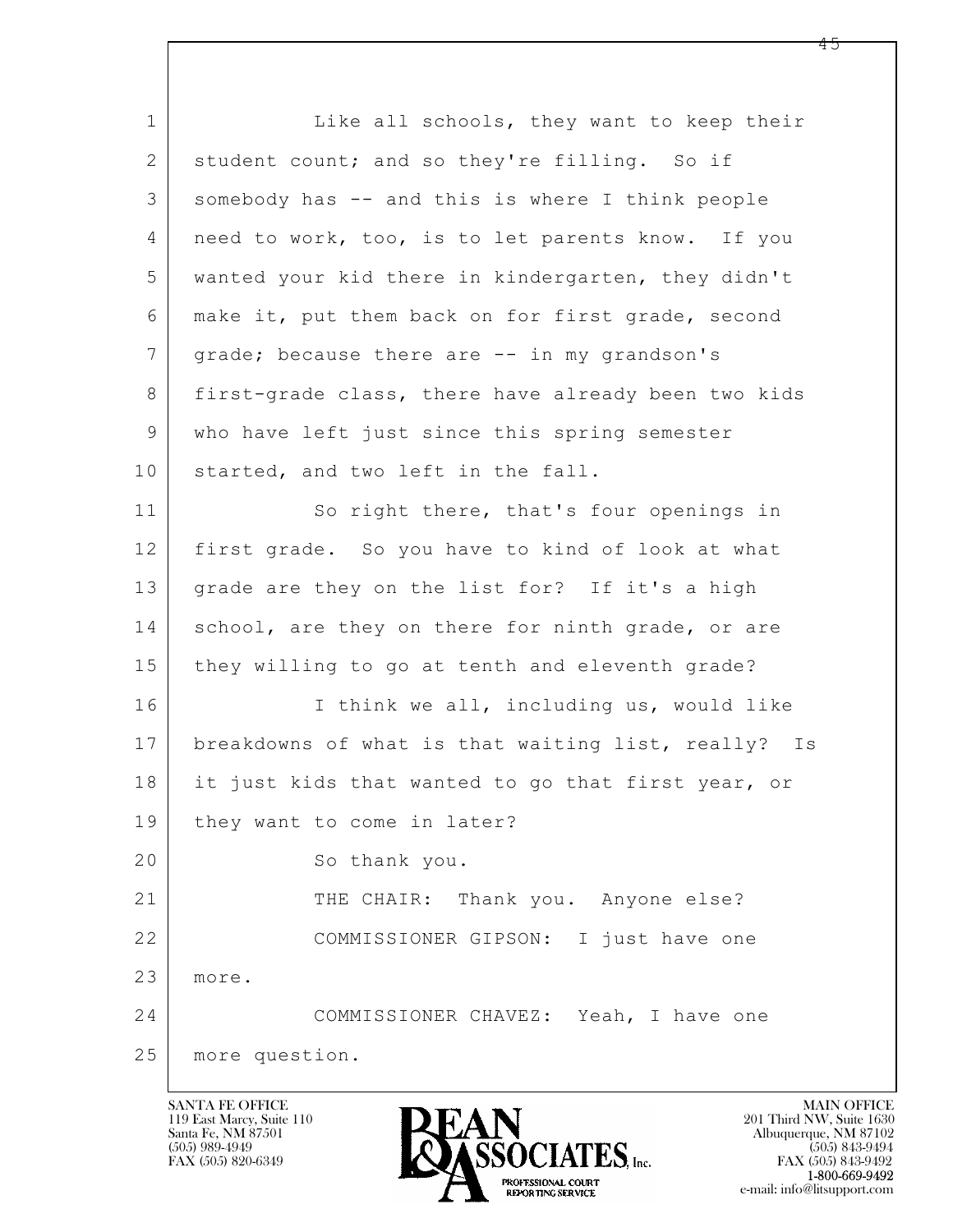Like all schools, they want to keep their student count; and so they're filling. So if somebody has -- and this is where I think people need to work, too, is to let parents know. If you wanted your kid there in kindergarten, they didn't make it, put them back on for first grade, second grade; because there are -- in my grandson's first-grade class, there have already been two kids who have left just since this spring semester started, and two left in the fall.

So right there, that's four openings in first grade. So you have to kind of look at what grade are they on the list for? If it's a high school, are they on there for ninth grade, or are they willing to go at tenth and eleventh grade?

I think we all, including us, would like breakdowns of what is that waiting list, really? Is it just kids that wanted to go that first year, or they want to come in later?

So thank you.

THE CHAIR: Thank you. Anyone else?

COMMISSIONER GIPSON: I just have one more.

COMMISSIONER CHAVEZ: Yeah, I have one more question.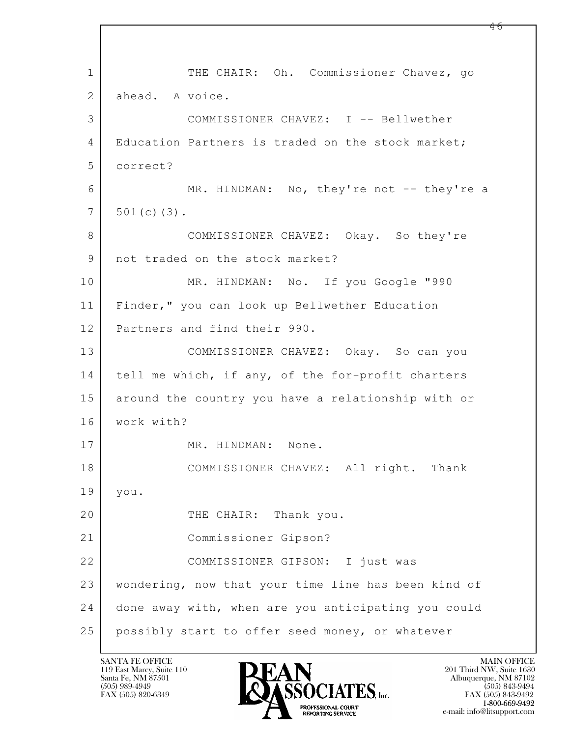THE CHAIR: Oh. Commissioner Chavez, go ahead. A voice.

COMMISSIONER CHAVEZ: I -- Bellwether Education Partners is traded on the stock market; correct?

MR. HINDMAN: No, they're not -- they're a 501(c)(3).

COMMISSIONER CHAVEZ: Okay. So they're not traded on the stock market?

MR. HINDMAN: No. If you Google "990 Finder," you can look up Bellwether Education Partners and find their 990.

COMMISSIONER CHAVEZ: Okay. So can you tell me which, if any, of the for-profit charters around the country you have a relationship with or work with?

MR. HINDMAN: None.

COMMISSIONER CHAVEZ: All right. Thank you.

THE CHAIR: Thank you.

Commissioner Gipson?

COMMISSIONER GIPSON: I just was wondering, now that your time line has been kind of done away with, when are you anticipating you could possibly start to offer seed money, or whatever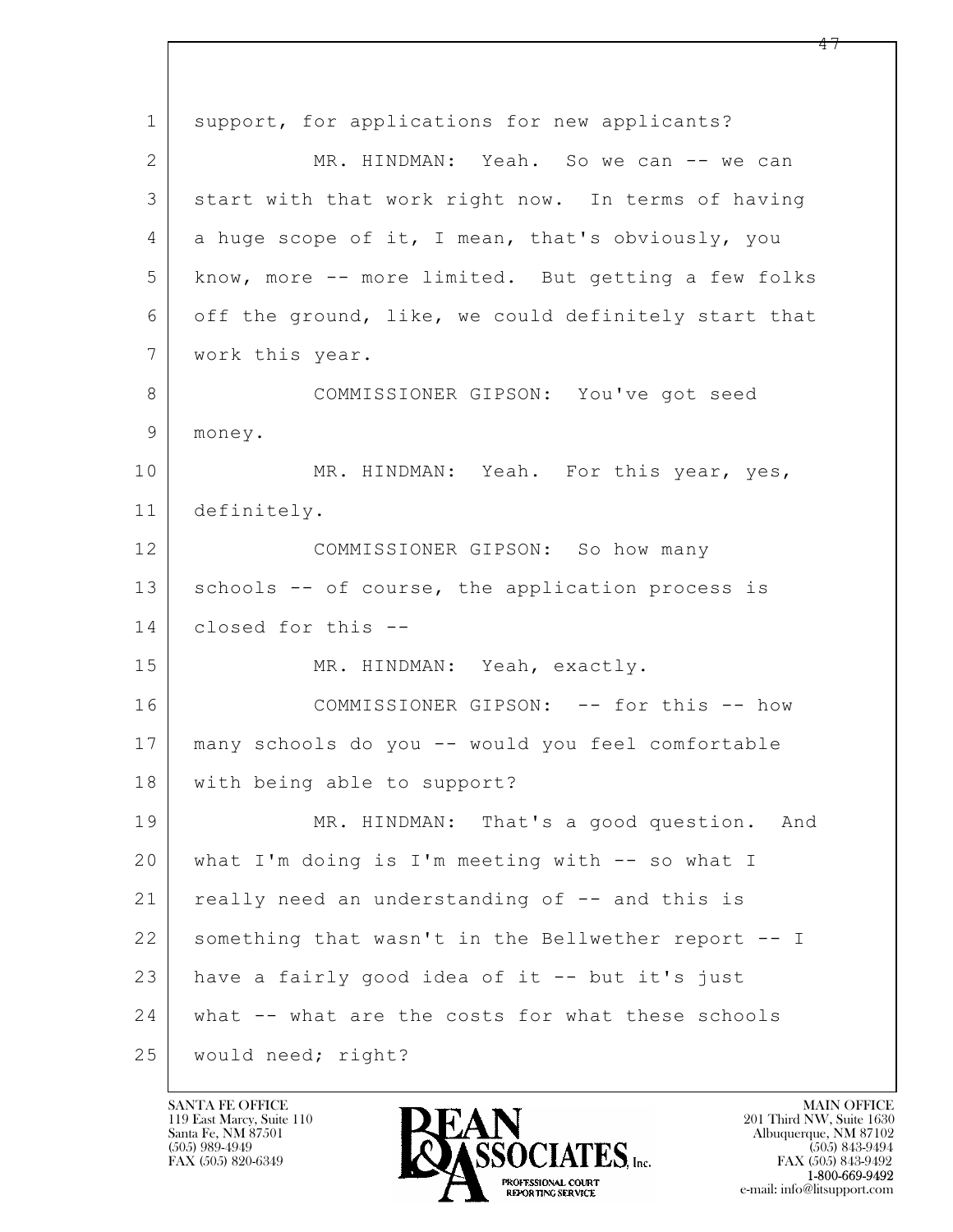support, for applications for new applicants?

MR. HINDMAN: Yeah. So we can -- we can start with that work right now. In terms of having a huge scope of it, I mean, that's obviously, you know, more -- more limited. But getting a few folks off the ground, like, we could definitely start that work this year.

COMMISSIONER GIPSON: You've got seed money.

MR. HINDMAN: Yeah. For this year, yes, definitely.

COMMISSIONER GIPSON: So how many schools -- of course, the application process is closed for this --

MR. HINDMAN: Yeah, exactly.

COMMISSIONER GIPSON: -- for this -- how many schools do you -- would you feel comfortable with being able to support?

MR. HINDMAN: That's a good question. And what I'm doing is I'm meeting with -- so what I really need an understanding of -- and this is something that wasn't in the Bellwether report -- I have a fairly good idea of it -- but it's just what -- what are the costs for what these schools would need; right?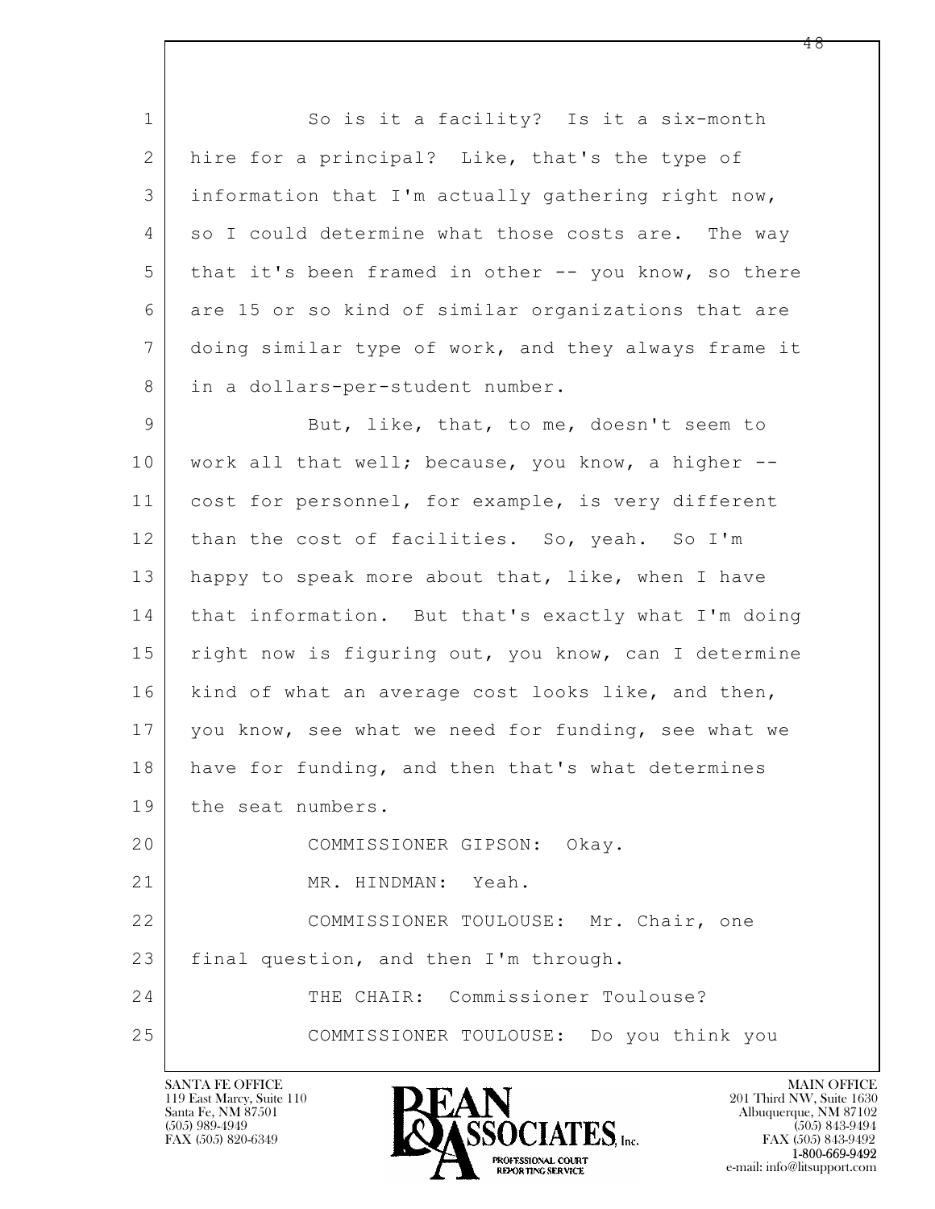So is it a facility? Is it a six-month hire for a principal? Like, that's the type of information that I'm actually gathering right now, so I could determine what those costs are. The way that it's been framed in other -- you know, so there are 15 or so kind of similar organizations that are doing similar type of work, and they always frame it in a dollars-per-student number.

But, like, that, to me, doesn't seem to work all that well; because, you know, a higher -- cost for personnel, for example, is very different than the cost of facilities. So, yeah. So I'm happy to speak more about that, like, when I have that information. But that's exactly what I'm doing right now is figuring out, you know, can I determine kind of what an average cost looks like, and then, you know, see what we need for funding, see what we have for funding, and then that's what determines the seat numbers.

COMMISSIONER GIPSON: Okay.

MR. HINDMAN: Yeah.

COMMISSIONER TOULOUSE: Mr. Chair, one final question, and then I'm through.

THE CHAIR: Commissioner Toulouse?

COMMISSIONER TOULOUSE: Do you think you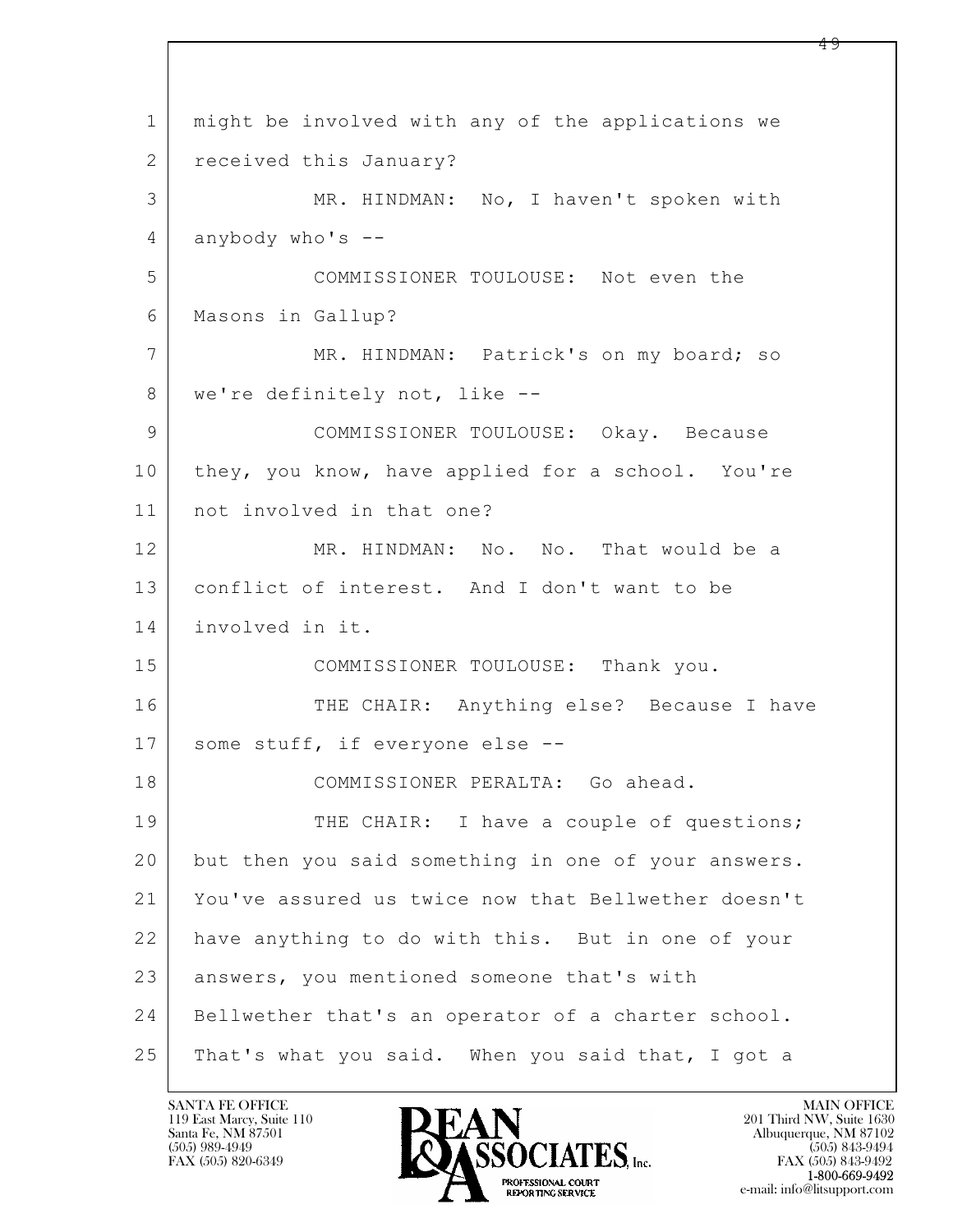might be involved with any of the applications we received this January?

MR. HINDMAN: No, I haven't spoken with anybody who's --

COMMISSIONER TOULOUSE: Not even the Masons in Gallup?

MR. HINDMAN: Patrick's on my board; so we're definitely not, like --

COMMISSIONER TOULOUSE: Okay. Because they, you know, have applied for a school. You're not involved in that one?

MR. HINDMAN: No. No. That would be a conflict of interest. And I don't want to be involved in it.

COMMISSIONER TOULOUSE: Thank you.

THE CHAIR: Anything else? Because I have some stuff, if everyone else --

COMMISSIONER PERALTA: Go ahead.

THE CHAIR: I have a couple of questions; but then you said something in one of your answers. You've assured us twice now that Bellwether doesn't have anything to do with this. But in one of your answers, you mentioned someone that's with Bellwether that's an operator of a charter school. That's what you said. When you said that, I got a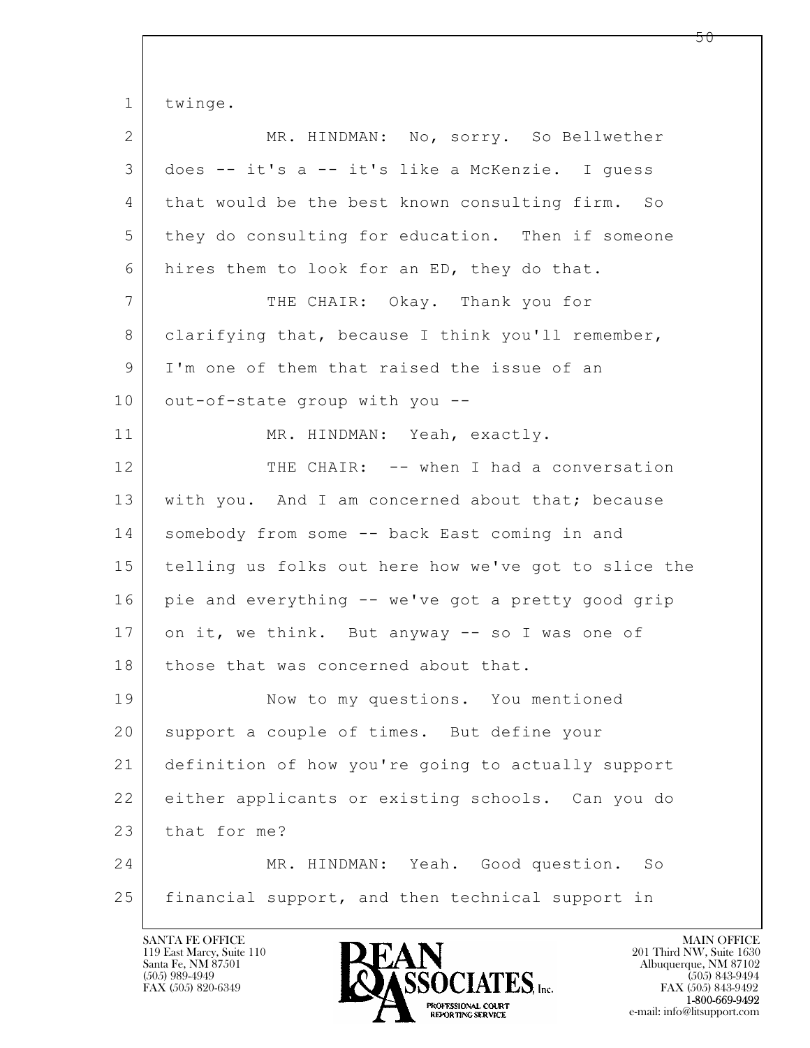1 twinge.

2 MR. HINDMAN: No, sorry. So Bellwether

3 does -- it's a -- it's like a McKenzie. I guess

4 that would be the best known consulting firm. So

5 they do consulting for education. Then if someone

6 hires them to look for an ED, they do that.

7 THE CHAIR: Okay. Thank you for

8 clarifying that, because I think you'll remember,

9 I'm one of them that raised the issue of an

10 out-of-state group with you --

11 MR. HINDMAN: Yeah, exactly.

12 THE CHAIR: -- when I had a conversation

13 with you. And I am concerned about that; because

14 somebody from some -- back East coming in and

15 telling us folks out here how we've got to slice the

16 pie and everything -- we've got a pretty good grip

17 on it, we think. But anyway -- so I was one of

18 those that was concerned about that.

19 Now to my questions. You mentioned

20 support a couple of times. But define your

21 definition of how you're going to actually support

22 either applicants or existing schools. Can you do

23 that for me?

24 MR. HINDMAN: Yeah. Good question. So

25 financial support, and then technical support in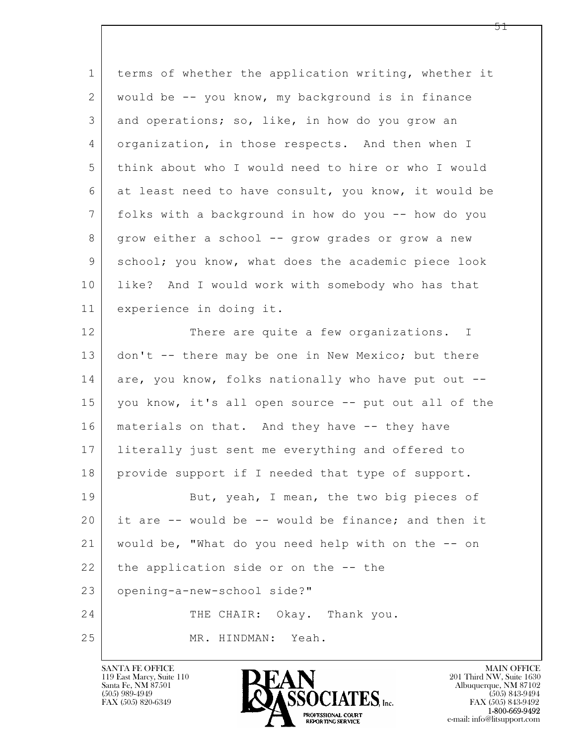terms of whether the application writing, whether it would be -- you know, my background is in finance and operations; so, like, in how do you grow an organization, in those respects. And then when I think about who I would need to hire or who I would at least need to have consult, you know, it would be folks with a background in how do you -- how do you grow either a school -- grow grades or grow a new school; you know, what does the academic piece look like? And I would work with somebody who has that experience in doing it.

There are quite a few organizations. I don't -- there may be one in New Mexico; but there are, you know, folks nationally who have put out -- you know, it's all open source -- put out all of the materials on that. And they have -- they have literally just sent me everything and offered to provide support if I needed that type of support.

But, yeah, I mean, the two big pieces of it are -- would be -- would be finance; and then it would be, "What do you need help with on the -- on the application side or on the -- the opening-a-new-school side?"

THE CHAIR: Okay. Thank you.

MR. HINDMAN: Yeah.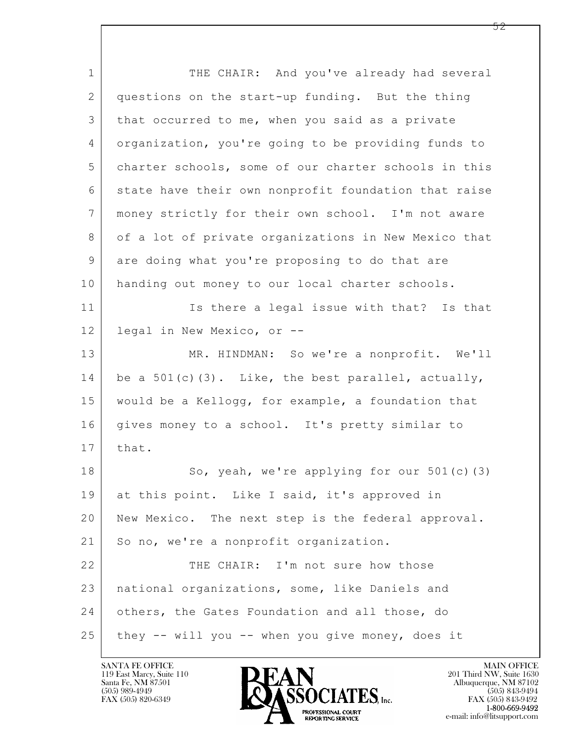THE CHAIR: And you've already had several questions on the start-up funding. But the thing that occurred to me, when you said as a private organization, you're going to be providing funds to charter schools, some of our charter schools in this state have their own nonprofit foundation that raise money strictly for their own school. I'm not aware of a lot of private organizations in New Mexico that are doing what you're proposing to do that are handing out money to our local charter schools.

Is there a legal issue with that? Is that legal in New Mexico, or --

MR. HINDMAN: So we're a nonprofit. We'll be a 501(c)(3). Like, the best parallel, actually, would be a Kellogg, for example, a foundation that gives money to a school. It's pretty similar to that.

So, yeah, we're applying for our 501(c)(3) at this point. Like I said, it's approved in New Mexico. The next step is the federal approval. So no, we're a nonprofit organization.

THE CHAIR: I'm not sure how those national organizations, some, like Daniels and others, the Gates Foundation and all those, do they -- will you -- when you give money, does it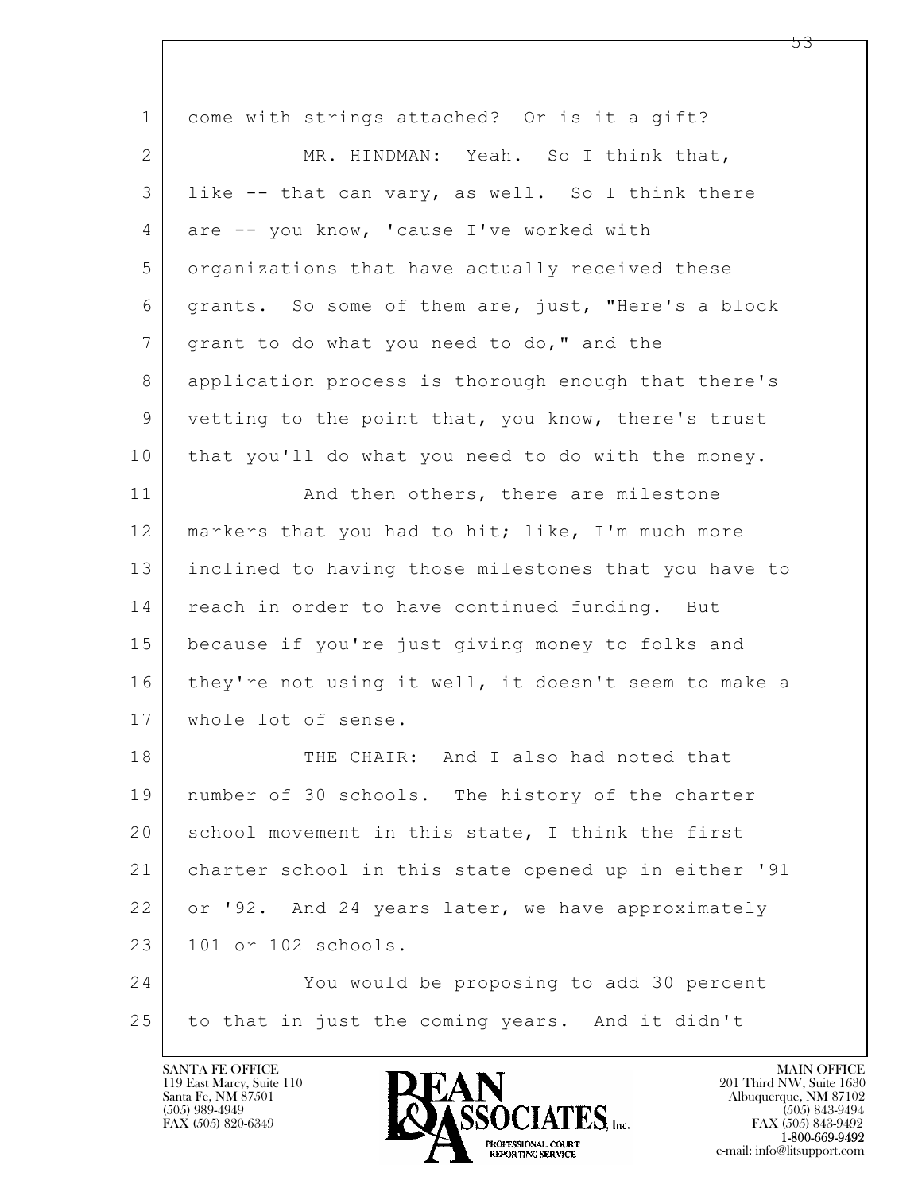come with strings attached? Or is it a gift?

MR. HINDMAN: Yeah. So I think that, like -- that can vary, as well. So I think there are -- you know, 'cause I've worked with organizations that have actually received these grants. So some of them are, just, "Here's a block grant to do what you need to do," and the application process is thorough enough that there's vetting to the point that, you know, there's trust that you'll do what you need to do with the money.

And then others, there are milestone markers that you had to hit; like, I'm much more inclined to having those milestones that you have to reach in order to have continued funding. But because if you're just giving money to folks and they're not using it well, it doesn't seem to make a whole lot of sense.

THE CHAIR: And I also had noted that number of 30 schools. The history of the charter school movement in this state, I think the first charter school in this state opened up in either '91 or '92. And 24 years later, we have approximately 101 or 102 schools.

You would be proposing to add 30 percent to that in just the coming years. And it didn't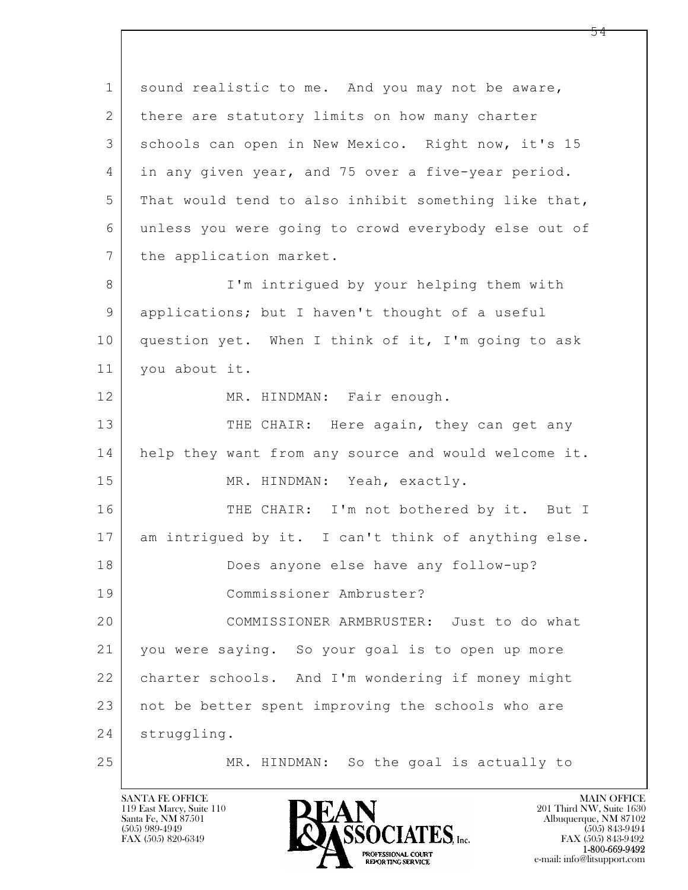sound realistic to me. And you may not be aware, there are statutory limits on how many charter schools can open in New Mexico. Right now, it's 15 in any given year, and 75 over a five-year period. That would tend to also inhibit something like that, unless you were going to crowd everybody else out of the application market.

I'm intrigued by your helping them with applications; but I haven't thought of a useful question yet. When I think of it, I'm going to ask you about it.

MR. HINDMAN: Fair enough.

THE CHAIR: Here again, they can get any help they want from any source and would welcome it.

MR. HINDMAN: Yeah, exactly.

THE CHAIR: I'm not bothered by it. But I am intrigued by it. I can't think of anything else.

Does anyone else have any follow-up?

Commissioner Ambruster?

COMMISSIONER ARMBRUSTER: Just to do what you were saying. So your goal is to open up more charter schools. And I'm wondering if money might not be better spent improving the schools who are struggling.

MR. HINDMAN: So the goal is actually to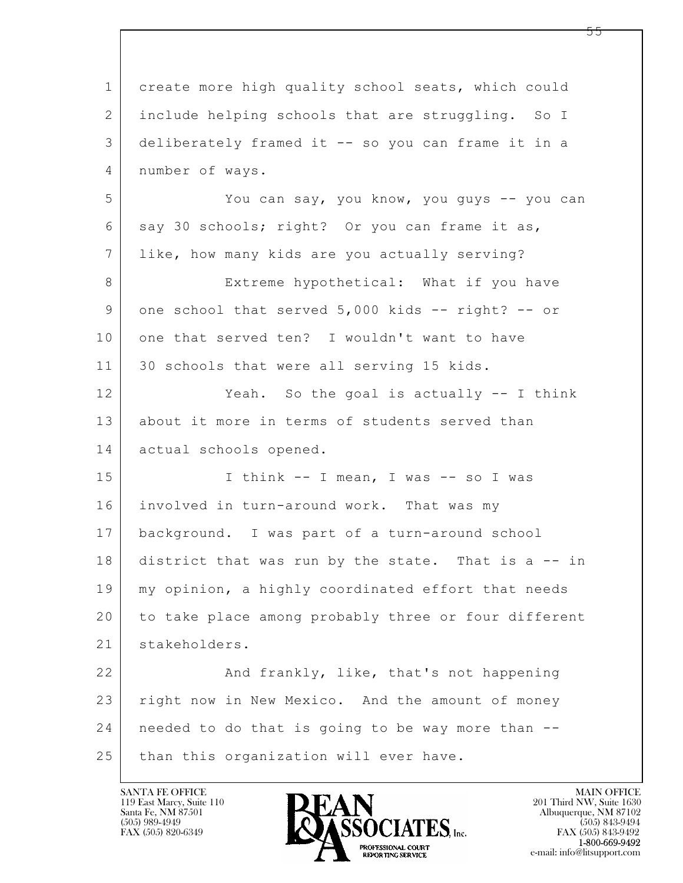create more high quality school seats, which could include helping schools that are struggling. So I deliberately framed it -- so you can frame it in a number of ways.

You can say, you know, you guys -- you can say 30 schools; right? Or you can frame it as, like, how many kids are you actually serving?

Extreme hypothetical: What if you have one school that served 5,000 kids -- right? -- or one that served ten? I wouldn't want to have 30 schools that were all serving 15 kids.

Yeah. So the goal is actually -- I think about it more in terms of students served than actual schools opened.

I think -- I mean, I was -- so I was involved in turn-around work. That was my background. I was part of a turn-around school district that was run by the state. That is a -- in my opinion, a highly coordinated effort that needs to take place among probably three or four different stakeholders.

And frankly, like, that's not happening right now in New Mexico. And the amount of money needed to do that is going to be way more than -- than this organization will ever have.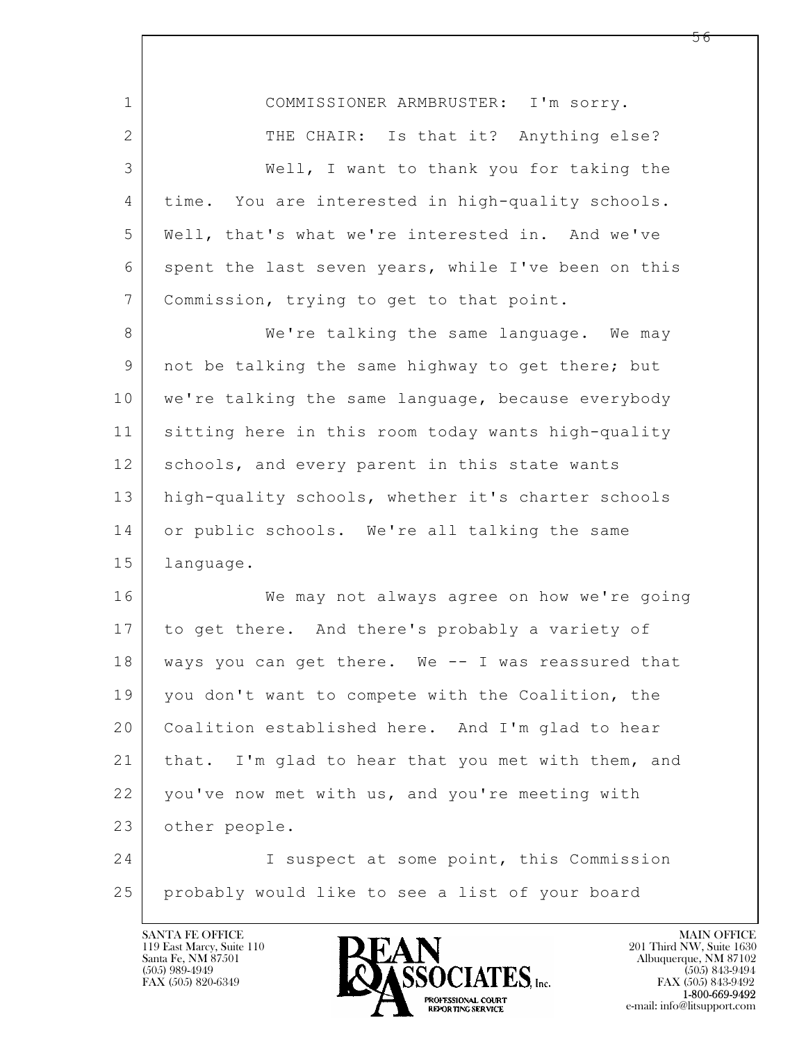1 COMMISSIONER ARMBRUSTER: I'm sorry.

2 THE CHAIR: Is that it? Anything else?

3 Well, I want to thank you for taking the
4 time. You are interested in high-quality schools.
5 Well, that's what we're interested in. And we've
6 spent the last seven years, while I've been on this
7 Commission, trying to get to that point.

8 We're talking the same language. We may
9 not be talking the same highway to get there; but
10 we're talking the same language, because everybody
11 sitting here in this room today wants high-quality
12 schools, and every parent in this state wants
13 high-quality schools, whether it's charter schools
14 or public schools. We're all talking the same
15 language.

16 We may not always agree on how we're going
17 to get there. And there's probably a variety of
18 ways you can get there. We -- I was reassured that
19 you don't want to compete with the Coalition, the
20 Coalition established here. And I'm glad to hear
21 that. I'm glad to hear that you met with them, and
22 you've now met with us, and you're meeting with
23 other people.

24 I suspect at some point, this Commission
25 probably would like to see a list of your board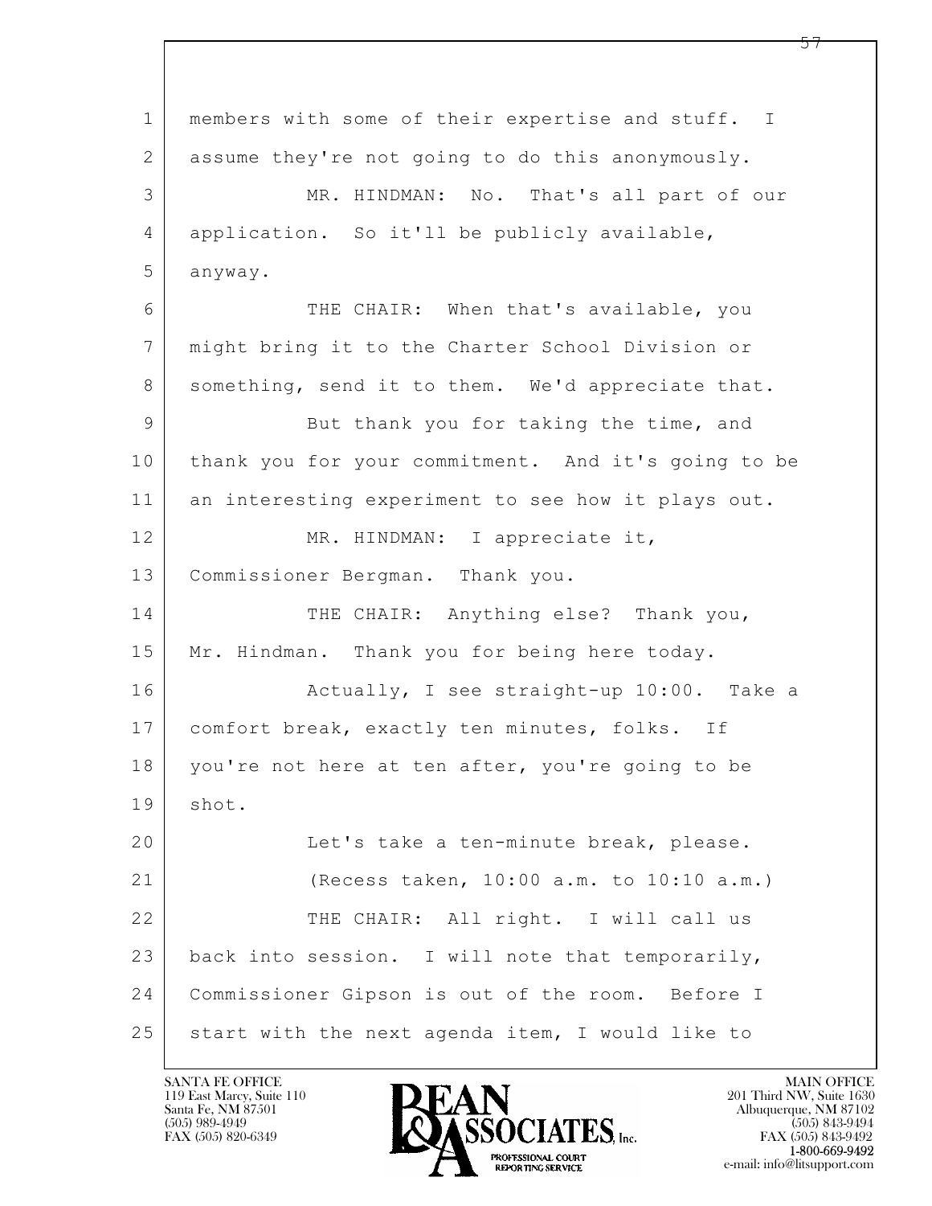members with some of their expertise and stuff. I assume they're not going to do this anonymously.

MR. HINDMAN: No. That's all part of our application. So it'll be publicly available, anyway.

THE CHAIR: When that's available, you might bring it to the Charter School Division or something, send it to them. We'd appreciate that.

But thank you for taking the time, and thank you for your commitment. And it's going to be an interesting experiment to see how it plays out.

MR. HINDMAN: I appreciate it, Commissioner Bergman. Thank you.

THE CHAIR: Anything else? Thank you, Mr. Hindman. Thank you for being here today.

Actually, I see straight-up 10:00. Take a comfort break, exactly ten minutes, folks. If you're not here at ten after, you're going to be shot.

Let's take a ten-minute break, please.

(Recess taken, 10:00 a.m. to 10:10 a.m.)

THE CHAIR: All right. I will call us back into session. I will note that temporarily, Commissioner Gipson is out of the room. Before I start with the next agenda item, I would like to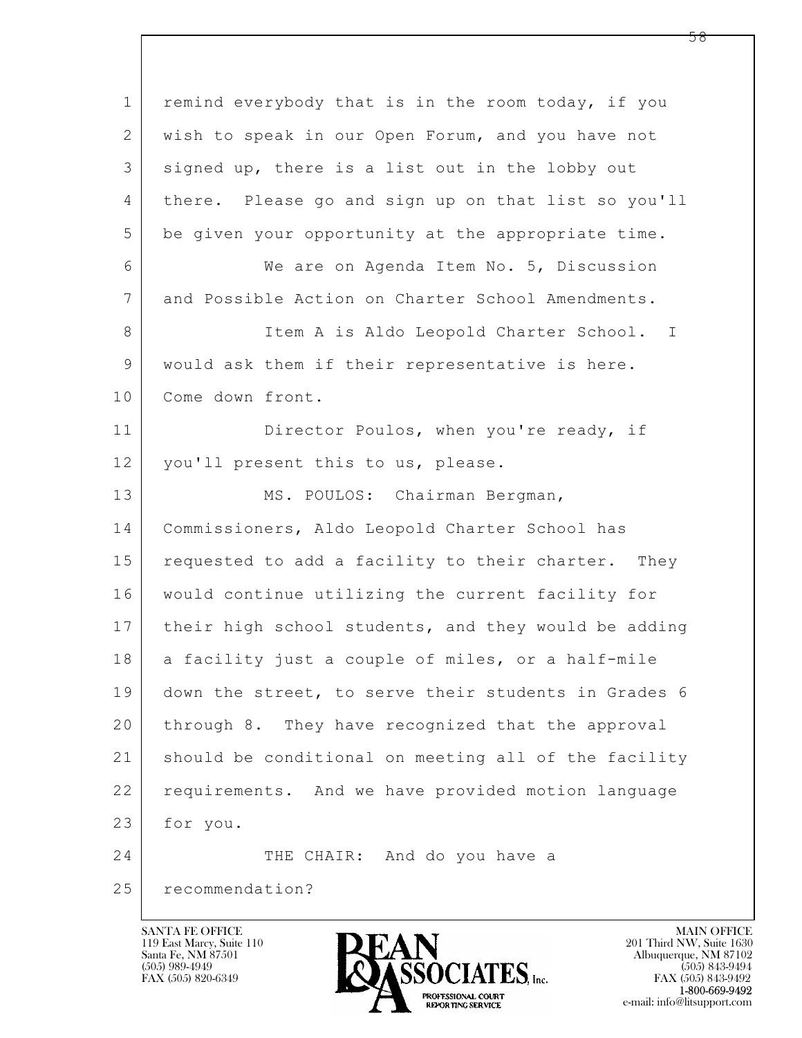remind everybody that is in the room today, if you wish to speak in our Open Forum, and you have not signed up, there is a list out in the lobby out there. Please go and sign up on that list so you'll be given your opportunity at the appropriate time.

We are on Agenda Item No. 5, Discussion and Possible Action on Charter School Amendments.

Item A is Aldo Leopold Charter School. I would ask them if their representative is here. Come down front.

Director Poulos, when you're ready, if you'll present this to us, please.

MS. POULOS: Chairman Bergman, Commissioners, Aldo Leopold Charter School has requested to add a facility to their charter. They would continue utilizing the current facility for their high school students, and they would be adding a facility just a couple of miles, or a half-mile down the street, to serve their students in Grades 6 through 8. They have recognized that the approval should be conditional on meeting all of the facility requirements. And we have provided motion language for you.

THE CHAIR: And do you have a recommendation?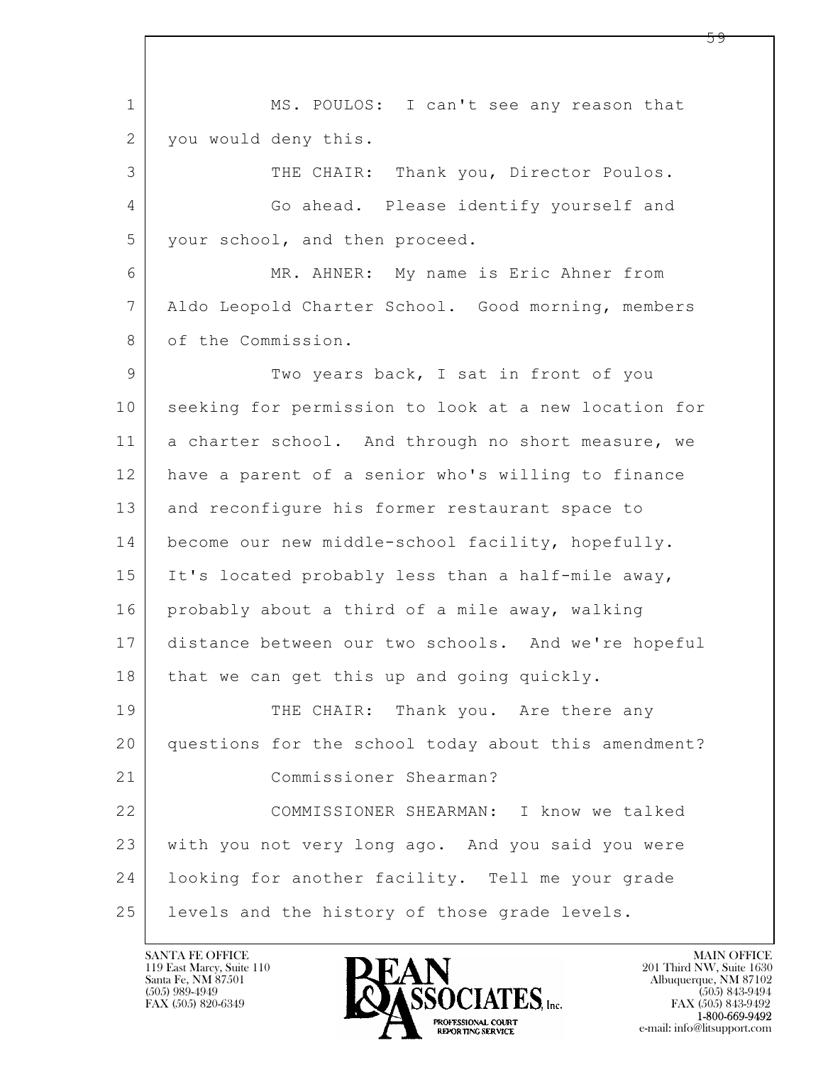MS. POULOS: I can't see any reason that you would deny this.

THE CHAIR: Thank you, Director Poulos.

Go ahead. Please identify yourself and your school, and then proceed.

MR. AHNER: My name is Eric Ahner from Aldo Leopold Charter School. Good morning, members of the Commission.

Two years back, I sat in front of you seeking for permission to look at a new location for a charter school. And through no short measure, we have a parent of a senior who's willing to finance and reconfigure his former restaurant space to become our new middle-school facility, hopefully. It's located probably less than a half-mile away, probably about a third of a mile away, walking distance between our two schools. And we're hopeful that we can get this up and going quickly.

THE CHAIR: Thank you. Are there any questions for the school today about this amendment?

Commissioner Shearman?

COMMISSIONER SHEARMAN: I know we talked with you not very long ago. And you said you were looking for another facility. Tell me your grade levels and the history of those grade levels.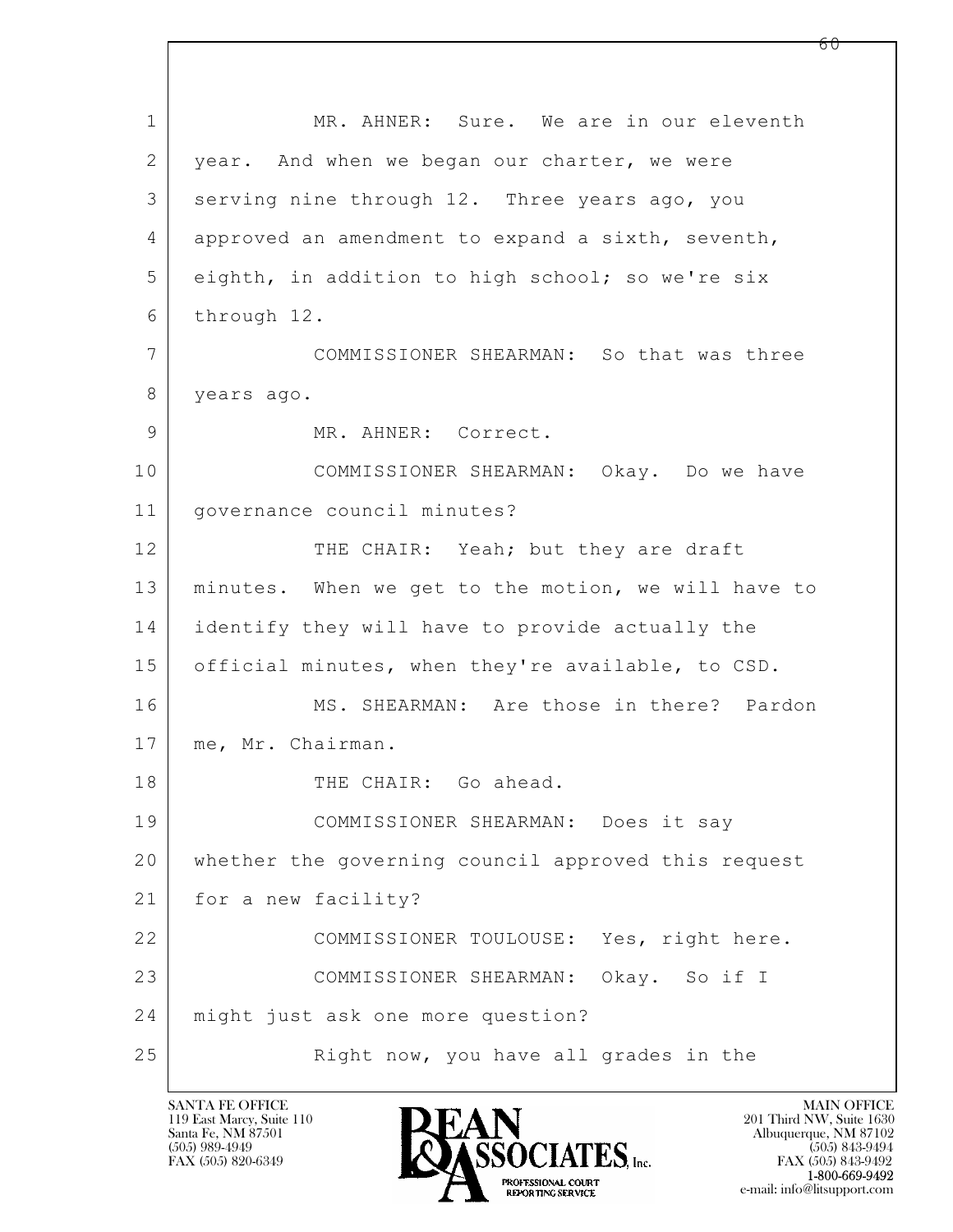MR. AHNER: Sure. We are in our eleventh year. And when we began our charter, we were serving nine through 12. Three years ago, you approved an amendment to expand a sixth, seventh, eighth, in addition to high school; so we're six through 12.

COMMISSIONER SHEARMAN: So that was three years ago.

MR. AHNER: Correct.

COMMISSIONER SHEARMAN: Okay. Do we have governance council minutes?

THE CHAIR: Yeah; but they are draft minutes. When we get to the motion, we will have to identify they will have to provide actually the official minutes, when they're available, to CSD.

MS. SHEARMAN: Are those in there? Pardon me, Mr. Chairman.

THE CHAIR: Go ahead.

COMMISSIONER SHEARMAN: Does it say whether the governing council approved this request for a new facility?

COMMISSIONER TOULOUSE: Yes, right here.

COMMISSIONER SHEARMAN: Okay. So if I might just ask one more question?

Right now, you have all grades in the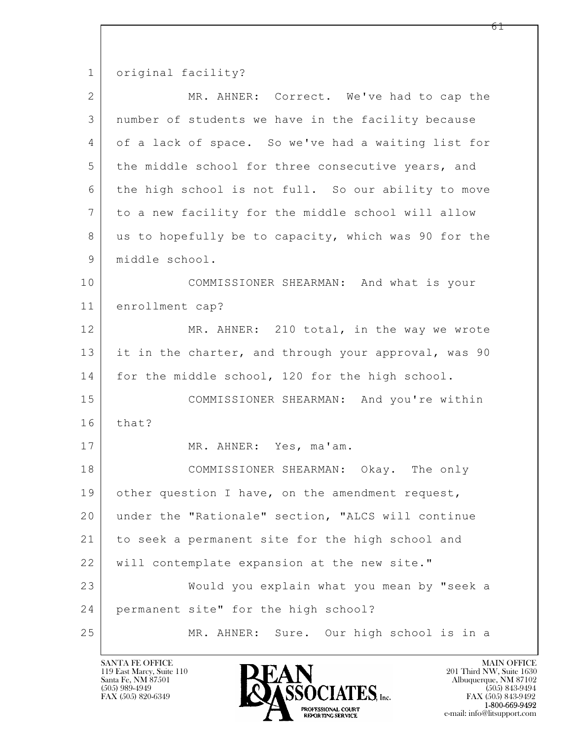original facility?

MR. AHNER: Correct. We've had to cap the number of students we have in the facility because of a lack of space. So we've had a waiting list for the middle school for three consecutive years, and the high school is not full. So our ability to move to a new facility for the middle school will allow us to hopefully be to capacity, which was 90 for the middle school.

COMMISSIONER SHEARMAN: And what is your enrollment cap?

MR. AHNER: 210 total, in the way we wrote it in the charter, and through your approval, was 90 for the middle school, 120 for the high school.

COMMISSIONER SHEARMAN: And you're within that?

MR. AHNER: Yes, ma'am.

COMMISSIONER SHEARMAN: Okay. The only other question I have, on the amendment request, under the "Rationale" section, "ALCS will continue to seek a permanent site for the high school and will contemplate expansion at the new site."

Would you explain what you mean by "seek a permanent site" for the high school?

MR. AHNER: Sure. Our high school is in a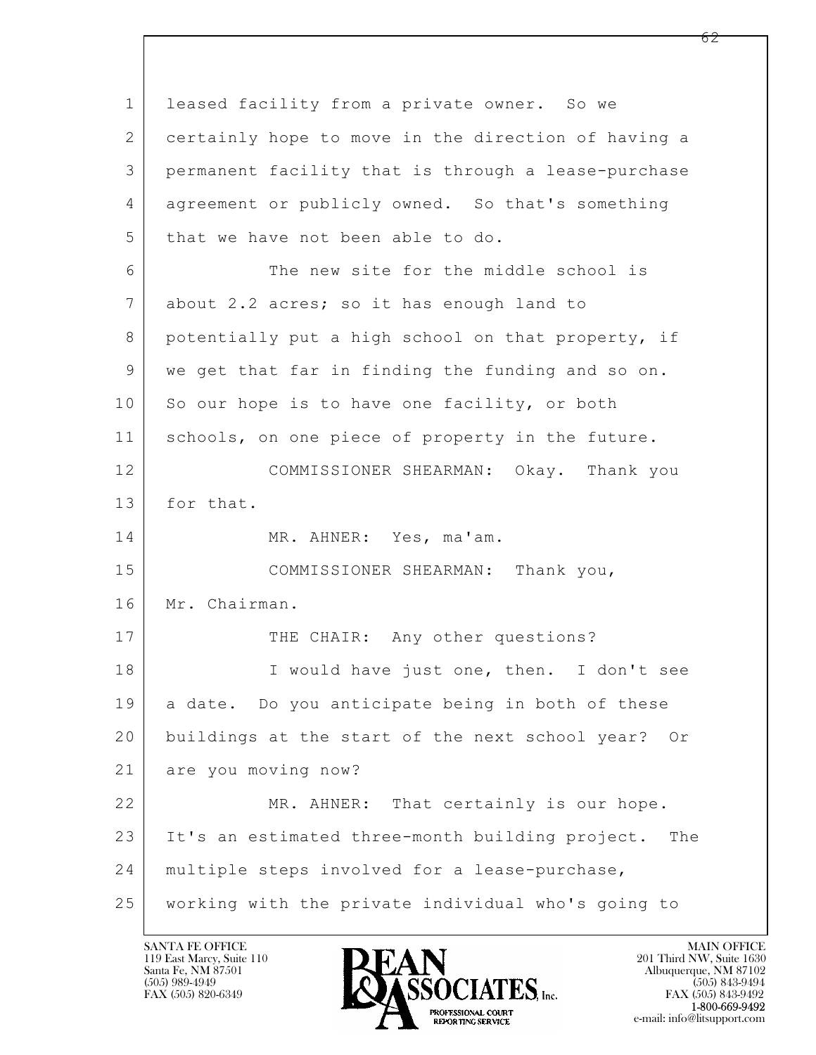leased facility from a private owner. So we certainly hope to move in the direction of having a permanent facility that is through a lease-purchase agreement or publicly owned. So that's something that we have not been able to do.

The new site for the middle school is about 2.2 acres; so it has enough land to potentially put a high school on that property, if we get that far in finding the funding and so on. So our hope is to have one facility, or both schools, on one piece of property in the future.

COMMISSIONER SHEARMAN: Okay. Thank you for that.

MR. AHNER: Yes, ma'am.

COMMISSIONER SHEARMAN: Thank you, Mr. Chairman.

THE CHAIR: Any other questions?

I would have just one, then. I don't see a date. Do you anticipate being in both of these buildings at the start of the next school year? Or are you moving now?

MR. AHNER: That certainly is our hope. It's an estimated three-month building project. The multiple steps involved for a lease-purchase, working with the private individual who's going to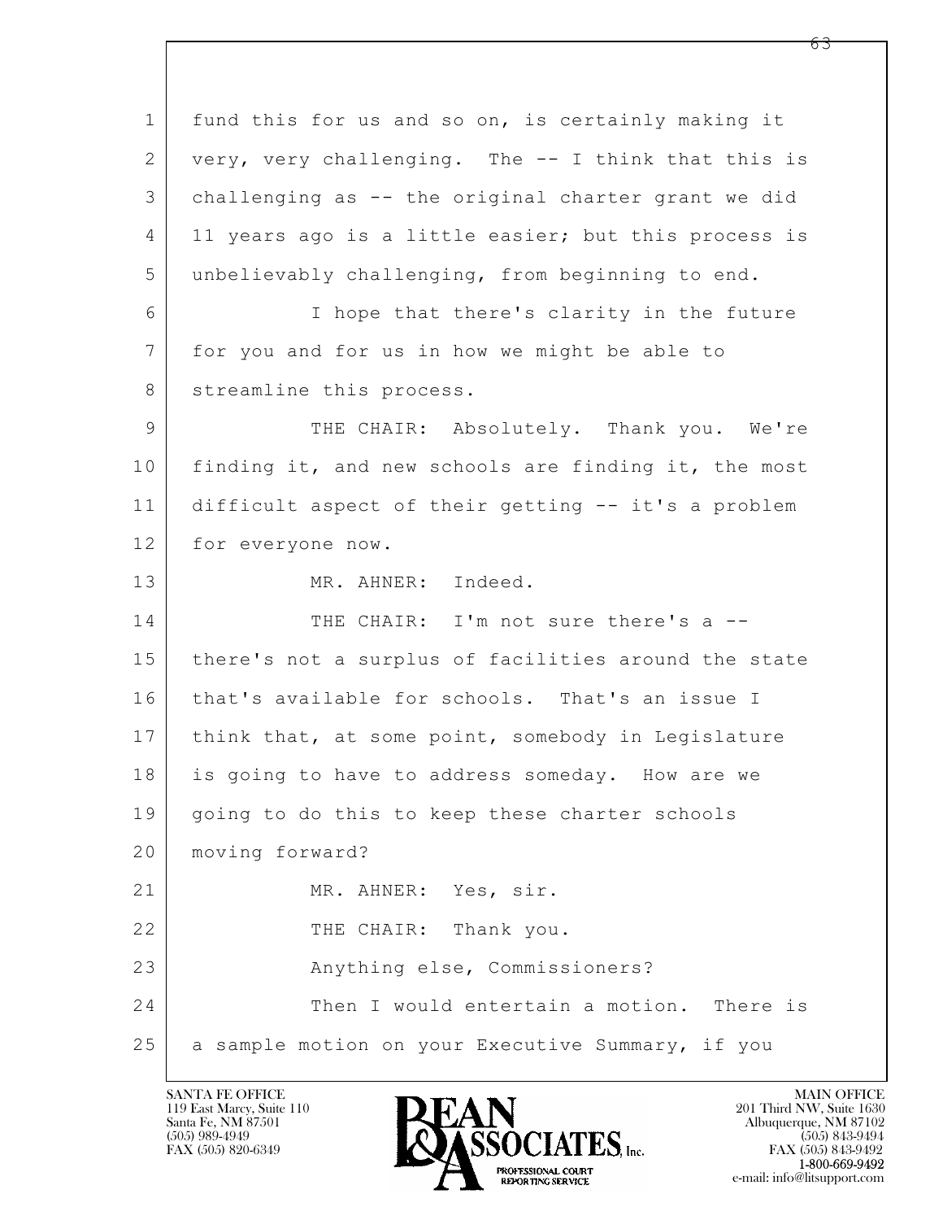1 fund this for us and so on, is certainly making it
2 very, very challenging. The -- I think that this is
3 challenging as -- the original charter grant we did
4 11 years ago is a little easier; but this process is
5 unbelievably challenging, from beginning to end.
6 I hope that there's clarity in the future
7 for you and for us in how we might be able to
8 streamline this process.
9 THE CHAIR: Absolutely. Thank you. We're
10 finding it, and new schools are finding it, the most
11 difficult aspect of their getting -- it's a problem
12 for everyone now.
13 MR. AHNER: Indeed.
14 THE CHAIR: I'm not sure there's a --
15 there's not a surplus of facilities around the state
16 that's available for schools. That's an issue I
17 think that, at some point, somebody in Legislature
18 is going to have to address someday. How are we
19 going to do this to keep these charter schools
20 moving forward?
21 MR. AHNER: Yes, sir.
22 THE CHAIR: Thank you.
23 Anything else, Commissioners?
24 Then I would entertain a motion. There is
25 a sample motion on your Executive Summary, if you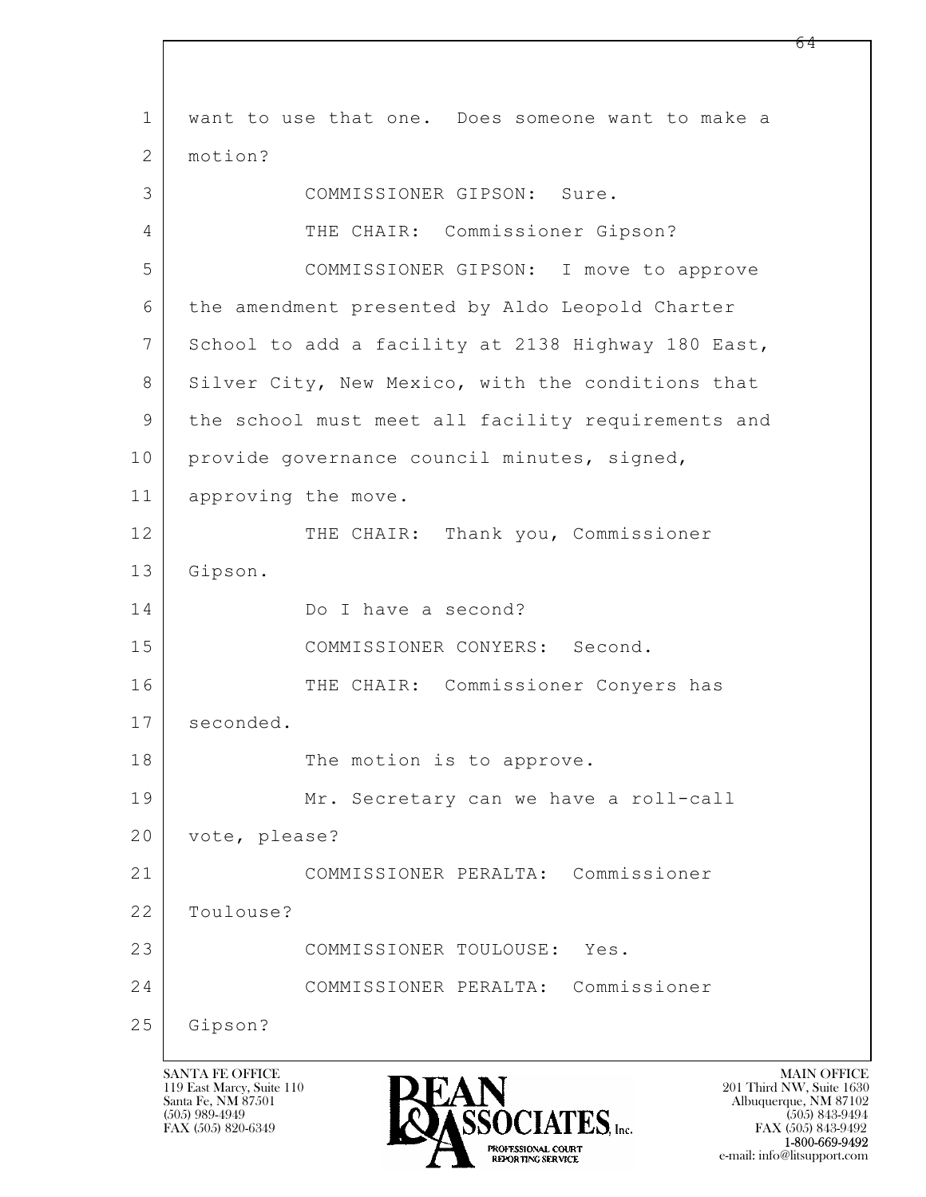want to use that one. Does someone want to make a motion?

COMMISSIONER GIPSON: Sure.

THE CHAIR: Commissioner Gipson?

COMMISSIONER GIPSON: I move to approve the amendment presented by Aldo Leopold Charter School to add a facility at 2138 Highway 180 East, Silver City, New Mexico, with the conditions that the school must meet all facility requirements and provide governance council minutes, signed, approving the move.

THE CHAIR: Thank you, Commissioner Gipson.

Do I have a second?

COMMISSIONER CONYERS: Second.

THE CHAIR: Commissioner Conyers has seconded.

The motion is to approve.

Mr. Secretary can we have a roll-call vote, please?

COMMISSIONER PERALTA: Commissioner Toulouse?

COMMISSIONER TOULOUSE: Yes.

COMMISSIONER PERALTA: Commissioner Gipson?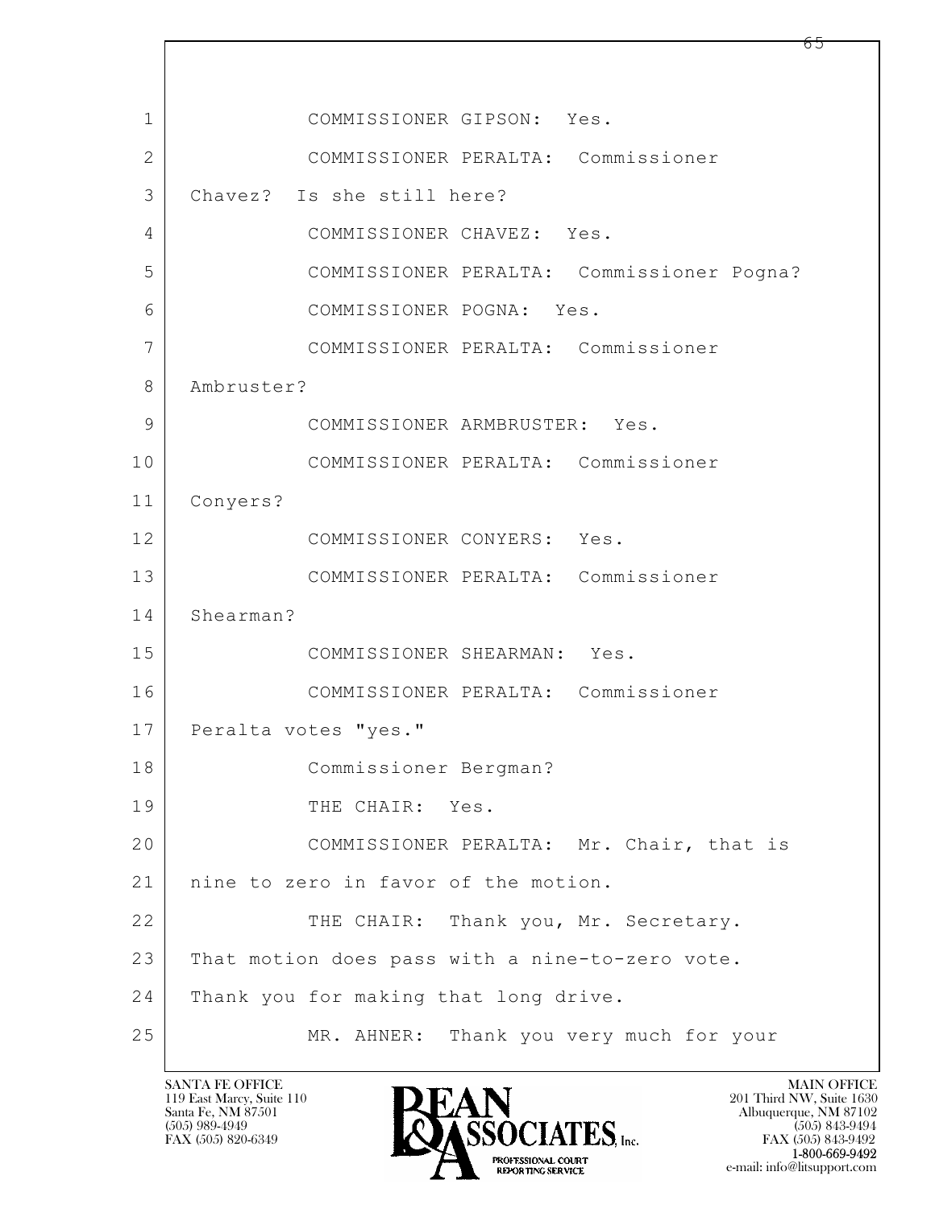1 COMMISSIONER GIPSON: Yes.

2 COMMISSIONER PERALTA: Commissioner

3 Chavez? Is she still here?

4 COMMISSIONER CHAVEZ: Yes.

5 COMMISSIONER PERALTA: Commissioner Pogna?

6 COMMISSIONER POGNA: Yes.

7 COMMISSIONER PERALTA: Commissioner

8 Ambruster?

9 COMMISSIONER ARMBRUSTER: Yes.

10 COMMISSIONER PERALTA: Commissioner

11 Conyers?

12 COMMISSIONER CONYERS: Yes.

13 COMMISSIONER PERALTA: Commissioner

14 Shearman?

15 COMMISSIONER SHEARMAN: Yes.

16 COMMISSIONER PERALTA: Commissioner

17 Peralta votes "yes."

18 Commissioner Bergman?

19 THE CHAIR: Yes.

20 COMMISSIONER PERALTA: Mr. Chair, that is

21 nine to zero in favor of the motion.

22 THE CHAIR: Thank you, Mr. Secretary.

23 That motion does pass with a nine-to-zero vote.

24 Thank you for making that long drive.

25 MR. AHNER: Thank you very much for your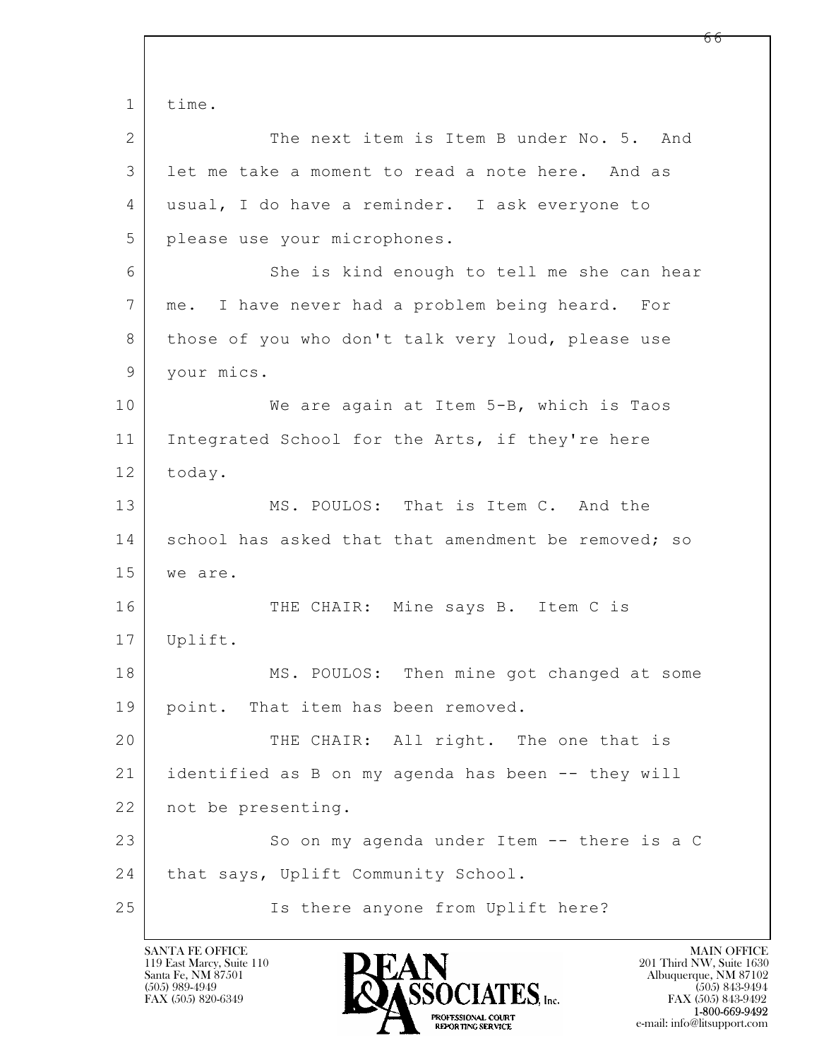1 time.

2 The next item is Item B under No. 5. And
3 let me take a moment to read a note here. And as
4 usual, I do have a reminder. I ask everyone to
5 please use your microphones.

6 She is kind enough to tell me she can hear
7 me. I have never had a problem being heard. For
8 those of you who don't talk very loud, please use
9 your mics.

10 We are again at Item 5-B, which is Taos
11 Integrated School for the Arts, if they're here
12 today.

13 MS. POULOS: That is Item C. And the
14 school has asked that that amendment be removed; so
15 we are.

16 THE CHAIR: Mine says B. Item C is
17 Uplift.

18 MS. POULOS: Then mine got changed at some
19 point. That item has been removed.

20 THE CHAIR: All right. The one that is
21 identified as B on my agenda has been -- they will
22 not be presenting.

23 So on my agenda under Item -- there is a C
24 that says, Uplift Community School.

25 Is there anyone from Uplift here?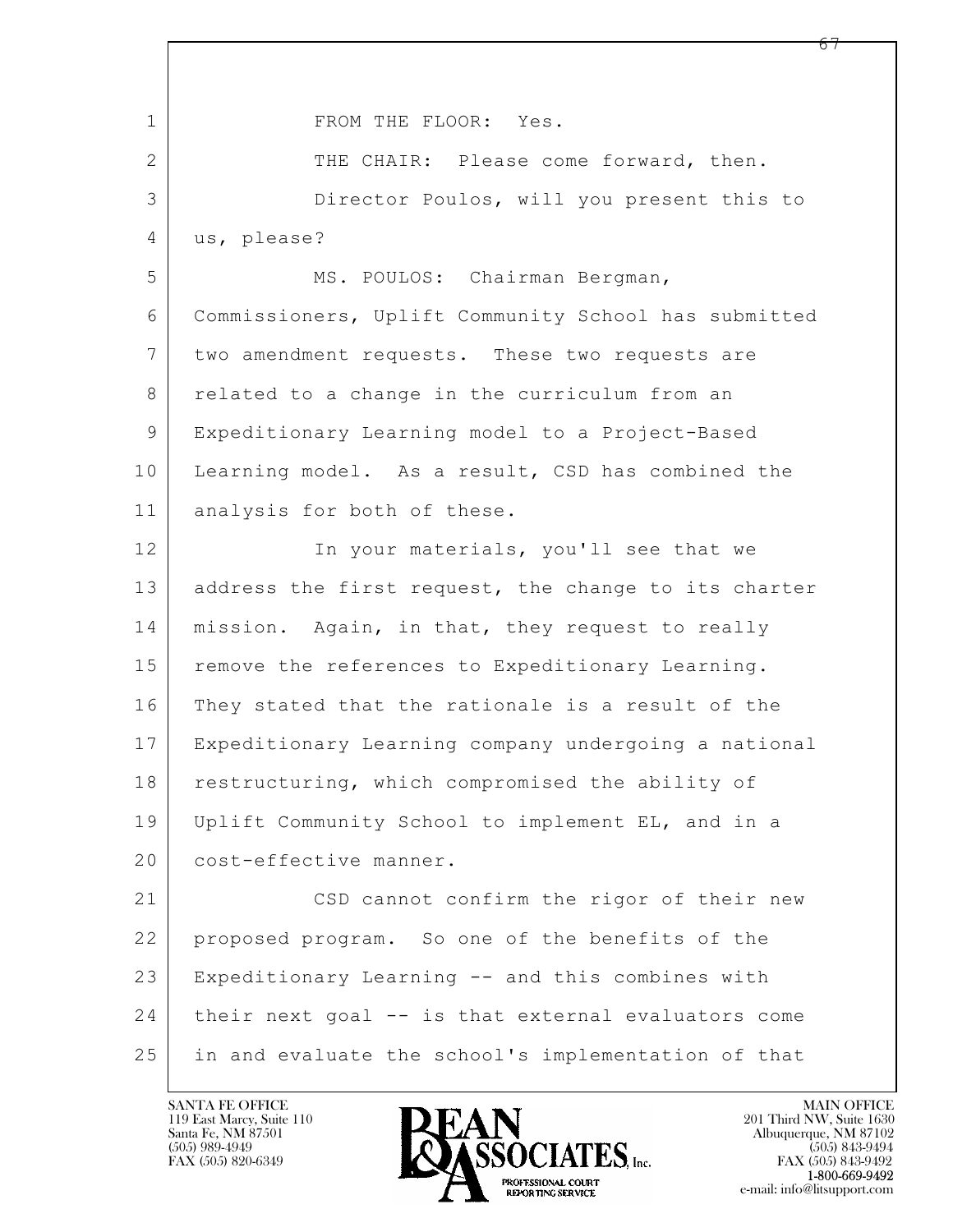FROM THE FLOOR: Yes.

THE CHAIR: Please come forward, then.

Director Poulos, will you present this to us, please?

MS. POULOS: Chairman Bergman, Commissioners, Uplift Community School has submitted two amendment requests. These two requests are related to a change in the curriculum from an Expeditionary Learning model to a Project-Based Learning model. As a result, CSD has combined the analysis for both of these.

In your materials, you'll see that we address the first request, the change to its charter mission. Again, in that, they request to really remove the references to Expeditionary Learning. They stated that the rationale is a result of the Expeditionary Learning company undergoing a national restructuring, which compromised the ability of Uplift Community School to implement EL, and in a cost-effective manner.

CSD cannot confirm the rigor of their new proposed program. So one of the benefits of the Expeditionary Learning -- and this combines with their next goal -- is that external evaluators come in and evaluate the school's implementation of that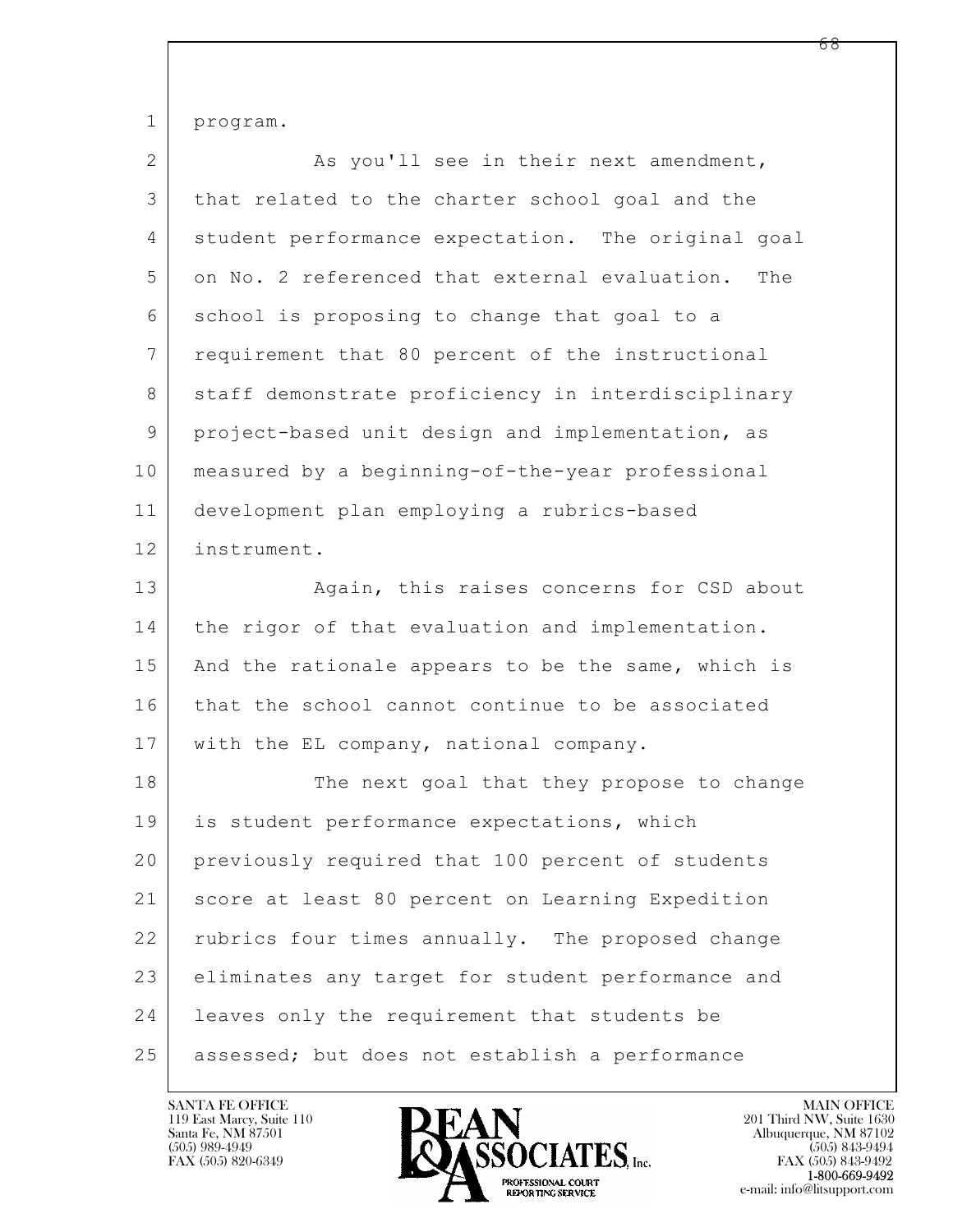program.

As you'll see in their next amendment, that related to the charter school goal and the student performance expectation. The original goal on No. 2 referenced that external evaluation. The school is proposing to change that goal to a requirement that 80 percent of the instructional staff demonstrate proficiency in interdisciplinary project-based unit design and implementation, as measured by a beginning-of-the-year professional development plan employing a rubrics-based instrument.

Again, this raises concerns for CSD about the rigor of that evaluation and implementation. And the rationale appears to be the same, which is that the school cannot continue to be associated with the EL company, national company.

The next goal that they propose to change is student performance expectations, which previously required that 100 percent of students score at least 80 percent on Learning Expedition rubrics four times annually. The proposed change eliminates any target for student performance and leaves only the requirement that students be assessed; but does not establish a performance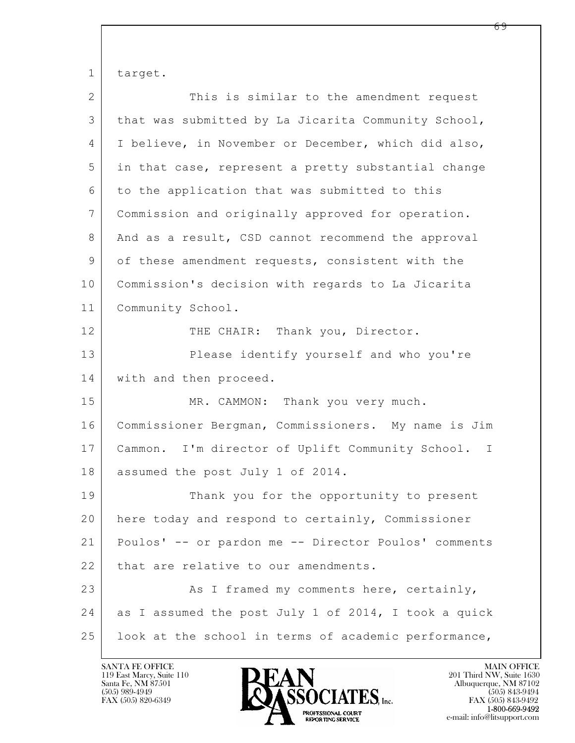target.

This is similar to the amendment request that was submitted by La Jicarita Community School, I believe, in November or December, which did also, in that case, represent a pretty substantial change to the application that was submitted to this Commission and originally approved for operation. And as a result, CSD cannot recommend the approval of these amendment requests, consistent with the Commission's decision with regards to La Jicarita Community School.

THE CHAIR: Thank you, Director.

Please identify yourself and who you're with and then proceed.

MR. CAMMON: Thank you very much. Commissioner Bergman, Commissioners. My name is Jim Cammon. I'm director of Uplift Community School. I assumed the post July 1 of 2014.

Thank you for the opportunity to present here today and respond to certainly, Commissioner Poulos' -- or pardon me -- Director Poulos' comments that are relative to our amendments.

As I framed my comments here, certainly, as I assumed the post July 1 of 2014, I took a quick look at the school in terms of academic performance,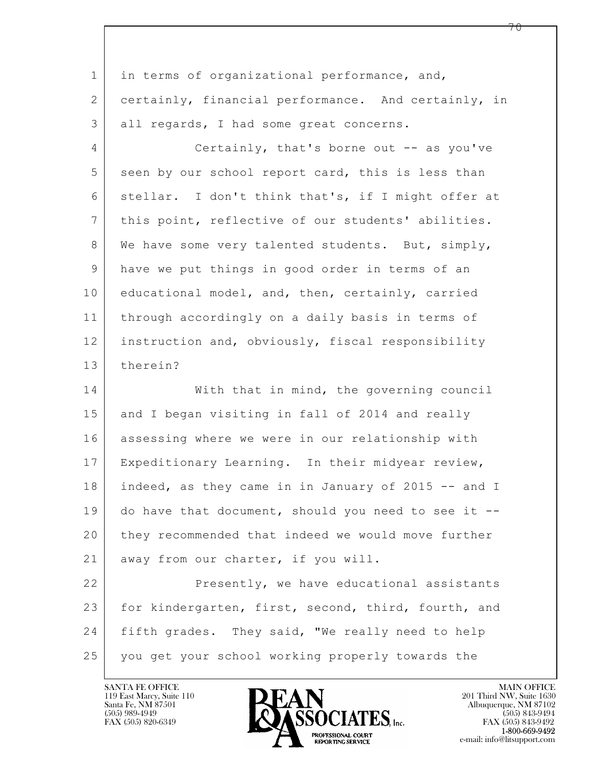in terms of organizational performance, and, certainly, financial performance. And certainly, in all regards, I had some great concerns.

Certainly, that's borne out -- as you've seen by our school report card, this is less than stellar. I don't think that's, if I might offer at this point, reflective of our students' abilities. We have some very talented students. But, simply, have we put things in good order in terms of an educational model, and, then, certainly, carried through accordingly on a daily basis in terms of instruction and, obviously, fiscal responsibility therein?

With that in mind, the governing council and I began visiting in fall of 2014 and really assessing where we were in our relationship with Expeditionary Learning. In their midyear review, indeed, as they came in in January of 2015 -- and I do have that document, should you need to see it -- they recommended that indeed we would move further away from our charter, if you will.

Presently, we have educational assistants for kindergarten, first, second, third, fourth, and fifth grades. They said, "We really need to help you get your school working properly towards the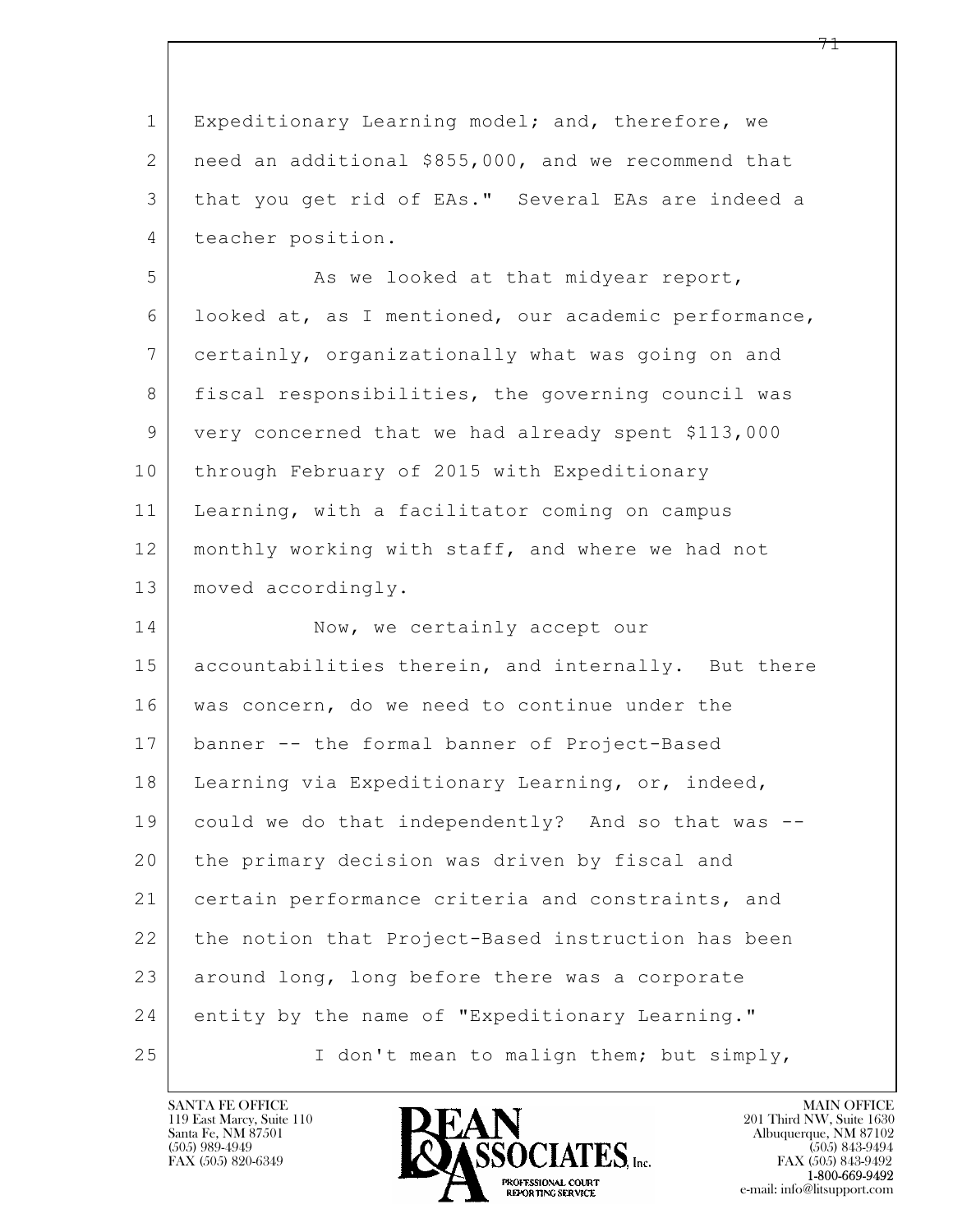Expeditionary Learning model; and, therefore, we need an additional $855,000, and we recommend that that you get rid of EAs." Several EAs are indeed a teacher position.

As we looked at that midyear report, looked at, as I mentioned, our academic performance, certainly, organizationally what was going on and fiscal responsibilities, the governing council was very concerned that we had already spent $113,000 through February of 2015 with Expeditionary Learning, with a facilitator coming on campus monthly working with staff, and where we had not moved accordingly.

Now, we certainly accept our accountabilities therein, and internally. But there was concern, do we need to continue under the banner -- the formal banner of Project-Based Learning via Expeditionary Learning, or, indeed, could we do that independently? And so that was -- the primary decision was driven by fiscal and certain performance criteria and constraints, and the notion that Project-Based instruction has been around long, long before there was a corporate entity by the name of "Expeditionary Learning."

I don't mean to malign them; but simply,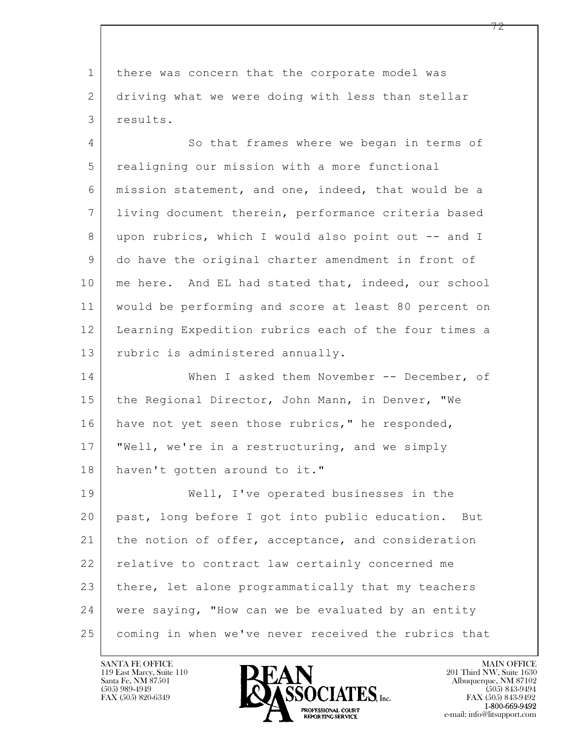there was concern that the corporate model was driving what we were doing with less than stellar results.

So that frames where we began in terms of realigning our mission with a more functional mission statement, and one, indeed, that would be a living document therein, performance criteria based upon rubrics, which I would also point out -- and I do have the original charter amendment in front of me here. And EL had stated that, indeed, our school would be performing and score at least 80 percent on Learning Expedition rubrics each of the four times a rubric is administered annually.

When I asked them November -- December, of the Regional Director, John Mann, in Denver, "We have not yet seen those rubrics," he responded, "Well, we're in a restructuring, and we simply haven't gotten around to it."

Well, I've operated businesses in the past, long before I got into public education. But the notion of offer, acceptance, and consideration relative to contract law certainly concerned me there, let alone programmatically that my teachers were saying, "How can we be evaluated by an entity coming in when we've never received the rubrics that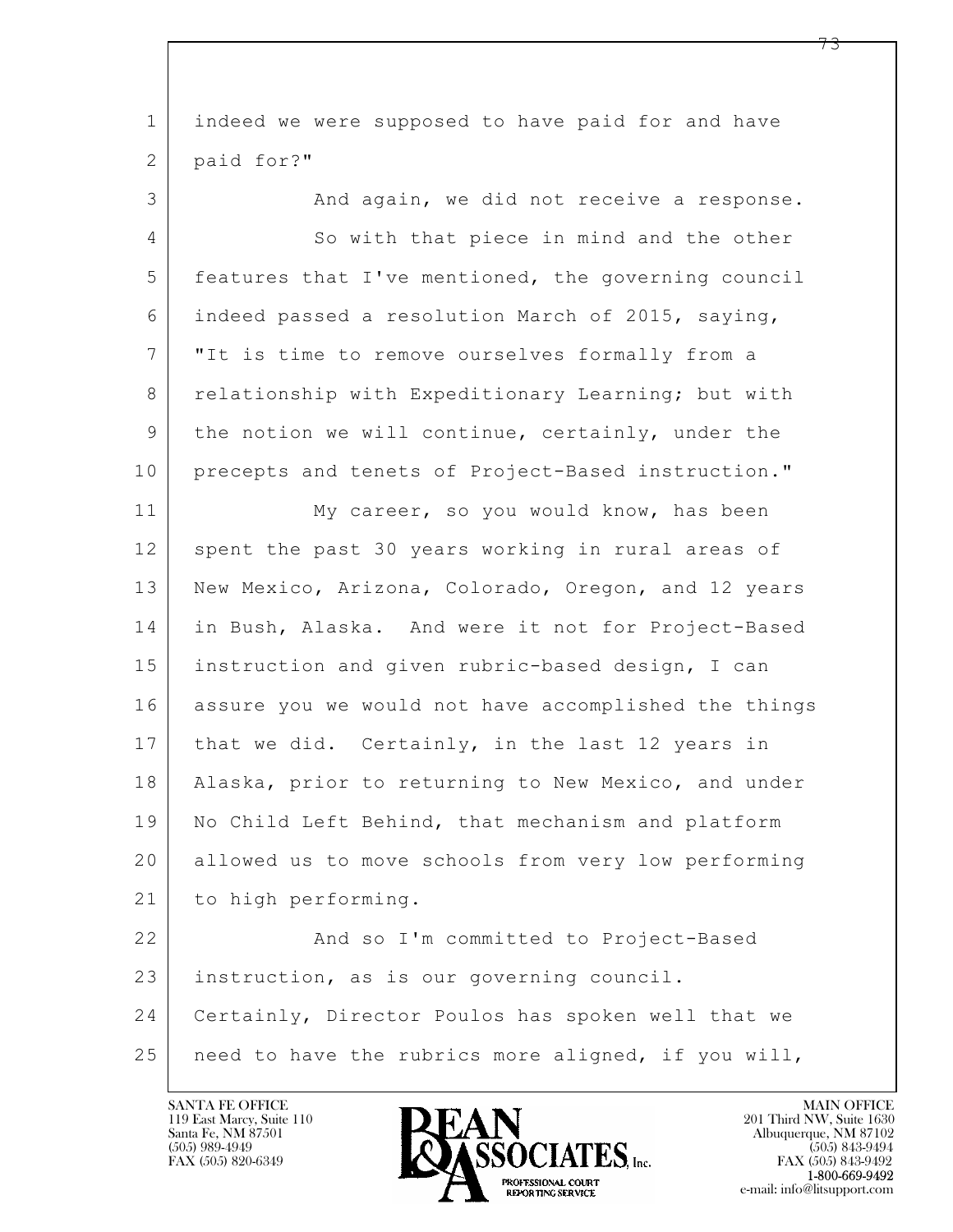indeed we were supposed to have paid for and have paid for?"

And again, we did not receive a response.

So with that piece in mind and the other features that I've mentioned, the governing council indeed passed a resolution March of 2015, saying, "It is time to remove ourselves formally from a relationship with Expeditionary Learning; but with the notion we will continue, certainly, under the precepts and tenets of Project-Based instruction."

My career, so you would know, has been spent the past 30 years working in rural areas of New Mexico, Arizona, Colorado, Oregon, and 12 years in Bush, Alaska. And were it not for Project-Based instruction and given rubric-based design, I can assure you we would not have accomplished the things that we did. Certainly, in the last 12 years in Alaska, prior to returning to New Mexico, and under No Child Left Behind, that mechanism and platform allowed us to move schools from very low performing to high performing.

And so I'm committed to Project-Based instruction, as is our governing council. Certainly, Director Poulos has spoken well that we need to have the rubrics more aligned, if you will,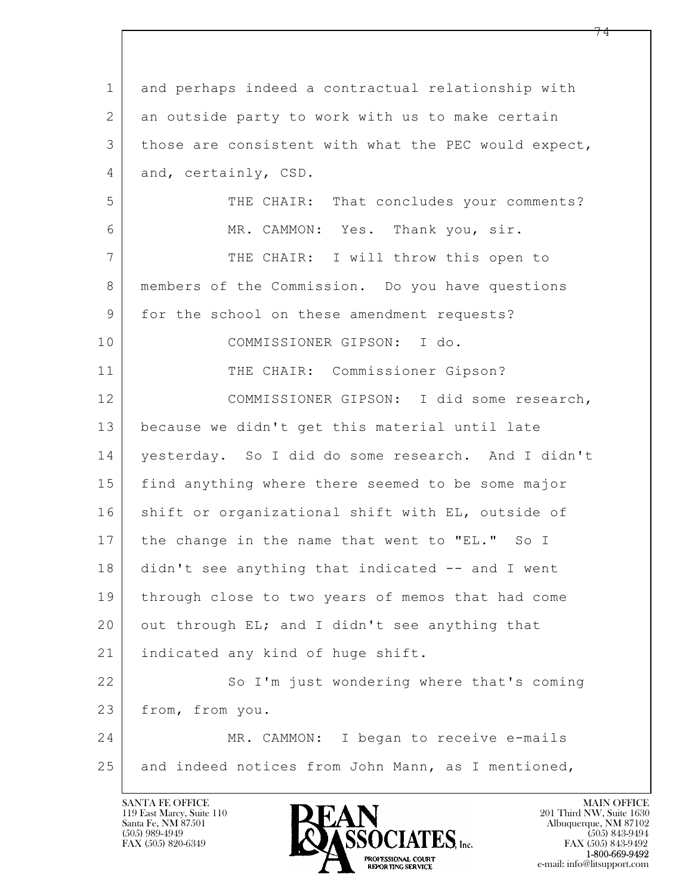and perhaps indeed a contractual relationship with an outside party to work with us to make certain those are consistent with what the PEC would expect, and, certainly, CSD.

THE CHAIR: That concludes your comments?

MR. CAMMON: Yes. Thank you, sir.

THE CHAIR: I will throw this open to members of the Commission. Do you have questions for the school on these amendment requests?

COMMISSIONER GIPSON: I do.

THE CHAIR: Commissioner Gipson?

COMMISSIONER GIPSON: I did some research, because we didn't get this material until late yesterday. So I did do some research. And I didn't find anything where there seemed to be some major shift or organizational shift with EL, outside of the change in the name that went to "EL." So I didn't see anything that indicated -- and I went through close to two years of memos that had come out through EL; and I didn't see anything that indicated any kind of huge shift.

So I'm just wondering where that's coming from, from you.

MR. CAMMON: I began to receive e-mails and indeed notices from John Mann, as I mentioned,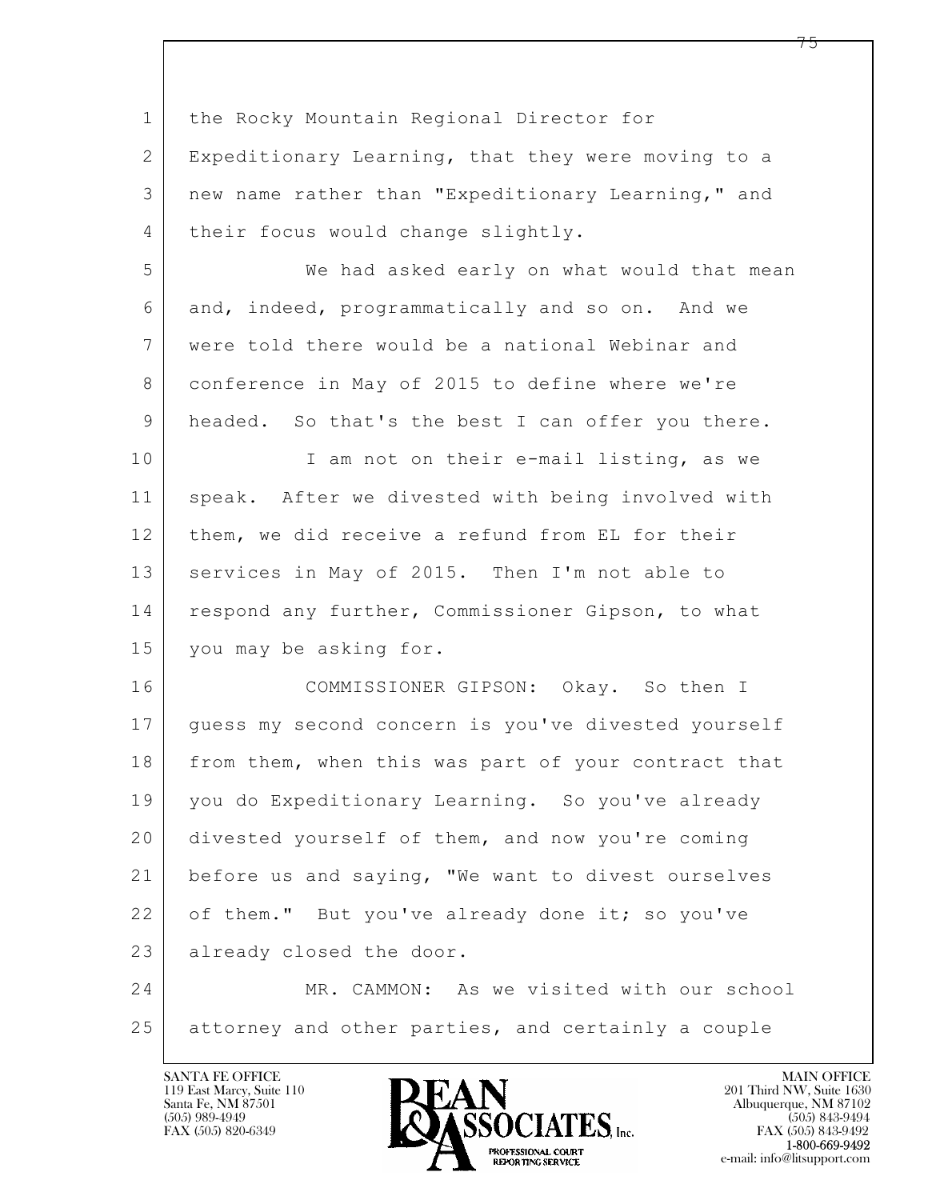the Rocky Mountain Regional Director for Expeditionary Learning, that they were moving to a new name rather than "Expeditionary Learning," and their focus would change slightly.

We had asked early on what would that mean and, indeed, programmatically and so on. And we were told there would be a national Webinar and conference in May of 2015 to define where we're headed. So that's the best I can offer you there.

I am not on their e-mail listing, as we speak. After we divested with being involved with them, we did receive a refund from EL for their services in May of 2015. Then I'm not able to respond any further, Commissioner Gipson, to what you may be asking for.

COMMISSIONER GIPSON: Okay. So then I guess my second concern is you've divested yourself from them, when this was part of your contract that you do Expeditionary Learning. So you've already divested yourself of them, and now you're coming before us and saying, "We want to divest ourselves of them." But you've already done it; so you've already closed the door.

MR. CAMMON: As we visited with our school attorney and other parties, and certainly a couple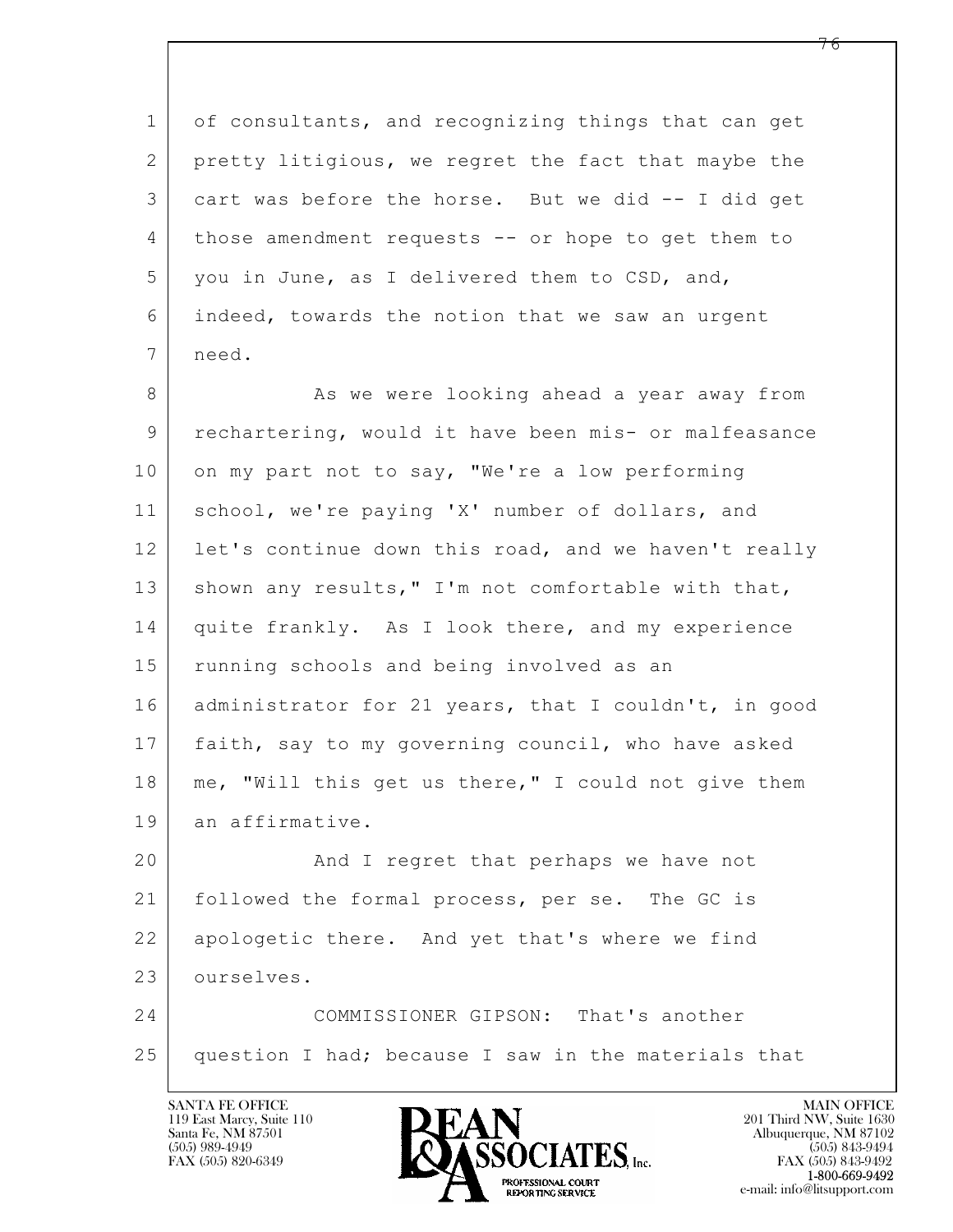of consultants, and recognizing things that can get pretty litigious, we regret the fact that maybe the cart was before the horse. But we did -- I did get those amendment requests -- or hope to get them to you in June, as I delivered them to CSD, and, indeed, towards the notion that we saw an urgent need.

As we were looking ahead a year away from rechartering, would it have been mis- or malfeasance on my part not to say, "We're a low performing school, we're paying 'X' number of dollars, and let's continue down this road, and we haven't really shown any results," I'm not comfortable with that, quite frankly. As I look there, and my experience running schools and being involved as an administrator for 21 years, that I couldn't, in good faith, say to my governing council, who have asked me, "Will this get us there," I could not give them an affirmative.

And I regret that perhaps we have not followed the formal process, per se. The GC is apologetic there. And yet that's where we find ourselves.

COMMISSIONER GIPSON: That's another question I had; because I saw in the materials that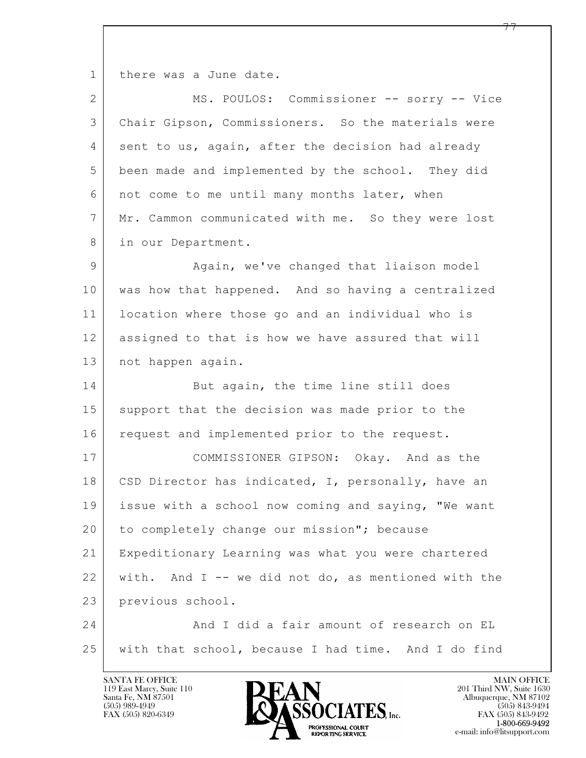there was a June date.

MS. POULOS: Commissioner -- sorry -- Vice Chair Gipson, Commissioners. So the materials were sent to us, again, after the decision had already been made and implemented by the school. They did not come to me until many months later, when Mr. Cammon communicated with me. So they were lost in our Department.

Again, we've changed that liaison model was how that happened. And so having a centralized location where those go and an individual who is assigned to that is how we have assured that will not happen again.

But again, the time line still does support that the decision was made prior to the request and implemented prior to the request.

COMMISSIONER GIPSON: Okay. And as the CSD Director has indicated, I, personally, have an issue with a school now coming and saying, "We want to completely change our mission"; because Expeditionary Learning was what you were chartered with. And I -- we did not do, as mentioned with the previous school.

And I did a fair amount of research on EL with that school, because I had time. And I do find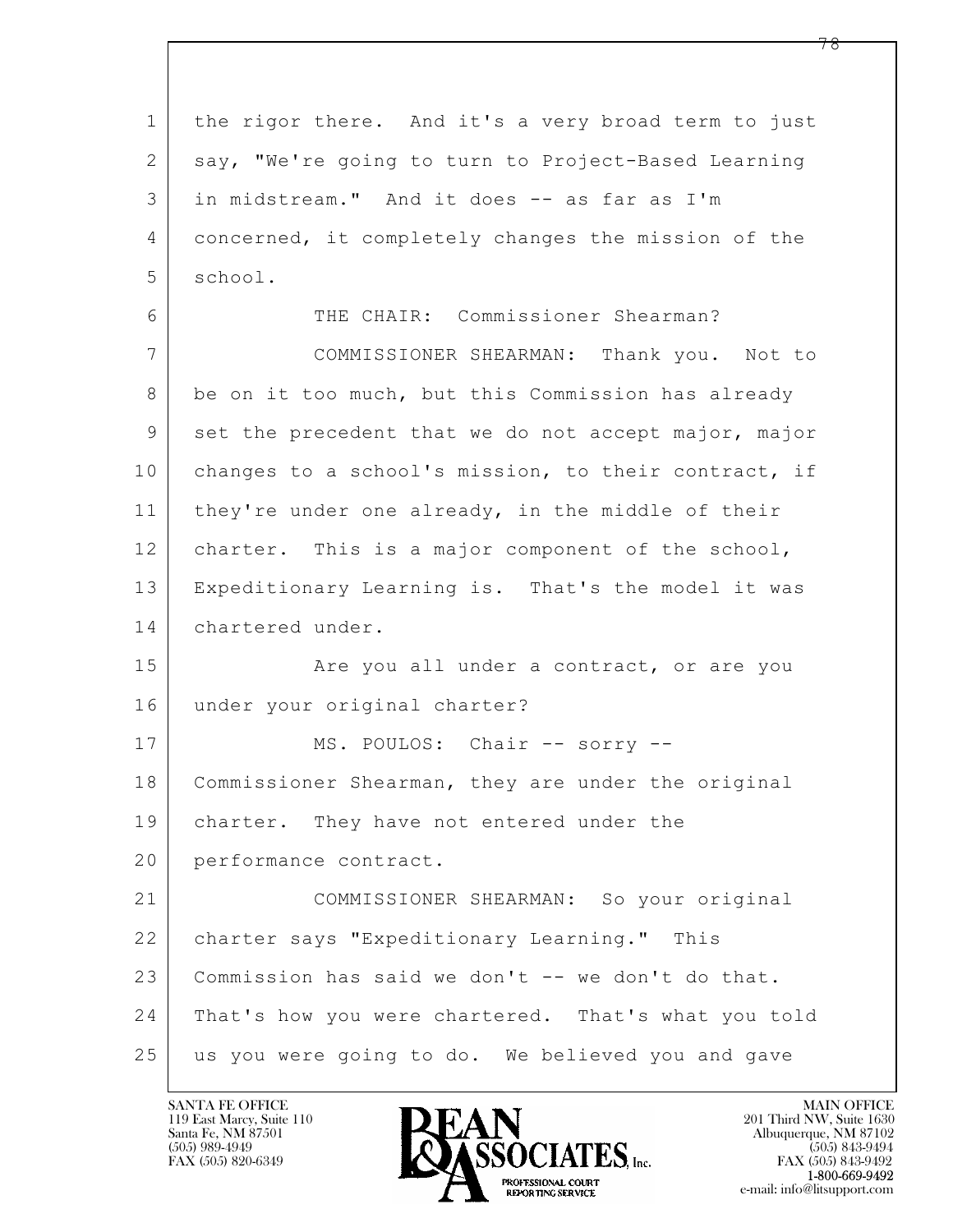the rigor there. And it's a very broad term to just say, "We're going to turn to Project-Based Learning in midstream." And it does -- as far as I'm concerned, it completely changes the mission of the school.

THE CHAIR: Commissioner Shearman?

COMMISSIONER SHEARMAN: Thank you. Not to be on it too much, but this Commission has already set the precedent that we do not accept major, major changes to a school's mission, to their contract, if they're under one already, in the middle of their charter. This is a major component of the school, Expeditionary Learning is. That's the model it was chartered under.

Are you all under a contract, or are you under your original charter?

MS. POULOS: Chair -- sorry -- Commissioner Shearman, they are under the original charter. They have not entered under the performance contract.

COMMISSIONER SHEARMAN: So your original charter says "Expeditionary Learning." This Commission has said we don't -- we don't do that. That's how you were chartered. That's what you told us you were going to do. We believed you and gave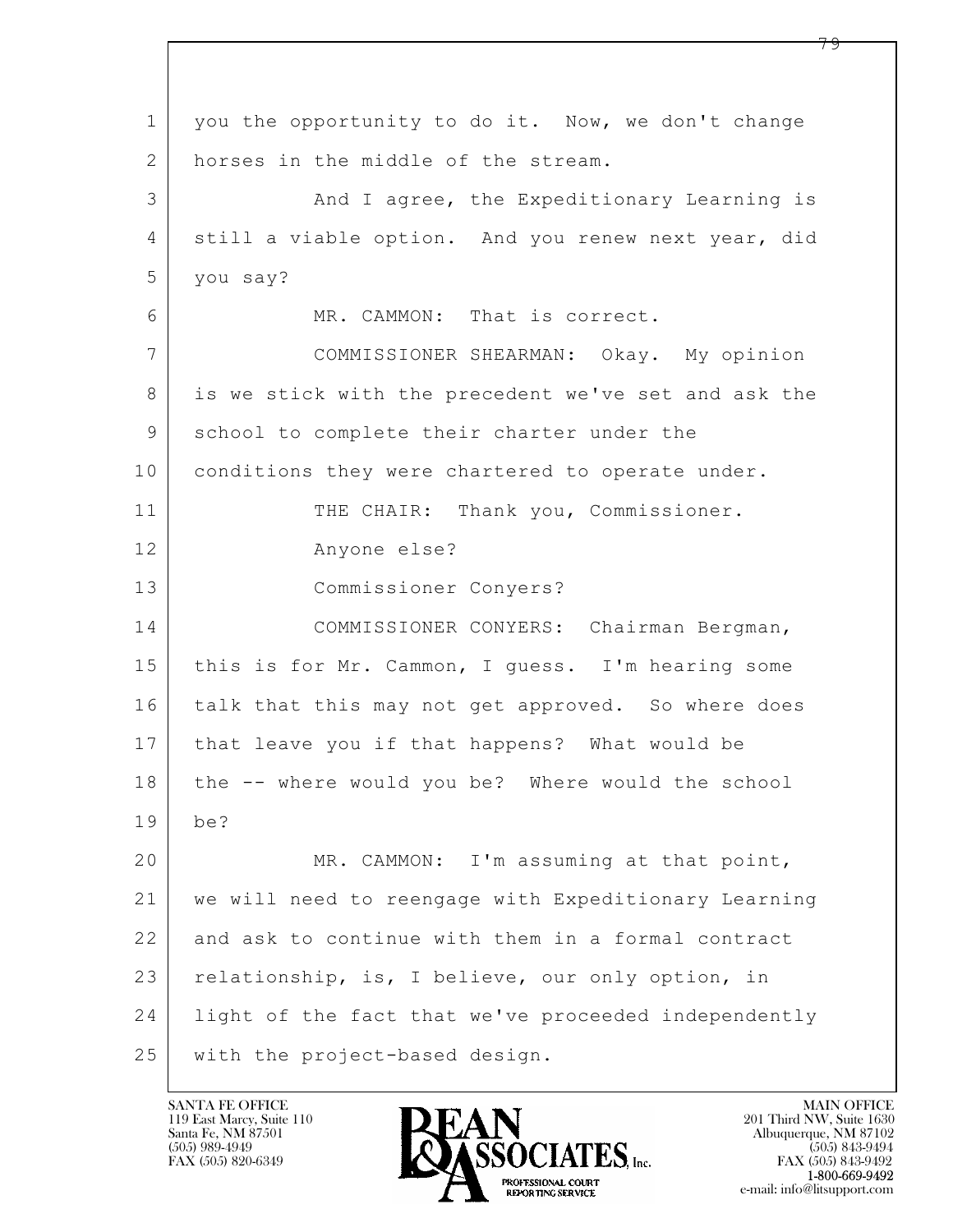you the opportunity to do it. Now, we don't change horses in the middle of the stream.

And I agree, the Expeditionary Learning is still a viable option. And you renew next year, did you say?

MR. CAMMON: That is correct.

COMMISSIONER SHEARMAN: Okay. My opinion is we stick with the precedent we've set and ask the school to complete their charter under the conditions they were chartered to operate under.

THE CHAIR: Thank you, Commissioner.

Anyone else?

Commissioner Conyers?

COMMISSIONER CONYERS: Chairman Bergman, this is for Mr. Cammon, I guess. I'm hearing some talk that this may not get approved. So where does that leave you if that happens? What would be the -- where would you be? Where would the school be?

MR. CAMMON: I'm assuming at that point, we will need to reengage with Expeditionary Learning and ask to continue with them in a formal contract relationship, is, I believe, our only option, in light of the fact that we've proceeded independently with the project-based design.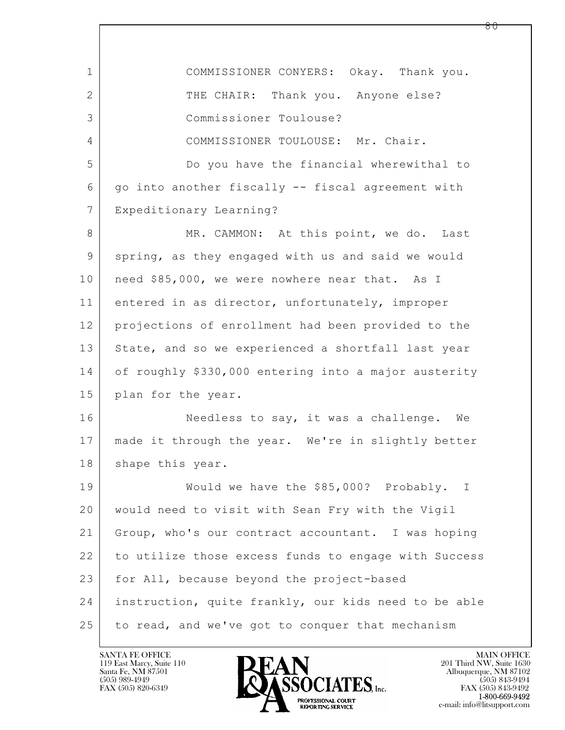COMMISSIONER CONYERS: Okay. Thank you.

THE CHAIR: Thank you. Anyone else?

Commissioner Toulouse?

COMMISSIONER TOULOUSE: Mr. Chair.

Do you have the financial wherewithal to go into another fiscally -- fiscal agreement with Expeditionary Learning?

MR. CAMMON: At this point, we do. Last spring, as they engaged with us and said we would need $85,000, we were nowhere near that. As I entered in as director, unfortunately, improper projections of enrollment had been provided to the State, and so we experienced a shortfall last year of roughly $330,000 entering into a major austerity plan for the year.

Needless to say, it was a challenge. We made it through the year. We're in slightly better shape this year.

Would we have the $85,000? Probably. I would need to visit with Sean Fry with the Vigil Group, who's our contract accountant. I was hoping to utilize those excess funds to engage with Success for All, because beyond the project-based instruction, quite frankly, our kids need to be able to read, and we've got to conquer that mechanism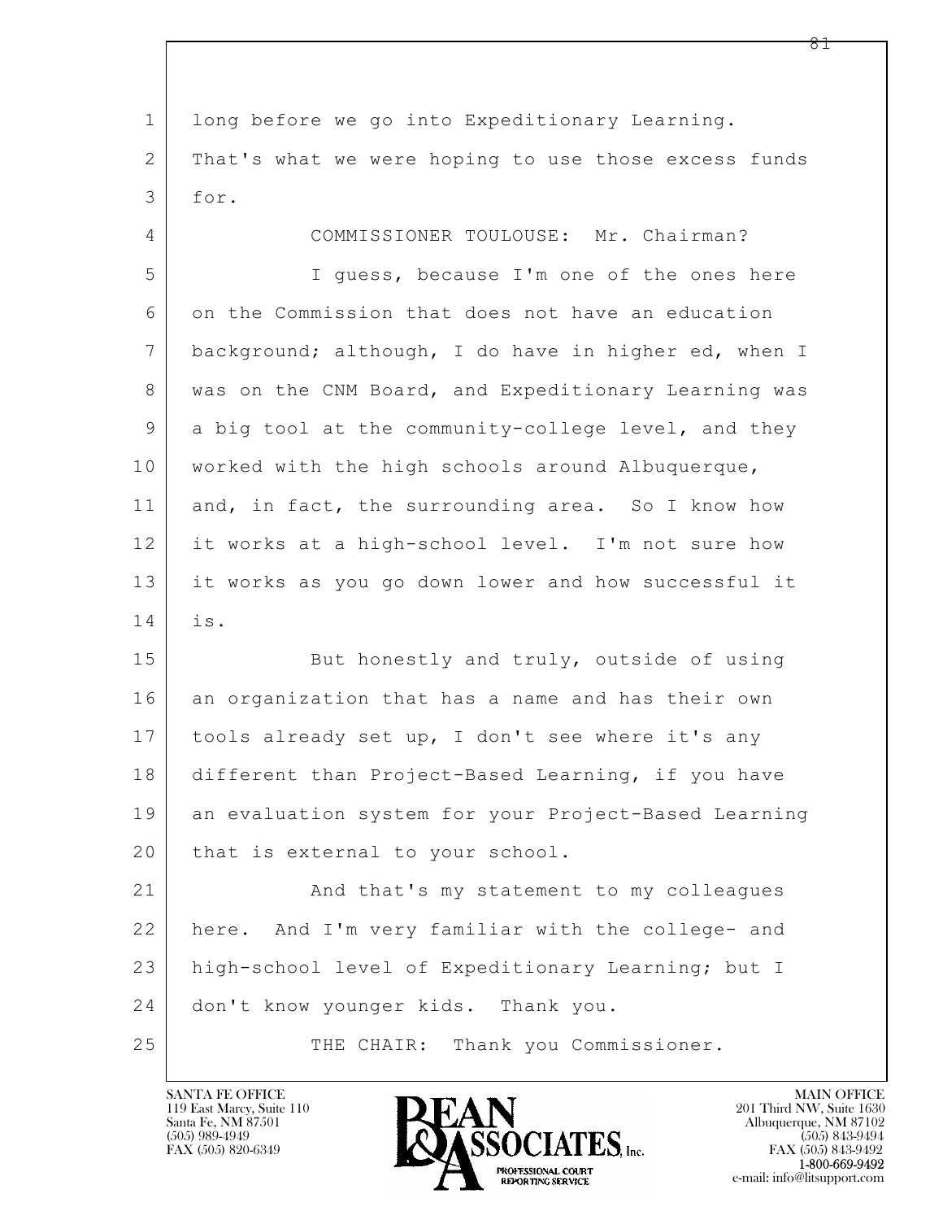long before we go into Expeditionary Learning. That's what we were hoping to use those excess funds for.

COMMISSIONER TOULOUSE: Mr. Chairman?

I guess, because I'm one of the ones here on the Commission that does not have an education background; although, I do have in higher ed, when I was on the CNM Board, and Expeditionary Learning was a big tool at the community-college level, and they worked with the high schools around Albuquerque, and, in fact, the surrounding area. So I know how it works at a high-school level. I'm not sure how it works as you go down lower and how successful it is.

But honestly and truly, outside of using an organization that has a name and has their own tools already set up, I don't see where it's any different than Project-Based Learning, if you have an evaluation system for your Project-Based Learning that is external to your school.

And that's my statement to my colleagues here. And I'm very familiar with the college- and high-school level of Expeditionary Learning; but I don't know younger kids. Thank you.

THE CHAIR: Thank you Commissioner.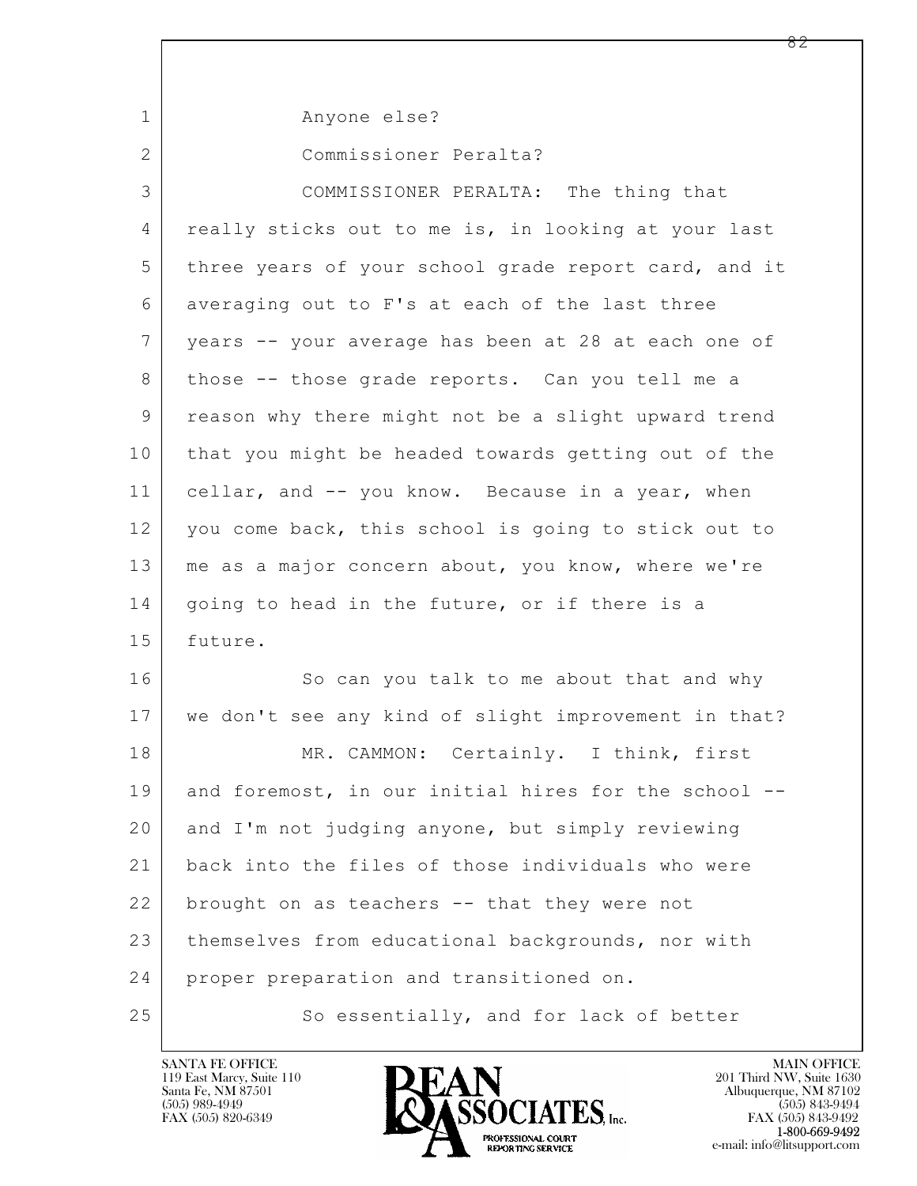1 Anyone else?

2 Commissioner Peralta?

3 COMMISSIONER PERALTA: The thing that

4 really sticks out to me is, in looking at your last

5 three years of your school grade report card, and it

6 averaging out to F's at each of the last three

7 years -- your average has been at 28 at each one of

8 those -- those grade reports. Can you tell me a

9 reason why there might not be a slight upward trend

10 that you might be headed towards getting out of the

11 cellar, and -- you know. Because in a year, when

12 you come back, this school is going to stick out to

13 me as a major concern about, you know, where we're

14 going to head in the future, or if there is a

15 future.

16 So can you talk to me about that and why

17 we don't see any kind of slight improvement in that?

18 MR. CAMMON: Certainly. I think, first

19 and foremost, in our initial hires for the school --

20 and I'm not judging anyone, but simply reviewing

21 back into the files of those individuals who were

22 brought on as teachers -- that they were not

23 themselves from educational backgrounds, nor with

24 proper preparation and transitioned on.

25 So essentially, and for lack of better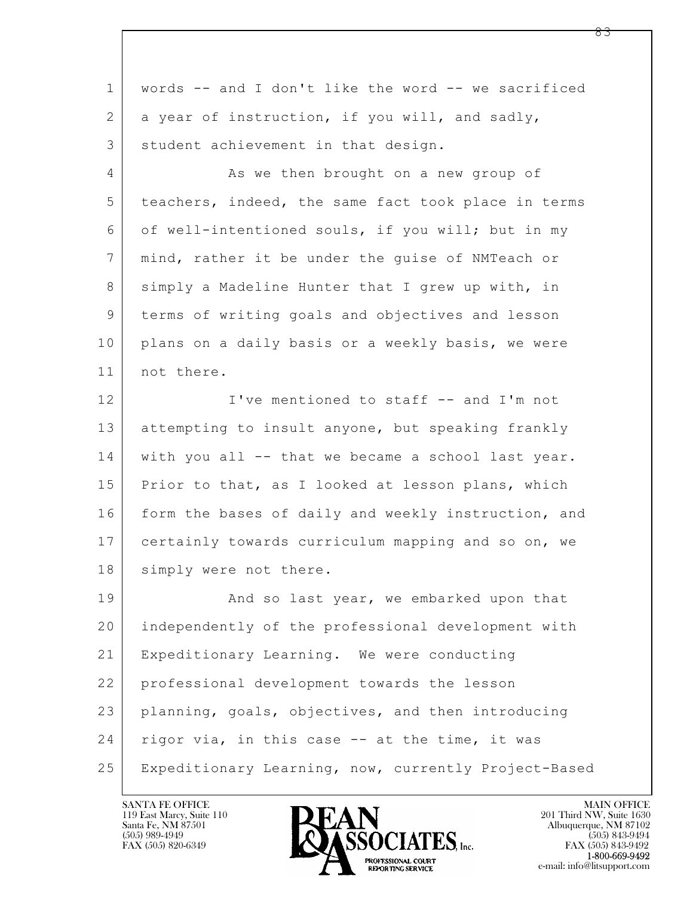words -- and I don't like the word -- we sacrificed a year of instruction, if you will, and sadly, student achievement in that design.

As we then brought on a new group of teachers, indeed, the same fact took place in terms of well-intentioned souls, if you will; but in my mind, rather it be under the guise of NMTeach or simply a Madeline Hunter that I grew up with, in terms of writing goals and objectives and lesson plans on a daily basis or a weekly basis, we were not there.

I've mentioned to staff -- and I'm not attempting to insult anyone, but speaking frankly with you all -- that we became a school last year. Prior to that, as I looked at lesson plans, which form the bases of daily and weekly instruction, and certainly towards curriculum mapping and so on, we simply were not there.

And so last year, we embarked upon that independently of the professional development with Expeditionary Learning. We were conducting professional development towards the lesson planning, goals, objectives, and then introducing rigor via, in this case -- at the time, it was Expeditionary Learning, now, currently Project-Based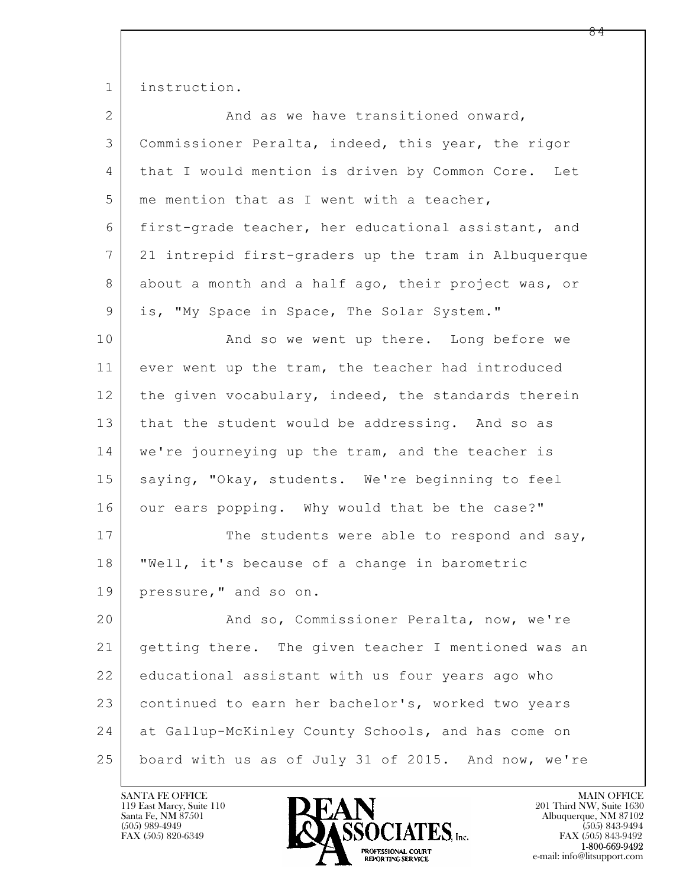instruction.

And as we have transitioned onward, Commissioner Peralta, indeed, this year, the rigor that I would mention is driven by Common Core. Let me mention that as I went with a teacher, first-grade teacher, her educational assistant, and 21 intrepid first-graders up the tram in Albuquerque about a month and a half ago, their project was, or is, "My Space in Space, The Solar System."

And so we went up there. Long before we ever went up the tram, the teacher had introduced the given vocabulary, indeed, the standards therein that the student would be addressing. And so as we're journeying up the tram, and the teacher is saying, "Okay, students. We're beginning to feel our ears popping. Why would that be the case?"

The students were able to respond and say, "Well, it's because of a change in barometric pressure," and so on.

And so, Commissioner Peralta, now, we're getting there. The given teacher I mentioned was an educational assistant with us four years ago who continued to earn her bachelor's, worked two years at Gallup-McKinley County Schools, and has come on board with us as of July 31 of 2015. And now, we're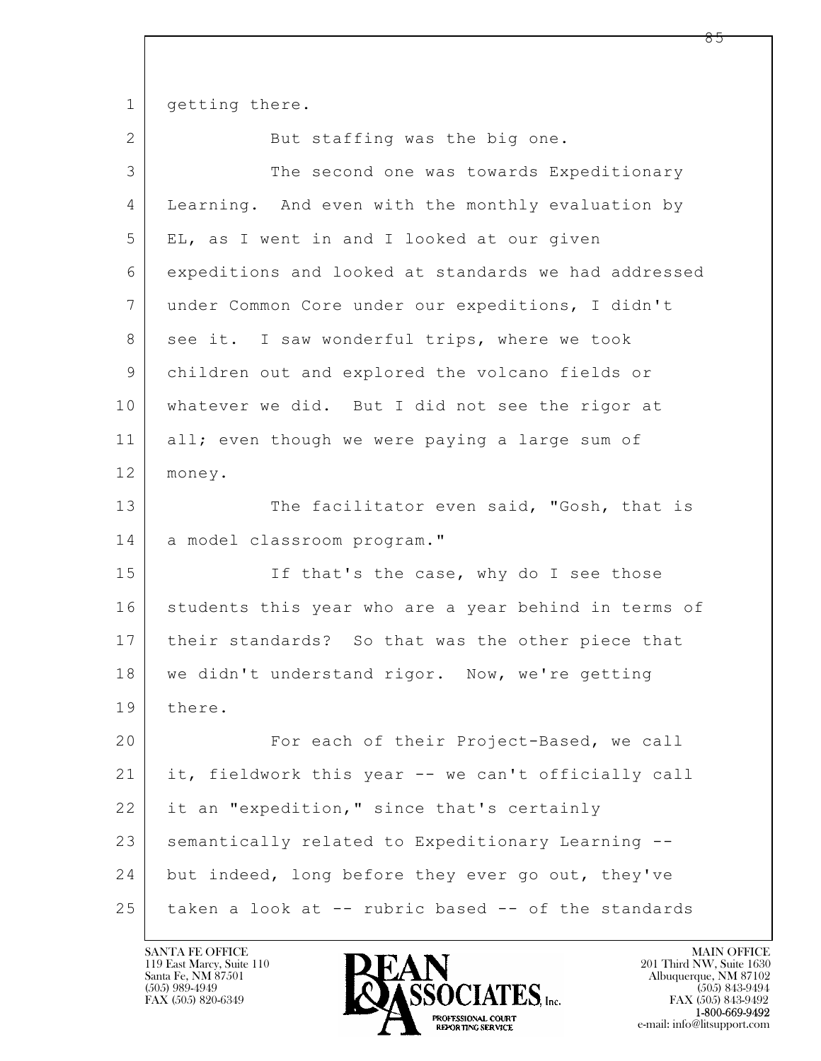getting there.

But staffing was the big one.

The second one was towards Expeditionary Learning. And even with the monthly evaluation by EL, as I went in and I looked at our given expeditions and looked at standards we had addressed under Common Core under our expeditions, I didn't see it. I saw wonderful trips, where we took children out and explored the volcano fields or whatever we did. But I did not see the rigor at all; even though we were paying a large sum of money.

The facilitator even said, "Gosh, that is a model classroom program."

If that's the case, why do I see those students this year who are a year behind in terms of their standards? So that was the other piece that we didn't understand rigor. Now, we're getting there.

For each of their Project-Based, we call it, fieldwork this year -- we can't officially call it an "expedition," since that's certainly semantically related to Expeditionary Learning -- but indeed, long before they ever go out, they've taken a look at -- rubric based -- of the standards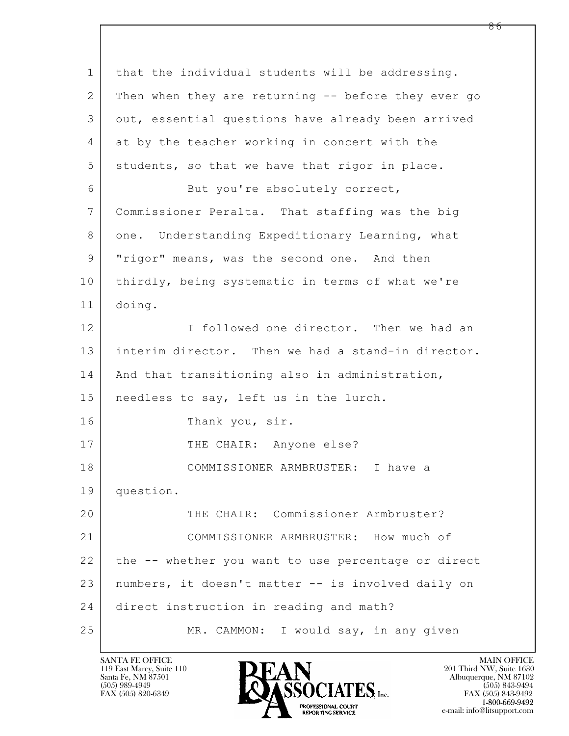that the individual students will be addressing. Then when they are returning -- before they ever go out, essential questions have already been arrived at by the teacher working in concert with the students, so that we have that rigor in place.

But you're absolutely correct, Commissioner Peralta. That staffing was the big one. Understanding Expeditionary Learning, what "rigor" means, was the second one. And then thirdly, being systematic in terms of what we're doing.

I followed one director. Then we had an interim director. Then we had a stand-in director. And that transitioning also in administration, needless to say, left us in the lurch.

Thank you, sir.

THE CHAIR: Anyone else?

COMMISSIONER ARMBRUSTER: I have a question.

THE CHAIR: Commissioner Armbruster?

COMMISSIONER ARMBRUSTER: How much of the -- whether you want to use percentage or direct numbers, it doesn't matter -- is involved daily on direct instruction in reading and math?

MR. CAMMON: I would say, in any given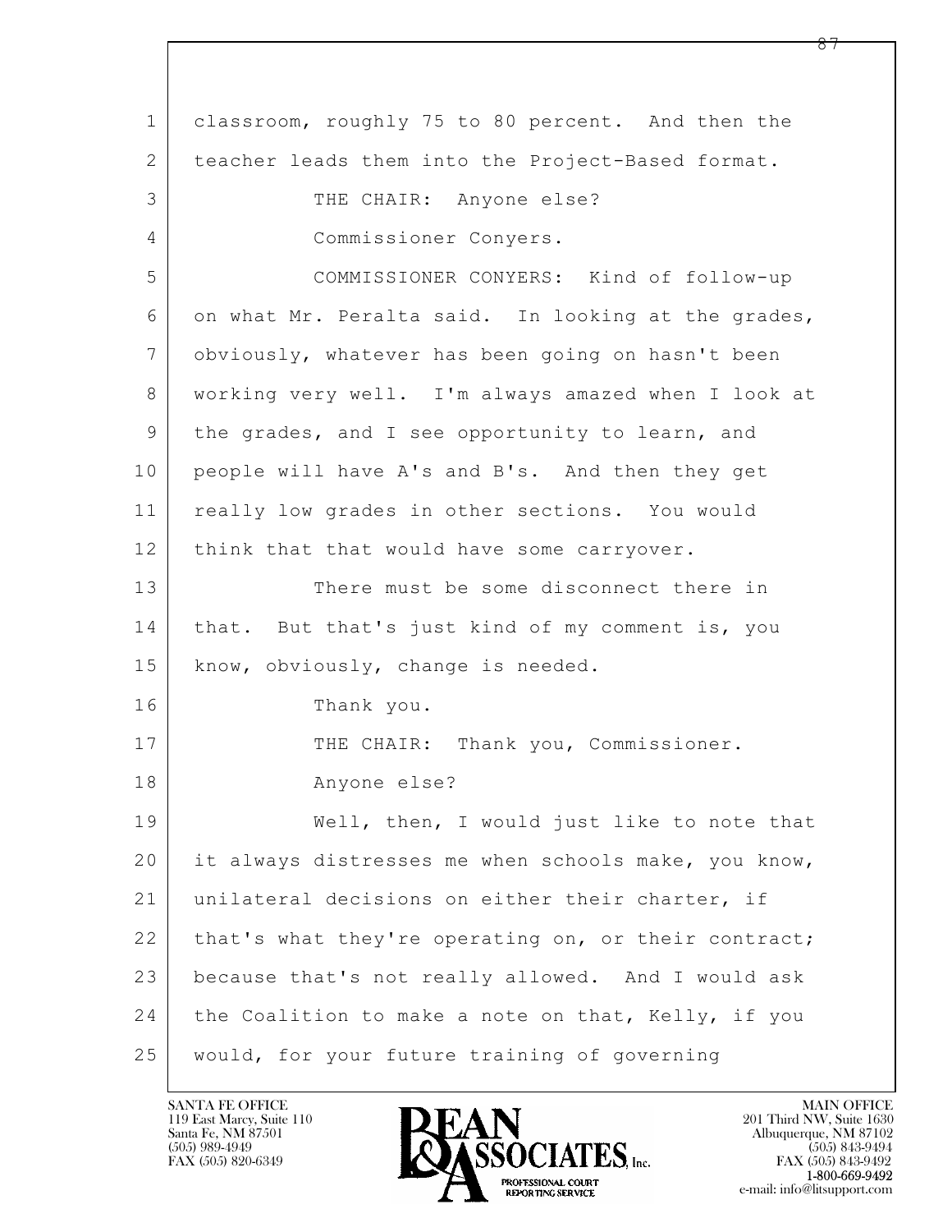1 classroom, roughly 75 to 80 percent. And then the
2 teacher leads them into the Project-Based format.
3 THE CHAIR: Anyone else?
4 Commissioner Conyers.
5 COMMISSIONER CONYERS: Kind of follow-up
6 on what Mr. Peralta said. In looking at the grades,
7 obviously, whatever has been going on hasn't been
8 working very well. I'm always amazed when I look at
9 the grades, and I see opportunity to learn, and
10 people will have A's and B's. And then they get
11 really low grades in other sections. You would
12 think that that would have some carryover.
13 There must be some disconnect there in
14 that. But that's just kind of my comment is, you
15 know, obviously, change is needed.
16 Thank you.
17 THE CHAIR: Thank you, Commissioner.
18 Anyone else?
19 Well, then, I would just like to note that
20 it always distresses me when schools make, you know,
21 unilateral decisions on either their charter, if
22 that's what they're operating on, or their contract;
23 because that's not really allowed. And I would ask
24 the Coalition to make a note on that, Kelly, if you
25 would, for your future training of governing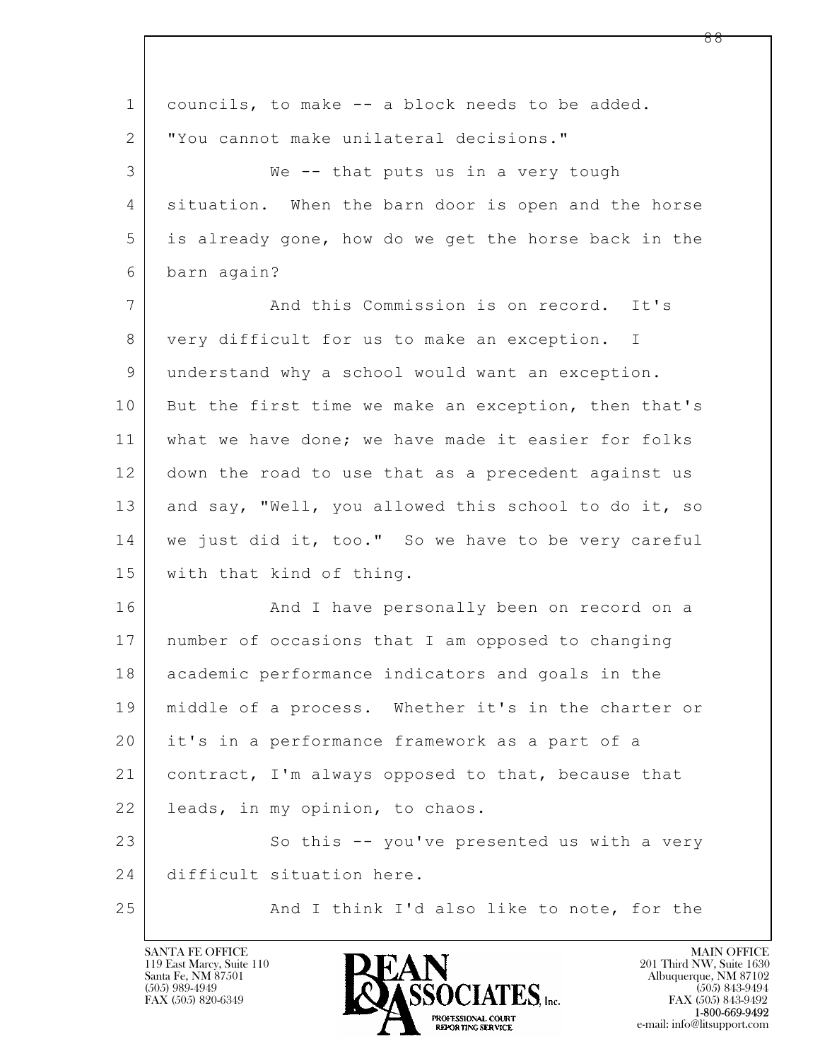councils, to make -- a block needs to be added. "You cannot make unilateral decisions."

We -- that puts us in a very tough situation. When the barn door is open and the horse is already gone, how do we get the horse back in the barn again?

And this Commission is on record. It's very difficult for us to make an exception. I understand why a school would want an exception. But the first time we make an exception, then that's what we have done; we have made it easier for folks down the road to use that as a precedent against us and say, "Well, you allowed this school to do it, so we just did it, too." So we have to be very careful with that kind of thing.

And I have personally been on record on a number of occasions that I am opposed to changing academic performance indicators and goals in the middle of a process. Whether it's in the charter or it's in a performance framework as a part of a contract, I'm always opposed to that, because that leads, in my opinion, to chaos.

So this -- you've presented us with a very difficult situation here.

And I think I'd also like to note, for the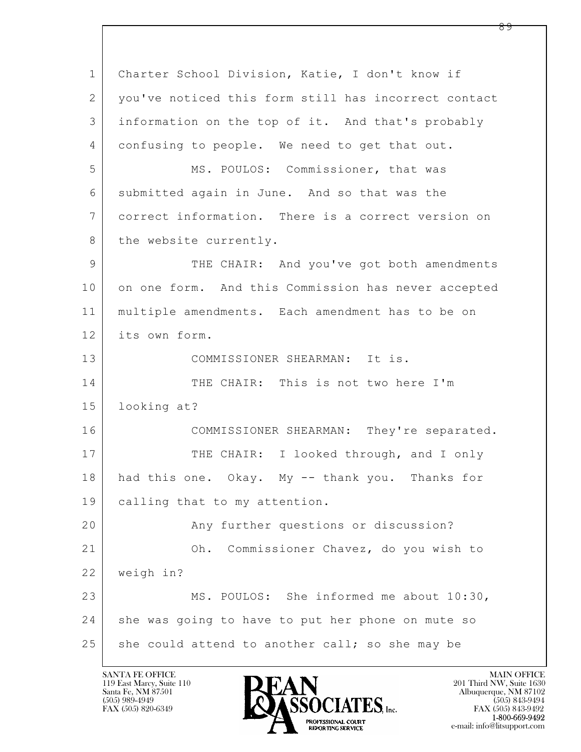Charter School Division, Katie, I don't know if you've noticed this form still has incorrect contact information on the top of it. And that's probably confusing to people. We need to get that out.

MS. POULOS: Commissioner, that was submitted again in June. And so that was the correct information. There is a correct version on the website currently.

THE CHAIR: And you've got both amendments on one form. And this Commission has never accepted multiple amendments. Each amendment has to be on its own form.

COMMISSIONER SHEARMAN: It is.

THE CHAIR: This is not two here I'm looking at?

COMMISSIONER SHEARMAN: They're separated.

THE CHAIR: I looked through, and I only had this one. Okay. My -- thank you. Thanks for calling that to my attention.

Any further questions or discussion?

Oh. Commissioner Chavez, do you wish to weigh in?

MS. POULOS: She informed me about 10:30, she was going to have to put her phone on mute so she could attend to another call; so she may be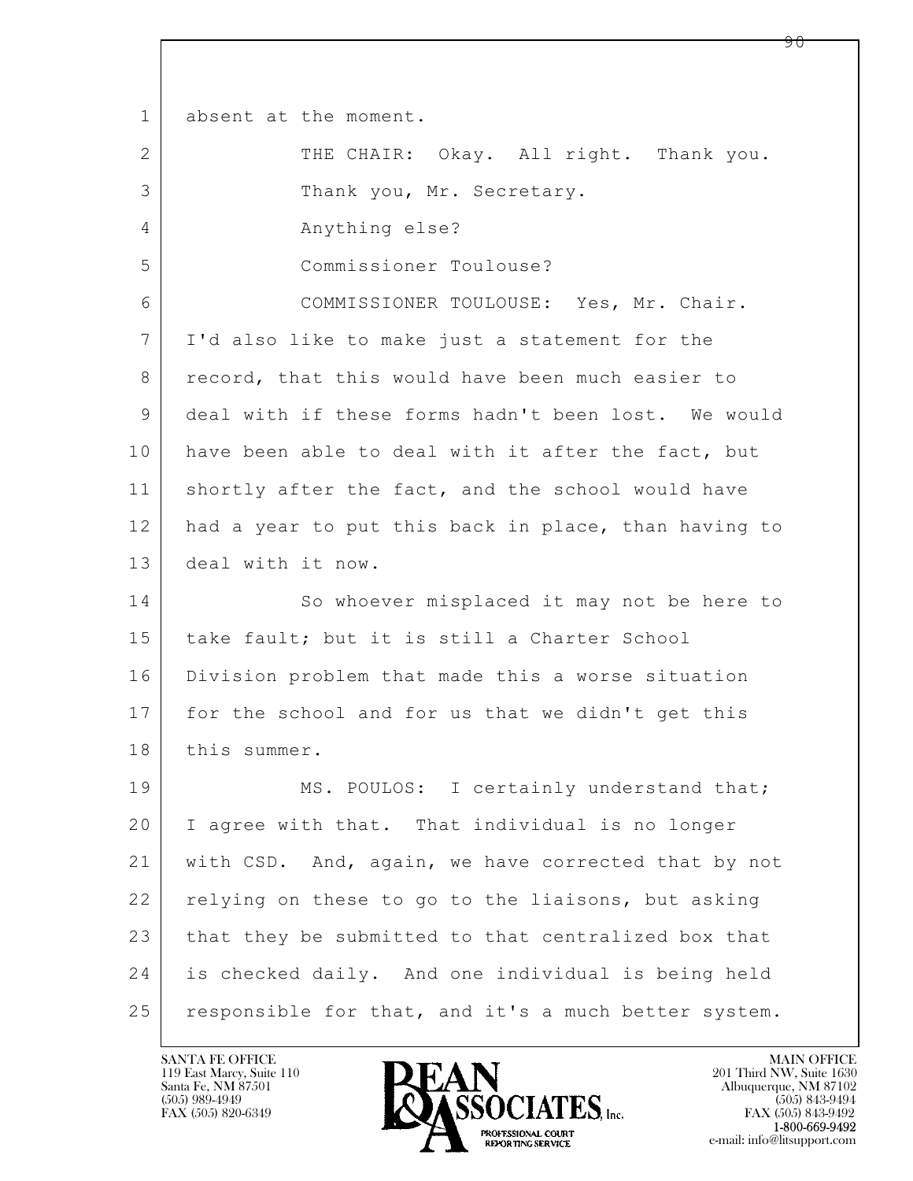absent at the moment.

THE CHAIR: Okay. All right. Thank you.

Thank you, Mr. Secretary.

Anything else?

Commissioner Toulouse?

COMMISSIONER TOULOUSE: Yes, Mr. Chair. I'd also like to make just a statement for the record, that this would have been much easier to deal with if these forms hadn't been lost. We would have been able to deal with it after the fact, but shortly after the fact, and the school would have had a year to put this back in place, than having to deal with it now.

So whoever misplaced it may not be here to take fault; but it is still a Charter School Division problem that made this a worse situation for the school and for us that we didn't get this this summer.

MS. POULOS: I certainly understand that; I agree with that. That individual is no longer with CSD. And, again, we have corrected that by not relying on these to go to the liaisons, but asking that they be submitted to that centralized box that is checked daily. And one individual is being held responsible for that, and it's a much better system.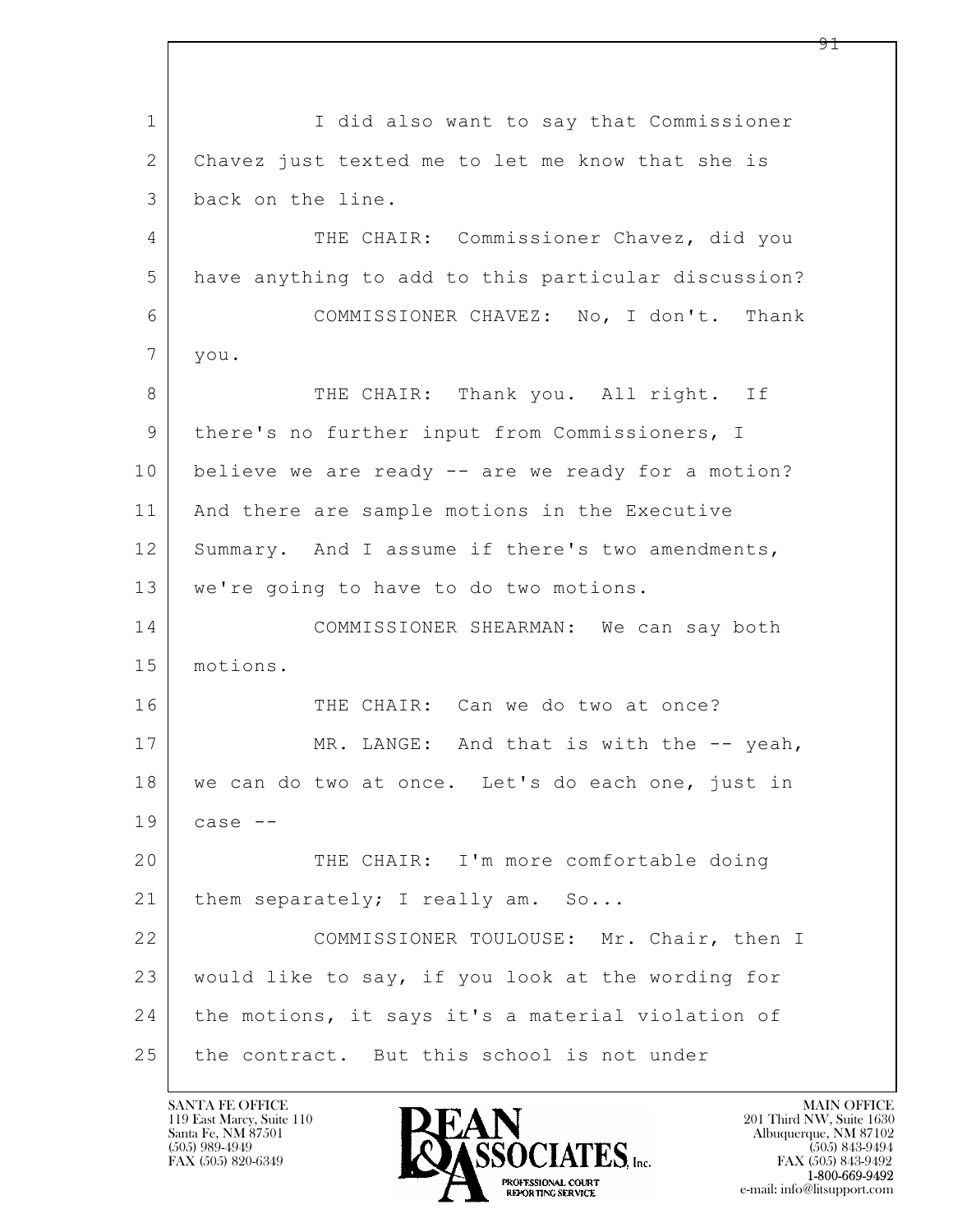1 I did also want to say that Commissioner
2 Chavez just texted me to let me know that she is
3 back on the line.
4 THE CHAIR: Commissioner Chavez, did you
5 have anything to add to this particular discussion?
6 COMMISSIONER CHAVEZ: No, I don't. Thank
7 you.
8 THE CHAIR: Thank you. All right. If
9 there's no further input from Commissioners, I
10 believe we are ready -- are we ready for a motion?
11 And there are sample motions in the Executive
12 Summary. And I assume if there's two amendments,
13 we're going to have to do two motions.
14 COMMISSIONER SHEARMAN: We can say both
15 motions.
16 THE CHAIR: Can we do two at once?
17 MR. LANGE: And that is with the -- yeah,
18 we can do two at once. Let's do each one, just in
19 case --
20 THE CHAIR: I'm more comfortable doing
21 them separately; I really am. So...
22 COMMISSIONER TOULOUSE: Mr. Chair, then I
23 would like to say, if you look at the wording for
24 the motions, it says it's a material violation of
25 the contract. But this school is not under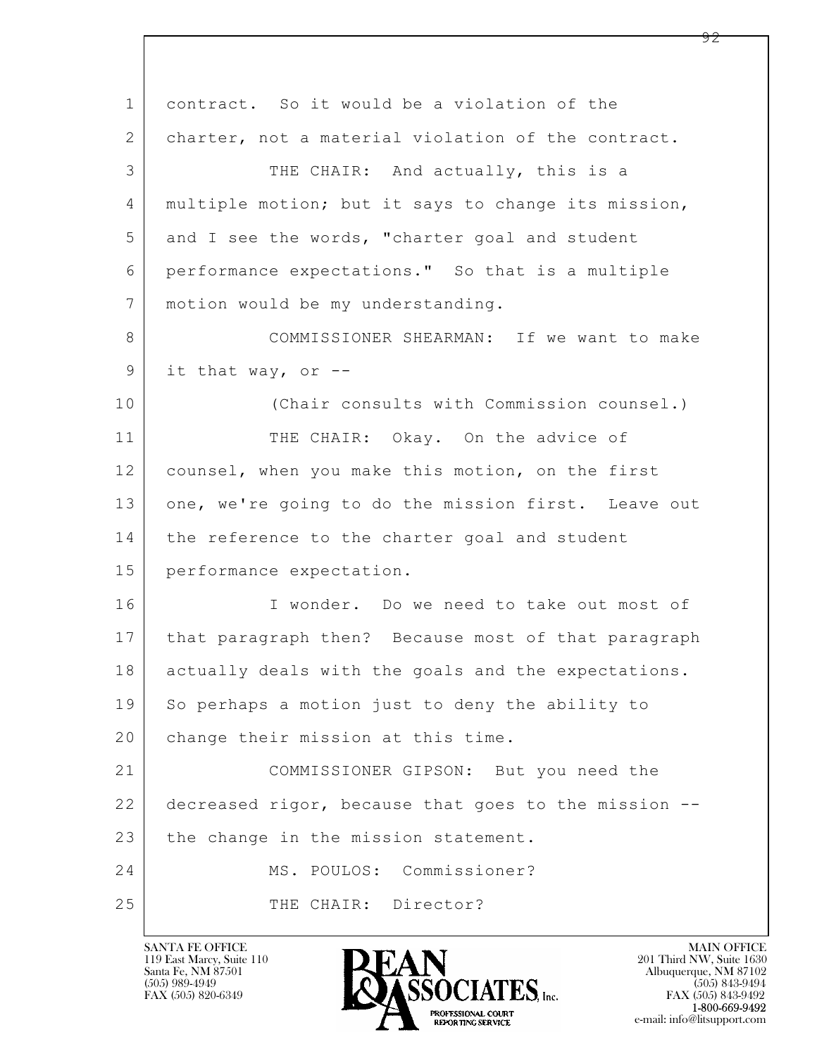1 contract. So it would be a violation of the
2 charter, not a material violation of the contract.
3 THE CHAIR: And actually, this is a
4 multiple motion; but it says to change its mission,
5 and I see the words, "charter goal and student
6 performance expectations." So that is a multiple
7 motion would be my understanding.
8 COMMISSIONER SHEARMAN: If we want to make
9 it that way, or --
10 (Chair consults with Commission counsel.)
11 THE CHAIR: Okay. On the advice of
12 counsel, when you make this motion, on the first
13 one, we're going to do the mission first. Leave out
14 the reference to the charter goal and student
15 performance expectation.
16 I wonder. Do we need to take out most of
17 that paragraph then? Because most of that paragraph
18 actually deals with the goals and the expectations.
19 So perhaps a motion just to deny the ability to
20 change their mission at this time.
21 COMMISSIONER GIPSON: But you need the
22 decreased rigor, because that goes to the mission --
23 the change in the mission statement.
24 MS. POULOS: Commissioner?
25 THE CHAIR: Director?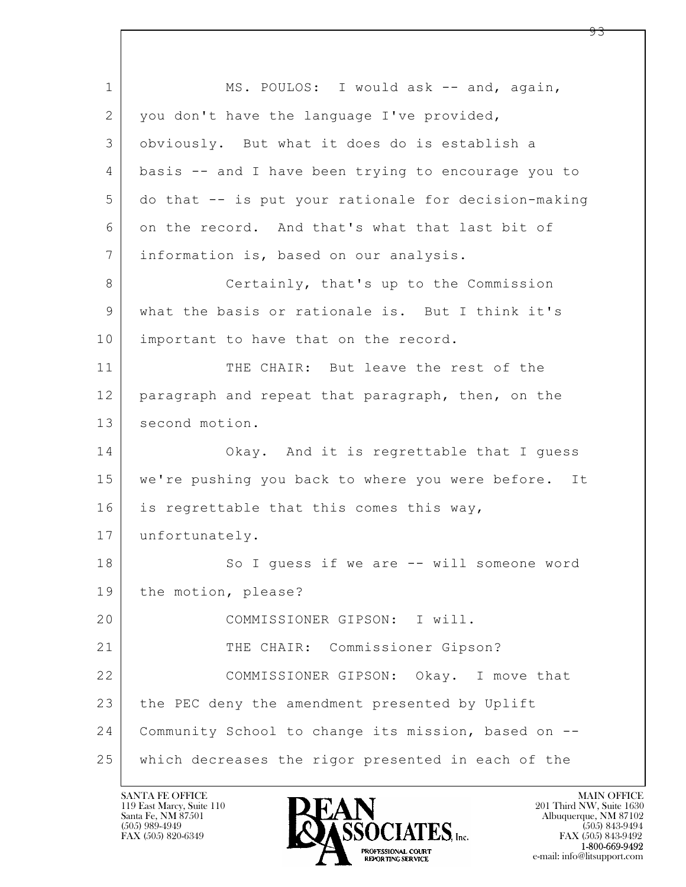MS. POULOS: I would ask -- and, again, you don't have the language I've provided, obviously. But what it does do is establish a basis -- and I have been trying to encourage you to do that -- is put your rationale for decision-making on the record. And that's what that last bit of information is, based on our analysis.

Certainly, that's up to the Commission what the basis or rationale is. But I think it's important to have that on the record.

THE CHAIR: But leave the rest of the paragraph and repeat that paragraph, then, on the second motion.

Okay. And it is regrettable that I guess we're pushing you back to where you were before. It is regrettable that this comes this way, unfortunately.

So I guess if we are -- will someone word the motion, please?

COMMISSIONER GIPSON: I will.

THE CHAIR: Commissioner Gipson?

COMMISSIONER GIPSON: Okay. I move that the PEC deny the amendment presented by Uplift Community School to change its mission, based on -- which decreases the rigor presented in each of the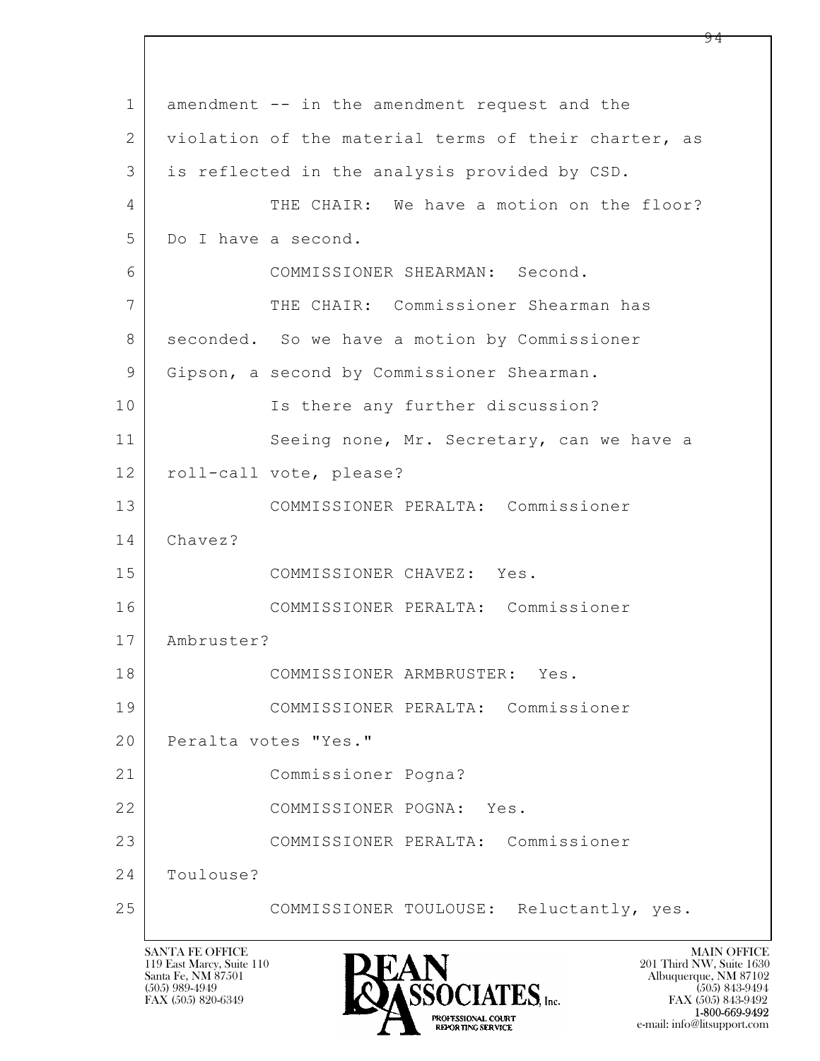amendment -- in the amendment request and the violation of the material terms of their charter, as is reflected in the analysis provided by CSD.

THE CHAIR: We have a motion on the floor? Do I have a second.

COMMISSIONER SHEARMAN: Second.

THE CHAIR: Commissioner Shearman has seconded. So we have a motion by Commissioner Gipson, a second by Commissioner Shearman.

Is there any further discussion?

Seeing none, Mr. Secretary, can we have a roll-call vote, please?

COMMISSIONER PERALTA: Commissioner Chavez?

COMMISSIONER CHAVEZ: Yes.

COMMISSIONER PERALTA: Commissioner Ambruster?

COMMISSIONER ARMBRUSTER: Yes.

COMMISSIONER PERALTA: Commissioner Peralta votes "Yes."

Commissioner Pogna?

COMMISSIONER POGNA: Yes.

COMMISSIONER PERALTA: Commissioner Toulouse?

COMMISSIONER TOULOUSE: Reluctantly, yes.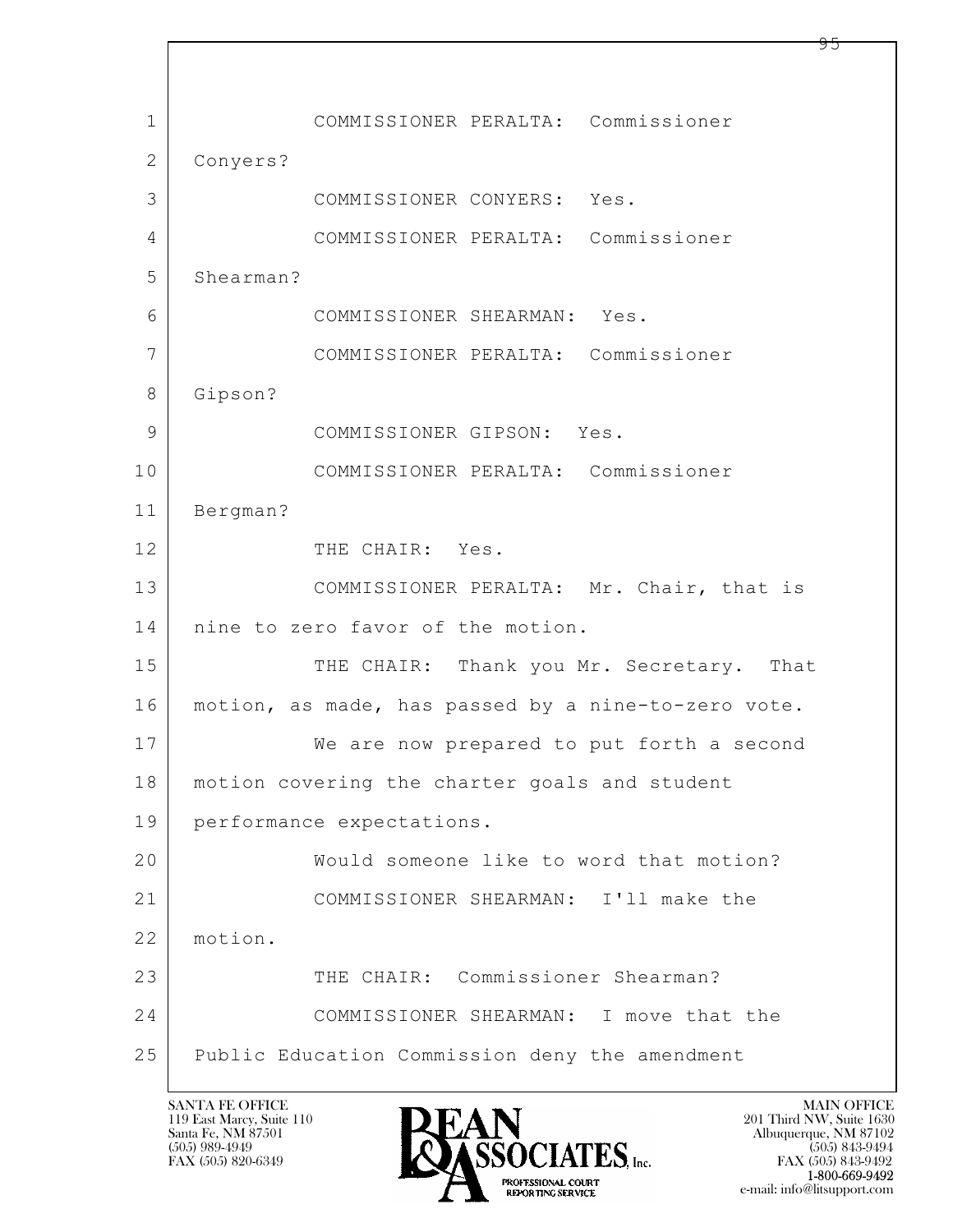1 COMMISSIONER PERALTA: Commissioner
2 Conyers?
3 COMMISSIONER CONYERS: Yes.
4 COMMISSIONER PERALTA: Commissioner
5 Shearman?
6 COMMISSIONER SHEARMAN: Yes.
7 COMMISSIONER PERALTA: Commissioner
8 Gipson?
9 COMMISSIONER GIPSON: Yes.
10 COMMISSIONER PERALTA: Commissioner
11 Bergman?
12 THE CHAIR: Yes.
13 COMMISSIONER PERALTA: Mr. Chair, that is
14 nine to zero favor of the motion.
15 THE CHAIR: Thank you Mr. Secretary. That
16 motion, as made, has passed by a nine-to-zero vote.
17 We are now prepared to put forth a second
18 motion covering the charter goals and student
19 performance expectations.
20 Would someone like to word that motion?
21 COMMISSIONER SHEARMAN: I'll make the
22 motion.
23 THE CHAIR: Commissioner Shearman?
24 COMMISSIONER SHEARMAN: I move that the
25 Public Education Commission deny the amendment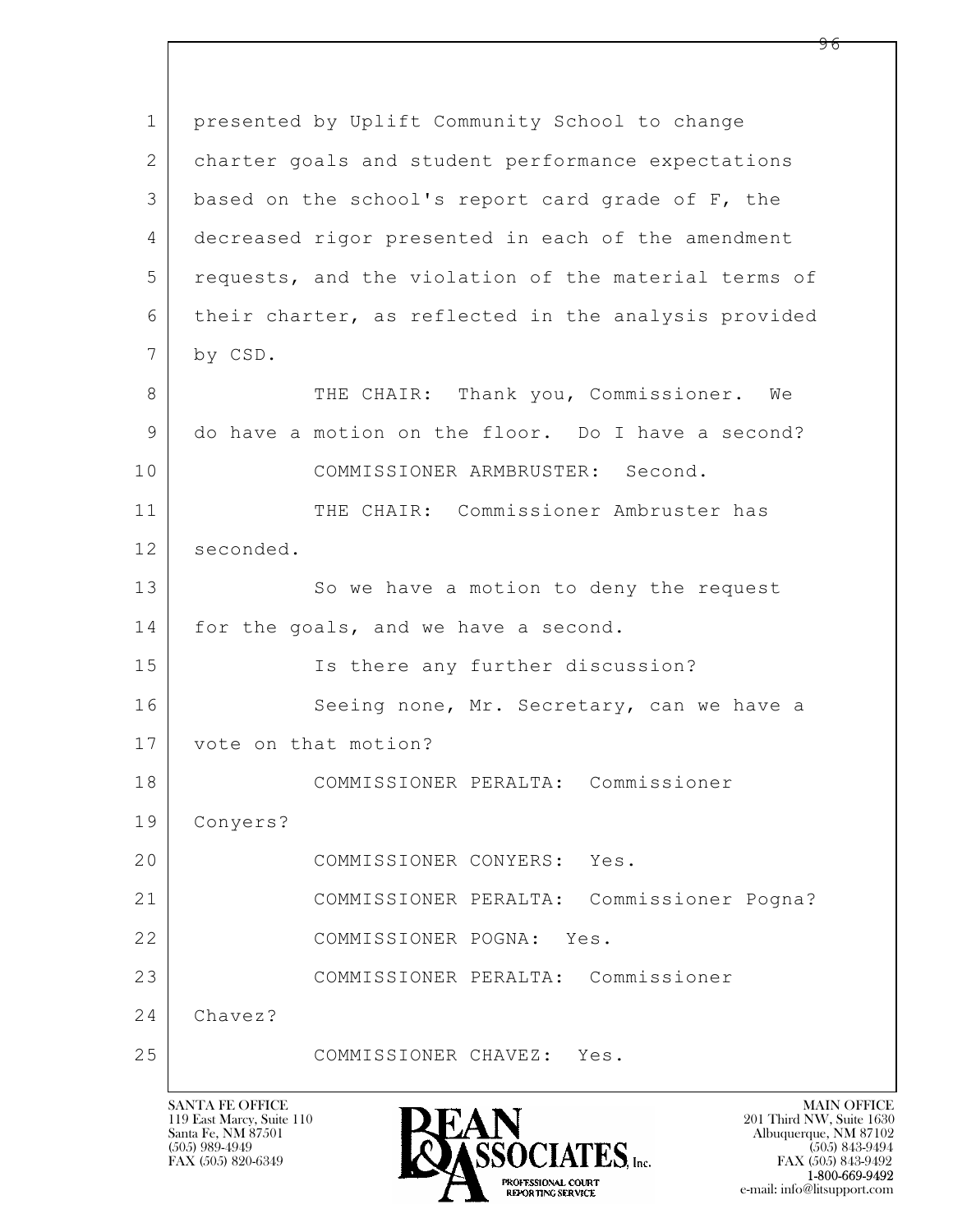presented by Uplift Community School to change charter goals and student performance expectations based on the school's report card grade of F, the decreased rigor presented in each of the amendment requests, and the violation of the material terms of their charter, as reflected in the analysis provided by CSD.

THE CHAIR: Thank you, Commissioner. We do have a motion on the floor. Do I have a second?

COMMISSIONER ARMBRUSTER: Second.

THE CHAIR: Commissioner Ambruster has seconded.

So we have a motion to deny the request for the goals, and we have a second.

Is there any further discussion?

Seeing none, Mr. Secretary, can we have a vote on that motion?

COMMISSIONER PERALTA: Commissioner Conyers?

COMMISSIONER CONYERS: Yes.

COMMISSIONER PERALTA: Commissioner Pogna?

COMMISSIONER POGNA: Yes.

COMMISSIONER PERALTA: Commissioner Chavez?

COMMISSIONER CHAVEZ: Yes.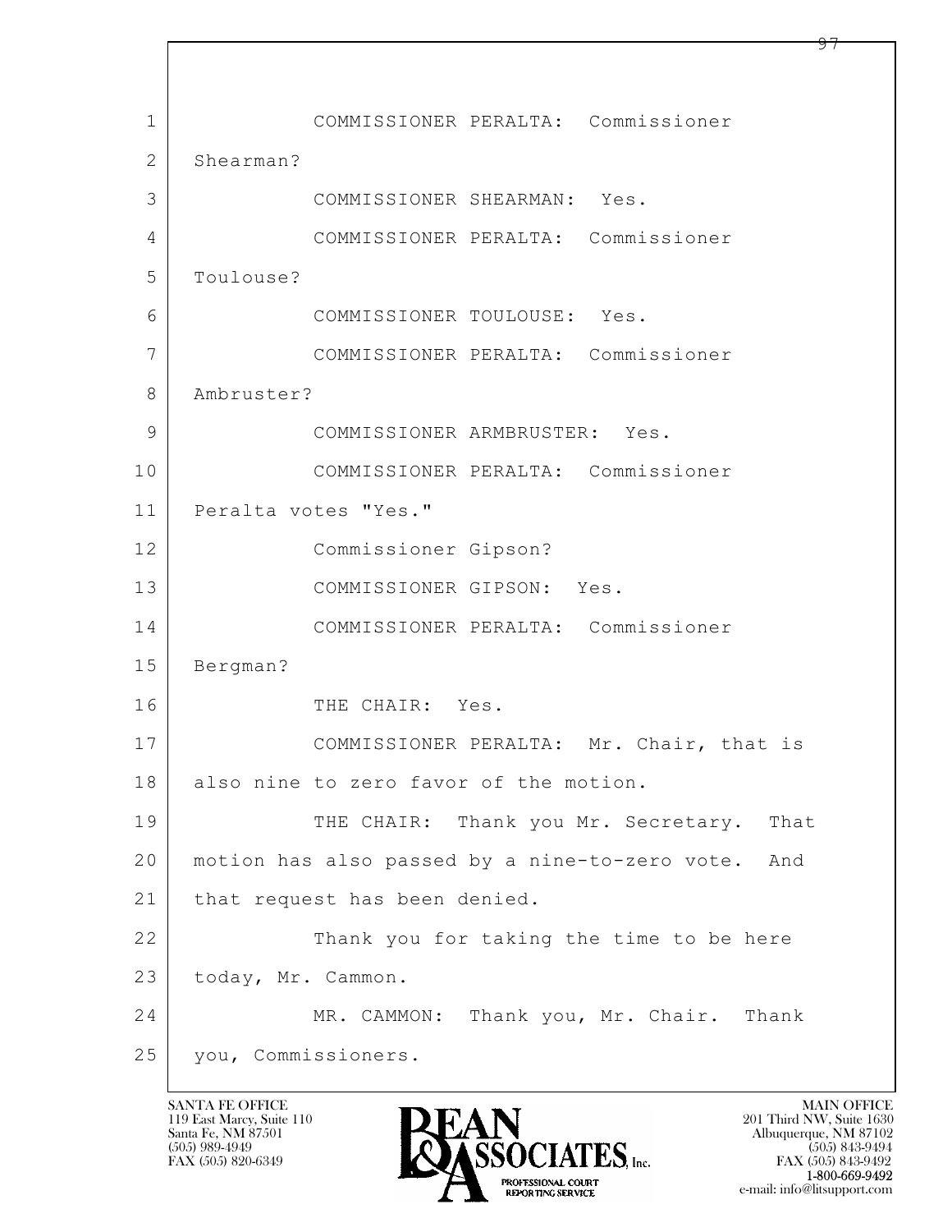1 COMMISSIONER PERALTA: Commissioner
2 Shearman?
3 COMMISSIONER SHEARMAN: Yes.
4 COMMISSIONER PERALTA: Commissioner
5 Toulouse?
6 COMMISSIONER TOULOUSE: Yes.
7 COMMISSIONER PERALTA: Commissioner
8 Ambruster?
9 COMMISSIONER ARMBRUSTER: Yes.
10 COMMISSIONER PERALTA: Commissioner
11 Peralta votes "Yes."
12 Commissioner Gipson?
13 COMMISSIONER GIPSON: Yes.
14 COMMISSIONER PERALTA: Commissioner
15 Bergman?
16 THE CHAIR: Yes.
17 COMMISSIONER PERALTA: Mr. Chair, that is
18 also nine to zero favor of the motion.
19 THE CHAIR: Thank you Mr. Secretary. That
20 motion has also passed by a nine-to-zero vote. And
21 that request has been denied.
22 Thank you for taking the time to be here
23 today, Mr. Cammon.
24 MR. CAMMON: Thank you, Mr. Chair. Thank
25 you, Commissioners.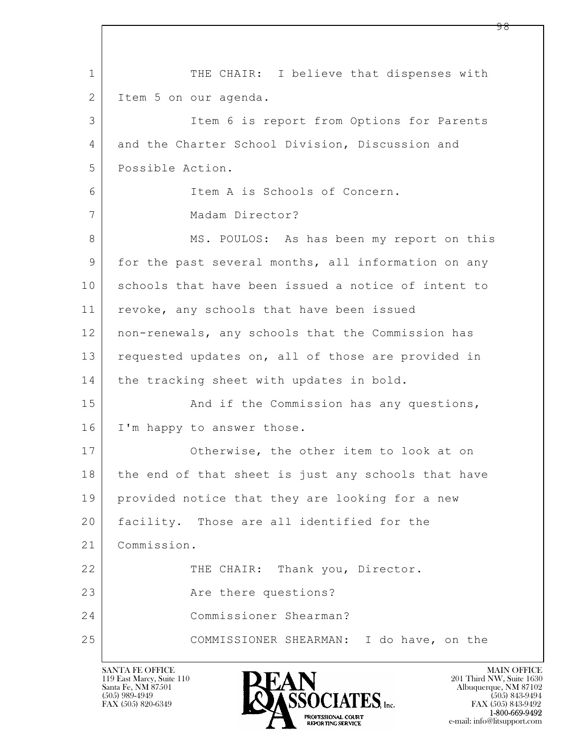THE CHAIR: I believe that dispenses with Item 5 on our agenda.

Item 6 is report from Options for Parents and the Charter School Division, Discussion and Possible Action.

Item A is Schools of Concern.

Madam Director?

MS. POULOS: As has been my report on this for the past several months, all information on any schools that have been issued a notice of intent to revoke, any schools that have been issued non-renewals, any schools that the Commission has requested updates on, all of those are provided in the tracking sheet with updates in bold.

And if the Commission has any questions, I'm happy to answer those.

Otherwise, the other item to look at on the end of that sheet is just any schools that have provided notice that they are looking for a new facility. Those are all identified for the Commission.

THE CHAIR: Thank you, Director.

Are there questions?

Commissioner Shearman?

COMMISSIONER SHEARMAN: I do have, on the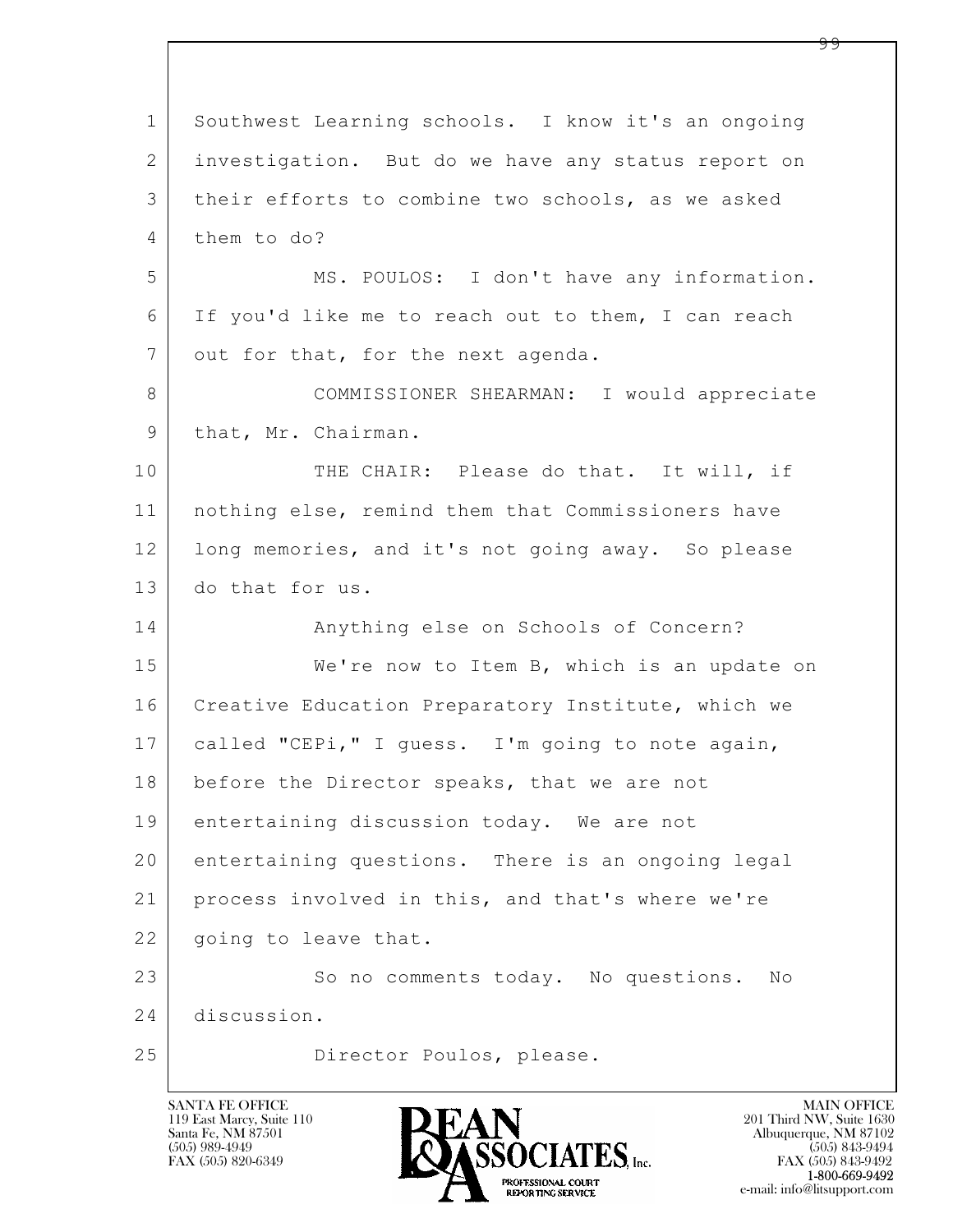1 Southwest Learning schools. I know it's an ongoing
2 investigation. But do we have any status report on
3 their efforts to combine two schools, as we asked
4 them to do?

5 MS. POULOS: I don't have any information.
6 If you'd like me to reach out to them, I can reach
7 out for that, for the next agenda.

8 COMMISSIONER SHEARMAN: I would appreciate
9 that, Mr. Chairman.

10 THE CHAIR: Please do that. It will, if
11 nothing else, remind them that Commissioners have
12 long memories, and it's not going away. So please
13 do that for us.

14 Anything else on Schools of Concern?

15 We're now to Item B, which is an update on
16 Creative Education Preparatory Institute, which we
17 called "CEPi," I guess. I'm going to note again,
18 before the Director speaks, that we are not
19 entertaining discussion today. We are not
20 entertaining questions. There is an ongoing legal
21 process involved in this, and that's where we're
22 going to leave that.

23 So no comments today. No questions. No
24 discussion.

25 Director Poulos, please.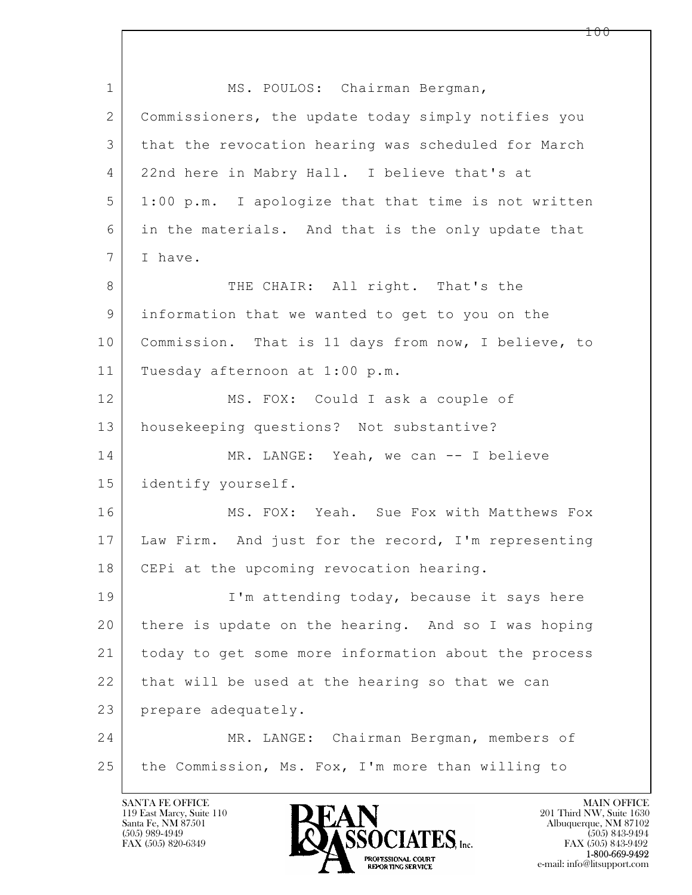1 MS. POULOS: Chairman Bergman,
2 Commissioners, the update today simply notifies you
3 that the revocation hearing was scheduled for March
4 22nd here in Mabry Hall. I believe that's at
5 1:00 p.m. I apologize that that time is not written
6 in the materials. And that is the only update that
7 I have.
8 THE CHAIR: All right. That's the
9 information that we wanted to get to you on the
10 Commission. That is 11 days from now, I believe, to
11 Tuesday afternoon at 1:00 p.m.
12 MS. FOX: Could I ask a couple of
13 housekeeping questions? Not substantive?
14 MR. LANGE: Yeah, we can -- I believe
15 identify yourself.
16 MS. FOX: Yeah. Sue Fox with Matthews Fox
17 Law Firm. And just for the record, I'm representing
18 CEPi at the upcoming revocation hearing.
19 I'm attending today, because it says here
20 there is update on the hearing. And so I was hoping
21 today to get some more information about the process
22 that will be used at the hearing so that we can
23 prepare adequately.
24 MR. LANGE: Chairman Bergman, members of
25 the Commission, Ms. Fox, I'm more than willing to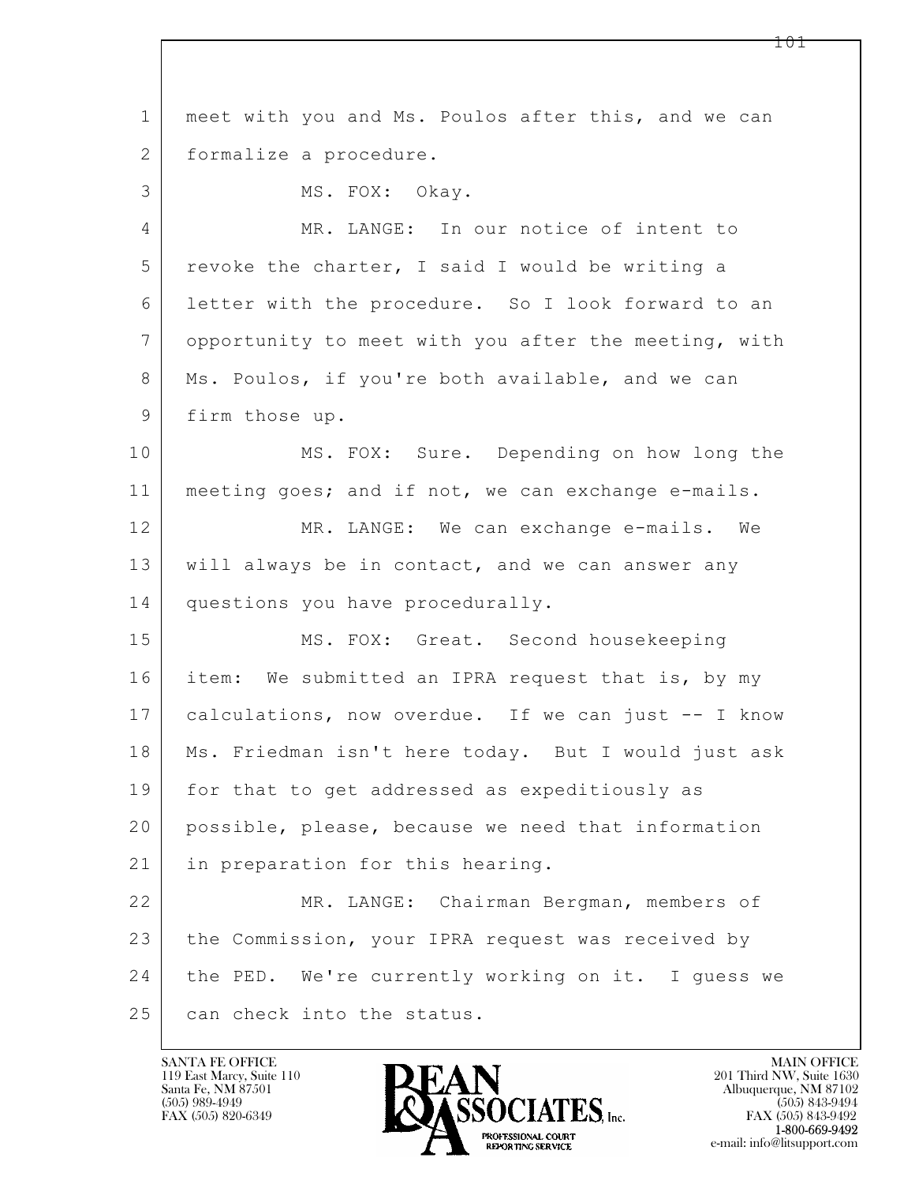meet with you and Ms. Poulos after this, and we can formalize a procedure.

MS. FOX: Okay.

MR. LANGE: In our notice of intent to revoke the charter, I said I would be writing a letter with the procedure. So I look forward to an opportunity to meet with you after the meeting, with Ms. Poulos, if you're both available, and we can firm those up.

MS. FOX: Sure. Depending on how long the meeting goes; and if not, we can exchange e-mails.

MR. LANGE: We can exchange e-mails. We will always be in contact, and we can answer any questions you have procedurally.

MS. FOX: Great. Second housekeeping item: We submitted an IPRA request that is, by my calculations, now overdue. If we can just -- I know Ms. Friedman isn't here today. But I would just ask for that to get addressed as expeditiously as possible, please, because we need that information in preparation for this hearing.

MR. LANGE: Chairman Bergman, members of the Commission, your IPRA request was received by the PED. We're currently working on it. I guess we can check into the status.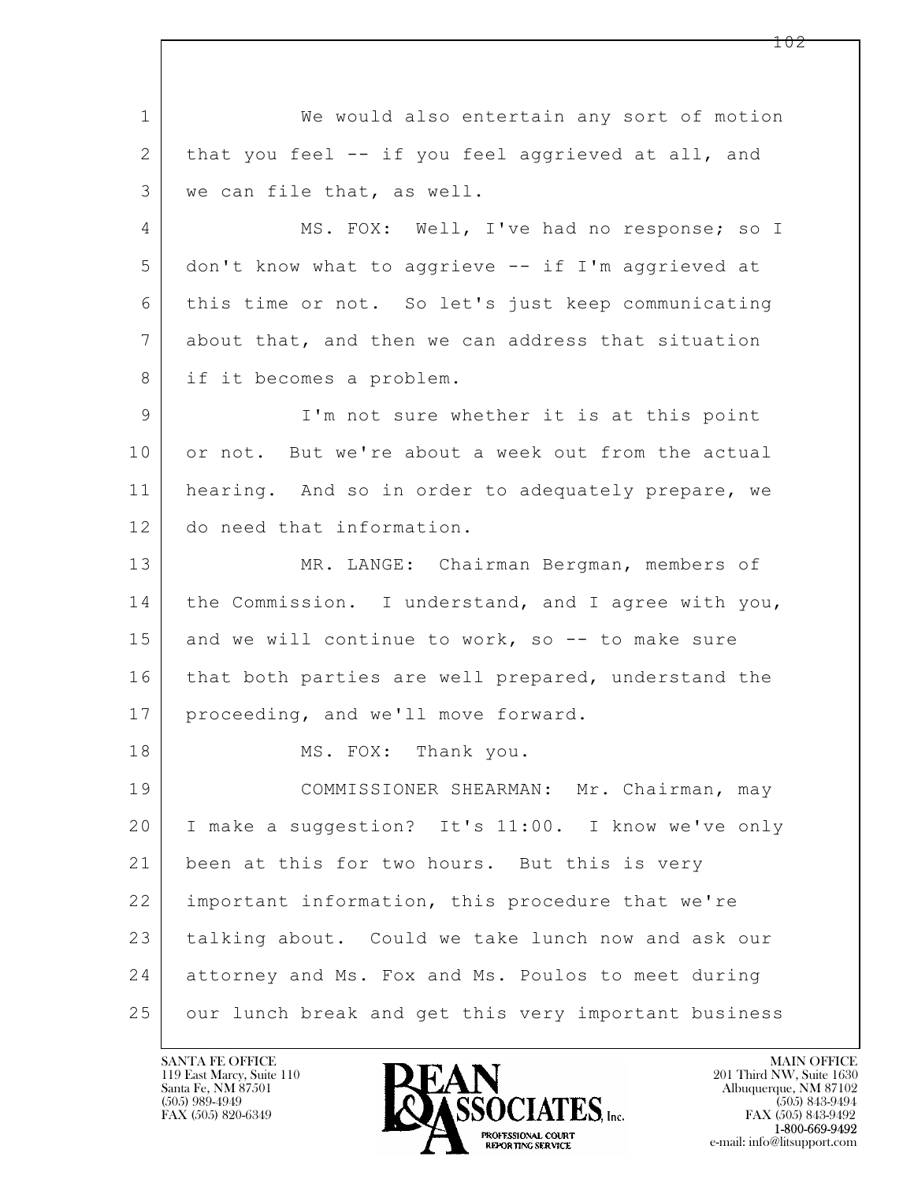1 We would also entertain any sort of motion
2 that you feel -- if you feel aggrieved at all, and
3 we can file that, as well.
4 MS. FOX: Well, I've had no response; so I
5 don't know what to aggrieve -- if I'm aggrieved at
6 this time or not. So let's just keep communicating
7 about that, and then we can address that situation
8 if it becomes a problem.
9 I'm not sure whether it is at this point
10 or not. But we're about a week out from the actual
11 hearing. And so in order to adequately prepare, we
12 do need that information.
13 MR. LANGE: Chairman Bergman, members of
14 the Commission. I understand, and I agree with you,
15 and we will continue to work, so -- to make sure
16 that both parties are well prepared, understand the
17 proceeding, and we'll move forward.
18 MS. FOX: Thank you.
19 COMMISSIONER SHEARMAN: Mr. Chairman, may
20 I make a suggestion? It's 11:00. I know we've only
21 been at this for two hours. But this is very
22 important information, this procedure that we're
23 talking about. Could we take lunch now and ask our
24 attorney and Ms. Fox and Ms. Poulos to meet during
25 our lunch break and get this very important business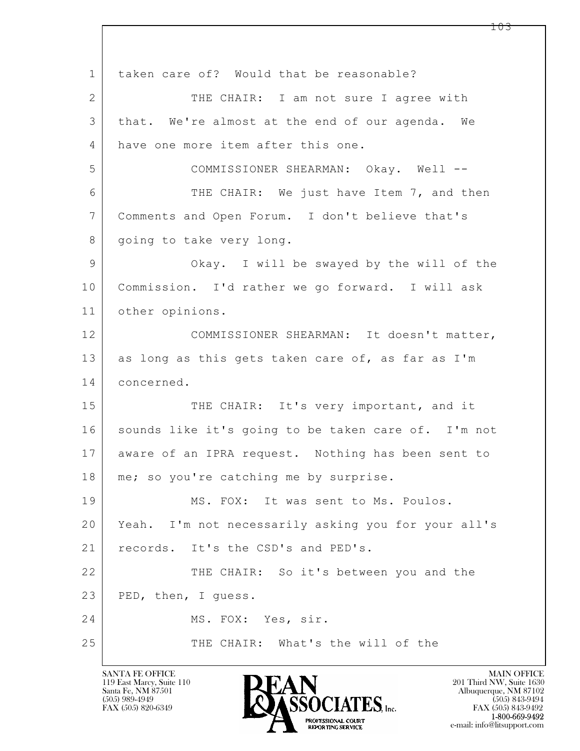1 taken care of? Would that be reasonable?

2 THE CHAIR: I am not sure I agree with

3 that. We're almost at the end of our agenda. We

4 have one more item after this one.

5 COMMISSIONER SHEARMAN: Okay. Well --

6 THE CHAIR: We just have Item 7, and then

7 Comments and Open Forum. I don't believe that's

8 going to take very long.

9 Okay. I will be swayed by the will of the

10 Commission. I'd rather we go forward. I will ask

11 other opinions.

12 COMMISSIONER SHEARMAN: It doesn't matter,

13 as long as this gets taken care of, as far as I'm

14 concerned.

15 THE CHAIR: It's very important, and it

16 sounds like it's going to be taken care of. I'm not

17 aware of an IPRA request. Nothing has been sent to

18 me; so you're catching me by surprise.

19 MS. FOX: It was sent to Ms. Poulos.

20 Yeah. I'm not necessarily asking you for your all's

21 records. It's the CSD's and PED's.

22 THE CHAIR: So it's between you and the

23 PED, then, I guess.

24 MS. FOX: Yes, sir.

25 THE CHAIR: What's the will of the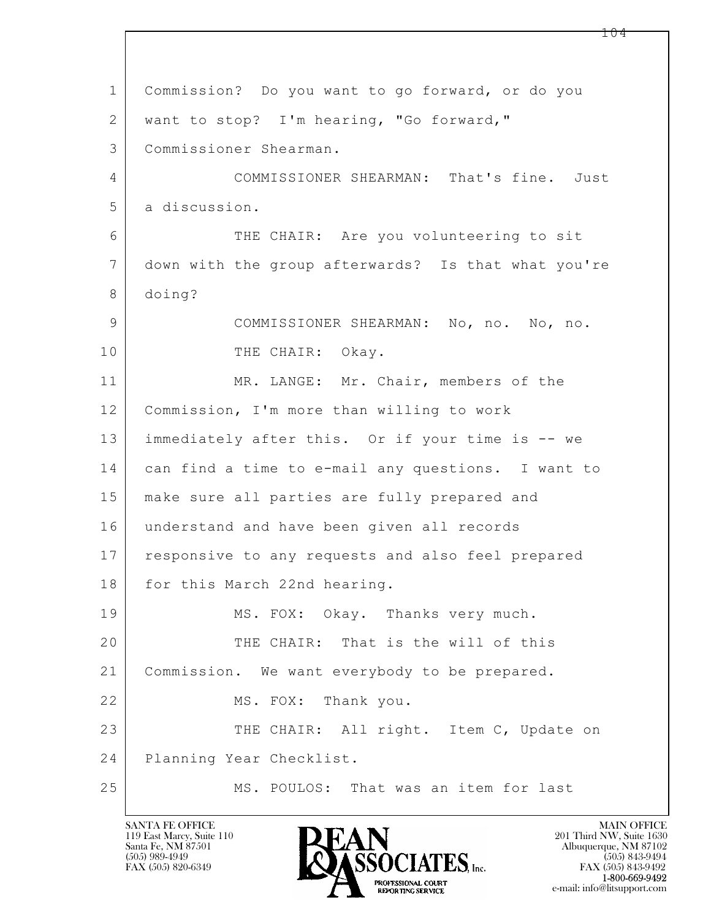1 Commission? Do you want to go forward, or do you
2 want to stop? I'm hearing, "Go forward,"
3 Commissioner Shearman.
4 COMMISSIONER SHEARMAN: That's fine. Just
5 a discussion.
6 THE CHAIR: Are you volunteering to sit
7 down with the group afterwards? Is that what you're
8 doing?
9 COMMISSIONER SHEARMAN: No, no. No, no.
10 THE CHAIR: Okay.
11 MR. LANGE: Mr. Chair, members of the
12 Commission, I'm more than willing to work
13 immediately after this. Or if your time is -- we
14 can find a time to e-mail any questions. I want to
15 make sure all parties are fully prepared and
16 understand and have been given all records
17 responsive to any requests and also feel prepared
18 for this March 22nd hearing.
19 MS. FOX: Okay. Thanks very much.
20 THE CHAIR: That is the will of this
21 Commission. We want everybody to be prepared.
22 MS. FOX: Thank you.
23 THE CHAIR: All right. Item C, Update on
24 Planning Year Checklist.
25 MS. POULOS: That was an item for last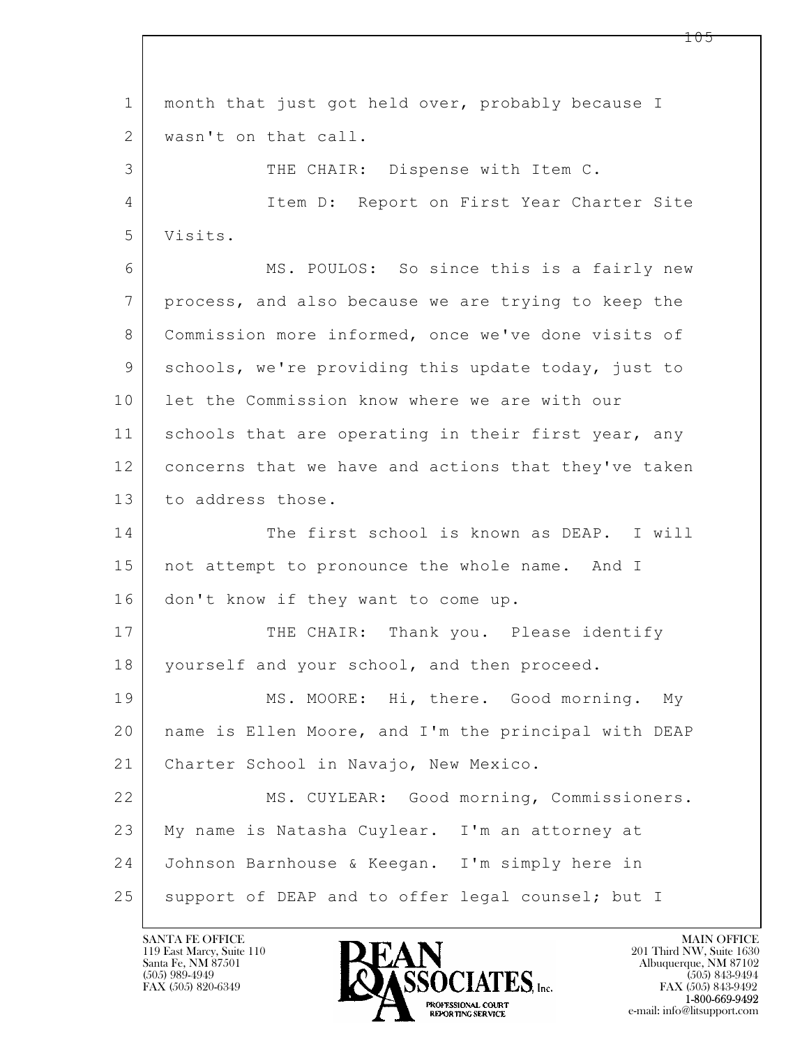month that just got held over, probably because I wasn't on that call.

THE CHAIR: Dispense with Item C.

Item D: Report on First Year Charter Site Visits.

MS. POULOS: So since this is a fairly new process, and also because we are trying to keep the Commission more informed, once we've done visits of schools, we're providing this update today, just to let the Commission know where we are with our schools that are operating in their first year, any concerns that we have and actions that they've taken to address those.

The first school is known as DEAP. I will not attempt to pronounce the whole name. And I don't know if they want to come up.

THE CHAIR: Thank you. Please identify yourself and your school, and then proceed.

MS. MOORE: Hi, there. Good morning. My name is Ellen Moore, and I'm the principal with DEAP Charter School in Navajo, New Mexico.

MS. CUYLEAR: Good morning, Commissioners. My name is Natasha Cuylear. I'm an attorney at Johnson Barnhouse & Keegan. I'm simply here in support of DEAP and to offer legal counsel; but I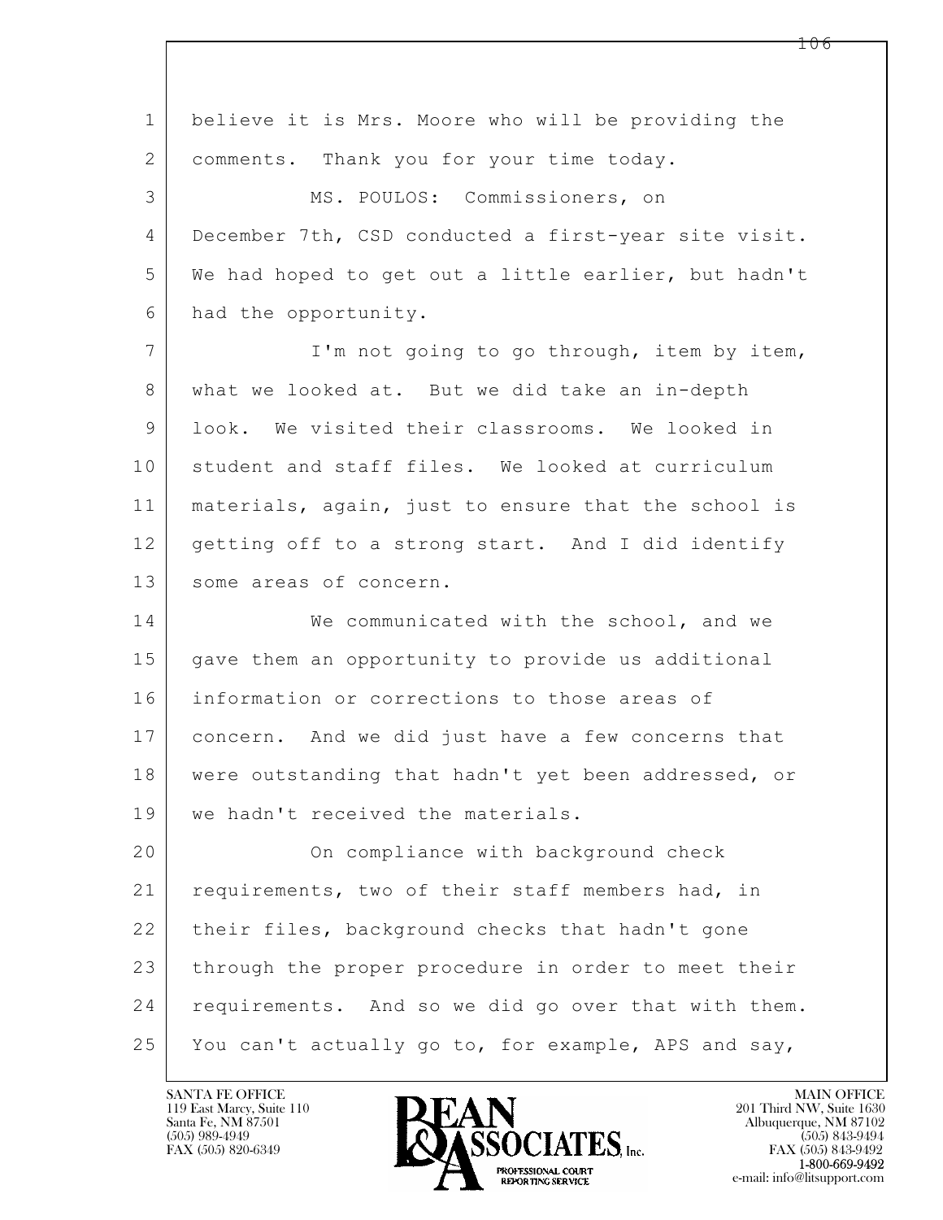1 believe it is Mrs. Moore who will be providing the
2 comments. Thank you for your time today.
3 MS. POULOS: Commissioners, on
4 December 7th, CSD conducted a first-year site visit.
5 We had hoped to get out a little earlier, but hadn't
6 had the opportunity.
7 I'm not going to go through, item by item,
8 what we looked at. But we did take an in-depth
9 look. We visited their classrooms. We looked in
10 student and staff files. We looked at curriculum
11 materials, again, just to ensure that the school is
12 getting off to a strong start. And I did identify
13 some areas of concern.
14 We communicated with the school, and we
15 gave them an opportunity to provide us additional
16 information or corrections to those areas of
17 concern. And we did just have a few concerns that
18 were outstanding that hadn't yet been addressed, or
19 we hadn't received the materials.
20 On compliance with background check
21 requirements, two of their staff members had, in
22 their files, background checks that hadn't gone
23 through the proper procedure in order to meet their
24 requirements. And so we did go over that with them.
25 You can't actually go to, for example, APS and say,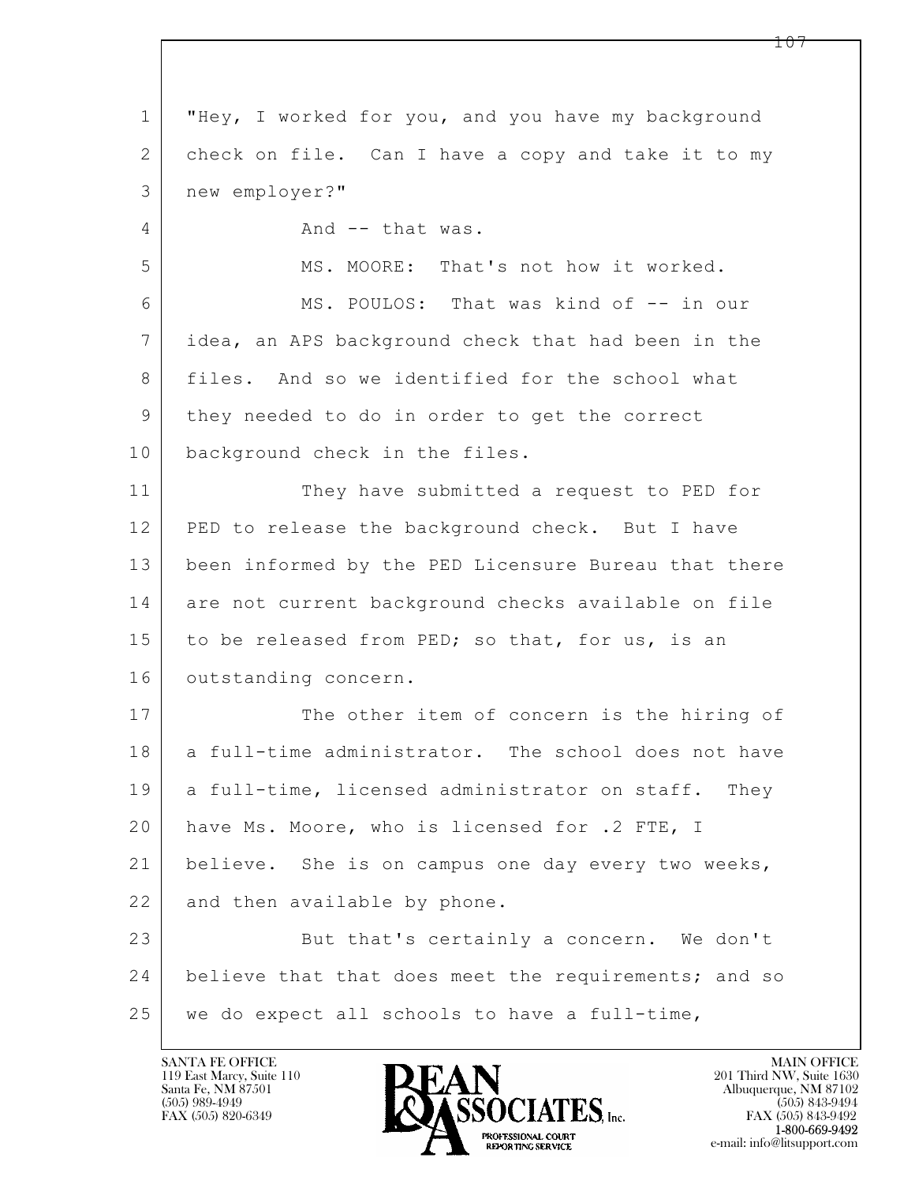"Hey, I worked for you, and you have my background check on file. Can I have a copy and take it to my new employer?"

And -- that was.

MS. MOORE: That's not how it worked.

MS. POULOS: That was kind of -- in our idea, an APS background check that had been in the files. And so we identified for the school what they needed to do in order to get the correct background check in the files.

They have submitted a request to PED for PED to release the background check. But I have been informed by the PED Licensure Bureau that there are not current background checks available on file to be released from PED; so that, for us, is an outstanding concern.

The other item of concern is the hiring of a full-time administrator. The school does not have a full-time, licensed administrator on staff. They have Ms. Moore, who is licensed for .2 FTE, I believe. She is on campus one day every two weeks, and then available by phone.

But that's certainly a concern. We don't believe that that does meet the requirements; and so we do expect all schools to have a full-time,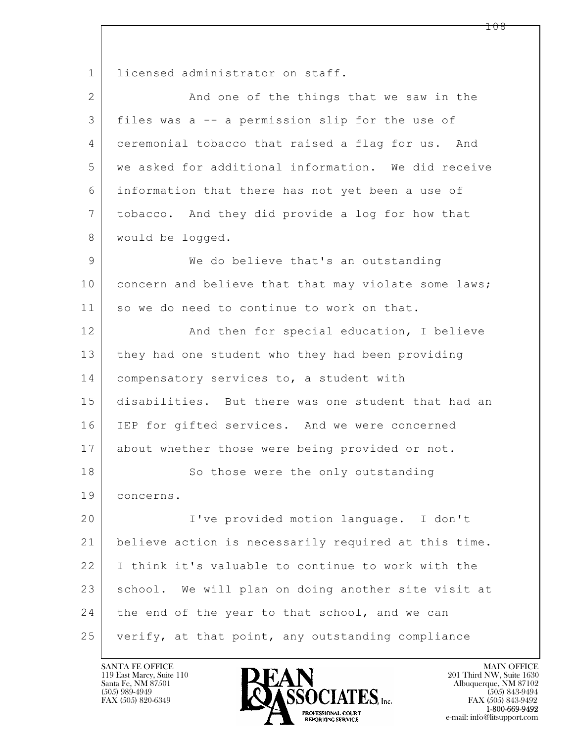licensed administrator on staff.

And one of the things that we saw in the files was a -- a permission slip for the use of ceremonial tobacco that raised a flag for us. And we asked for additional information. We did receive information that there has not yet been a use of tobacco. And they did provide a log for how that would be logged.

We do believe that's an outstanding concern and believe that that may violate some laws; so we do need to continue to work on that.

And then for special education, I believe they had one student who they had been providing compensatory services to, a student with disabilities. But there was one student that had an IEP for gifted services. And we were concerned about whether those were being provided or not.

So those were the only outstanding concerns.

I've provided motion language. I don't believe action is necessarily required at this time. I think it's valuable to continue to work with the school. We will plan on doing another site visit at the end of the year to that school, and we can verify, at that point, any outstanding compliance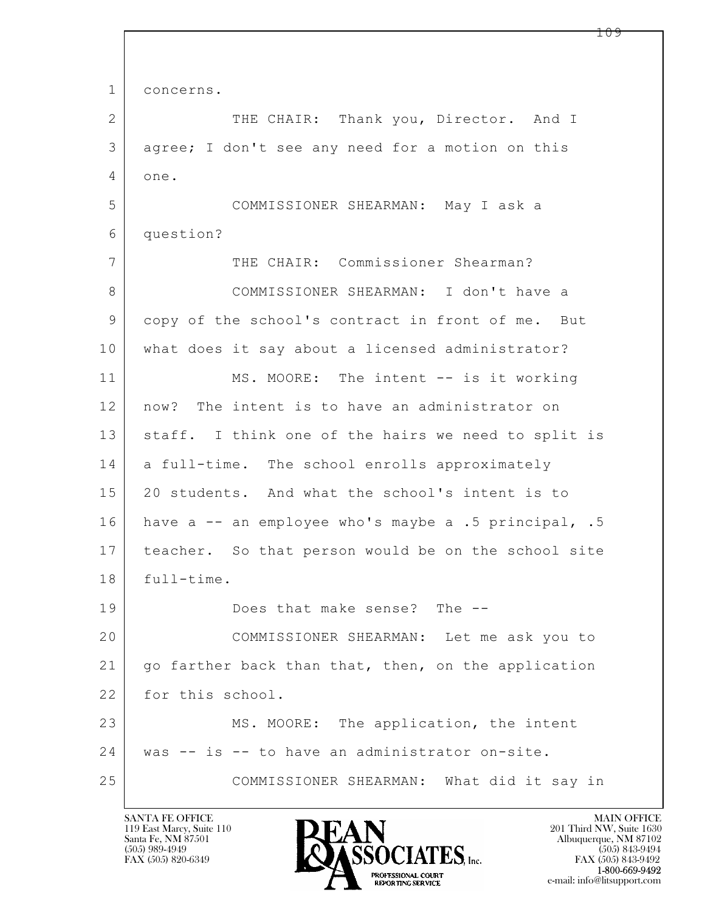concerns.

THE CHAIR: Thank you, Director. And I agree; I don't see any need for a motion on this one.

COMMISSIONER SHEARMAN: May I ask a question?

THE CHAIR: Commissioner Shearman?

COMMISSIONER SHEARMAN: I don't have a copy of the school's contract in front of me. But what does it say about a licensed administrator?

MS. MOORE: The intent -- is it working now? The intent is to have an administrator on staff. I think one of the hairs we need to split is a full-time. The school enrolls approximately 20 students. And what the school's intent is to have a -- an employee who's maybe a .5 principal, .5 teacher. So that person would be on the school site full-time.

Does that make sense? The --

COMMISSIONER SHEARMAN: Let me ask you to go farther back than that, then, on the application for this school.

MS. MOORE: The application, the intent was -- is -- to have an administrator on-site.

COMMISSIONER SHEARMAN: What did it say in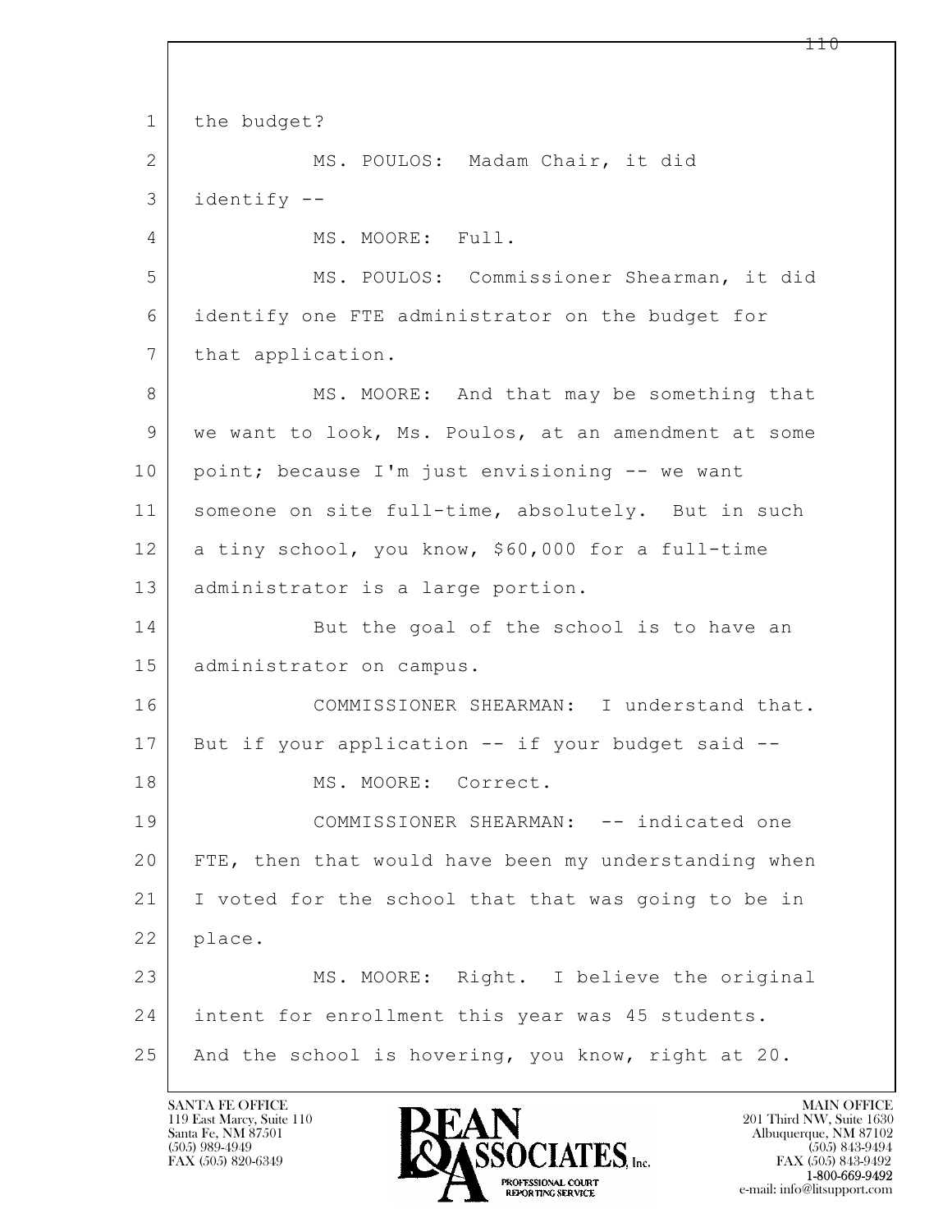the budget?

MS. POULOS: Madam Chair, it did identify --

MS. MOORE: Full.

MS. POULOS: Commissioner Shearman, it did identify one FTE administrator on the budget for that application.

MS. MOORE: And that may be something that we want to look, Ms. Poulos, at an amendment at some point; because I'm just envisioning -- we want someone on site full-time, absolutely. But in such a tiny school, you know, $60,000 for a full-time administrator is a large portion.

But the goal of the school is to have an administrator on campus.

COMMISSIONER SHEARMAN: I understand that. But if your application -- if your budget said --

MS. MOORE: Correct.

COMMISSIONER SHEARMAN: -- indicated one FTE, then that would have been my understanding when I voted for the school that that was going to be in place.

MS. MOORE: Right. I believe the original intent for enrollment this year was 45 students. And the school is hovering, you know, right at 20.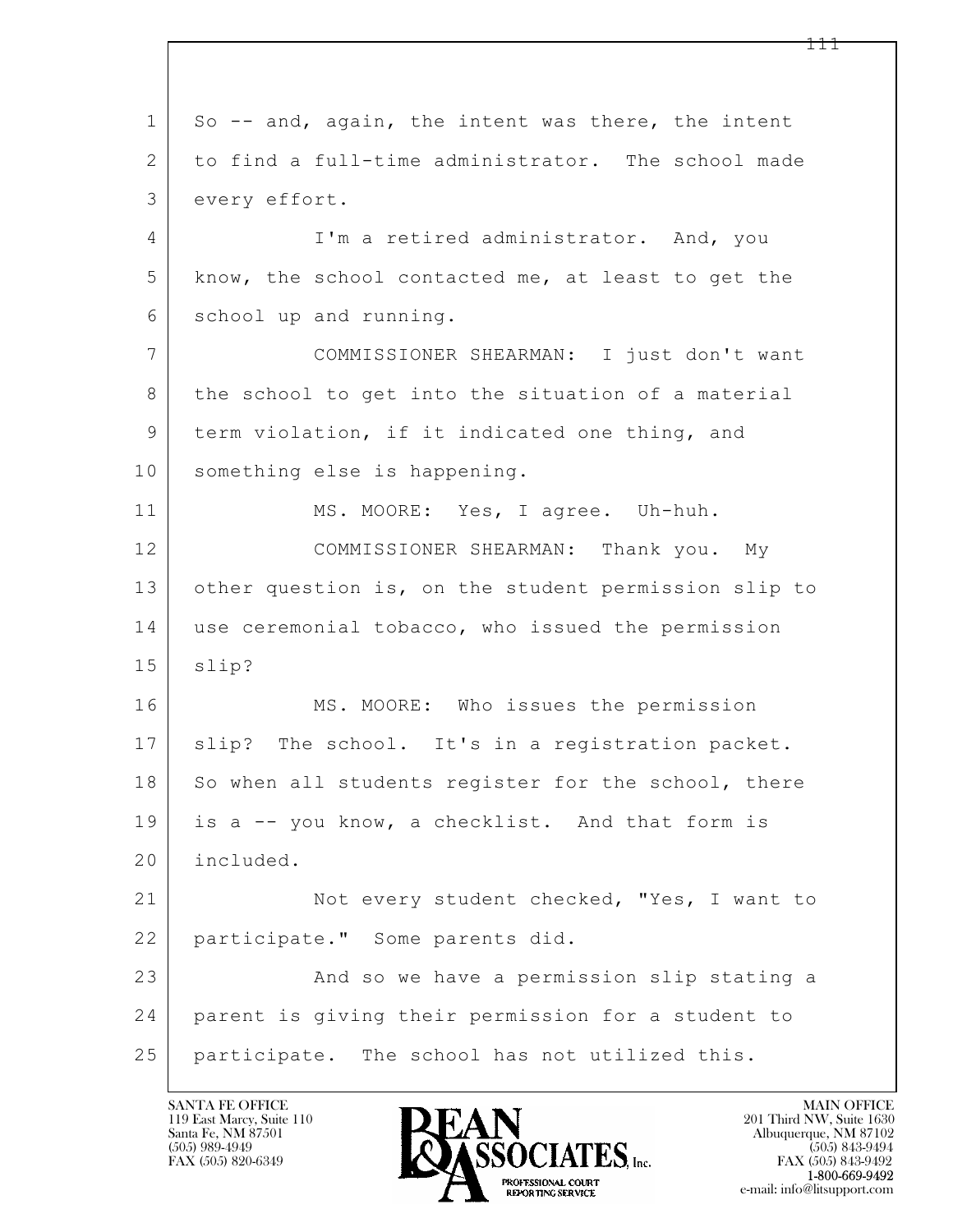So -- and, again, the intent was there, the intent to find a full-time administrator. The school made every effort.

I'm a retired administrator. And, you know, the school contacted me, at least to get the school up and running.

COMMISSIONER SHEARMAN: I just don't want the school to get into the situation of a material term violation, if it indicated one thing, and something else is happening.

MS. MOORE: Yes, I agree. Uh-huh.

COMMISSIONER SHEARMAN: Thank you. My other question is, on the student permission slip to use ceremonial tobacco, who issued the permission slip?

MS. MOORE: Who issues the permission slip? The school. It's in a registration packet. So when all students register for the school, there is a -- you know, a checklist. And that form is included.

Not every student checked, "Yes, I want to participate." Some parents did.

And so we have a permission slip stating a parent is giving their permission for a student to participate. The school has not utilized this.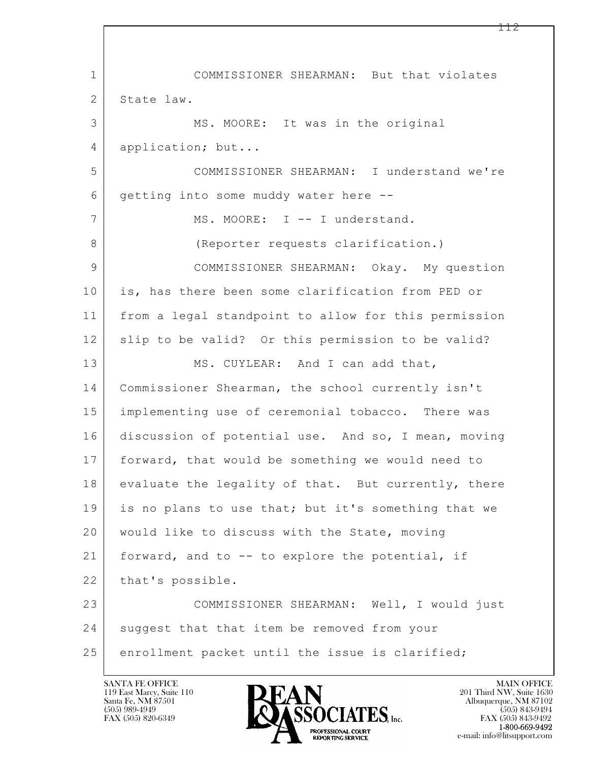1 COMMISSIONER SHEARMAN: But that violates
2 State law.
3 MS. MOORE: It was in the original
4 application; but...
5 COMMISSIONER SHEARMAN: I understand we're
6 getting into some muddy water here --
7 MS. MOORE: I -- I understand.
8 (Reporter requests clarification.)
9 COMMISSIONER SHEARMAN: Okay. My question
10 is, has there been some clarification from PED or
11 from a legal standpoint to allow for this permission
12 slip to be valid? Or this permission to be valid?
13 MS. CUYLEAR: And I can add that,
14 Commissioner Shearman, the school currently isn't
15 implementing use of ceremonial tobacco. There was
16 discussion of potential use. And so, I mean, moving
17 forward, that would be something we would need to
18 evaluate the legality of that. But currently, there
19 is no plans to use that; but it's something that we
20 would like to discuss with the State, moving
21 forward, and to -- to explore the potential, if
22 that's possible.
23 COMMISSIONER SHEARMAN: Well, I would just
24 suggest that that item be removed from your
25 enrollment packet until the issue is clarified;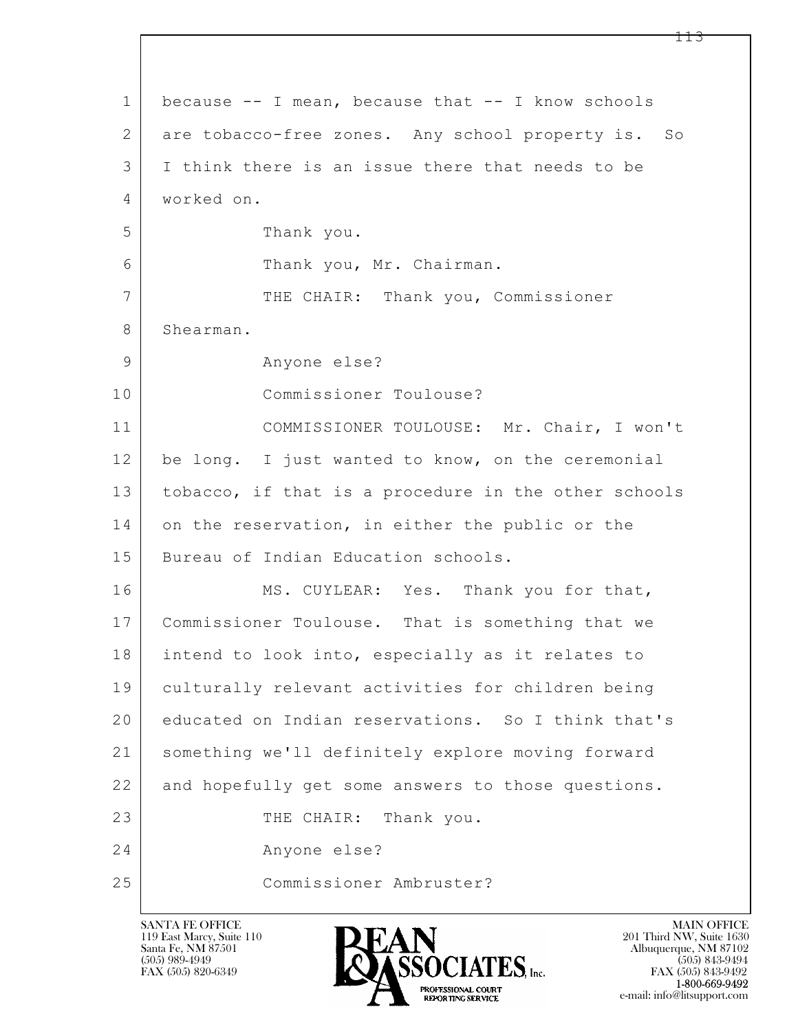because -- I mean, because that -- I know schools are tobacco-free zones. Any school property is. So I think there is an issue there that needs to be worked on.

Thank you.

Thank you, Mr. Chairman.

THE CHAIR: Thank you, Commissioner Shearman.

Anyone else?

Commissioner Toulouse?

COMMISSIONER TOULOUSE: Mr. Chair, I won't be long. I just wanted to know, on the ceremonial tobacco, if that is a procedure in the other schools on the reservation, in either the public or the Bureau of Indian Education schools.

MS. CUYLEAR: Yes. Thank you for that, Commissioner Toulouse. That is something that we intend to look into, especially as it relates to culturally relevant activities for children being educated on Indian reservations. So I think that's something we'll definitely explore moving forward and hopefully get some answers to those questions.

THE CHAIR: Thank you.

Anyone else?

Commissioner Ambruster?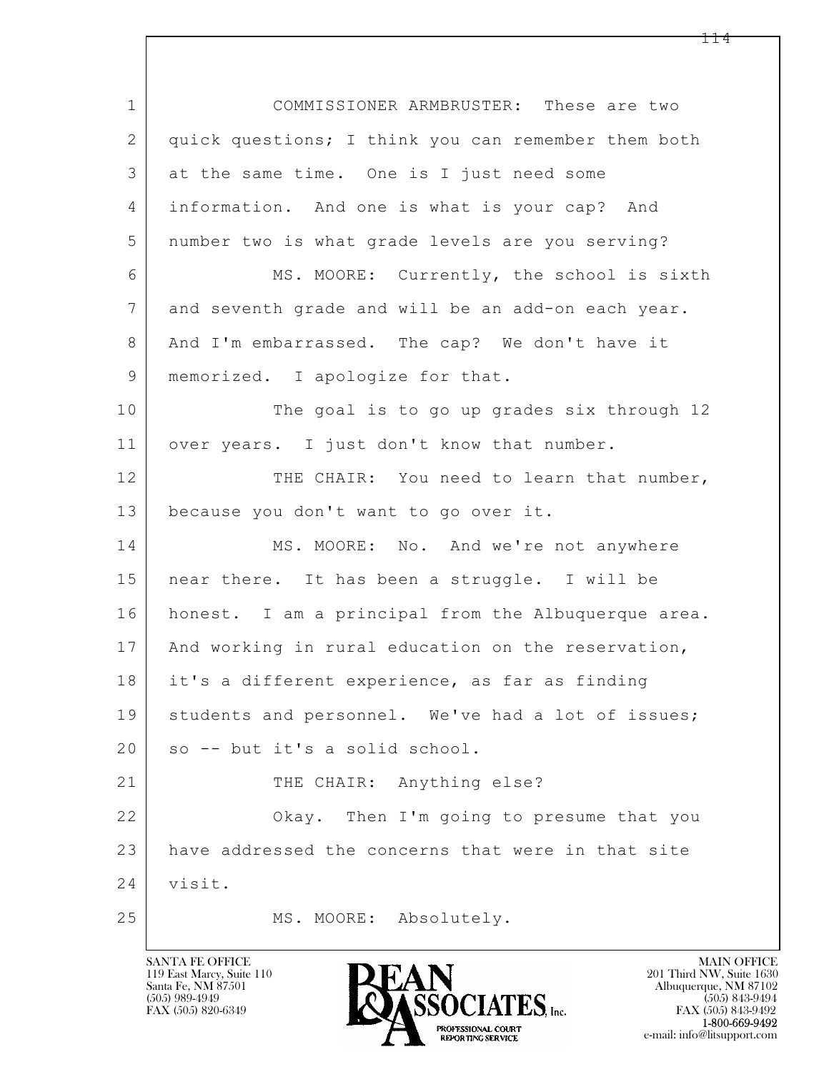COMMISSIONER ARMBRUSTER: These are two quick questions; I think you can remember them both at the same time. One is I just need some information. And one is what is your cap? And number two is what grade levels are you serving?

MS. MOORE: Currently, the school is sixth and seventh grade and will be an add-on each year. And I'm embarrassed. The cap? We don't have it memorized. I apologize for that.

The goal is to go up grades six through 12 over years. I just don't know that number.

THE CHAIR: You need to learn that number, because you don't want to go over it.

MS. MOORE: No. And we're not anywhere near there. It has been a struggle. I will be honest. I am a principal from the Albuquerque area. And working in rural education on the reservation, it's a different experience, as far as finding students and personnel. We've had a lot of issues; so -- but it's a solid school.

THE CHAIR: Anything else?

Okay. Then I'm going to presume that you have addressed the concerns that were in that site visit.

MS. MOORE: Absolutely.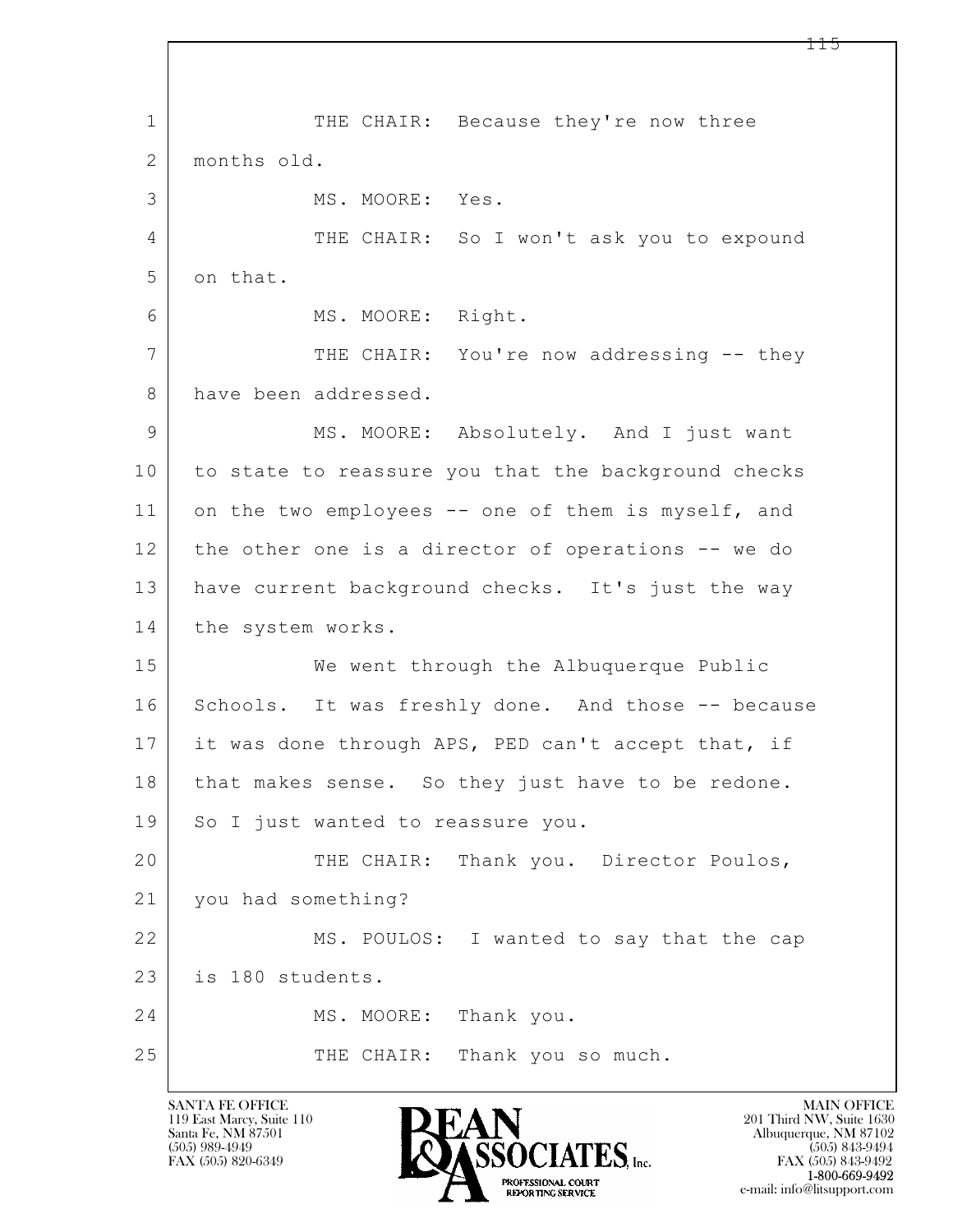1 THE CHAIR: Because they're now three
2 months old.
3 MS. MOORE: Yes.
4 THE CHAIR: So I won't ask you to expound
5 on that.
6 MS. MOORE: Right.
7 THE CHAIR: You're now addressing -- they
8 have been addressed.
9 MS. MOORE: Absolutely. And I just want
10 to state to reassure you that the background checks
11 on the two employees -- one of them is myself, and
12 the other one is a director of operations -- we do
13 have current background checks. It's just the way
14 the system works.
15 We went through the Albuquerque Public
16 Schools. It was freshly done. And those -- because
17 it was done through APS, PED can't accept that, if
18 that makes sense. So they just have to be redone.
19 So I just wanted to reassure you.
20 THE CHAIR: Thank you. Director Poulos,
21 you had something?
22 MS. POULOS: I wanted to say that the cap
23 is 180 students.
24 MS. MOORE: Thank you.
25 THE CHAIR: Thank you so much.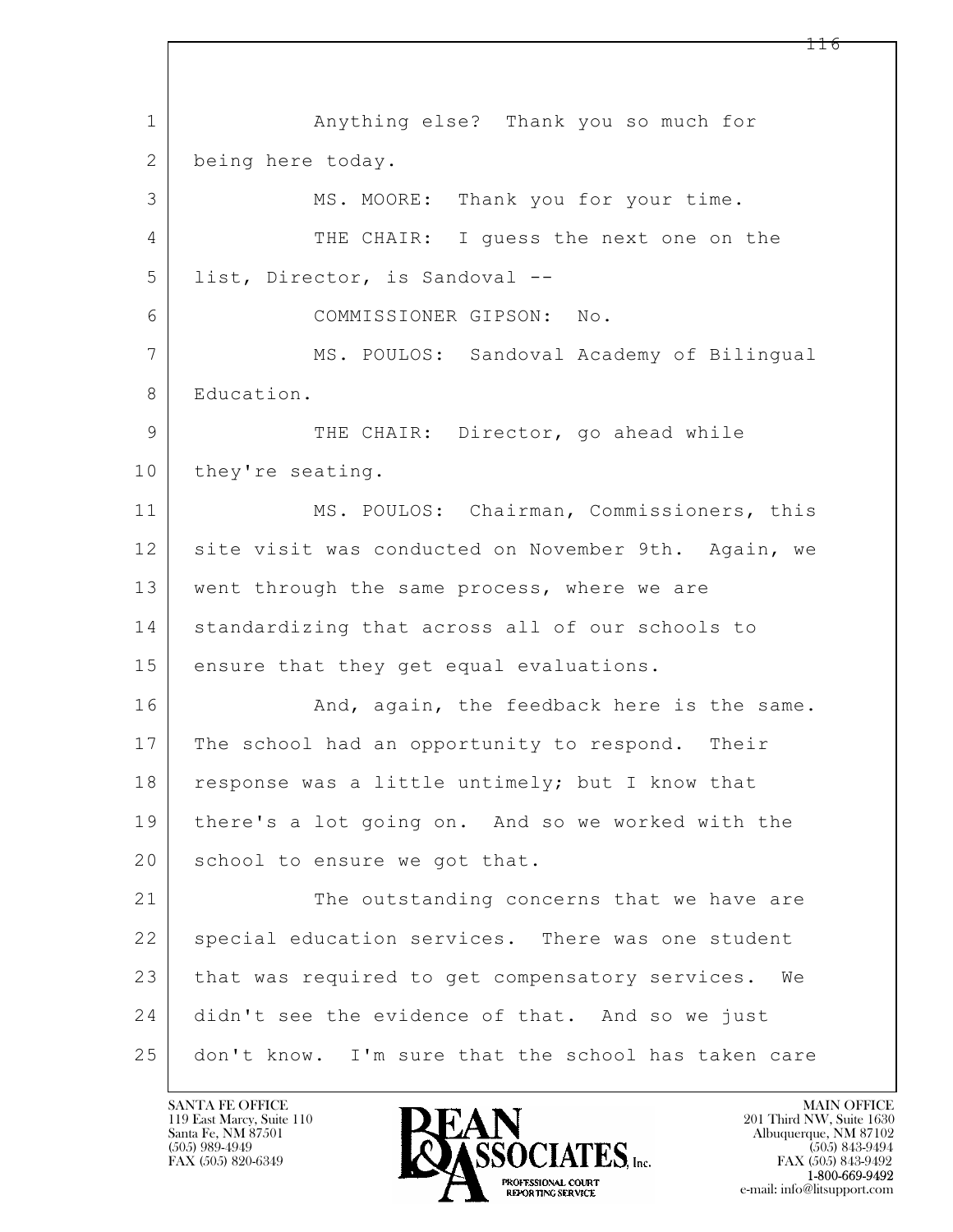Anything else? Thank you so much for being here today.

MS. MOORE: Thank you for your time.

THE CHAIR: I guess the next one on the list, Director, is Sandoval --

COMMISSIONER GIPSON: No.

MS. POULOS: Sandoval Academy of Bilingual Education.

THE CHAIR: Director, go ahead while they're seating.

MS. POULOS: Chairman, Commissioners, this site visit was conducted on November 9th. Again, we went through the same process, where we are standardizing that across all of our schools to ensure that they get equal evaluations.

And, again, the feedback here is the same. The school had an opportunity to respond. Their response was a little untimely; but I know that there's a lot going on. And so we worked with the school to ensure we got that.

The outstanding concerns that we have are special education services. There was one student that was required to get compensatory services. We didn't see the evidence of that. And so we just don't know. I'm sure that the school has taken care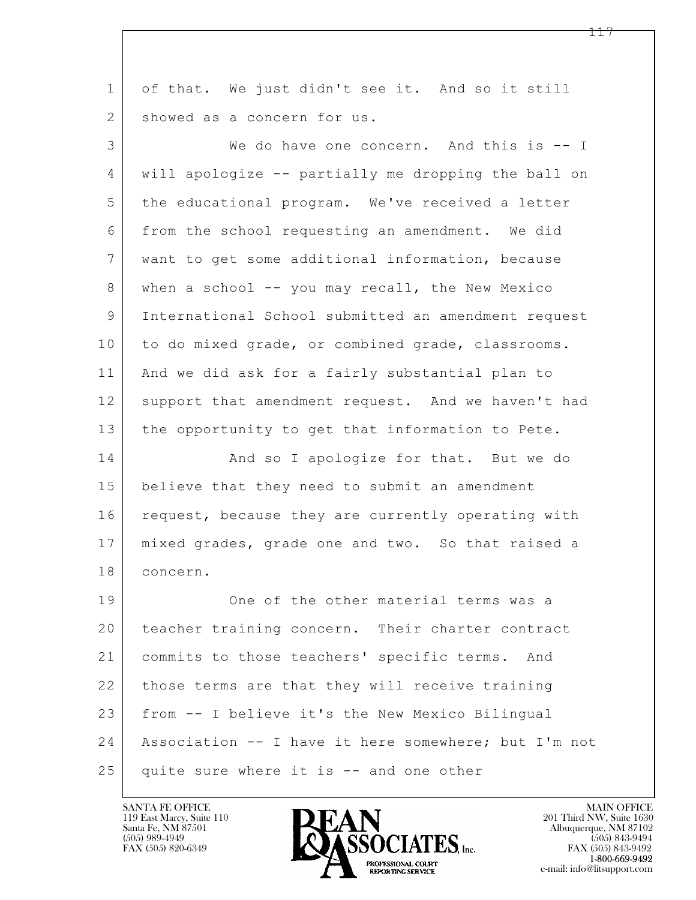of that. We just didn't see it. And so it still showed as a concern for us.

We do have one concern. And this is -- I will apologize -- partially me dropping the ball on the educational program. We've received a letter from the school requesting an amendment. We did want to get some additional information, because when a school -- you may recall, the New Mexico International School submitted an amendment request to do mixed grade, or combined grade, classrooms. And we did ask for a fairly substantial plan to support that amendment request. And we haven't had the opportunity to get that information to Pete.

And so I apologize for that. But we do believe that they need to submit an amendment request, because they are currently operating with mixed grades, grade one and two. So that raised a concern.

One of the other material terms was a teacher training concern. Their charter contract commits to those teachers' specific terms. And those terms are that they will receive training from -- I believe it's the New Mexico Bilingual Association -- I have it here somewhere; but I'm not quite sure where it is -- and one other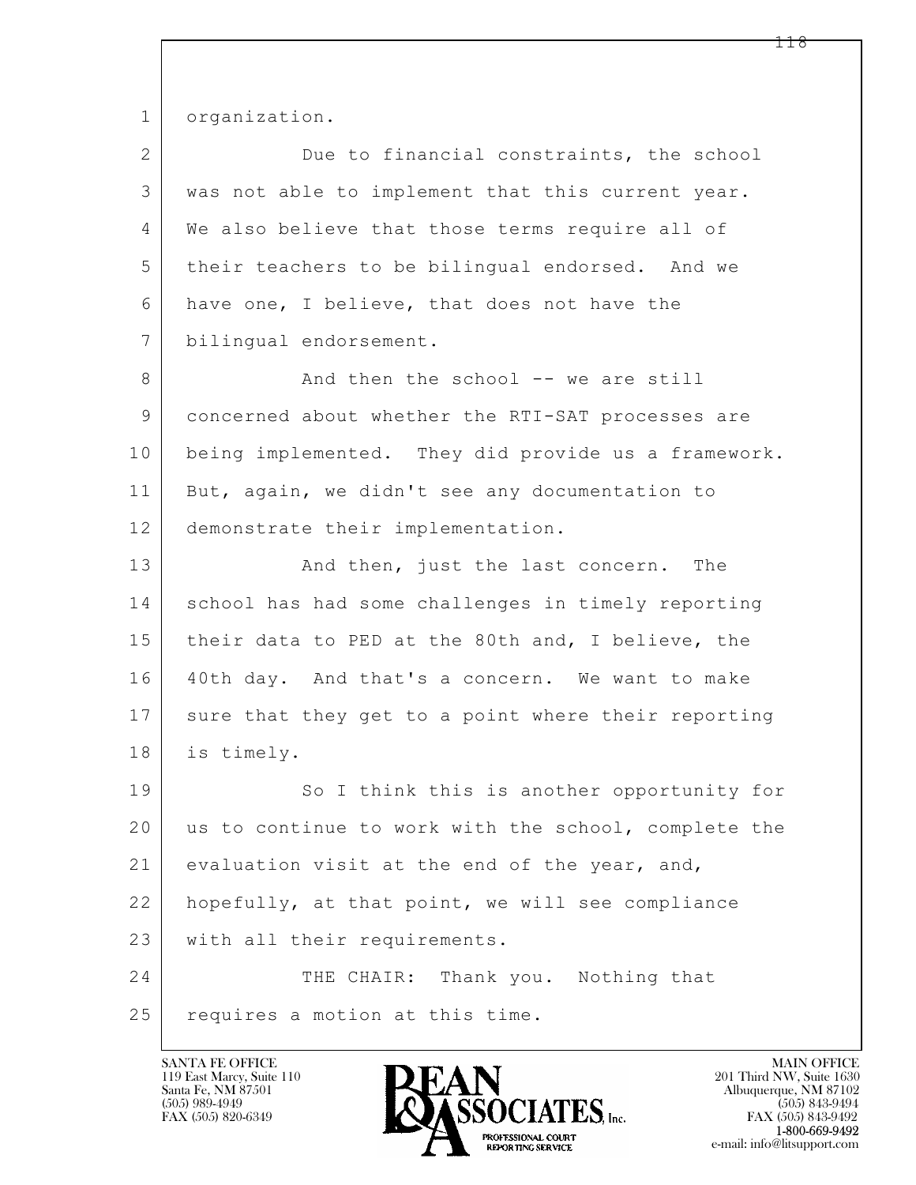organization.

Due to financial constraints, the school was not able to implement that this current year. We also believe that those terms require all of their teachers to be bilingual endorsed. And we have one, I believe, that does not have the bilingual endorsement.

And then the school -- we are still concerned about whether the RTI-SAT processes are being implemented. They did provide us a framework. But, again, we didn't see any documentation to demonstrate their implementation.

And then, just the last concern. The school has had some challenges in timely reporting their data to PED at the 80th and, I believe, the 40th day. And that's a concern. We want to make sure that they get to a point where their reporting is timely.

So I think this is another opportunity for us to continue to work with the school, complete the evaluation visit at the end of the year, and, hopefully, at that point, we will see compliance with all their requirements.

THE CHAIR: Thank you. Nothing that requires a motion at this time.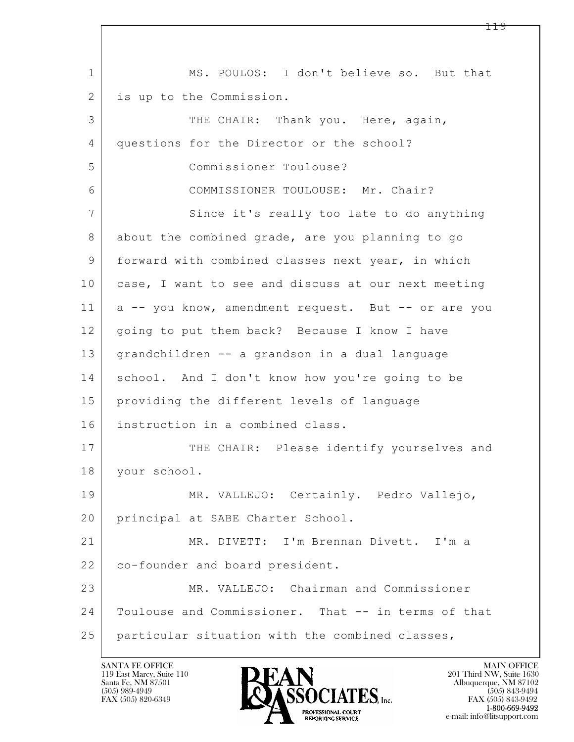MS. POULOS: I don't believe so. But that is up to the Commission.

THE CHAIR: Thank you. Here, again, questions for the Director or the school?

Commissioner Toulouse?

COMMISSIONER TOULOUSE: Mr. Chair?

Since it's really too late to do anything about the combined grade, are you planning to go forward with combined classes next year, in which case, I want to see and discuss at our next meeting a -- you know, amendment request. But -- or are you going to put them back? Because I know I have grandchildren -- a grandson in a dual language school. And I don't know how you're going to be providing the different levels of language instruction in a combined class.

THE CHAIR: Please identify yourselves and your school.

MR. VALLEJO: Certainly. Pedro Vallejo, principal at SABE Charter School.

MR. DIVETT: I'm Brennan Divett. I'm a co-founder and board president.

MR. VALLEJO: Chairman and Commissioner Toulouse and Commissioner. That -- in terms of that particular situation with the combined classes,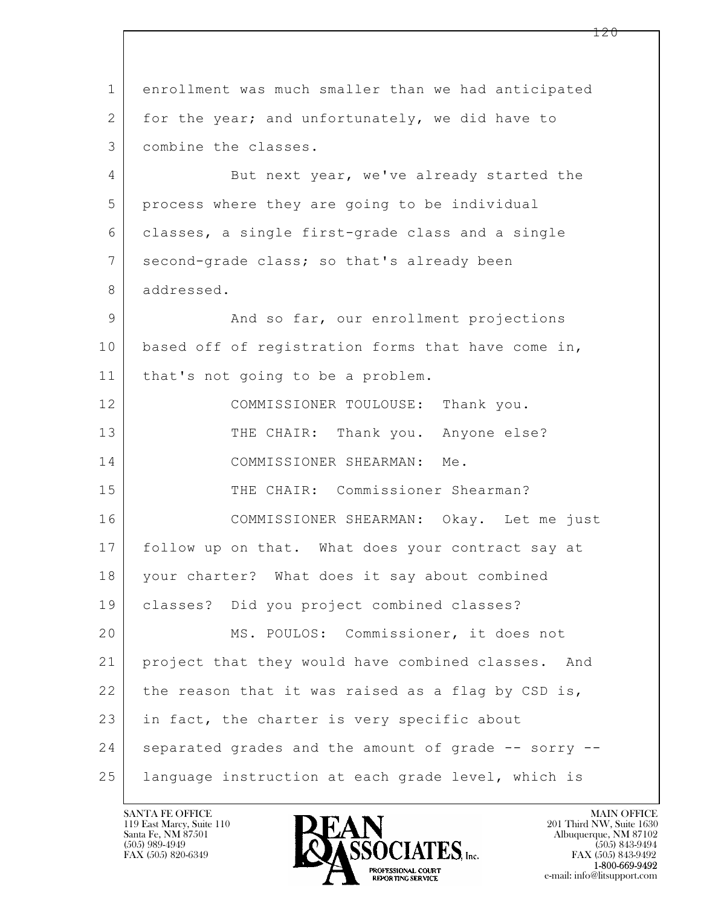enrollment was much smaller than we had anticipated for the year; and unfortunately, we did have to combine the classes.

But next year, we've already started the process where they are going to be individual classes, a single first-grade class and a single second-grade class; so that's already been addressed.

And so far, our enrollment projections based off of registration forms that have come in, that's not going to be a problem.

COMMISSIONER TOULOUSE: Thank you.

THE CHAIR: Thank you. Anyone else?

COMMISSIONER SHEARMAN: Me.

THE CHAIR: Commissioner Shearman?

COMMISSIONER SHEARMAN: Okay. Let me just follow up on that. What does your contract say at your charter? What does it say about combined classes? Did you project combined classes?

MS. POULOS: Commissioner, it does not project that they would have combined classes. And the reason that it was raised as a flag by CSD is, in fact, the charter is very specific about separated grades and the amount of grade -- sorry -- language instruction at each grade level, which is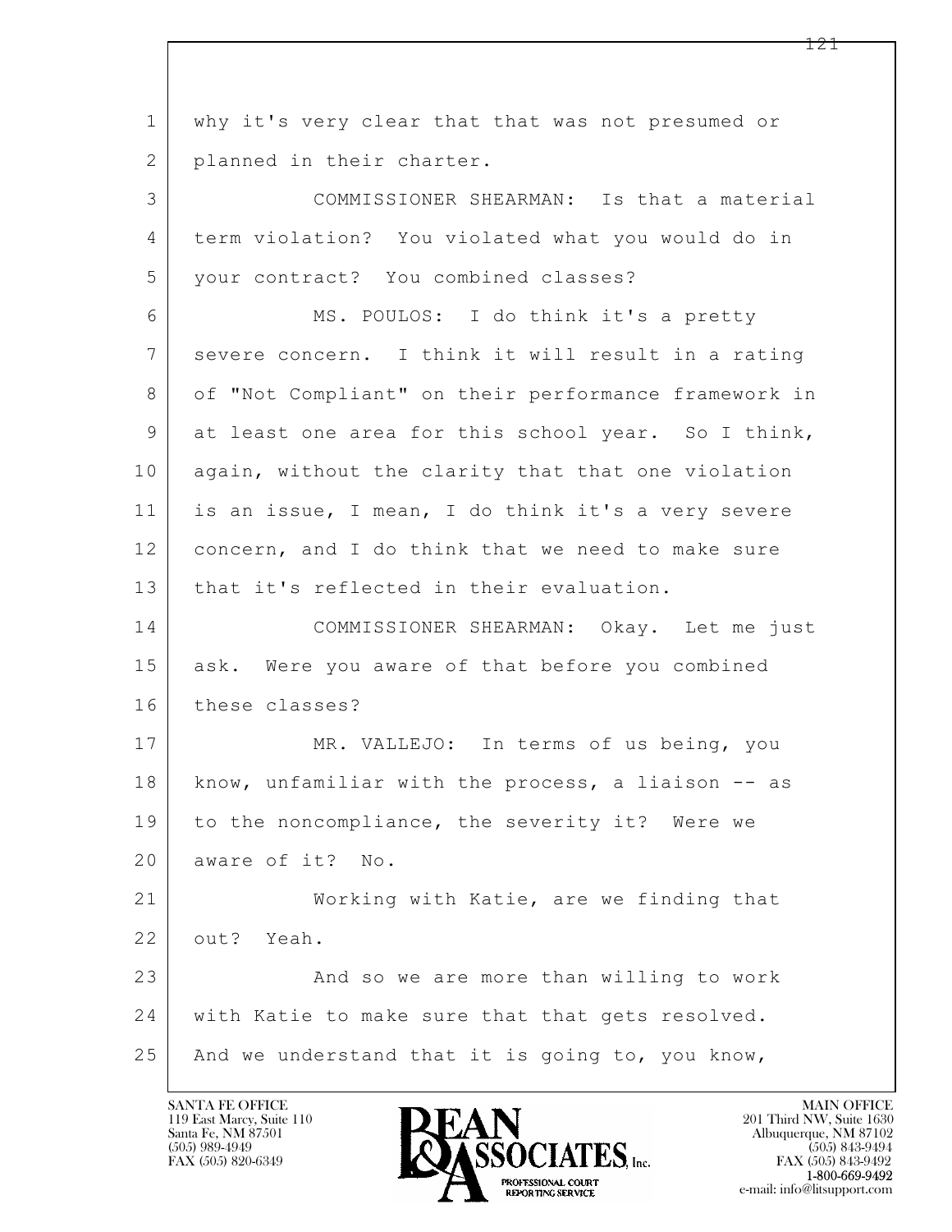why it's very clear that that was not presumed or planned in their charter.

COMMISSIONER SHEARMAN: Is that a material term violation? You violated what you would do in your contract? You combined classes?

MS. POULOS: I do think it's a pretty severe concern. I think it will result in a rating of "Not Compliant" on their performance framework in at least one area for this school year. So I think, again, without the clarity that that one violation is an issue, I mean, I do think it's a very severe concern, and I do think that we need to make sure that it's reflected in their evaluation.

COMMISSIONER SHEARMAN: Okay. Let me just ask. Were you aware of that before you combined these classes?

MR. VALLEJO: In terms of us being, you know, unfamiliar with the process, a liaison -- as to the noncompliance, the severity it? Were we aware of it? No.

Working with Katie, are we finding that out? Yeah.

And so we are more than willing to work with Katie to make sure that that gets resolved. And we understand that it is going to, you know,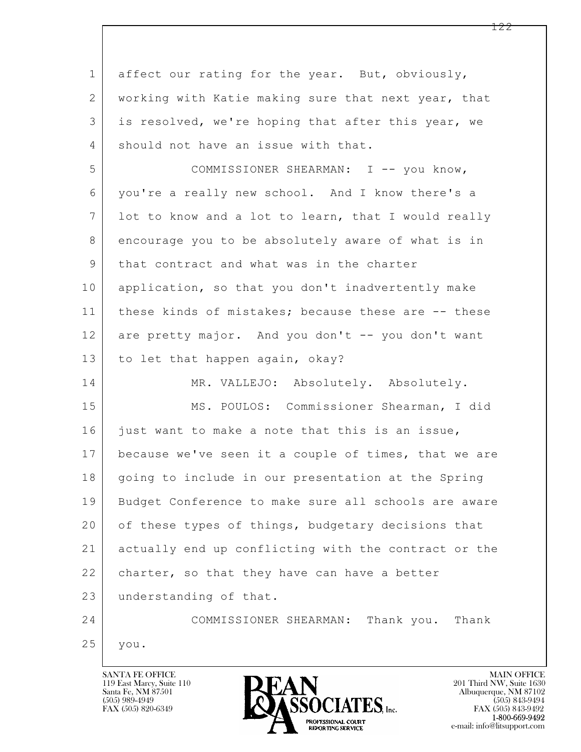affect our rating for the year. But, obviously, working with Katie making sure that next year, that is resolved, we're hoping that after this year, we should not have an issue with that.

COMMISSIONER SHEARMAN: I -- you know, you're a really new school. And I know there's a lot to know and a lot to learn, that I would really encourage you to be absolutely aware of what is in that contract and what was in the charter application, so that you don't inadvertently make these kinds of mistakes; because these are -- these are pretty major. And you don't -- you don't want to let that happen again, okay?

MR. VALLEJO: Absolutely. Absolutely.

MS. POULOS: Commissioner Shearman, I did just want to make a note that this is an issue, because we've seen it a couple of times, that we are going to include in our presentation at the Spring Budget Conference to make sure all schools are aware of these types of things, budgetary decisions that actually end up conflicting with the contract or the charter, so that they have can have a better understanding of that.

COMMISSIONER SHEARMAN: Thank you. Thank you.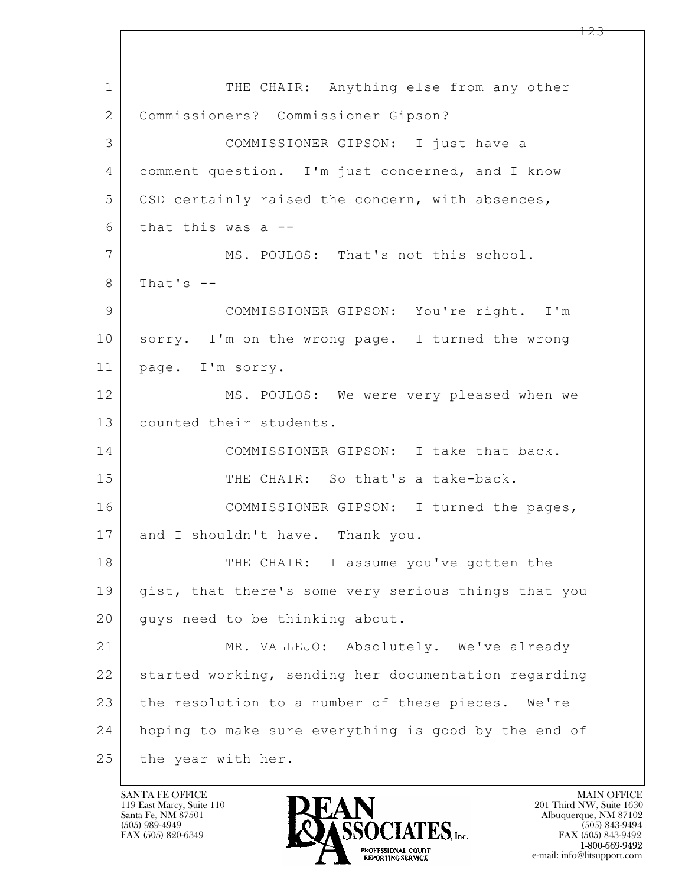1 THE CHAIR: Anything else from any other
2 Commissioners? Commissioner Gipson?
3 COMMISSIONER GIPSON: I just have a
4 comment question. I'm just concerned, and I know
5 CSD certainly raised the concern, with absences,
6 that this was a --
7 MS. POULOS: That's not this school.
8 That's --
9 COMMISSIONER GIPSON: You're right. I'm
10 sorry. I'm on the wrong page. I turned the wrong
11 page. I'm sorry.
12 MS. POULOS: We were very pleased when we
13 counted their students.
14 COMMISSIONER GIPSON: I take that back.
15 THE CHAIR: So that's a take-back.
16 COMMISSIONER GIPSON: I turned the pages,
17 and I shouldn't have. Thank you.
18 THE CHAIR: I assume you've gotten the
19 gist, that there's some very serious things that you
20 guys need to be thinking about.
21 MR. VALLEJO: Absolutely. We've already
22 started working, sending her documentation regarding
23 the resolution to a number of these pieces. We're
24 hoping to make sure everything is good by the end of
25 the year with her.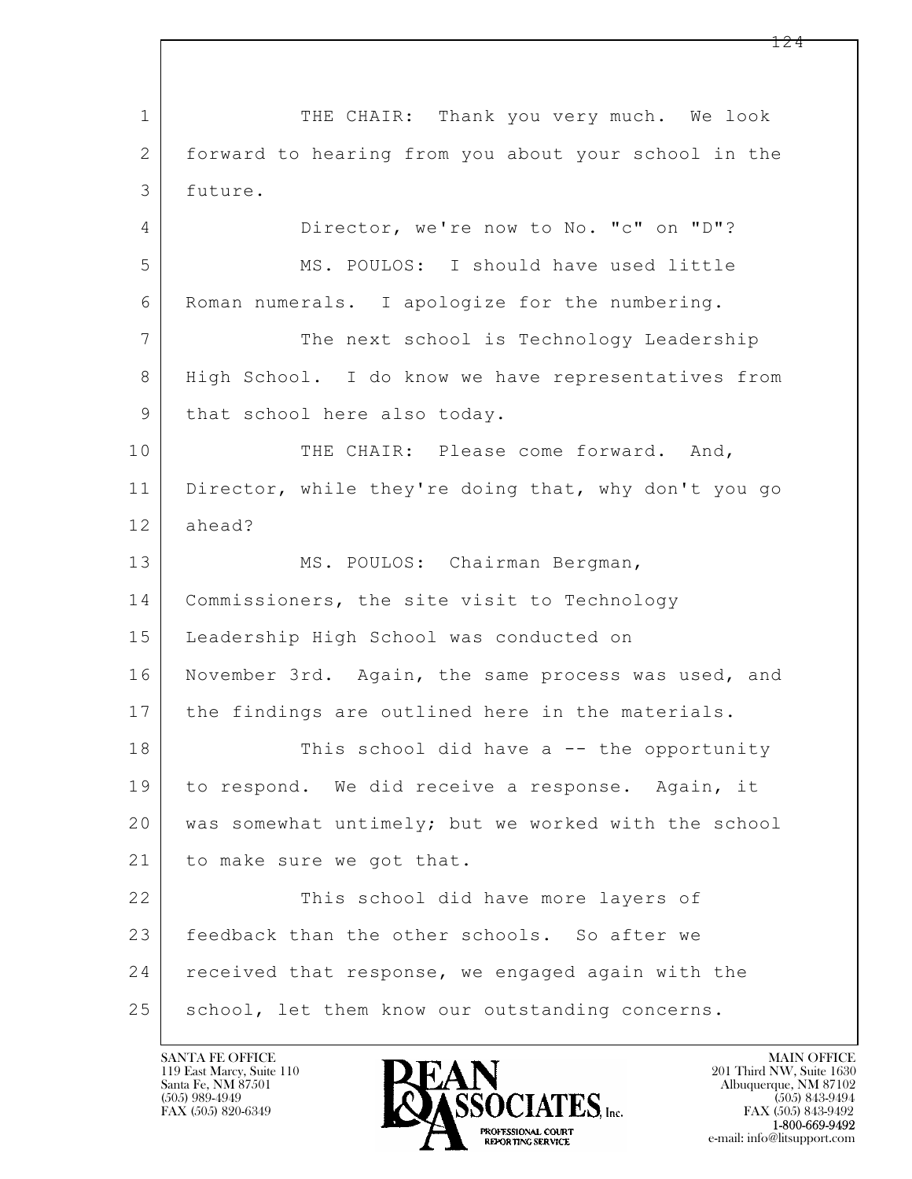THE CHAIR: Thank you very much. We look forward to hearing from you about your school in the future.

Director, we're now to No. "c" on "D"?

MS. POULOS: I should have used little Roman numerals. I apologize for the numbering.

The next school is Technology Leadership High School. I do know we have representatives from that school here also today.

THE CHAIR: Please come forward. And, Director, while they're doing that, why don't you go ahead?

MS. POULOS: Chairman Bergman, Commissioners, the site visit to Technology Leadership High School was conducted on November 3rd. Again, the same process was used, and the findings are outlined here in the materials.

This school did have a -- the opportunity to respond. We did receive a response. Again, it was somewhat untimely; but we worked with the school to make sure we got that.

This school did have more layers of feedback than the other schools. So after we received that response, we engaged again with the school, let them know our outstanding concerns.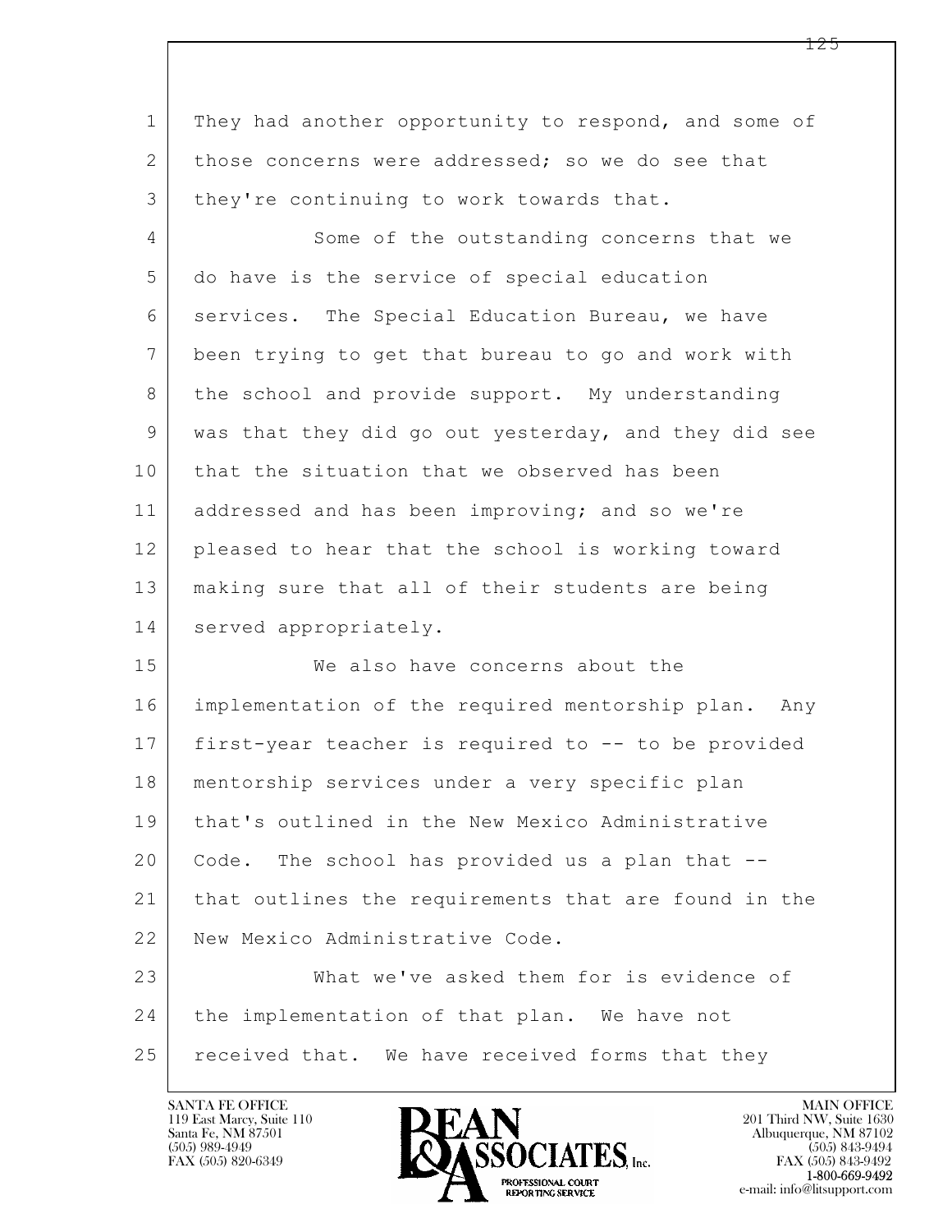They had another opportunity to respond, and some of those concerns were addressed; so we do see that they're continuing to work towards that.

Some of the outstanding concerns that we do have is the service of special education services. The Special Education Bureau, we have been trying to get that bureau to go and work with the school and provide support. My understanding was that they did go out yesterday, and they did see that the situation that we observed has been addressed and has been improving; and so we're pleased to hear that the school is working toward making sure that all of their students are being served appropriately.

We also have concerns about the implementation of the required mentorship plan. Any first-year teacher is required to -- to be provided mentorship services under a very specific plan that's outlined in the New Mexico Administrative Code. The school has provided us a plan that -- that outlines the requirements that are found in the New Mexico Administrative Code.

What we've asked them for is evidence of the implementation of that plan. We have not received that. We have received forms that they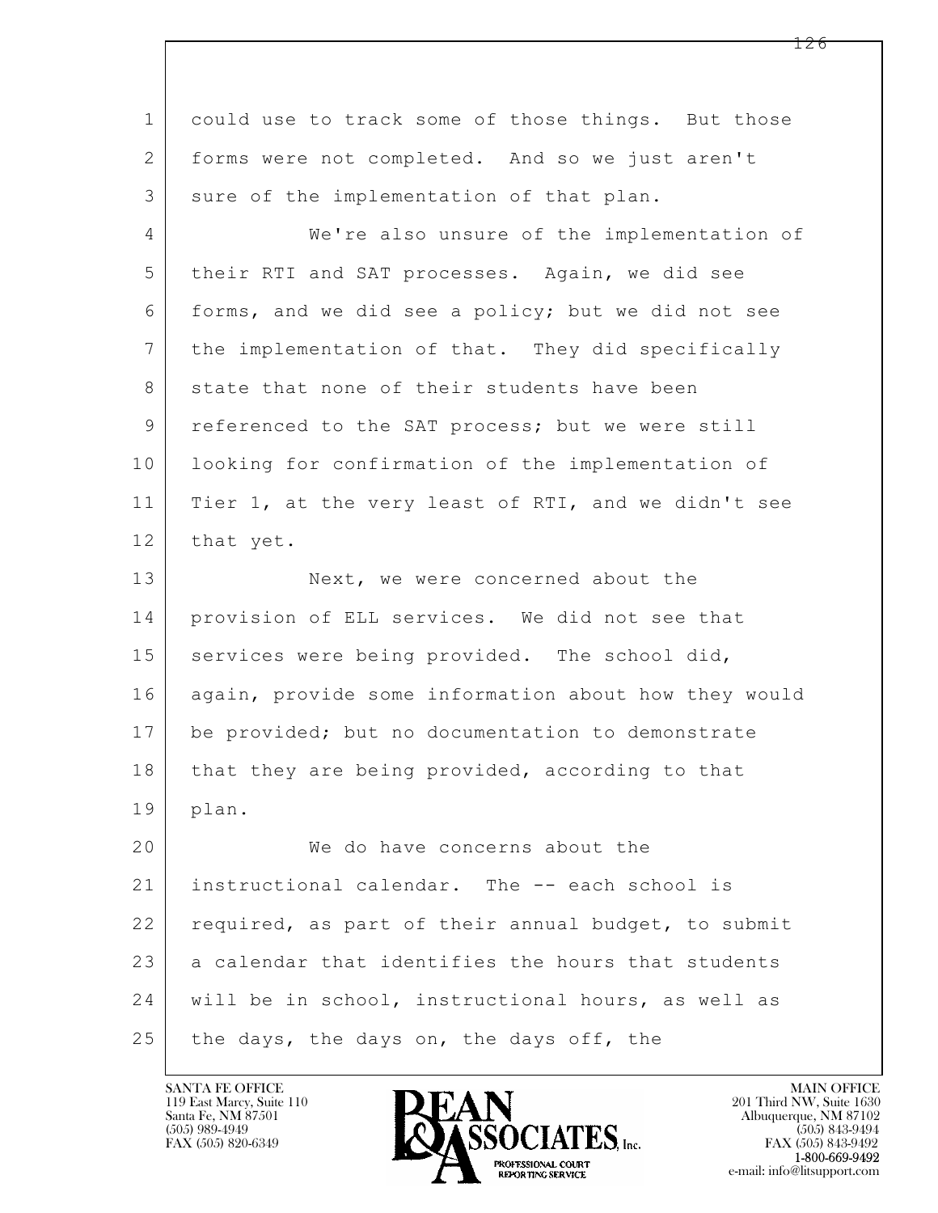could use to track some of those things. But those forms were not completed. And so we just aren't sure of the implementation of that plan.

We're also unsure of the implementation of their RTI and SAT processes. Again, we did see forms, and we did see a policy; but we did not see the implementation of that. They did specifically state that none of their students have been referenced to the SAT process; but we were still looking for confirmation of the implementation of Tier 1, at the very least of RTI, and we didn't see that yet.

Next, we were concerned about the provision of ELL services. We did not see that services were being provided. The school did, again, provide some information about how they would be provided; but no documentation to demonstrate that they are being provided, according to that plan.

We do have concerns about the instructional calendar. The -- each school is required, as part of their annual budget, to submit a calendar that identifies the hours that students will be in school, instructional hours, as well as the days, the days on, the days off, the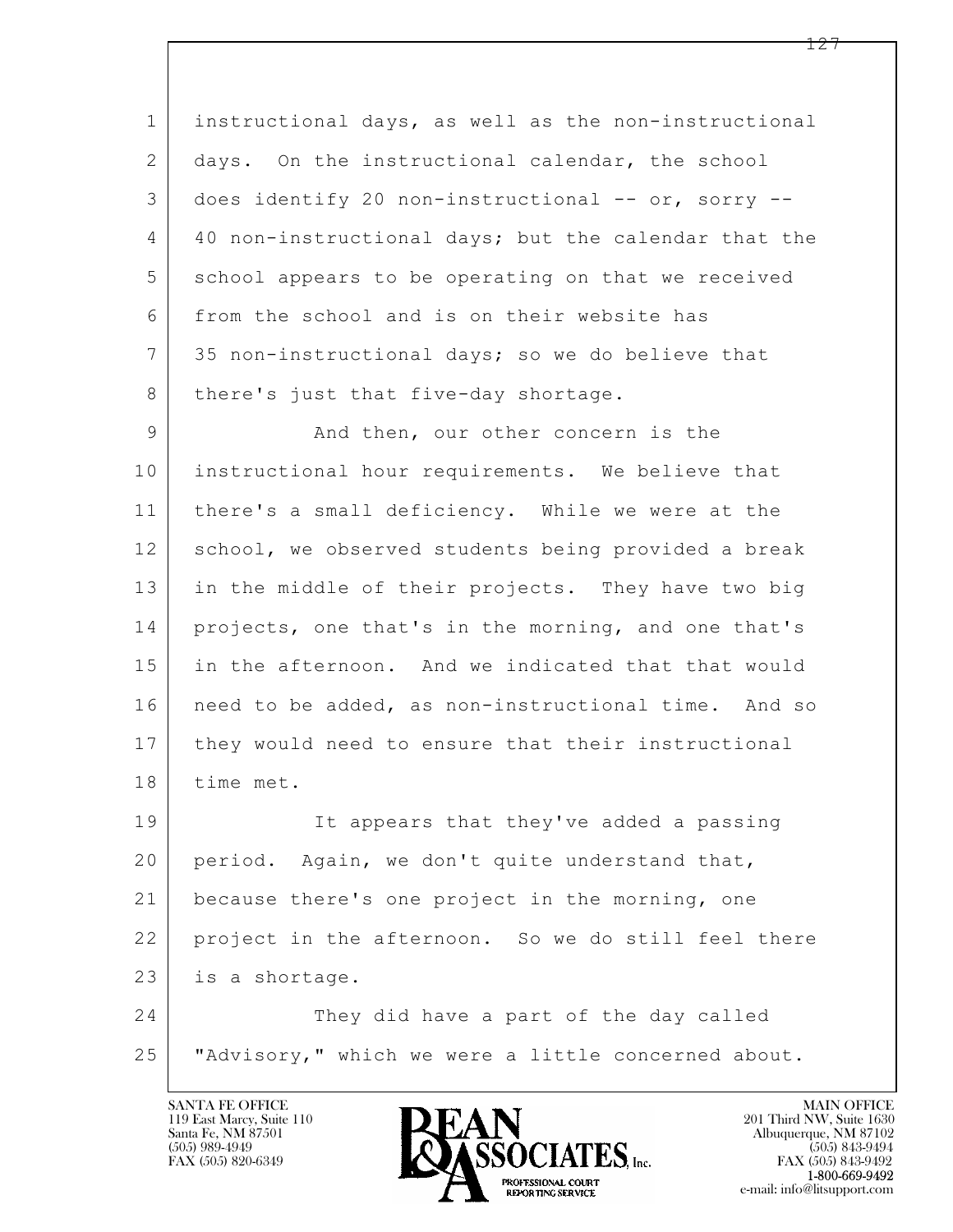1 instructional days, as well as the non-instructional
2 days. On the instructional calendar, the school
3 does identify 20 non-instructional -- or, sorry --
4 40 non-instructional days; but the calendar that the
5 school appears to be operating on that we received
6 from the school and is on their website has
7 35 non-instructional days; so we do believe that
8 there's just that five-day shortage.

9 And then, our other concern is the
10 instructional hour requirements. We believe that
11 there's a small deficiency. While we were at the
12 school, we observed students being provided a break
13 in the middle of their projects. They have two big
14 projects, one that's in the morning, and one that's
15 in the afternoon. And we indicated that that would
16 need to be added, as non-instructional time. And so
17 they would need to ensure that their instructional
18 time met.

19 It appears that they've added a passing
20 period. Again, we don't quite understand that,
21 because there's one project in the morning, one
22 project in the afternoon. So we do still feel there
23 is a shortage.

24 They did have a part of the day called
25 "Advisory," which we were a little concerned about.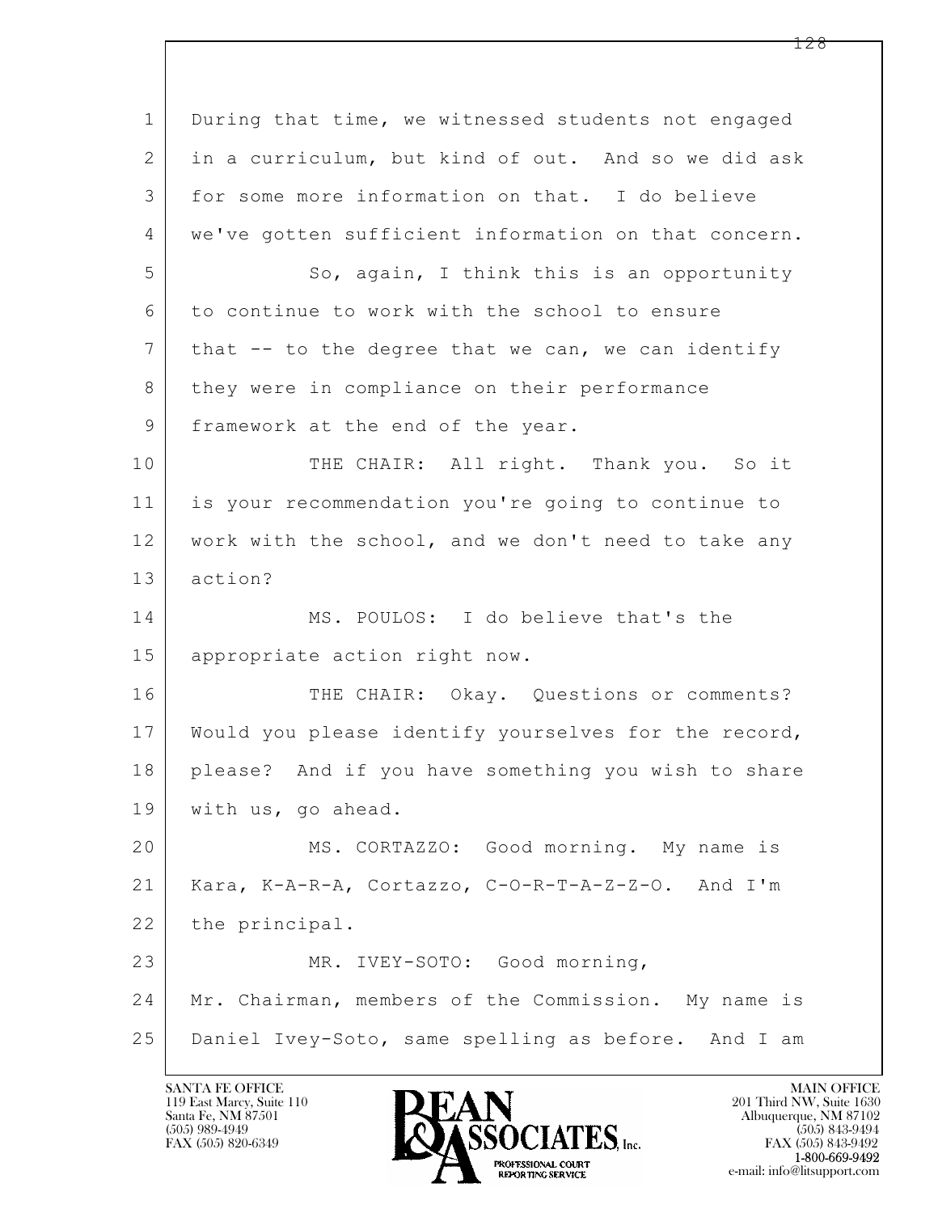During that time, we witnessed students not engaged in a curriculum, but kind of out. And so we did ask for some more information on that. I do believe we've gotten sufficient information on that concern.

So, again, I think this is an opportunity to continue to work with the school to ensure that -- to the degree that we can, we can identify they were in compliance on their performance framework at the end of the year.

THE CHAIR: All right. Thank you. So it is your recommendation you're going to continue to work with the school, and we don't need to take any action?

MS. POULOS: I do believe that's the appropriate action right now.

THE CHAIR: Okay. Questions or comments? Would you please identify yourselves for the record, please? And if you have something you wish to share with us, go ahead.

MS. CORTAZZO: Good morning. My name is Kara, K-A-R-A, Cortazzo, C-O-R-T-A-Z-Z-O. And I'm the principal.

MR. IVEY-SOTO: Good morning, Mr. Chairman, members of the Commission. My name is Daniel Ivey-Soto, same spelling as before. And I am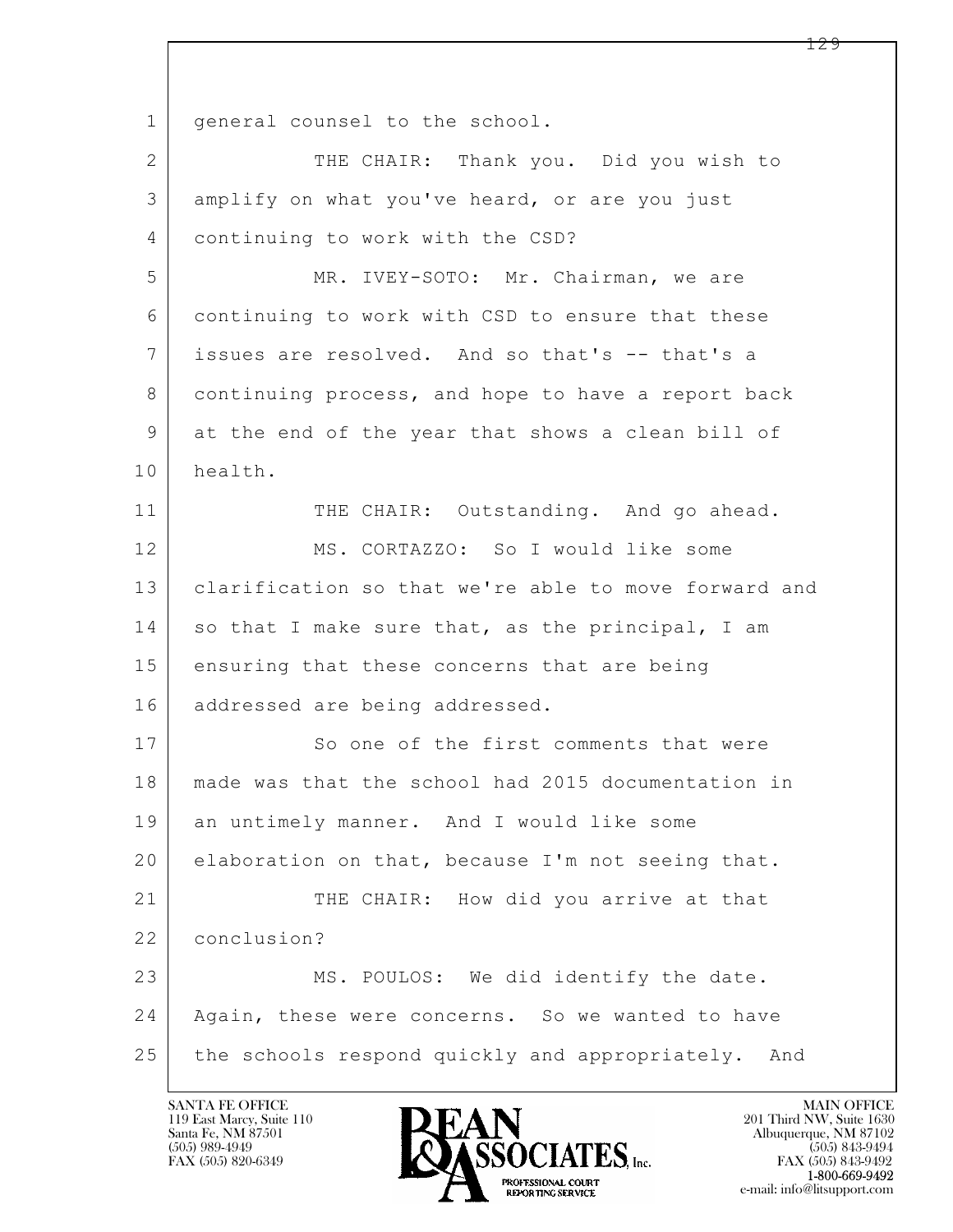general counsel to the school.

THE CHAIR: Thank you. Did you wish to amplify on what you've heard, or are you just continuing to work with the CSD?

MR. IVEY-SOTO: Mr. Chairman, we are continuing to work with CSD to ensure that these issues are resolved. And so that's -- that's a continuing process, and hope to have a report back at the end of the year that shows a clean bill of health.

THE CHAIR: Outstanding. And go ahead.

MS. CORTAZZO: So I would like some clarification so that we're able to move forward and so that I make sure that, as the principal, I am ensuring that these concerns that are being addressed are being addressed.

So one of the first comments that were made was that the school had 2015 documentation in an untimely manner. And I would like some elaboration on that, because I'm not seeing that.

THE CHAIR: How did you arrive at that conclusion?

MS. POULOS: We did identify the date. Again, these were concerns. So we wanted to have the schools respond quickly and appropriately. And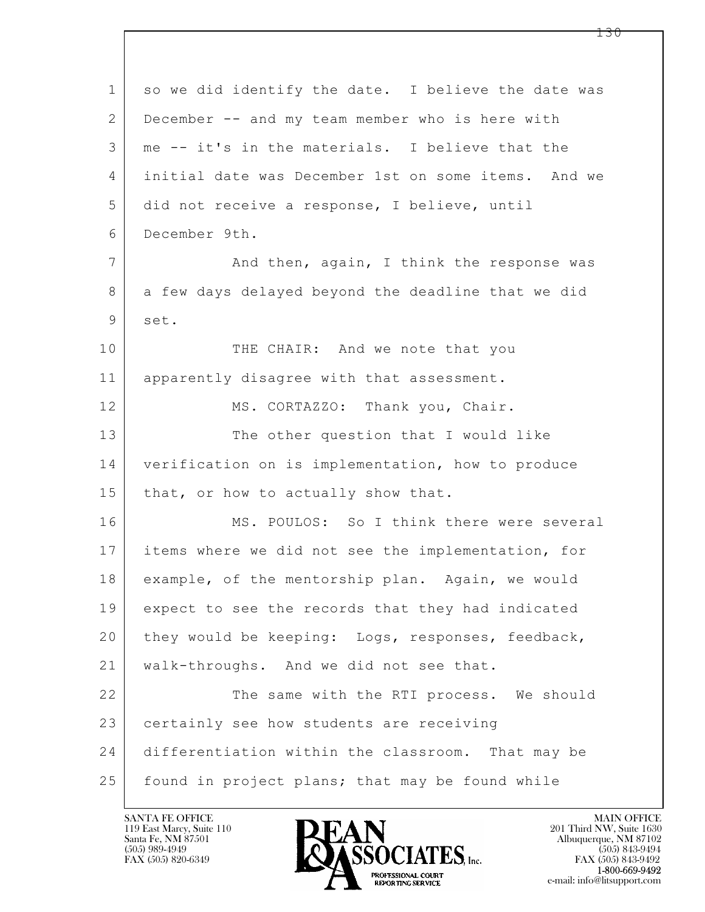so we did identify the date. I believe the date was December -- and my team member who is here with me -- it's in the materials. I believe that the initial date was December 1st on some items. And we did not receive a response, I believe, until December 9th.

And then, again, I think the response was a few days delayed beyond the deadline that we did set.

THE CHAIR: And we note that you apparently disagree with that assessment.

MS. CORTAZZO: Thank you, Chair.

The other question that I would like verification on is implementation, how to produce that, or how to actually show that.

MS. POULOS: So I think there were several items where we did not see the implementation, for example, of the mentorship plan. Again, we would expect to see the records that they had indicated they would be keeping: Logs, responses, feedback, walk-throughs. And we did not see that.

The same with the RTI process. We should certainly see how students are receiving differentiation within the classroom. That may be found in project plans; that may be found while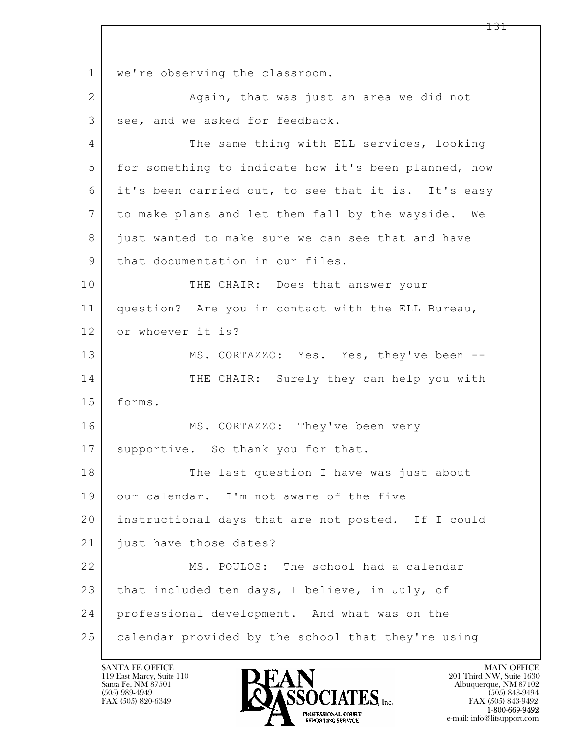we're observing the classroom.

Again, that was just an area we did not see, and we asked for feedback.

The same thing with ELL services, looking for something to indicate how it's been planned, how it's been carried out, to see that it is. It's easy to make plans and let them fall by the wayside. We just wanted to make sure we can see that and have that documentation in our files.

THE CHAIR: Does that answer your question? Are you in contact with the ELL Bureau, or whoever it is?

MS. CORTAZZO: Yes. Yes, they've been --

THE CHAIR: Surely they can help you with forms.

MS. CORTAZZO: They've been very supportive. So thank you for that.

The last question I have was just about our calendar. I'm not aware of the five instructional days that are not posted. If I could just have those dates?

MS. POULOS: The school had a calendar that included ten days, I believe, in July, of professional development. And what was on the calendar provided by the school that they're using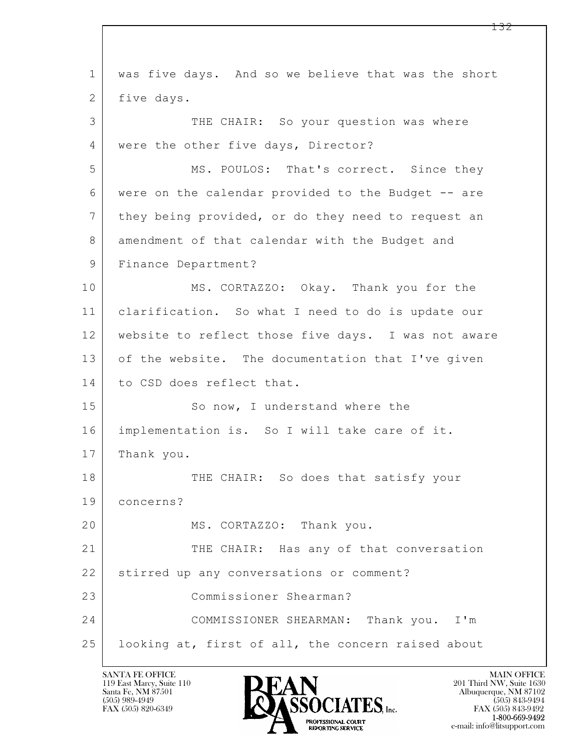1 was five days. And so we believe that was the short
2 five days.
3 THE CHAIR: So your question was where
4 were the other five days, Director?
5 MS. POULOS: That's correct. Since they
6 were on the calendar provided to the Budget -- are
7 they being provided, or do they need to request an
8 amendment of that calendar with the Budget and
9 Finance Department?
10 MS. CORTAZZO: Okay. Thank you for the
11 clarification. So what I need to do is update our
12 website to reflect those five days. I was not aware
13 of the website. The documentation that I've given
14 to CSD does reflect that.
15 So now, I understand where the
16 implementation is. So I will take care of it.
17 Thank you.
18 THE CHAIR: So does that satisfy your
19 concerns?
20 MS. CORTAZZO: Thank you.
21 THE CHAIR: Has any of that conversation
22 stirred up any conversations or comment?
23 Commissioner Shearman?
24 COMMISSIONER SHEARMAN: Thank you. I'm
25 looking at, first of all, the concern raised about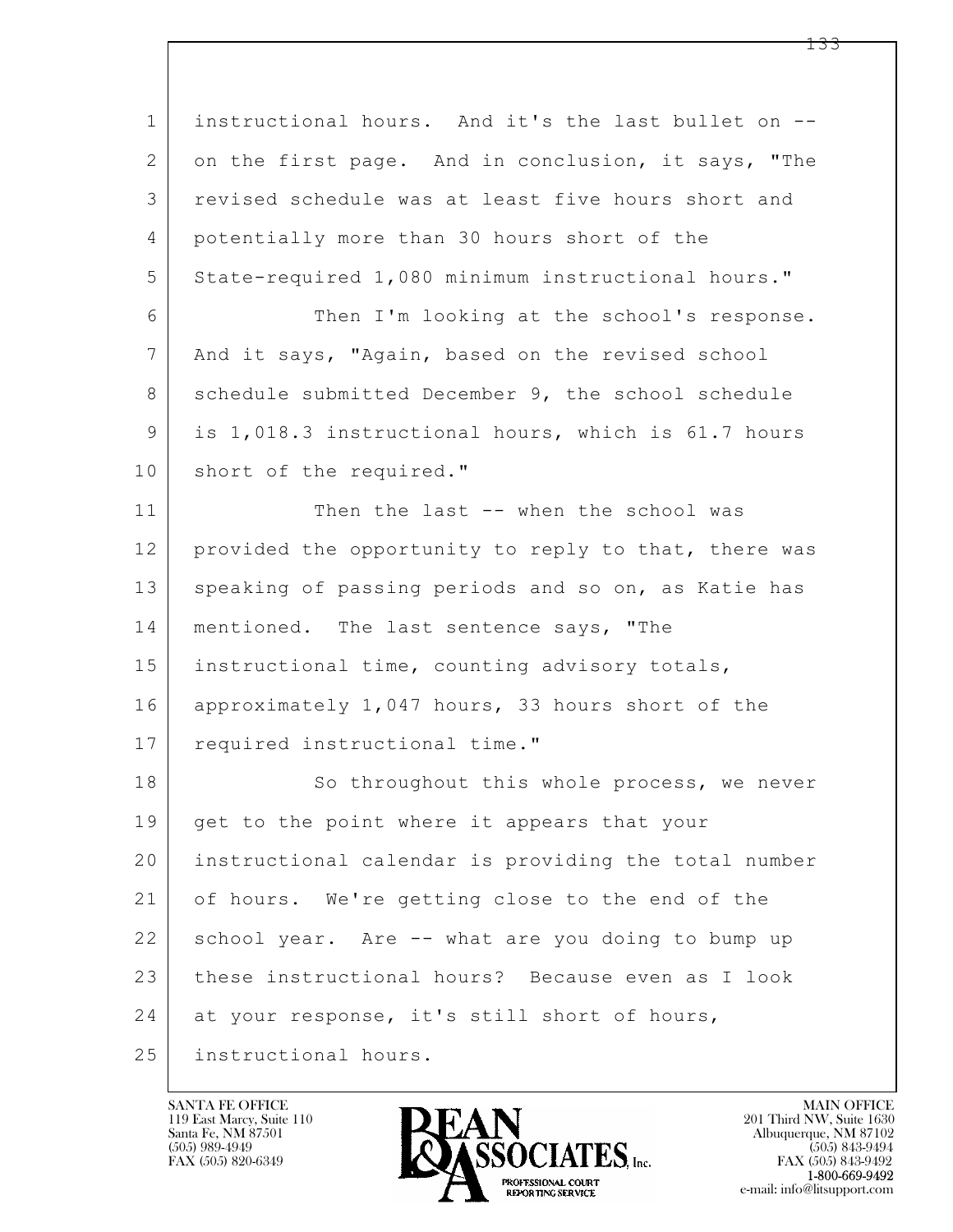1 instructional hours. And it's the last bullet on --
2 on the first page. And in conclusion, it says, "The
3 revised schedule was at least five hours short and
4 potentially more than 30 hours short of the
5 State-required 1,080 minimum instructional hours."
6 Then I'm looking at the school's response.
7 And it says, "Again, based on the revised school
8 schedule submitted December 9, the school schedule
9 is 1,018.3 instructional hours, which is 61.7 hours
10 short of the required."
11 Then the last -- when the school was
12 provided the opportunity to reply to that, there was
13 speaking of passing periods and so on, as Katie has
14 mentioned. The last sentence says, "The
15 instructional time, counting advisory totals,
16 approximately 1,047 hours, 33 hours short of the
17 required instructional time."
18 So throughout this whole process, we never
19 get to the point where it appears that your
20 instructional calendar is providing the total number
21 of hours. We're getting close to the end of the
22 school year. Are -- what are you doing to bump up
23 these instructional hours? Because even as I look
24 at your response, it's still short of hours,
25 instructional hours.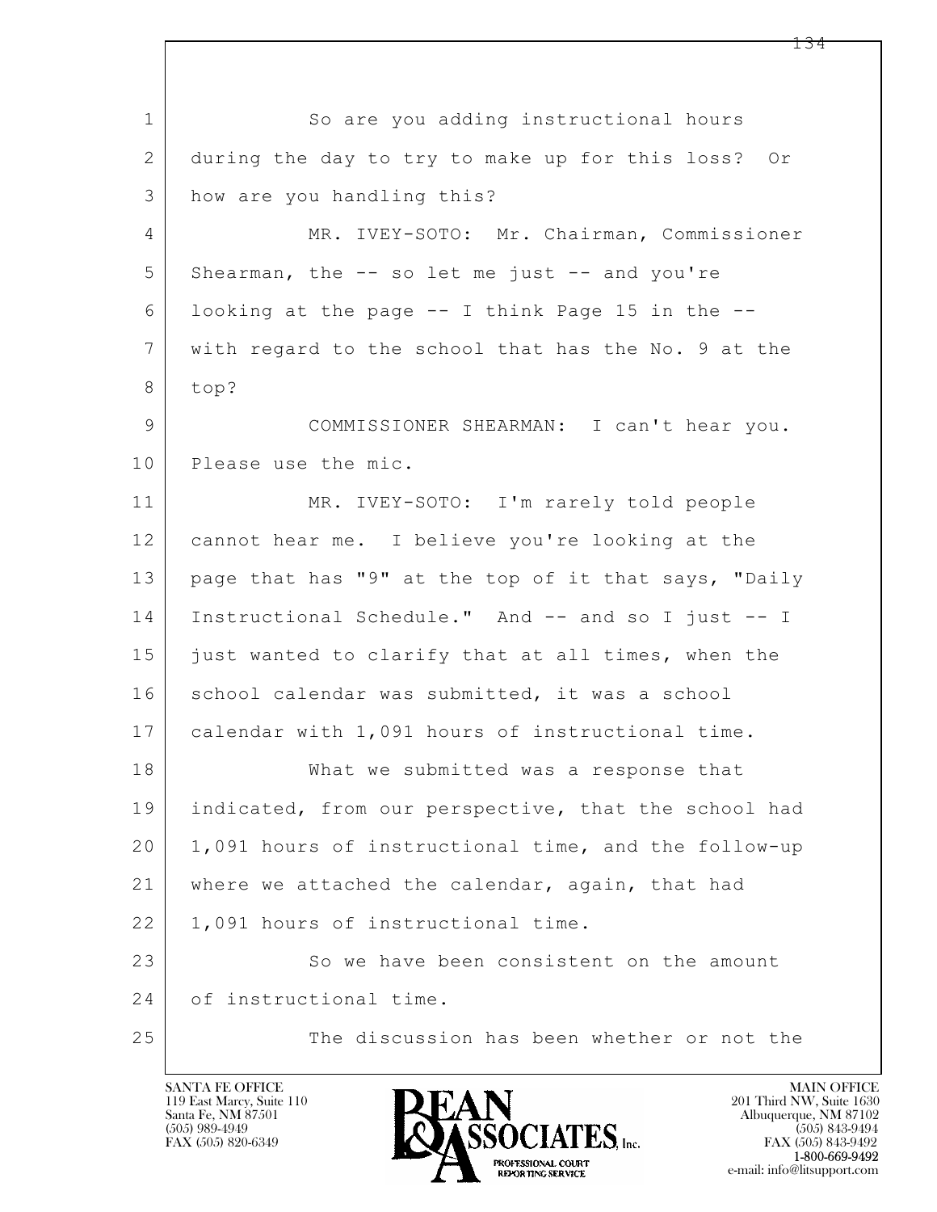So are you adding instructional hours during the day to try to make up for this loss? Or how are you handling this?

MR. IVEY-SOTO: Mr. Chairman, Commissioner Shearman, the -- so let me just -- and you're looking at the page -- I think Page 15 in the -- with regard to the school that has the No. 9 at the top?

COMMISSIONER SHEARMAN: I can't hear you. Please use the mic.

MR. IVEY-SOTO: I'm rarely told people cannot hear me. I believe you're looking at the page that has "9" at the top of it that says, "Daily Instructional Schedule." And -- and so I just -- I just wanted to clarify that at all times, when the school calendar was submitted, it was a school calendar with 1,091 hours of instructional time.

What we submitted was a response that indicated, from our perspective, that the school had 1,091 hours of instructional time, and the follow-up where we attached the calendar, again, that had 1,091 hours of instructional time.

So we have been consistent on the amount of instructional time.

The discussion has been whether or not the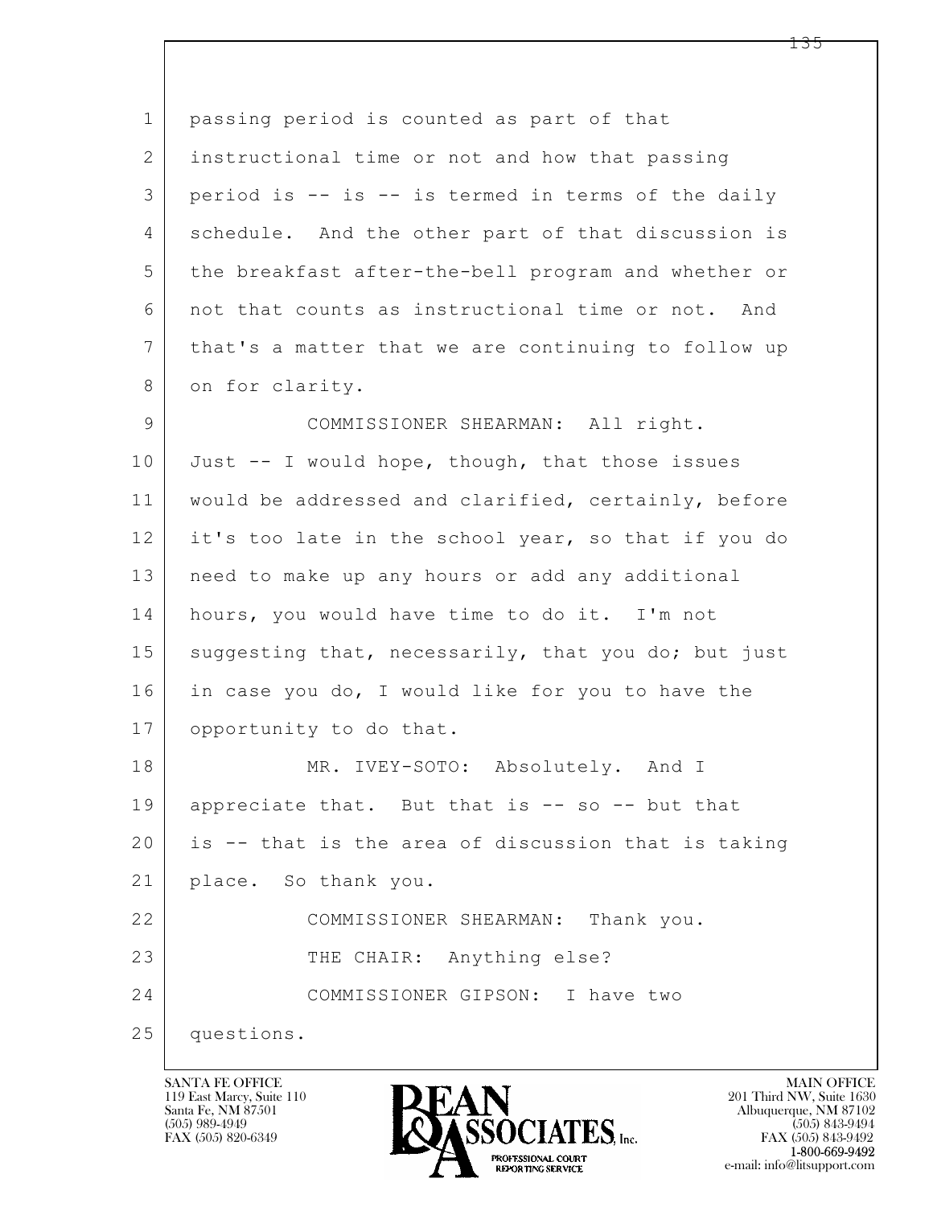passing period is counted as part of that instructional time or not and how that passing period is -- is -- is termed in terms of the daily schedule. And the other part of that discussion is the breakfast after-the-bell program and whether or not that counts as instructional time or not. And that's a matter that we are continuing to follow up on for clarity.

COMMISSIONER SHEARMAN: All right. Just -- I would hope, though, that those issues would be addressed and clarified, certainly, before it's too late in the school year, so that if you do need to make up any hours or add any additional hours, you would have time to do it. I'm not suggesting that, necessarily, that you do; but just in case you do, I would like for you to have the opportunity to do that.

MR. IVEY-SOTO: Absolutely. And I appreciate that. But that is -- so -- but that is -- that is the area of discussion that is taking place. So thank you.

COMMISSIONER SHEARMAN: Thank you.

THE CHAIR: Anything else?

COMMISSIONER GIPSON: I have two questions.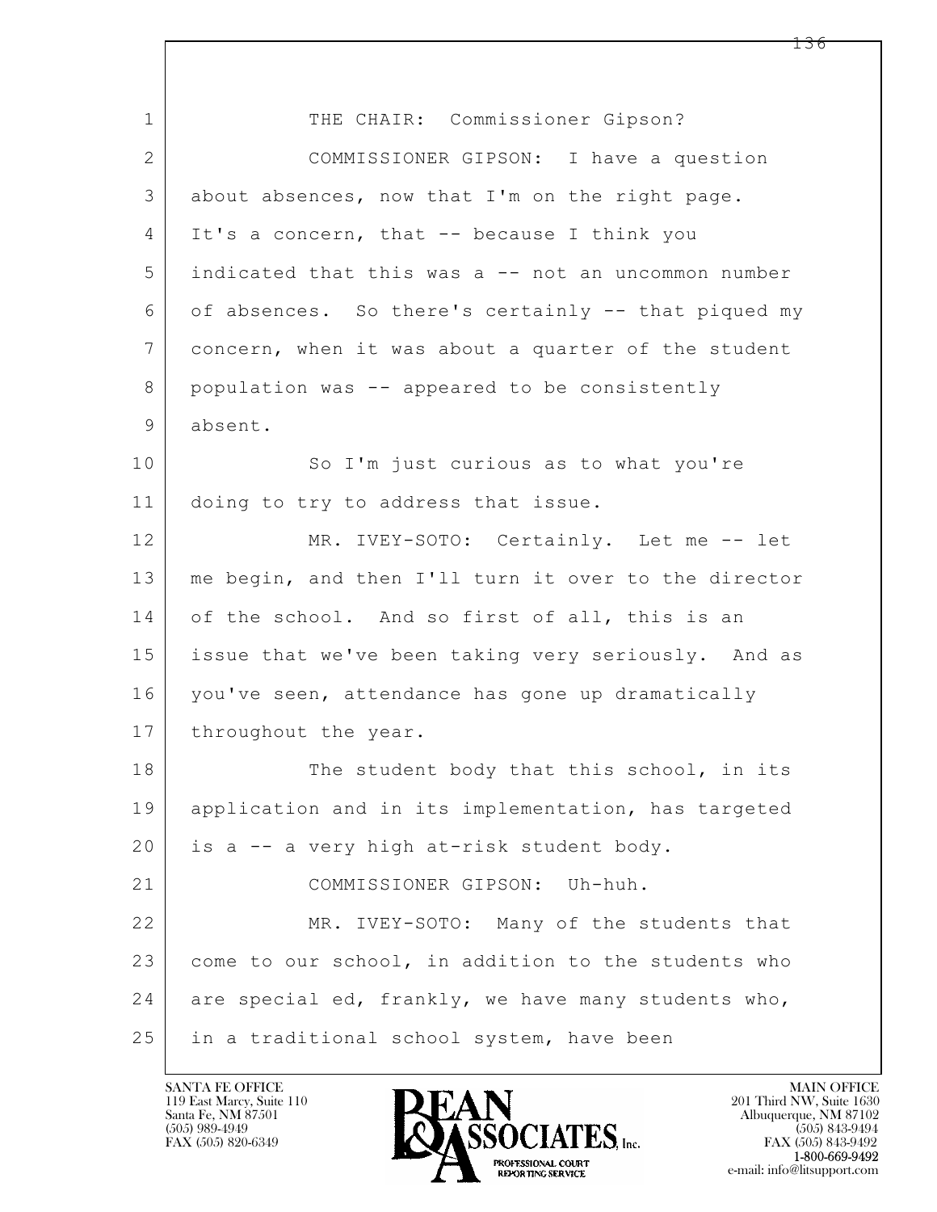THE CHAIR: Commissioner Gipson?

COMMISSIONER GIPSON: I have a question about absences, now that I'm on the right page. It's a concern, that -- because I think you indicated that this was a -- not an uncommon number of absences. So there's certainly -- that piqued my concern, when it was about a quarter of the student population was -- appeared to be consistently absent.

So I'm just curious as to what you're doing to try to address that issue.

MR. IVEY-SOTO: Certainly. Let me -- let me begin, and then I'll turn it over to the director of the school. And so first of all, this is an issue that we've been taking very seriously. And as you've seen, attendance has gone up dramatically throughout the year.

The student body that this school, in its application and in its implementation, has targeted is a -- a very high at-risk student body.

COMMISSIONER GIPSON: Uh-huh.

MR. IVEY-SOTO: Many of the students that come to our school, in addition to the students who are special ed, frankly, we have many students who, in a traditional school system, have been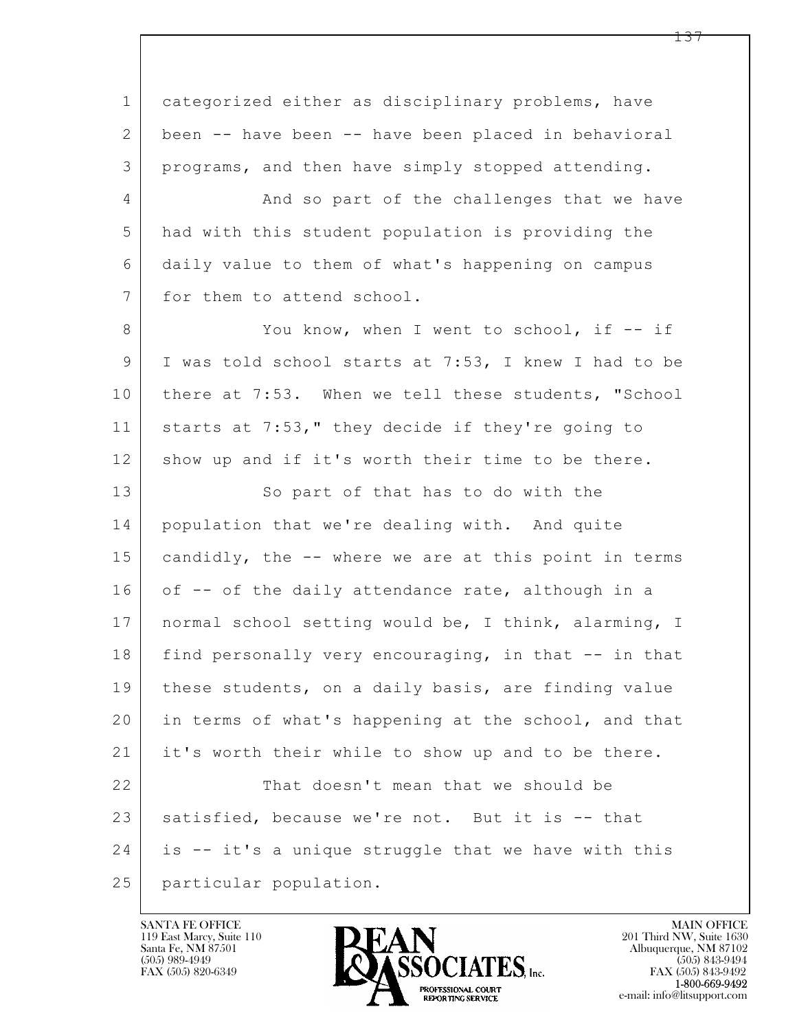categorized either as disciplinary problems, have been -- have been -- have been placed in behavioral programs, and then have simply stopped attending.

And so part of the challenges that we have had with this student population is providing the daily value to them of what's happening on campus for them to attend school.

You know, when I went to school, if -- if I was told school starts at 7:53, I knew I had to be there at 7:53. When we tell these students, "School starts at 7:53," they decide if they're going to show up and if it's worth their time to be there.

So part of that has to do with the population that we're dealing with. And quite candidly, the -- where we are at this point in terms of -- of the daily attendance rate, although in a normal school setting would be, I think, alarming, I find personally very encouraging, in that -- in that these students, on a daily basis, are finding value in terms of what's happening at the school, and that it's worth their while to show up and to be there.

That doesn't mean that we should be satisfied, because we're not. But it is -- that is -- it's a unique struggle that we have with this particular population.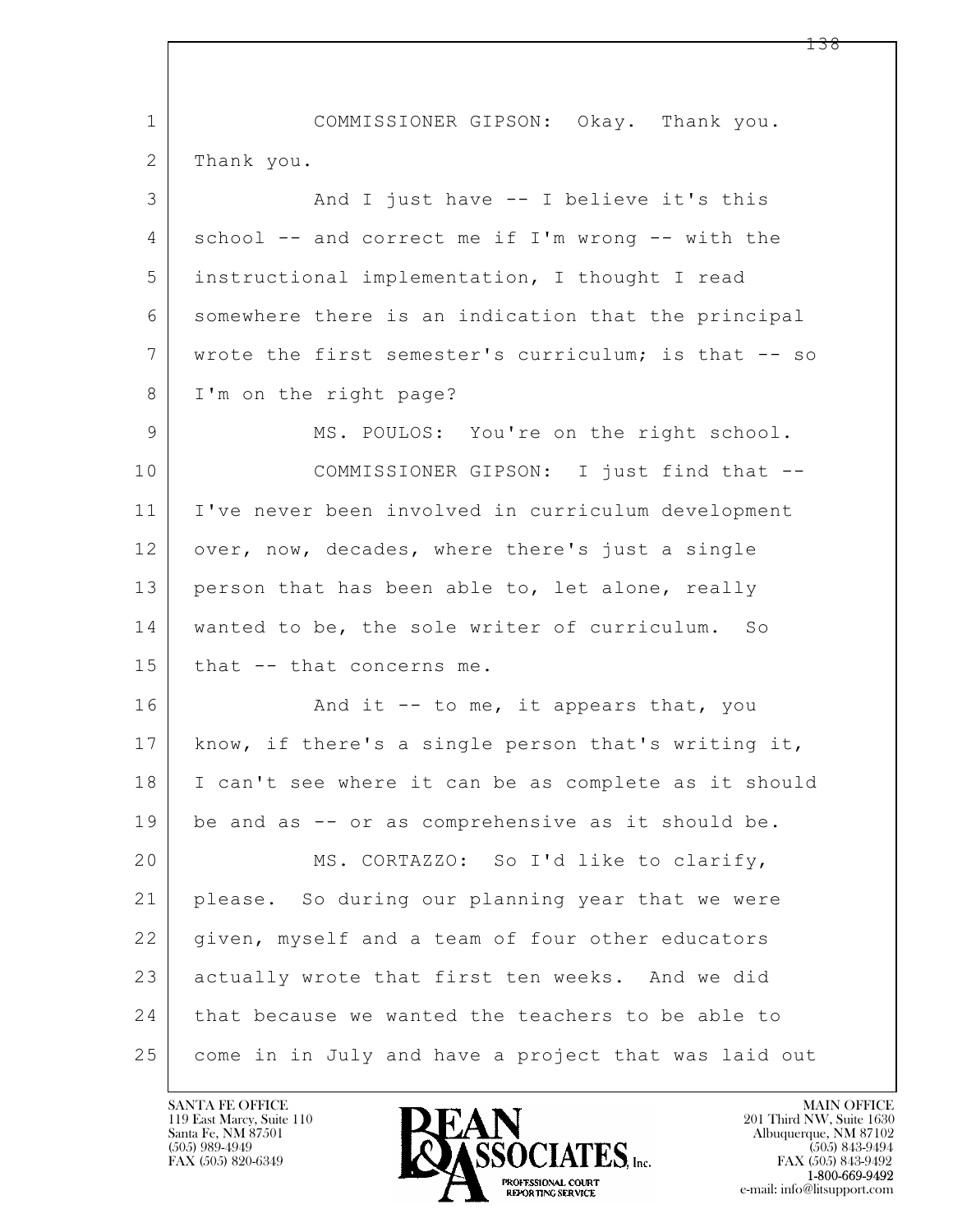1 COMMISSIONER GIPSON: Okay. Thank you.
2 Thank you.
3 And I just have -- I believe it's this
4 school -- and correct me if I'm wrong -- with the
5 instructional implementation, I thought I read
6 somewhere there is an indication that the principal
7 wrote the first semester's curriculum; is that -- so
8 I'm on the right page?
9 MS. POULOS: You're on the right school.
10 COMMISSIONER GIPSON: I just find that --
11 I've never been involved in curriculum development
12 over, now, decades, where there's just a single
13 person that has been able to, let alone, really
14 wanted to be, the sole writer of curriculum. So
15 that -- that concerns me.
16 And it -- to me, it appears that, you
17 know, if there's a single person that's writing it,
18 I can't see where it can be as complete as it should
19 be and as -- or as comprehensive as it should be.
20 MS. CORTAZZO: So I'd like to clarify,
21 please. So during our planning year that we were
22 given, myself and a team of four other educators
23 actually wrote that first ten weeks. And we did
24 that because we wanted the teachers to be able to
25 come in in July and have a project that was laid out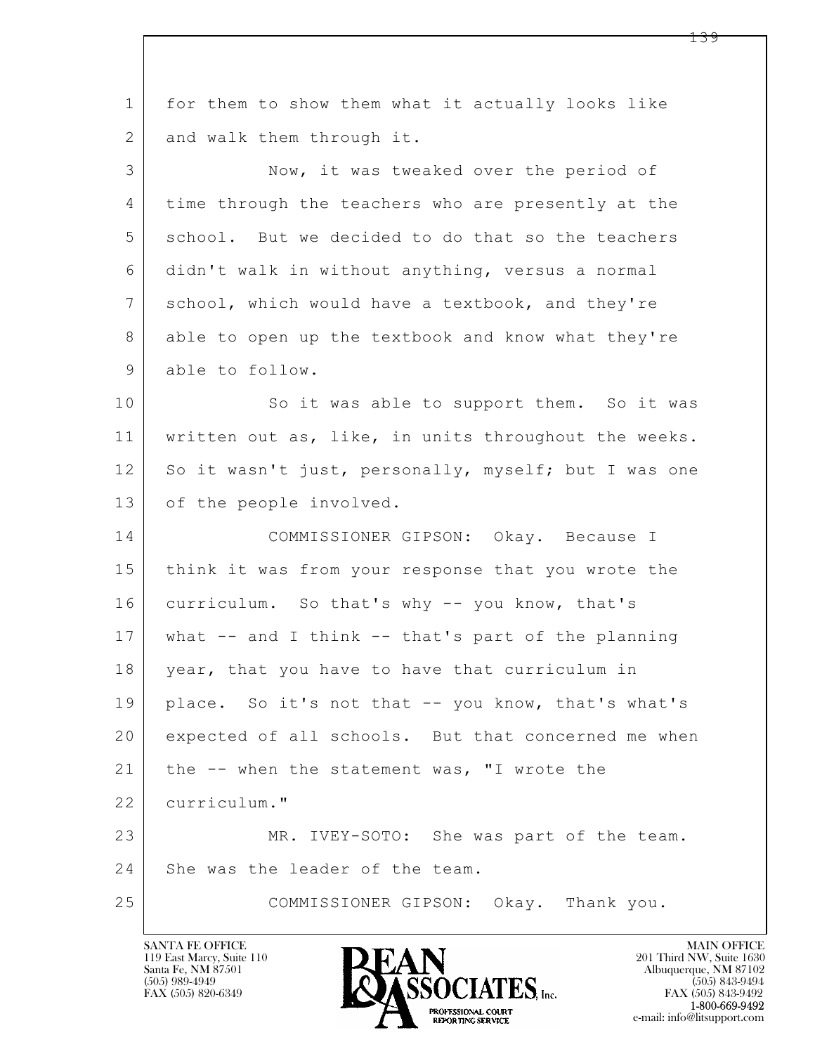for them to show them what it actually looks like and walk them through it.

Now, it was tweaked over the period of time through the teachers who are presently at the school. But we decided to do that so the teachers didn't walk in without anything, versus a normal school, which would have a textbook, and they're able to open up the textbook and know what they're able to follow.

So it was able to support them. So it was written out as, like, in units throughout the weeks. So it wasn't just, personally, myself; but I was one of the people involved.

COMMISSIONER GIPSON: Okay. Because I think it was from your response that you wrote the curriculum. So that's why -- you know, that's what -- and I think -- that's part of the planning year, that you have to have that curriculum in place. So it's not that -- you know, that's what's expected of all schools. But that concerned me when the -- when the statement was, "I wrote the curriculum."

MR. IVEY-SOTO: She was part of the team. She was the leader of the team.

COMMISSIONER GIPSON: Okay. Thank you.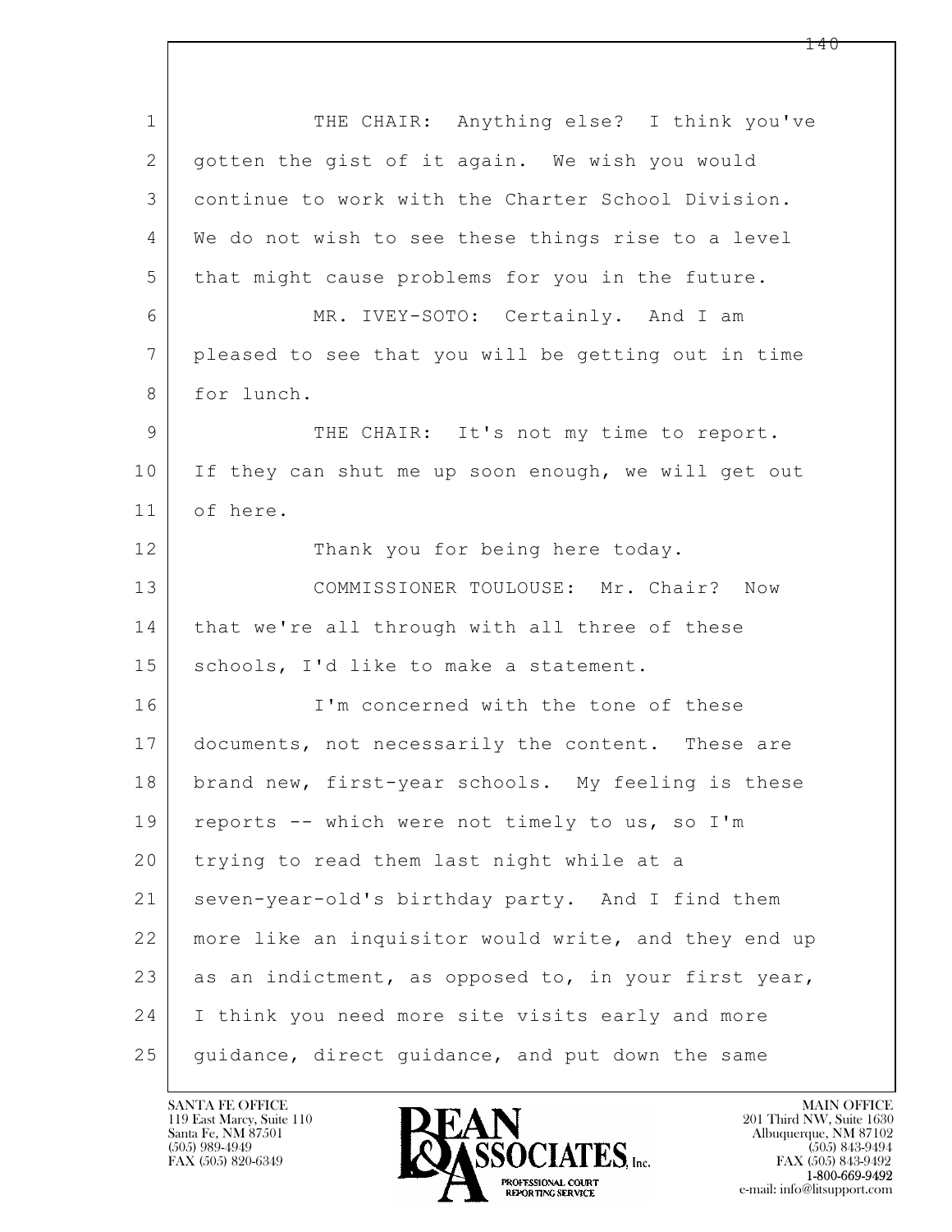THE CHAIR: Anything else? I think you've gotten the gist of it again. We wish you would continue to work with the Charter School Division. We do not wish to see these things rise to a level that might cause problems for you in the future.

MR. IVEY-SOTO: Certainly. And I am pleased to see that you will be getting out in time for lunch.

THE CHAIR: It's not my time to report. If they can shut me up soon enough, we will get out of here.

Thank you for being here today.

COMMISSIONER TOULOUSE: Mr. Chair? Now that we're all through with all three of these schools, I'd like to make a statement.

I'm concerned with the tone of these documents, not necessarily the content. These are brand new, first-year schools. My feeling is these reports -- which were not timely to us, so I'm trying to read them last night while at a seven-year-old's birthday party. And I find them more like an inquisitor would write, and they end up as an indictment, as opposed to, in your first year, I think you need more site visits early and more guidance, direct guidance, and put down the same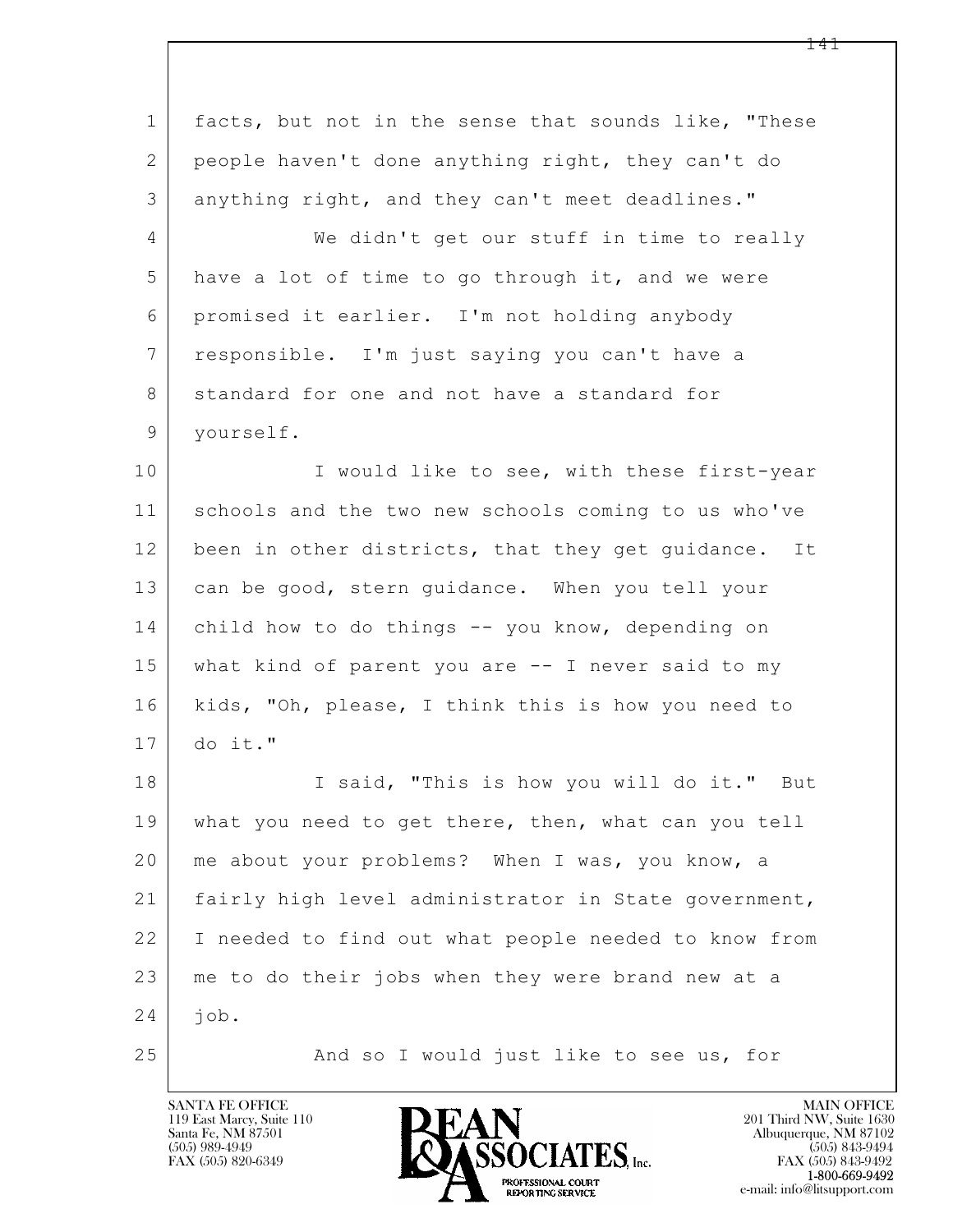facts, but not in the sense that sounds like, "These people haven't done anything right, they can't do anything right, and they can't meet deadlines."

We didn't get our stuff in time to really have a lot of time to go through it, and we were promised it earlier. I'm not holding anybody responsible. I'm just saying you can't have a standard for one and not have a standard for yourself.

I would like to see, with these first-year schools and the two new schools coming to us who've been in other districts, that they get guidance. It can be good, stern guidance. When you tell your child how to do things -- you know, depending on what kind of parent you are -- I never said to my kids, "Oh, please, I think this is how you need to do it."

I said, "This is how you will do it." But what you need to get there, then, what can you tell me about your problems? When I was, you know, a fairly high level administrator in State government, I needed to find out what people needed to know from me to do their jobs when they were brand new at a job.

And so I would just like to see us, for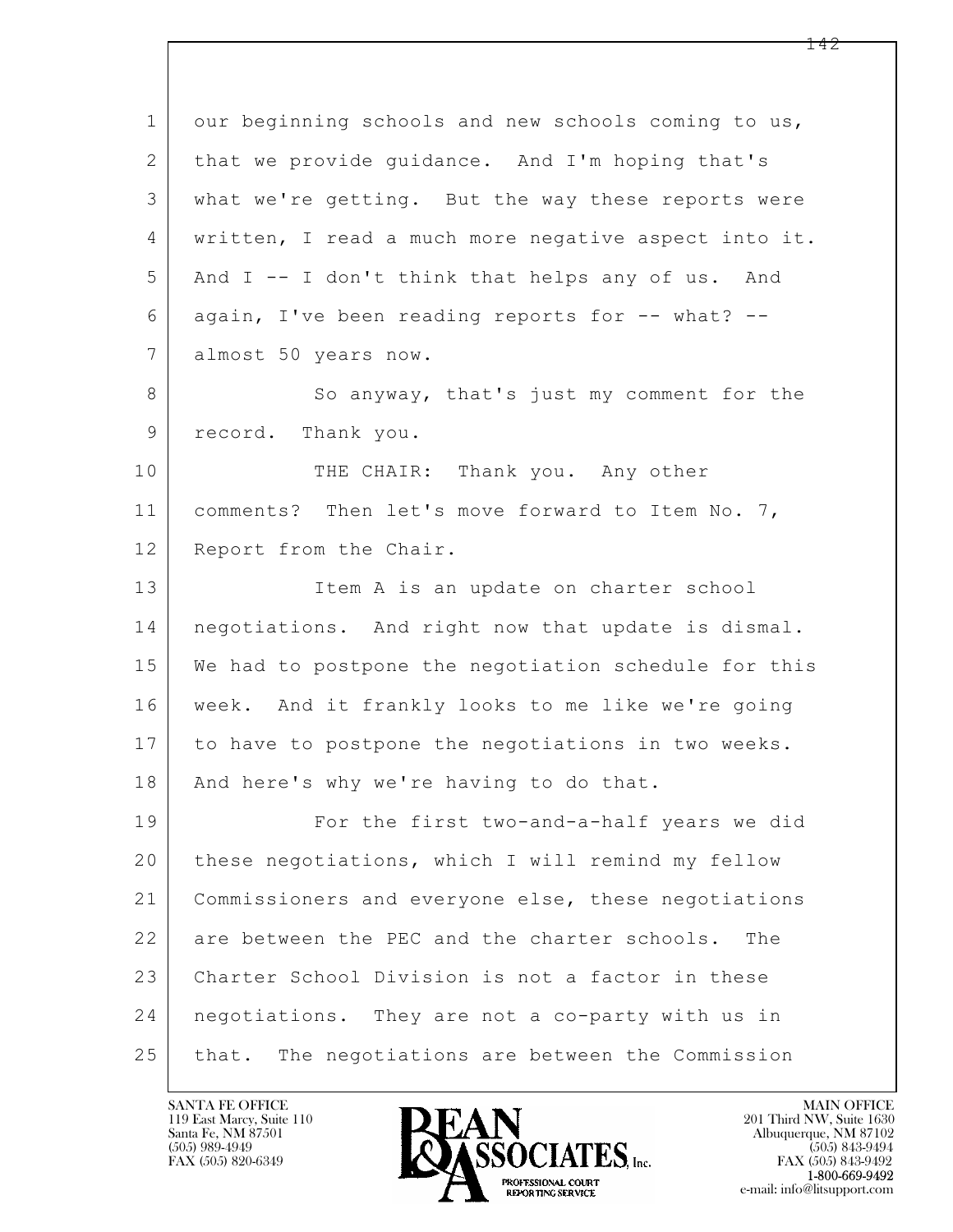our beginning schools and new schools coming to us, that we provide guidance. And I'm hoping that's what we're getting. But the way these reports were written, I read a much more negative aspect into it. And I -- I don't think that helps any of us. And again, I've been reading reports for -- what? -- almost 50 years now.

So anyway, that's just my comment for the record. Thank you.

THE CHAIR: Thank you. Any other comments? Then let's move forward to Item No. 7, Report from the Chair.

Item A is an update on charter school negotiations. And right now that update is dismal. We had to postpone the negotiation schedule for this week. And it frankly looks to me like we're going to have to postpone the negotiations in two weeks. And here's why we're having to do that.

For the first two-and-a-half years we did these negotiations, which I will remind my fellow Commissioners and everyone else, these negotiations are between the PEC and the charter schools. The Charter School Division is not a factor in these negotiations. They are not a co-party with us in that. The negotiations are between the Commission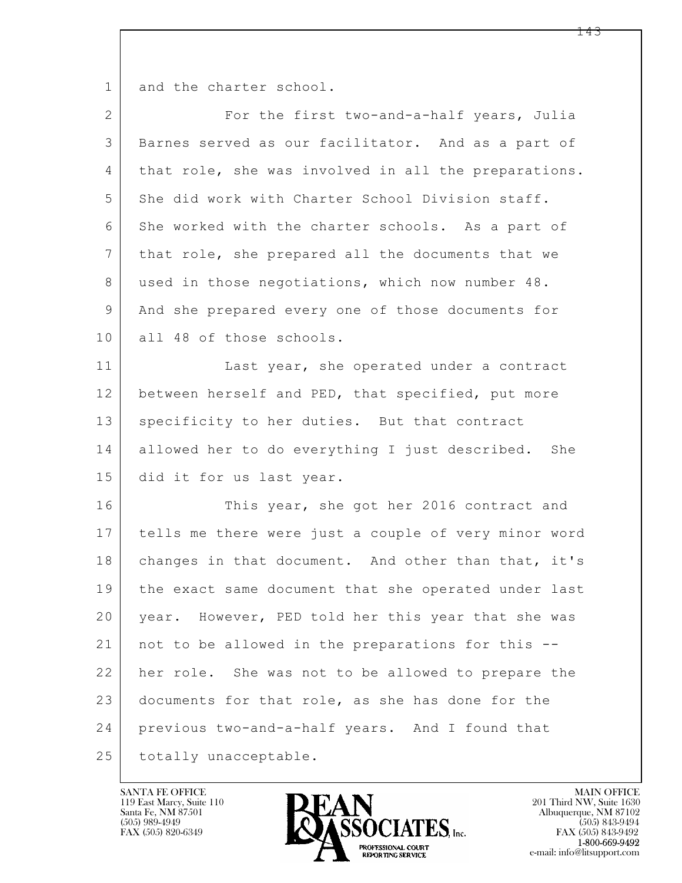and the charter school.

For the first two-and-a-half years, Julia Barnes served as our facilitator. And as a part of that role, she was involved in all the preparations. She did work with Charter School Division staff. She worked with the charter schools. As a part of that role, she prepared all the documents that we used in those negotiations, which now number 48. And she prepared every one of those documents for all 48 of those schools.

Last year, she operated under a contract between herself and PED, that specified, put more specificity to her duties. But that contract allowed her to do everything I just described. She did it for us last year.

This year, she got her 2016 contract and tells me there were just a couple of very minor word changes in that document. And other than that, it's the exact same document that she operated under last year. However, PED told her this year that she was not to be allowed in the preparations for this -- her role. She was not to be allowed to prepare the documents for that role, as she has done for the previous two-and-a-half years. And I found that totally unacceptable.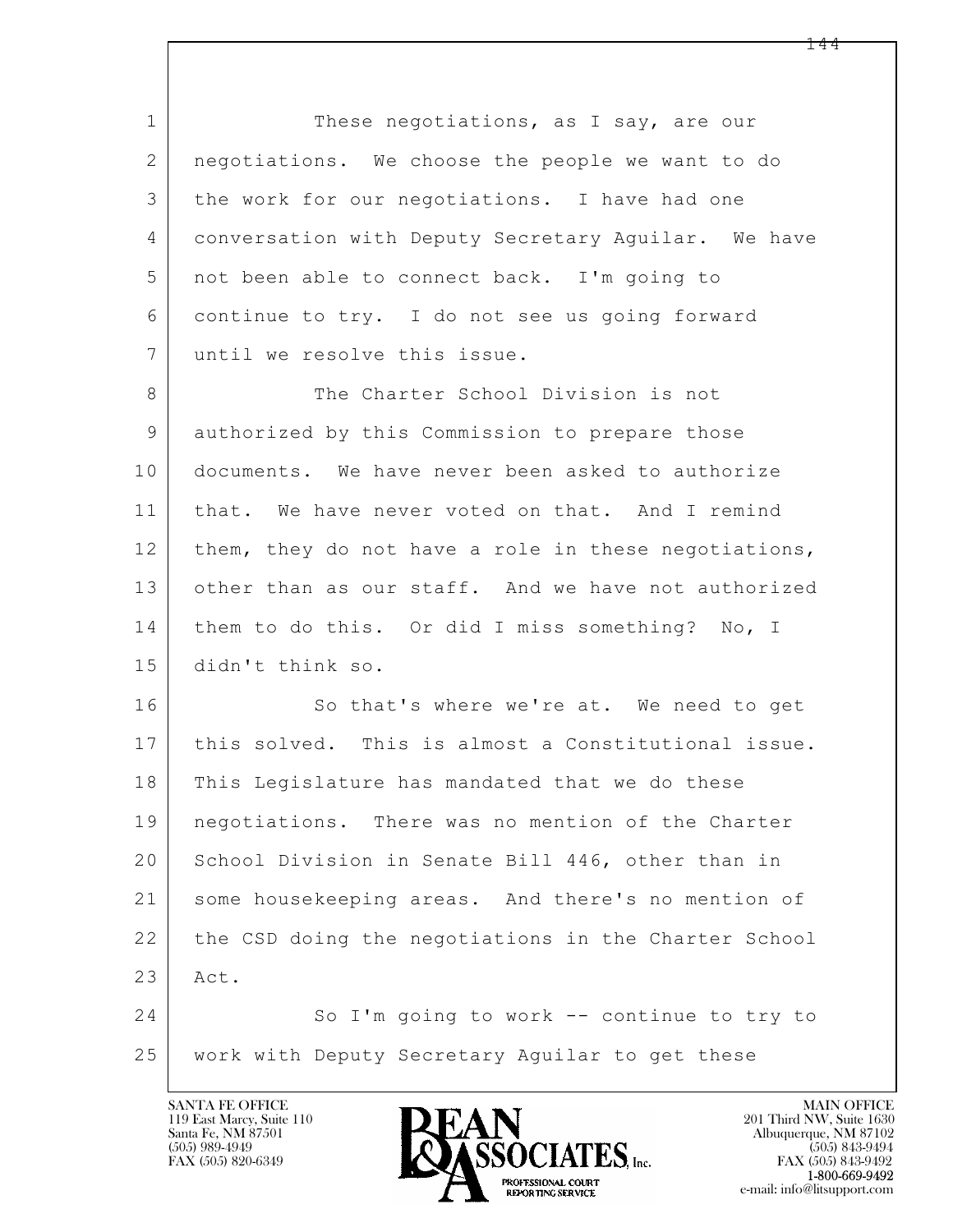These negotiations, as I say, are our negotiations. We choose the people we want to do the work for our negotiations. I have had one conversation with Deputy Secretary Aguilar. We have not been able to connect back. I'm going to continue to try. I do not see us going forward until we resolve this issue.

The Charter School Division is not authorized by this Commission to prepare those documents. We have never been asked to authorize that. We have never voted on that. And I remind them, they do not have a role in these negotiations, other than as our staff. And we have not authorized them to do this. Or did I miss something? No, I didn't think so.

So that's where we're at. We need to get this solved. This is almost a Constitutional issue. This Legislature has mandated that we do these negotiations. There was no mention of the Charter School Division in Senate Bill 446, other than in some housekeeping areas. And there's no mention of the CSD doing the negotiations in the Charter School Act.

So I'm going to work -- continue to try to work with Deputy Secretary Aguilar to get these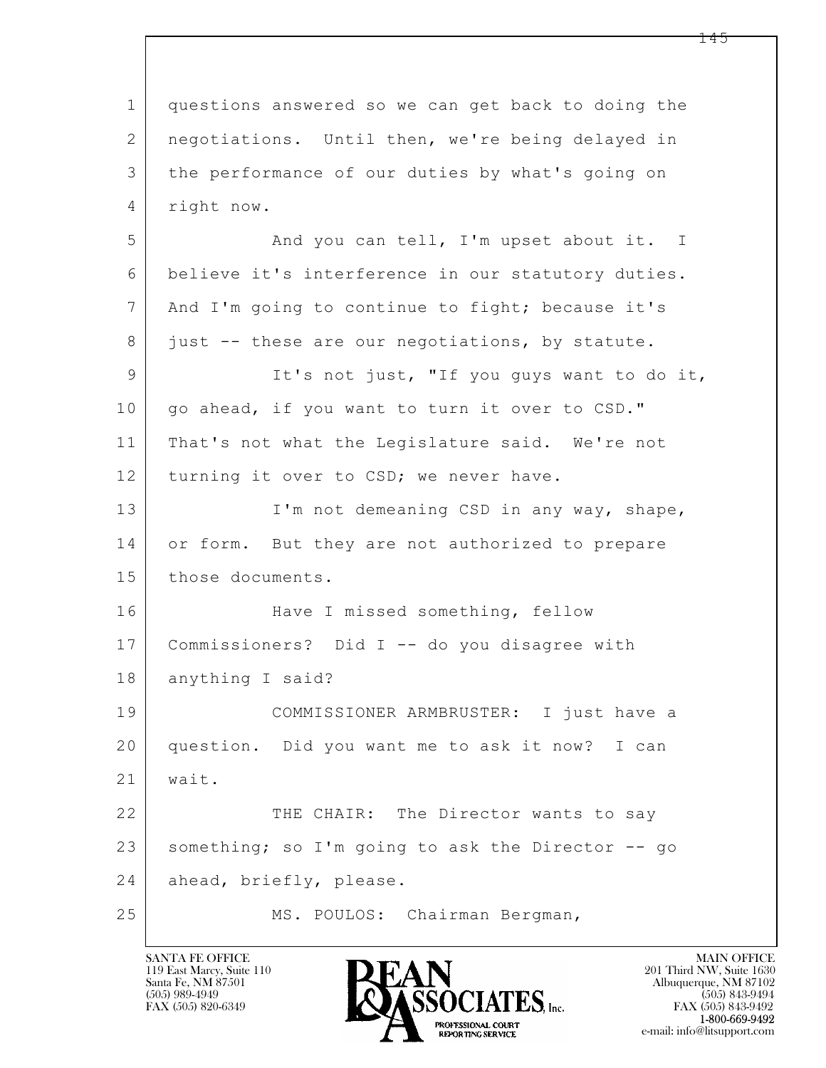questions answered so we can get back to doing the negotiations. Until then, we're being delayed in the performance of our duties by what's going on right now.

And you can tell, I'm upset about it. I believe it's interference in our statutory duties. And I'm going to continue to fight; because it's just -- these are our negotiations, by statute.

It's not just, "If you guys want to do it, go ahead, if you want to turn it over to CSD." That's not what the Legislature said. We're not turning it over to CSD; we never have.

I'm not demeaning CSD in any way, shape, or form. But they are not authorized to prepare those documents.

Have I missed something, fellow Commissioners? Did I -- do you disagree with anything I said?

COMMISSIONER ARMBRUSTER: I just have a question. Did you want me to ask it now? I can wait.

THE CHAIR: The Director wants to say something; so I'm going to ask the Director -- go ahead, briefly, please.

MS. POULOS: Chairman Bergman,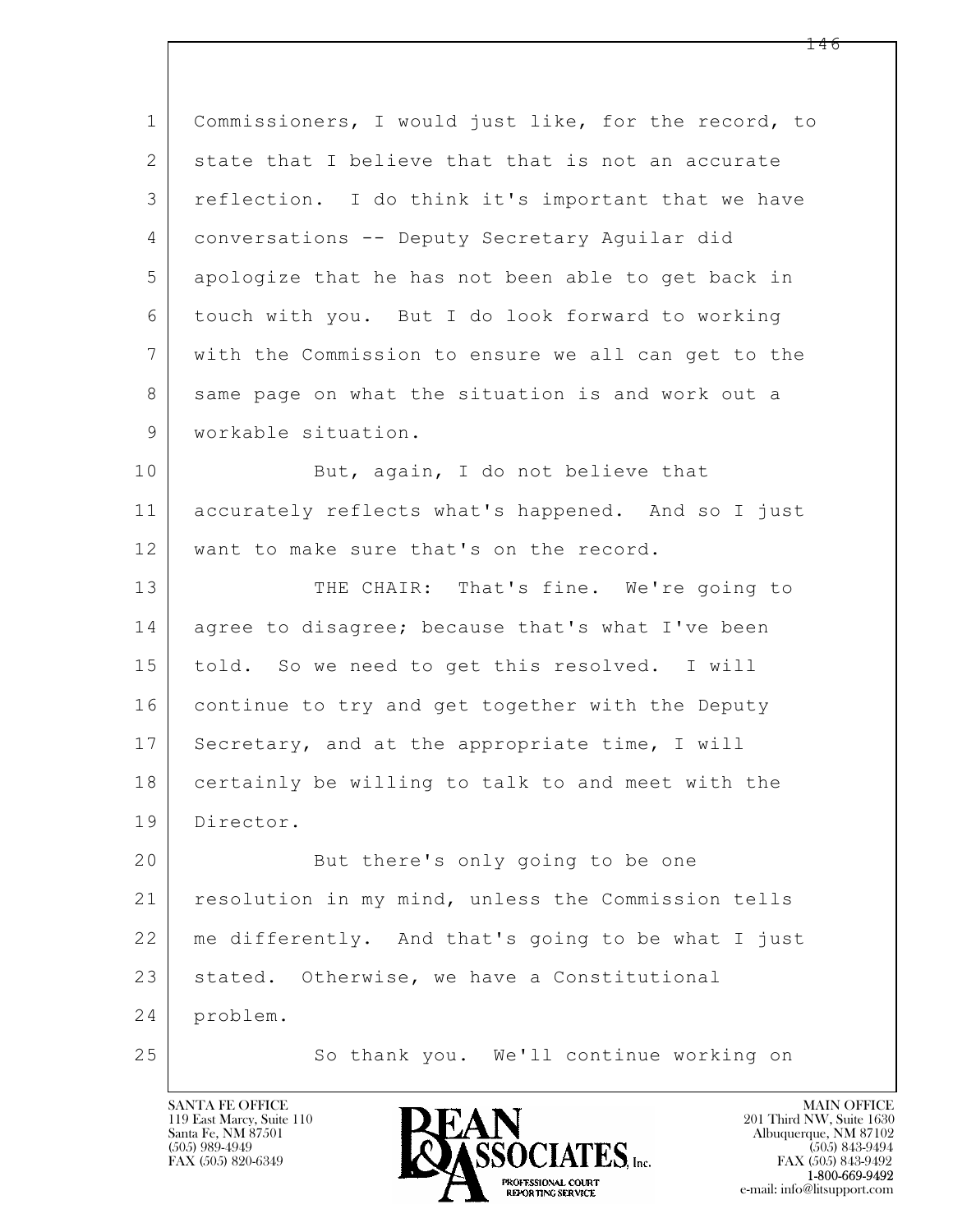1 Commissioners, I would just like, for the record, to
2 state that I believe that that is not an accurate
3 reflection. I do think it's important that we have
4 conversations -- Deputy Secretary Aguilar did
5 apologize that he has not been able to get back in
6 touch with you. But I do look forward to working
7 with the Commission to ensure we all can get to the
8 same page on what the situation is and work out a
9 workable situation.

10 But, again, I do not believe that
11 accurately reflects what's happened. And so I just
12 want to make sure that's on the record.

13 THE CHAIR: That's fine. We're going to
14 agree to disagree; because that's what I've been
15 told. So we need to get this resolved. I will
16 continue to try and get together with the Deputy
17 Secretary, and at the appropriate time, I will
18 certainly be willing to talk to and meet with the
19 Director.

20 But there's only going to be one
21 resolution in my mind, unless the Commission tells
22 me differently. And that's going to be what I just
23 stated. Otherwise, we have a Constitutional
24 problem.

25 So thank you. We'll continue working on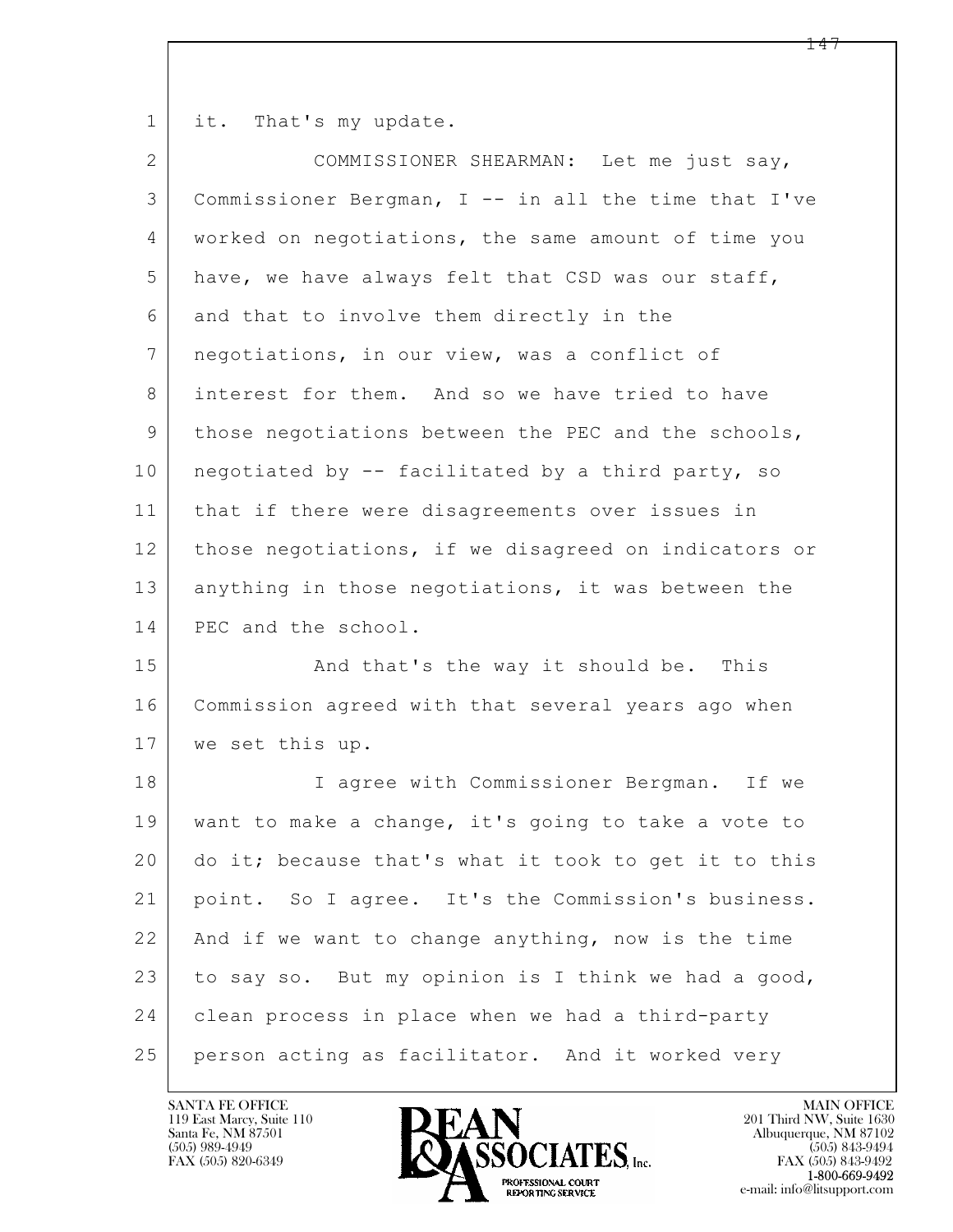it. That's my update.

COMMISSIONER SHEARMAN: Let me just say, Commissioner Bergman, I -- in all the time that I've worked on negotiations, the same amount of time you have, we have always felt that CSD was our staff, and that to involve them directly in the negotiations, in our view, was a conflict of interest for them. And so we have tried to have those negotiations between the PEC and the schools, negotiated by -- facilitated by a third party, so that if there were disagreements over issues in those negotiations, if we disagreed on indicators or anything in those negotiations, it was between the PEC and the school.

And that's the way it should be. This Commission agreed with that several years ago when we set this up.

I agree with Commissioner Bergman. If we want to make a change, it's going to take a vote to do it; because that's what it took to get it to this point. So I agree. It's the Commission's business. And if we want to change anything, now is the time to say so. But my opinion is I think we had a good, clean process in place when we had a third-party person acting as facilitator. And it worked very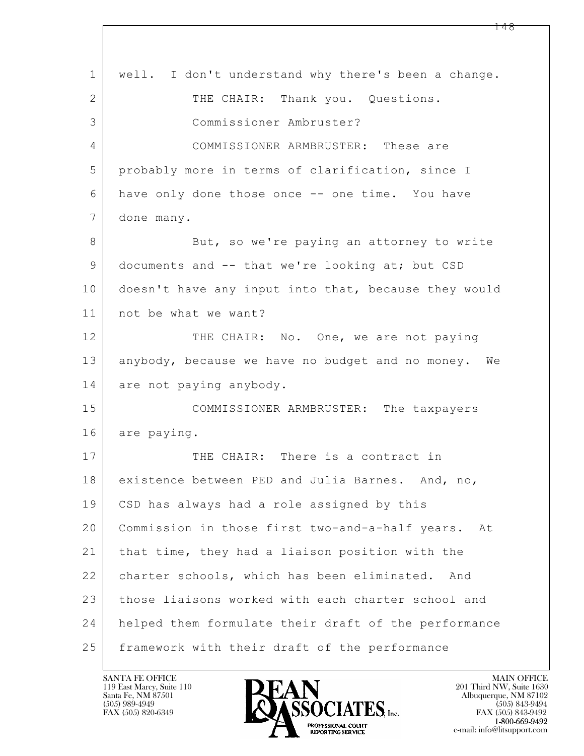well. I don't understand why there's been a change.

THE CHAIR: Thank you. Questions.

Commissioner Ambruster?

COMMISSIONER ARMBRUSTER: These are probably more in terms of clarification, since I have only done those once -- one time. You have done many.

But, so we're paying an attorney to write documents and -- that we're looking at; but CSD doesn't have any input into that, because they would not be what we want?

THE CHAIR: No. One, we are not paying anybody, because we have no budget and no money. We are not paying anybody.

COMMISSIONER ARMBRUSTER: The taxpayers are paying.

THE CHAIR: There is a contract in existence between PED and Julia Barnes. And, no, CSD has always had a role assigned by this Commission in those first two-and-a-half years. At that time, they had a liaison position with the charter schools, which has been eliminated. And those liaisons worked with each charter school and helped them formulate their draft of the performance framework with their draft of the performance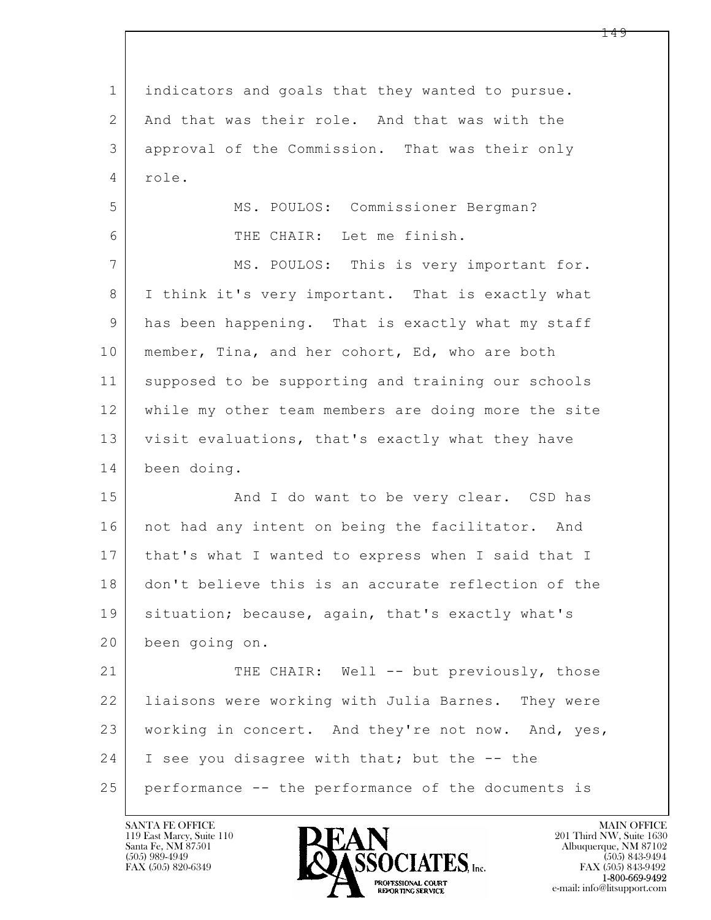indicators and goals that they wanted to pursue. And that was their role. And that was with the approval of the Commission. That was their only role.

MS. POULOS: Commissioner Bergman?

THE CHAIR: Let me finish.

MS. POULOS: This is very important for. I think it's very important. That is exactly what has been happening. That is exactly what my staff member, Tina, and her cohort, Ed, who are both supposed to be supporting and training our schools while my other team members are doing more the site visit evaluations, that's exactly what they have been doing.

And I do want to be very clear. CSD has not had any intent on being the facilitator. And that's what I wanted to express when I said that I don't believe this is an accurate reflection of the situation; because, again, that's exactly what's been going on.

THE CHAIR: Well -- but previously, those liaisons were working with Julia Barnes. They were working in concert. And they're not now. And, yes, I see you disagree with that; but the -- the performance -- the performance of the documents is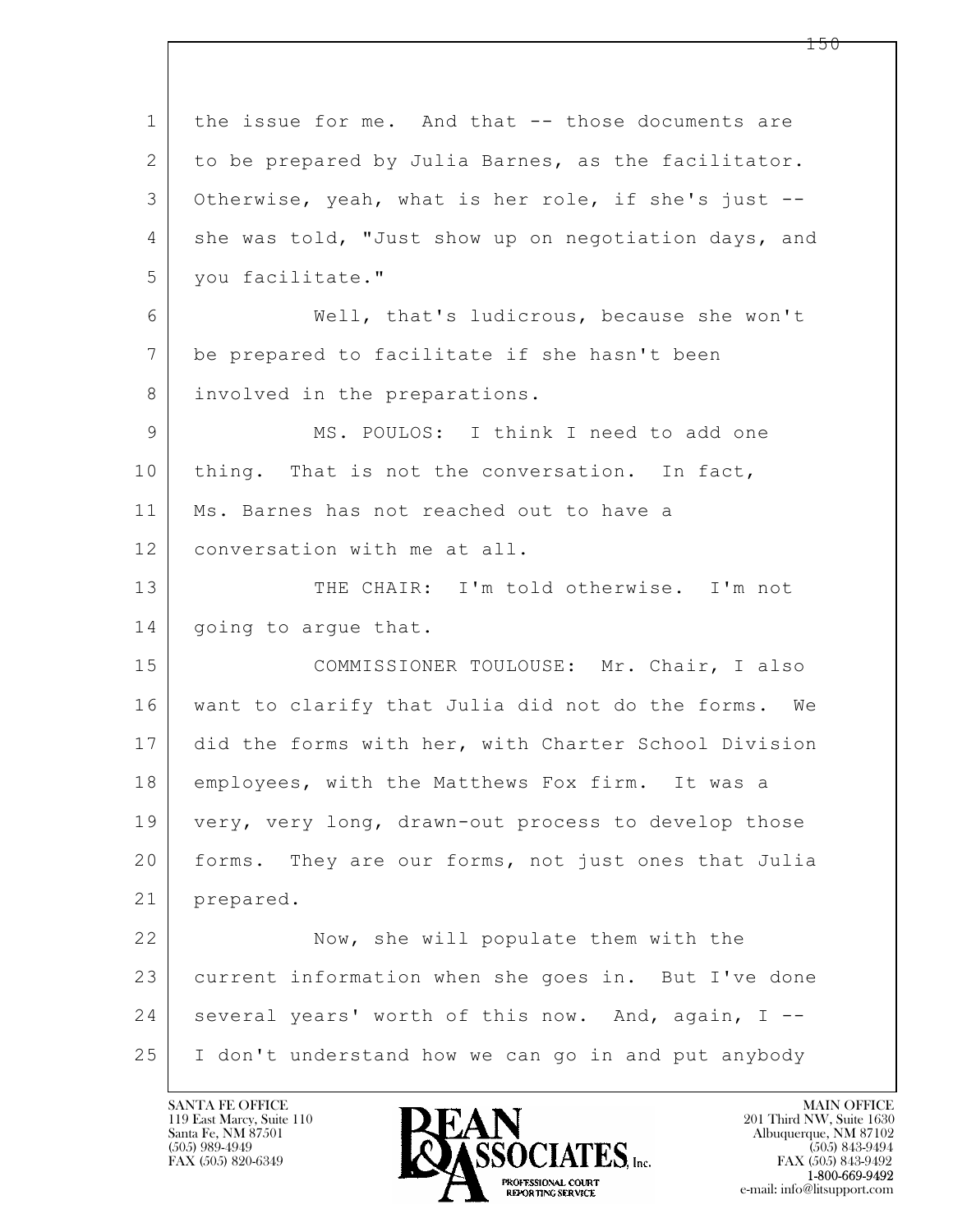1 the issue for me. And that -- those documents are
2 to be prepared by Julia Barnes, as the facilitator.
3 Otherwise, yeah, what is her role, if she's just --
4 she was told, "Just show up on negotiation days, and
5 you facilitate."
6 Well, that's ludicrous, because she won't
7 be prepared to facilitate if she hasn't been
8 involved in the preparations.
9 MS. POULOS: I think I need to add one
10 thing. That is not the conversation. In fact,
11 Ms. Barnes has not reached out to have a
12 conversation with me at all.
13 THE CHAIR: I'm told otherwise. I'm not
14 going to argue that.
15 COMMISSIONER TOULOUSE: Mr. Chair, I also
16 want to clarify that Julia did not do the forms. We
17 did the forms with her, with Charter School Division
18 employees, with the Matthews Fox firm. It was a
19 very, very long, drawn-out process to develop those
20 forms. They are our forms, not just ones that Julia
21 prepared.
22 Now, she will populate them with the
23 current information when she goes in. But I've done
24 several years' worth of this now. And, again, I --
25 I don't understand how we can go in and put anybody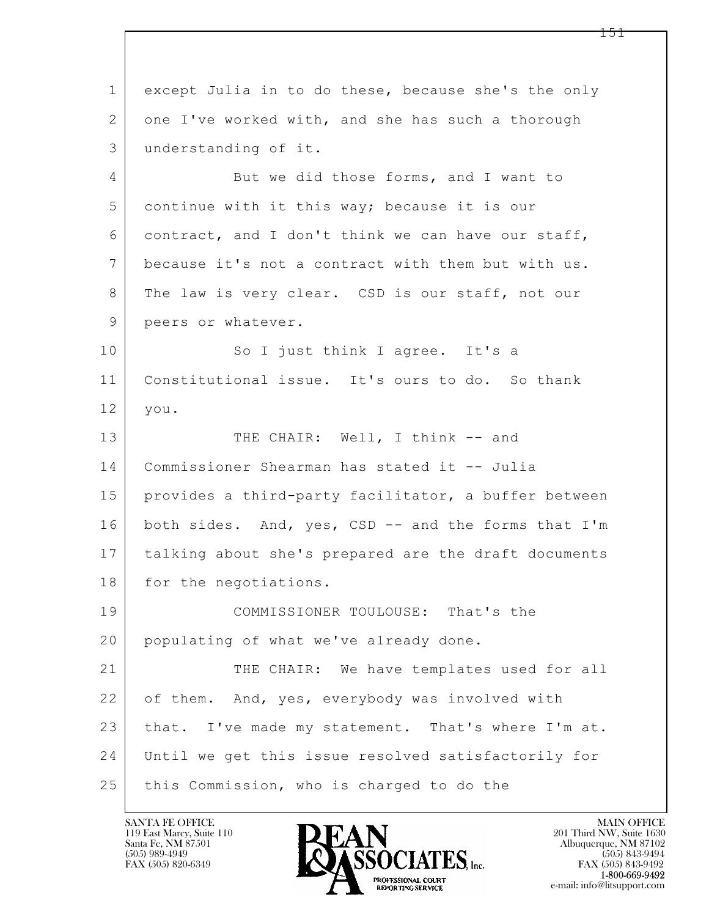1 except Julia in to do these, because she's the only
2 one I've worked with, and she has such a thorough
3 understanding of it.
4 But we did those forms, and I want to
5 continue with it this way; because it is our
6 contract, and I don't think we can have our staff,
7 because it's not a contract with them but with us.
8 The law is very clear. CSD is our staff, not our
9 peers or whatever.
10 So I just think I agree. It's a
11 Constitutional issue. It's ours to do. So thank
12 you.
13 THE CHAIR: Well, I think -- and
14 Commissioner Shearman has stated it -- Julia
15 provides a third-party facilitator, a buffer between
16 both sides. And, yes, CSD -- and the forms that I'm
17 talking about she's prepared are the draft documents
18 for the negotiations.
19 COMMISSIONER TOULOUSE: That's the
20 populating of what we've already done.
21 THE CHAIR: We have templates used for all
22 of them. And, yes, everybody was involved with
23 that. I've made my statement. That's where I'm at.
24 Until we get this issue resolved satisfactorily for
25 this Commission, who is charged to do the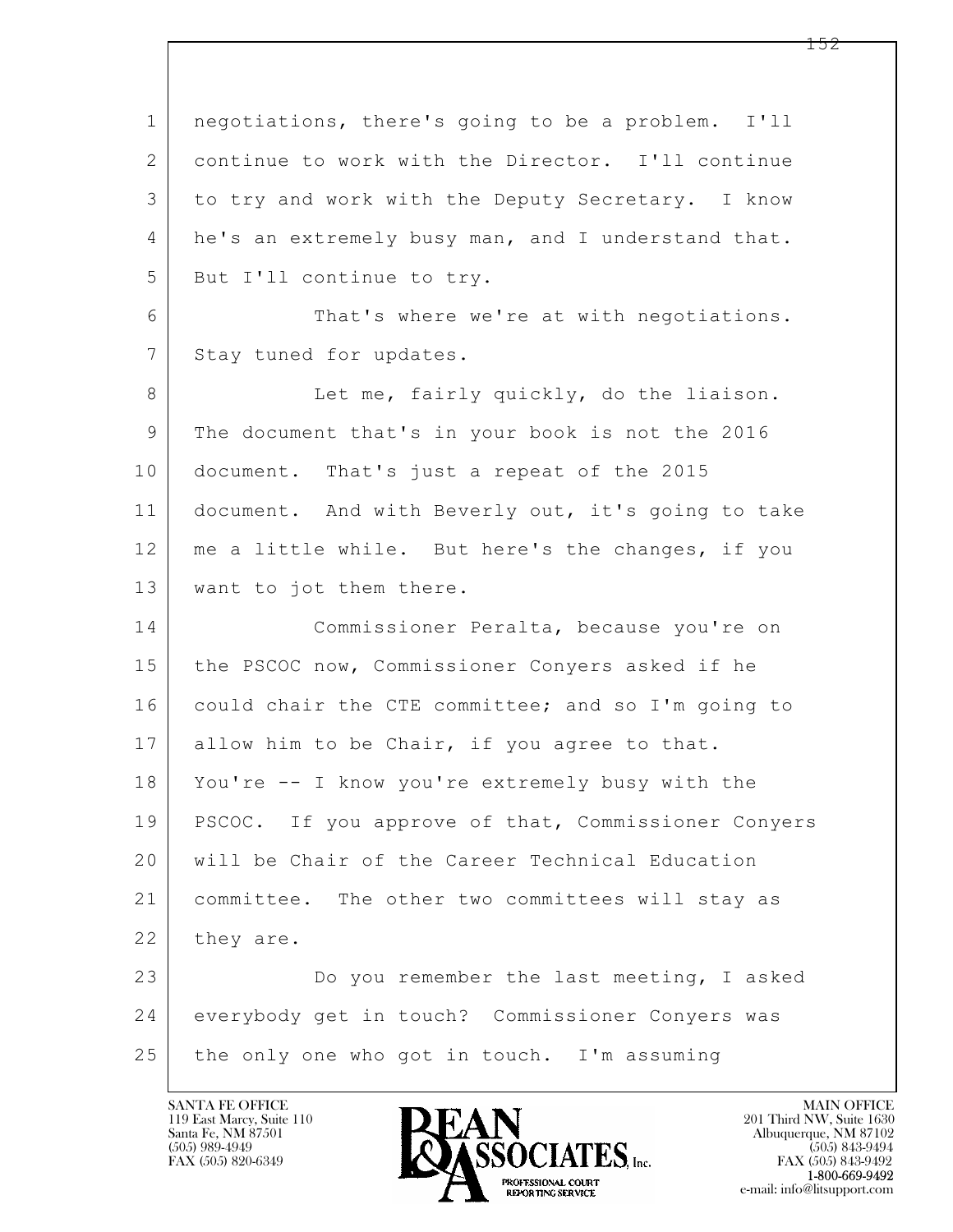negotiations, there's going to be a problem. I'll continue to work with the Director. I'll continue to try and work with the Deputy Secretary. I know he's an extremely busy man, and I understand that. But I'll continue to try.

That's where we're at with negotiations. Stay tuned for updates.

Let me, fairly quickly, do the liaison. The document that's in your book is not the 2016 document. That's just a repeat of the 2015 document. And with Beverly out, it's going to take me a little while. But here's the changes, if you want to jot them there.

Commissioner Peralta, because you're on the PSCOC now, Commissioner Conyers asked if he could chair the CTE committee; and so I'm going to allow him to be Chair, if you agree to that. You're -- I know you're extremely busy with the PSCOC. If you approve of that, Commissioner Conyers will be Chair of the Career Technical Education committee. The other two committees will stay as they are.

Do you remember the last meeting, I asked everybody get in touch? Commissioner Conyers was the only one who got in touch. I'm assuming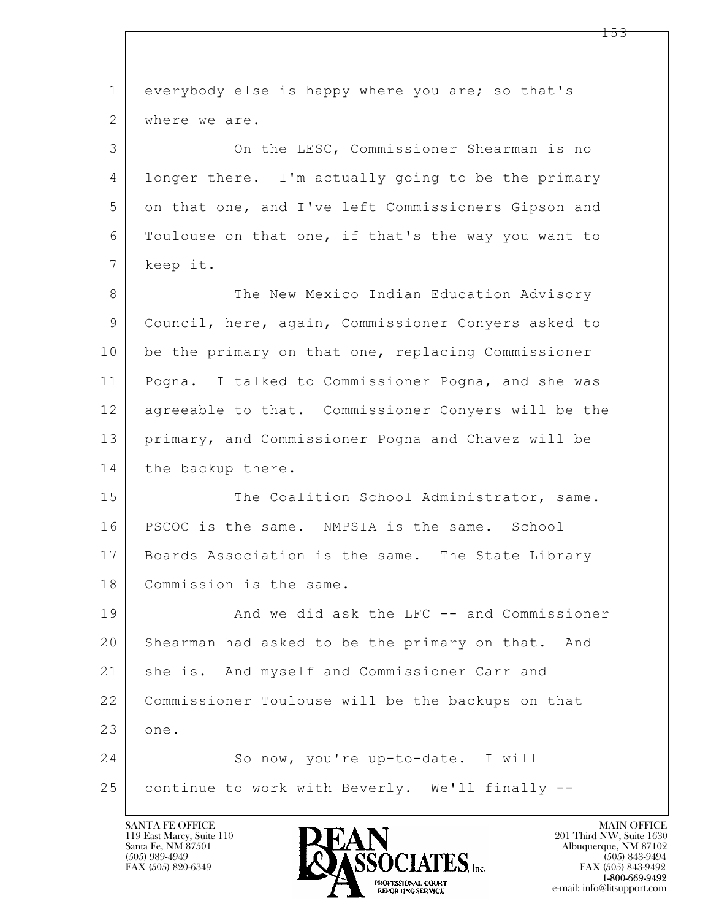everybody else is happy where you are; so that's where we are.

On the LESC, Commissioner Shearman is no longer there. I'm actually going to be the primary on that one, and I've left Commissioners Gipson and Toulouse on that one, if that's the way you want to keep it.

The New Mexico Indian Education Advisory Council, here, again, Commissioner Conyers asked to be the primary on that one, replacing Commissioner Pogna. I talked to Commissioner Pogna, and she was agreeable to that. Commissioner Conyers will be the primary, and Commissioner Pogna and Chavez will be the backup there.

The Coalition School Administrator, same. PSCOC is the same. NMPSIA is the same. School Boards Association is the same. The State Library Commission is the same.

And we did ask the LFC -- and Commissioner Shearman had asked to be the primary on that. And she is. And myself and Commissioner Carr and Commissioner Toulouse will be the backups on that one.

So now, you're up-to-date. I will continue to work with Beverly. We'll finally --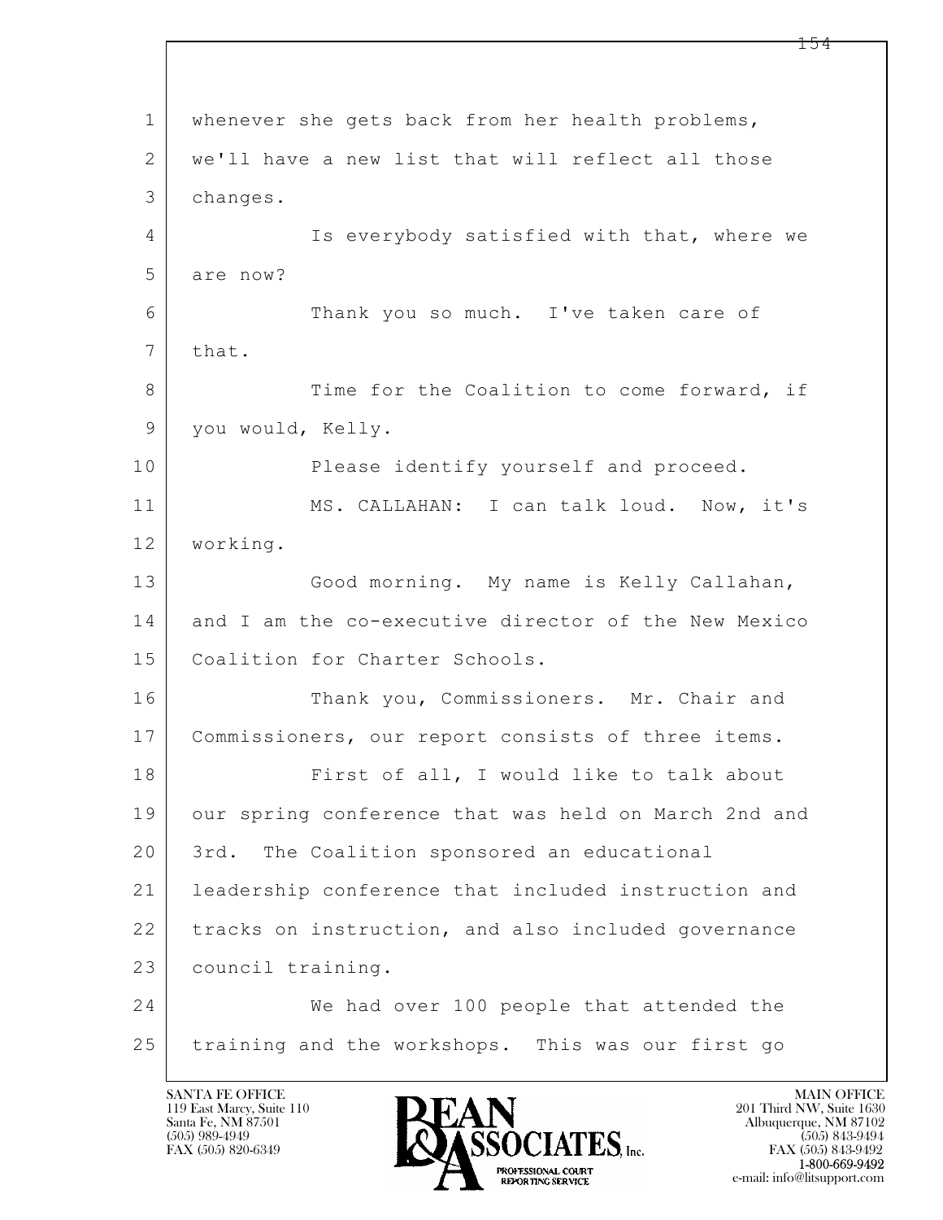whenever she gets back from her health problems, we'll have a new list that will reflect all those changes.

Is everybody satisfied with that, where we are now?

Thank you so much. I've taken care of that.

Time for the Coalition to come forward, if you would, Kelly.

Please identify yourself and proceed.

MS. CALLAHAN: I can talk loud. Now, it's working.

Good morning. My name is Kelly Callahan, and I am the co-executive director of the New Mexico Coalition for Charter Schools.

Thank you, Commissioners. Mr. Chair and Commissioners, our report consists of three items.

First of all, I would like to talk about our spring conference that was held on March 2nd and 3rd. The Coalition sponsored an educational leadership conference that included instruction and tracks on instruction, and also included governance council training.

We had over 100 people that attended the training and the workshops. This was our first go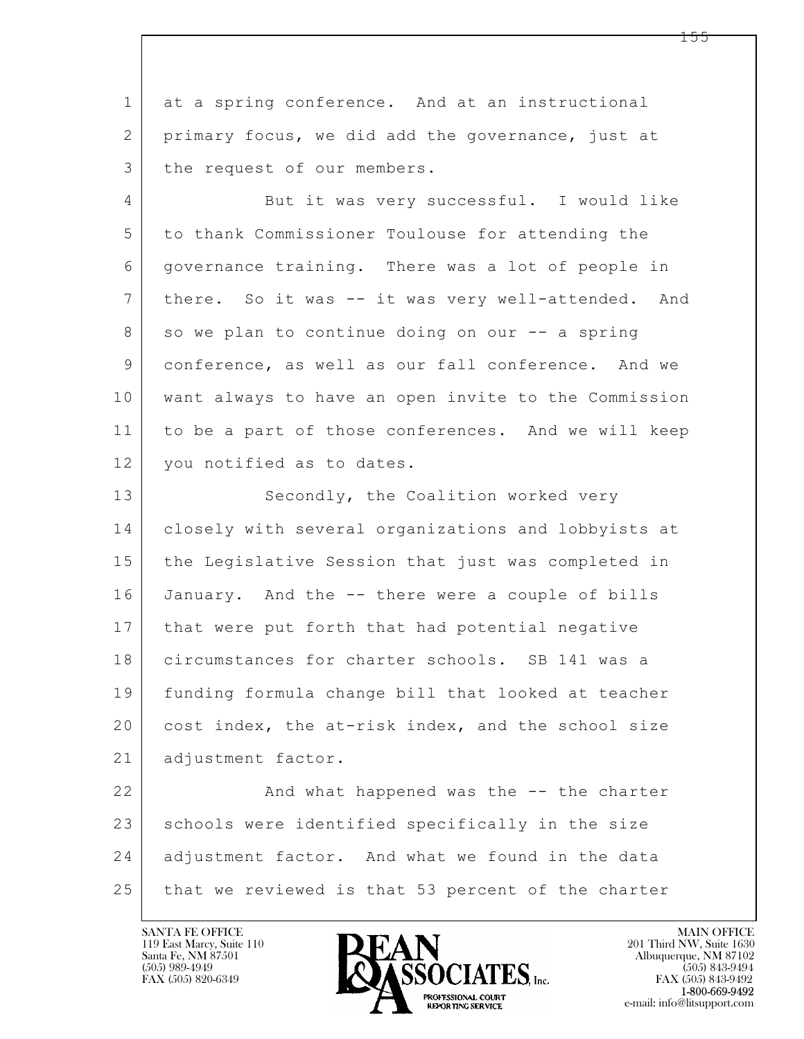at a spring conference. And at an instructional primary focus, we did add the governance, just at the request of our members.

But it was very successful. I would like to thank Commissioner Toulouse for attending the governance training. There was a lot of people in there. So it was -- it was very well-attended. And so we plan to continue doing on our -- a spring conference, as well as our fall conference. And we want always to have an open invite to the Commission to be a part of those conferences. And we will keep you notified as to dates.

Secondly, the Coalition worked very closely with several organizations and lobbyists at the Legislative Session that just was completed in January. And the -- there were a couple of bills that were put forth that had potential negative circumstances for charter schools. SB 141 was a funding formula change bill that looked at teacher cost index, the at-risk index, and the school size adjustment factor.

And what happened was the -- the charter schools were identified specifically in the size adjustment factor. And what we found in the data that we reviewed is that 53 percent of the charter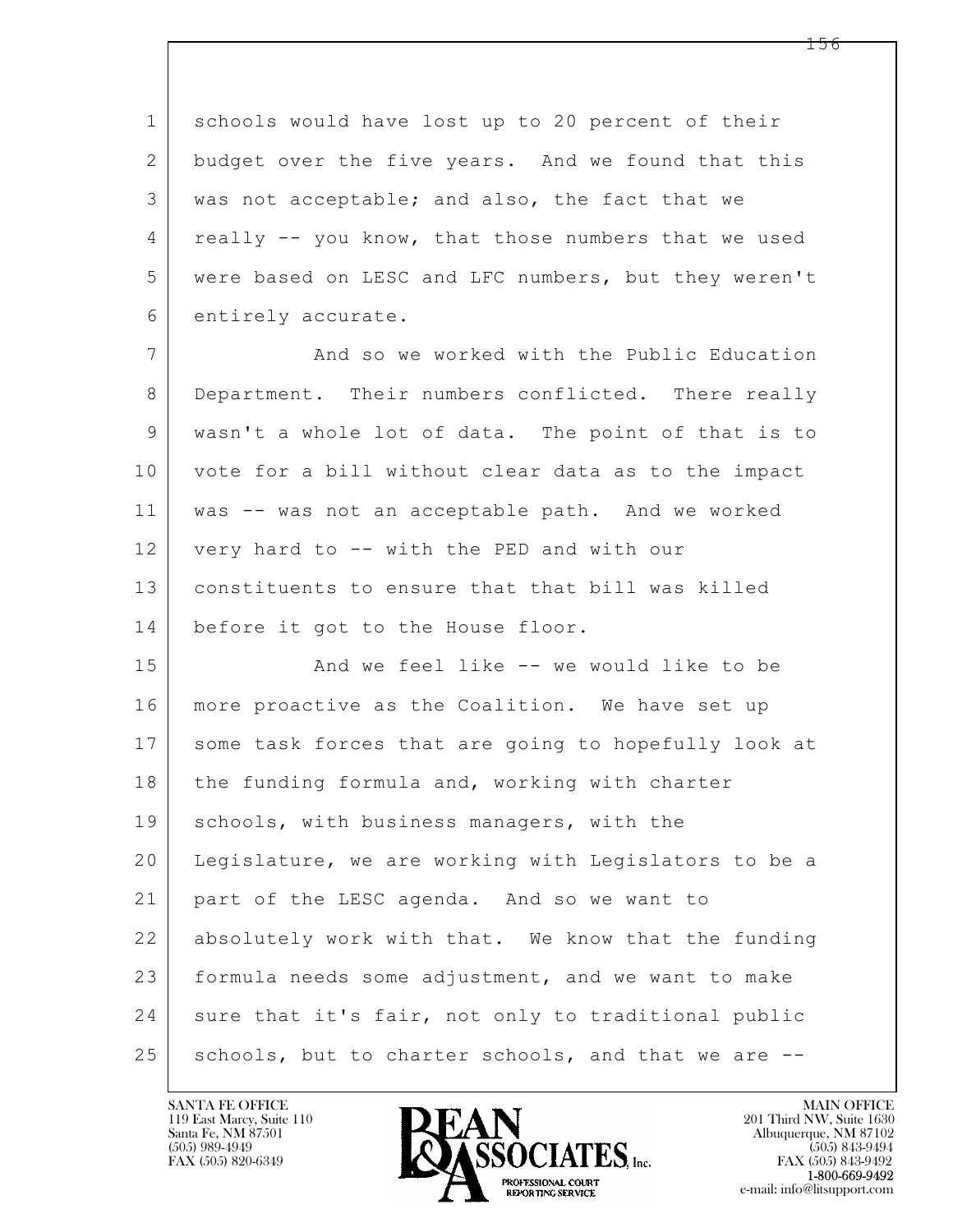schools would have lost up to 20 percent of their budget over the five years. And we found that this was not acceptable; and also, the fact that we really -- you know, that those numbers that we used were based on LESC and LFC numbers, but they weren't entirely accurate.

And so we worked with the Public Education Department. Their numbers conflicted. There really wasn't a whole lot of data. The point of that is to vote for a bill without clear data as to the impact was -- was not an acceptable path. And we worked very hard to -- with the PED and with our constituents to ensure that that bill was killed before it got to the House floor.

And we feel like -- we would like to be more proactive as the Coalition. We have set up some task forces that are going to hopefully look at the funding formula and, working with charter schools, with business managers, with the Legislature, we are working with Legislators to be a part of the LESC agenda. And so we want to absolutely work with that. We know that the funding formula needs some adjustment, and we want to make sure that it's fair, not only to traditional public schools, but to charter schools, and that we are --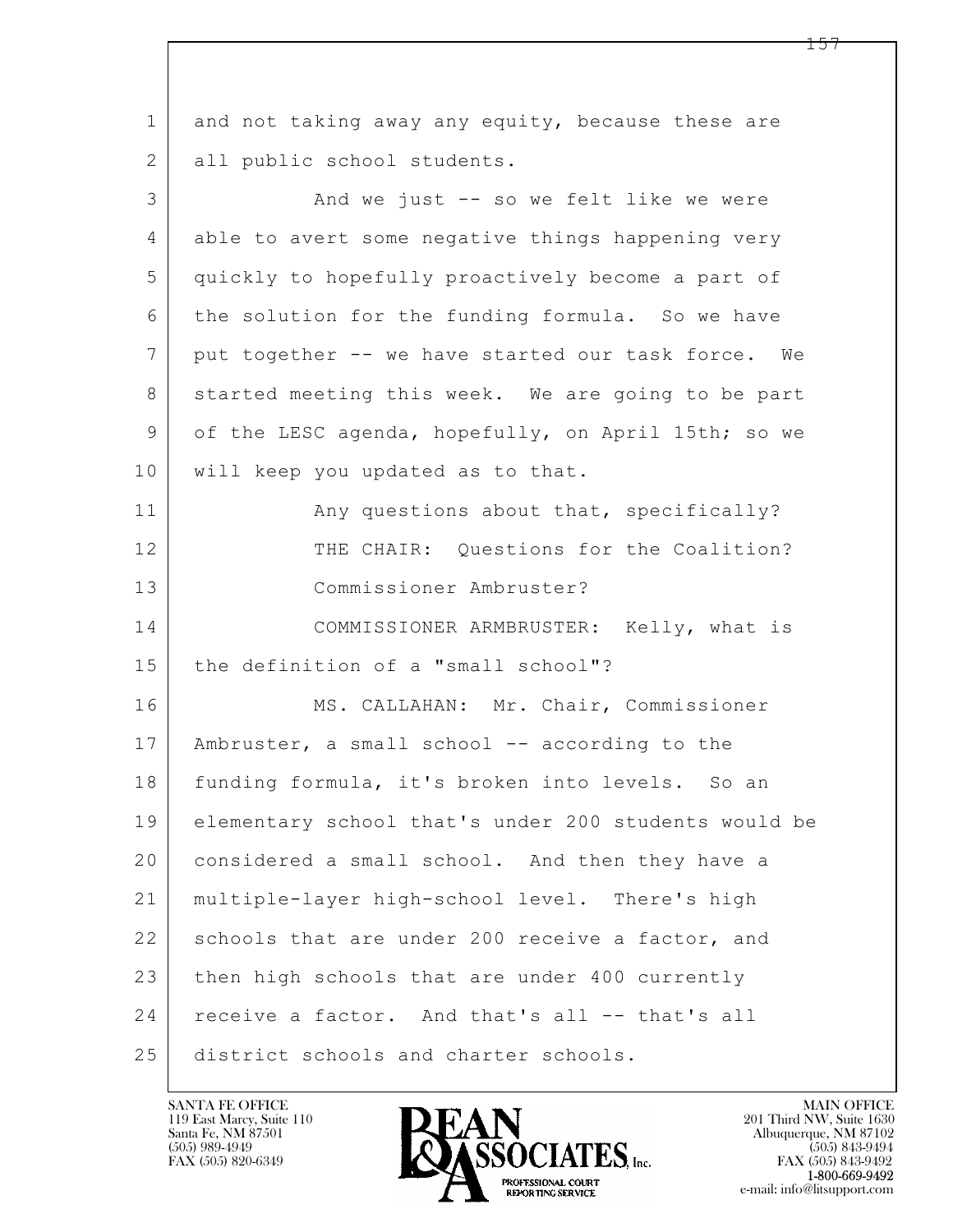1 and not taking away any equity, because these are
2 all public school students.

3 And we just -- so we felt like we were
4 able to avert some negative things happening very
5 quickly to hopefully proactively become a part of
6 the solution for the funding formula. So we have
7 put together -- we have started our task force. We
8 started meeting this week. We are going to be part
9 of the LESC agenda, hopefully, on April 15th; so we
10 will keep you updated as to that.

11 Any questions about that, specifically?

12 THE CHAIR: Questions for the Coalition?

13 Commissioner Ambruster?

14 COMMISSIONER ARMBRUSTER: Kelly, what is
15 the definition of a "small school"?

16 MS. CALLAHAN: Mr. Chair, Commissioner
17 Ambruster, a small school -- according to the
18 funding formula, it's broken into levels. So an
19 elementary school that's under 200 students would be
20 considered a small school. And then they have a
21 multiple-layer high-school level. There's high
22 schools that are under 200 receive a factor, and
23 then high schools that are under 400 currently
24 receive a factor. And that's all -- that's all
25 district schools and charter schools.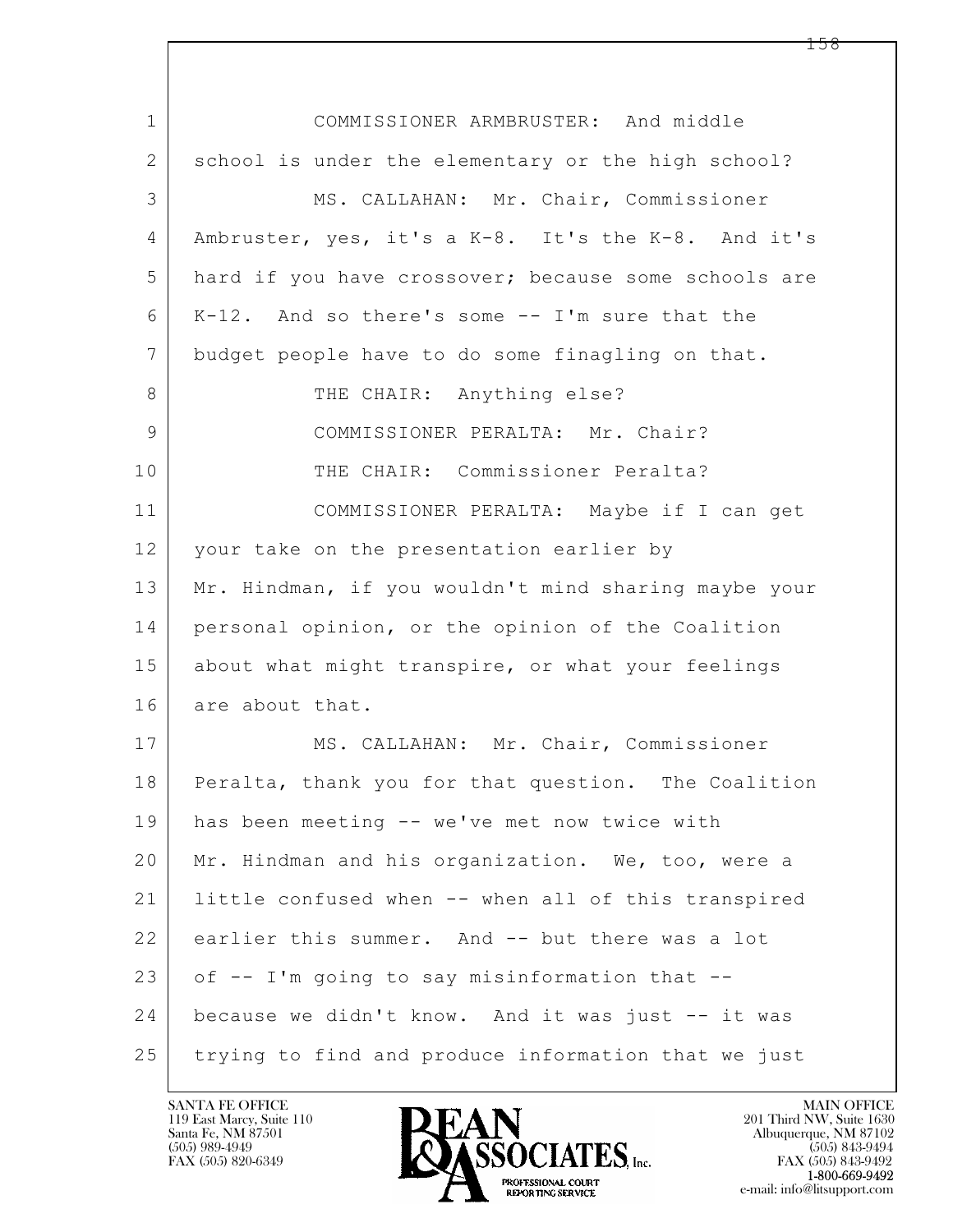COMMISSIONER ARMBRUSTER: And middle school is under the elementary or the high school?

MS. CALLAHAN: Mr. Chair, Commissioner Ambruster, yes, it's a K-8. It's the K-8. And it's hard if you have crossover; because some schools are K-12. And so there's some -- I'm sure that the budget people have to do some finagling on that.

THE CHAIR: Anything else?

COMMISSIONER PERALTA: Mr. Chair?

THE CHAIR: Commissioner Peralta?

COMMISSIONER PERALTA: Maybe if I can get your take on the presentation earlier by Mr. Hindman, if you wouldn't mind sharing maybe your personal opinion, or the opinion of the Coalition about what might transpire, or what your feelings are about that.

MS. CALLAHAN: Mr. Chair, Commissioner Peralta, thank you for that question. The Coalition has been meeting -- we've met now twice with Mr. Hindman and his organization. We, too, were a little confused when -- when all of this transpired earlier this summer. And -- but there was a lot of -- I'm going to say misinformation that -- because we didn't know. And it was just -- it was trying to find and produce information that we just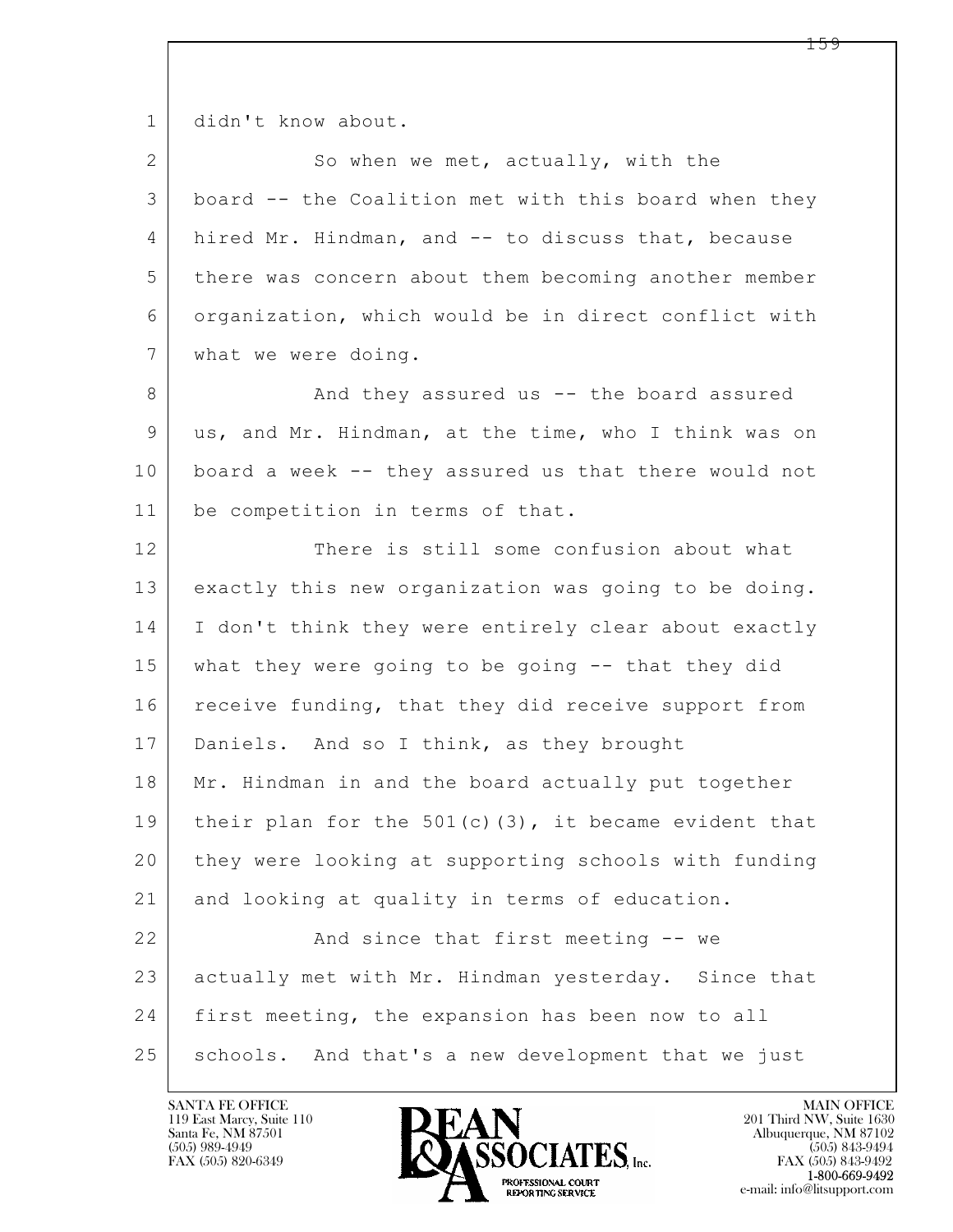didn't know about.

So when we met, actually, with the board -- the Coalition met with this board when they hired Mr. Hindman, and -- to discuss that, because there was concern about them becoming another member organization, which would be in direct conflict with what we were doing.

And they assured us -- the board assured us, and Mr. Hindman, at the time, who I think was on board a week -- they assured us that there would not be competition in terms of that.

There is still some confusion about what exactly this new organization was going to be doing. I don't think they were entirely clear about exactly what they were going to be going -- that they did receive funding, that they did receive support from Daniels. And so I think, as they brought Mr. Hindman in and the board actually put together their plan for the 501(c)(3), it became evident that they were looking at supporting schools with funding and looking at quality in terms of education.

And since that first meeting -- we actually met with Mr. Hindman yesterday. Since that first meeting, the expansion has been now to all schools. And that's a new development that we just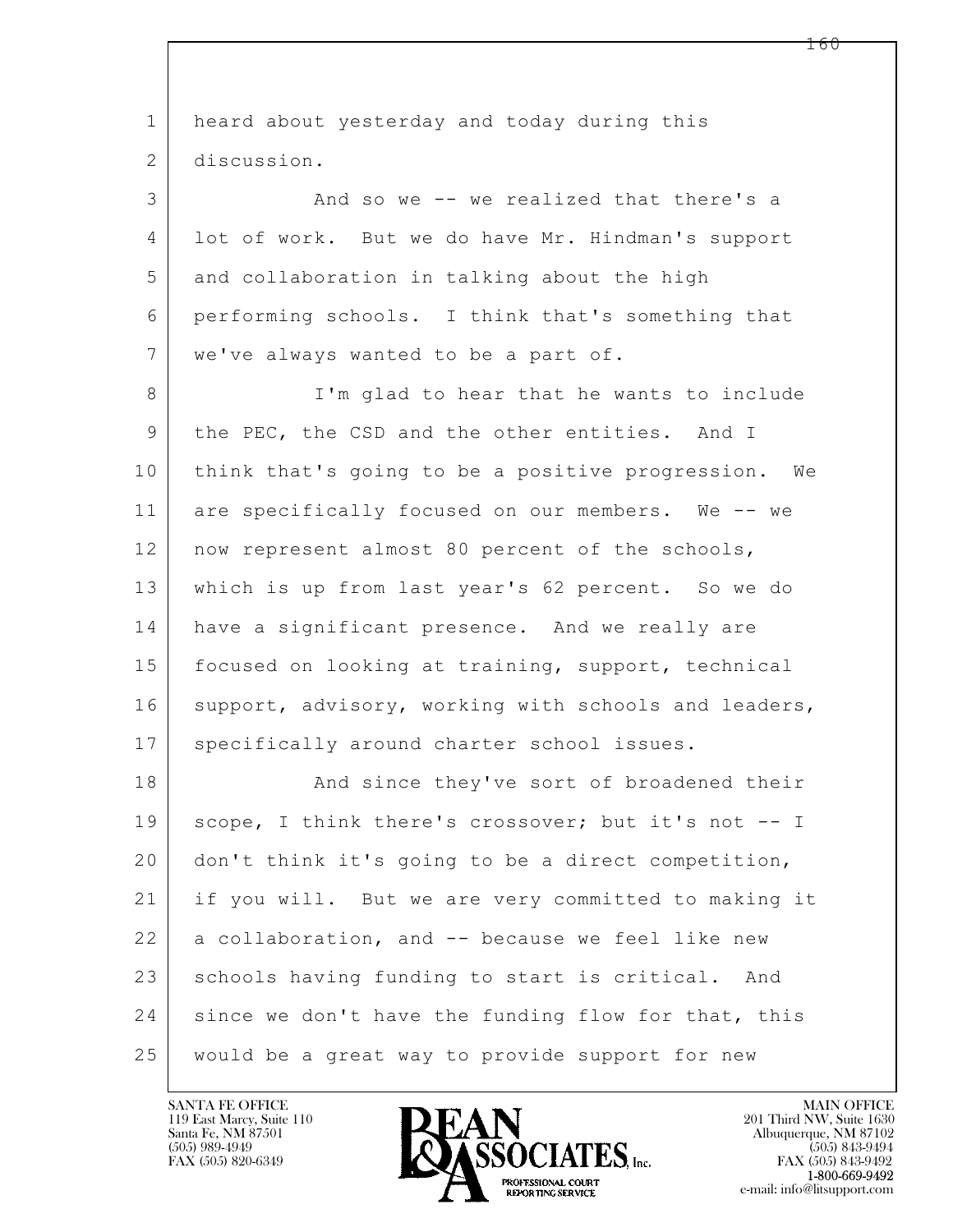heard about yesterday and today during this discussion.

And so we -- we realized that there's a lot of work. But we do have Mr. Hindman's support and collaboration in talking about the high performing schools. I think that's something that we've always wanted to be a part of.

I'm glad to hear that he wants to include the PEC, the CSD and the other entities. And I think that's going to be a positive progression. We are specifically focused on our members. We -- we now represent almost 80 percent of the schools, which is up from last year's 62 percent. So we do have a significant presence. And we really are focused on looking at training, support, technical support, advisory, working with schools and leaders, specifically around charter school issues.

And since they've sort of broadened their scope, I think there's crossover; but it's not -- I don't think it's going to be a direct competition, if you will. But we are very committed to making it a collaboration, and -- because we feel like new schools having funding to start is critical. And since we don't have the funding flow for that, this would be a great way to provide support for new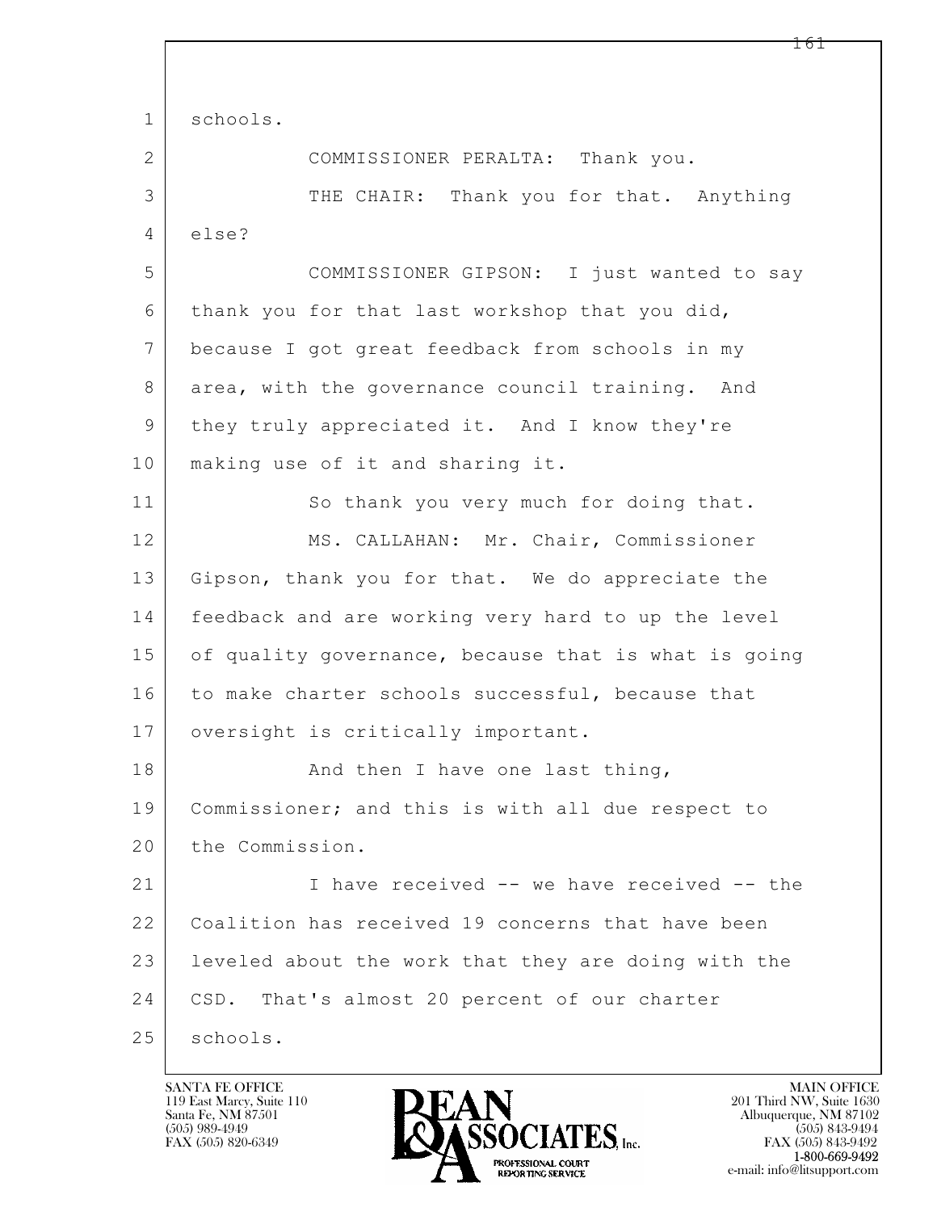schools.

COMMISSIONER PERALTA: Thank you.

THE CHAIR: Thank you for that. Anything else?

COMMISSIONER GIPSON: I just wanted to say thank you for that last workshop that you did, because I got great feedback from schools in my area, with the governance council training. And they truly appreciated it. And I know they're making use of it and sharing it.

So thank you very much for doing that.

MS. CALLAHAN: Mr. Chair, Commissioner Gipson, thank you for that. We do appreciate the feedback and are working very hard to up the level of quality governance, because that is what is going to make charter schools successful, because that oversight is critically important.

And then I have one last thing, Commissioner; and this is with all due respect to the Commission.

I have received -- we have received -- the Coalition has received 19 concerns that have been leveled about the work that they are doing with the CSD. That's almost 20 percent of our charter schools.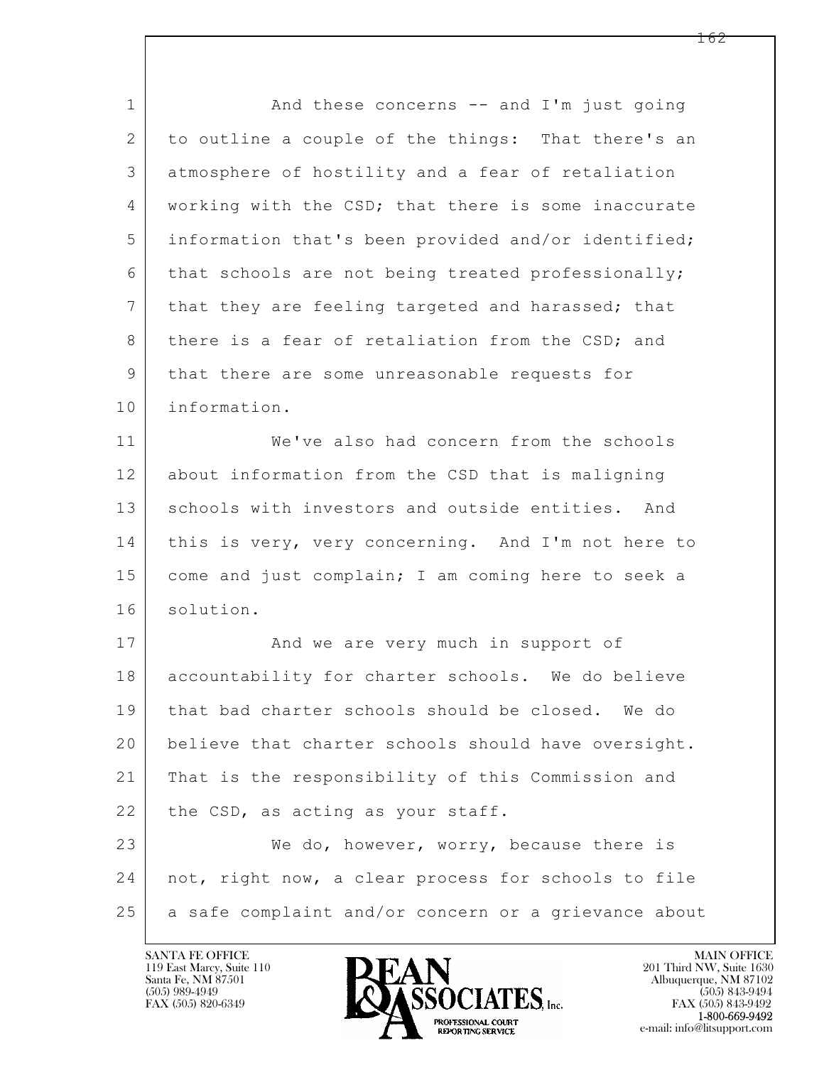And these concerns -- and I'm just going to outline a couple of the things: That there's an atmosphere of hostility and a fear of retaliation working with the CSD; that there is some inaccurate information that's been provided and/or identified; that schools are not being treated professionally; that they are feeling targeted and harassed; that there is a fear of retaliation from the CSD; and that there are some unreasonable requests for information.

We've also had concern from the schools about information from the CSD that is maligning schools with investors and outside entities. And this is very, very concerning. And I'm not here to come and just complain; I am coming here to seek a solution.

And we are very much in support of accountability for charter schools. We do believe that bad charter schools should be closed. We do believe that charter schools should have oversight. That is the responsibility of this Commission and the CSD, as acting as your staff.

We do, however, worry, because there is not, right now, a clear process for schools to file a safe complaint and/or concern or a grievance about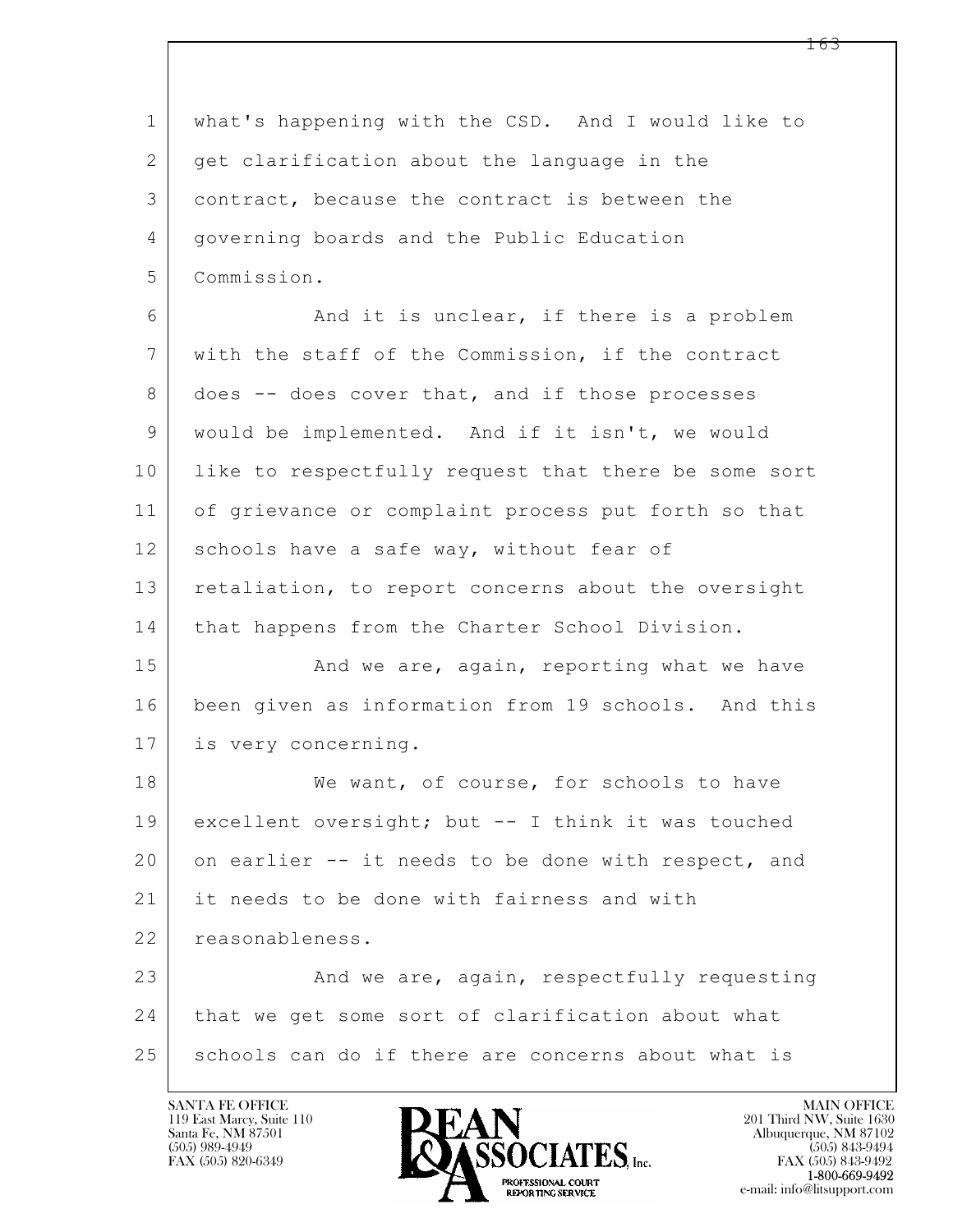what's happening with the CSD. And I would like to get clarification about the language in the contract, because the contract is between the governing boards and the Public Education Commission.

And it is unclear, if there is a problem with the staff of the Commission, if the contract does -- does cover that, and if those processes would be implemented. And if it isn't, we would like to respectfully request that there be some sort of grievance or complaint process put forth so that schools have a safe way, without fear of retaliation, to report concerns about the oversight that happens from the Charter School Division.

And we are, again, reporting what we have been given as information from 19 schools. And this is very concerning.

We want, of course, for schools to have excellent oversight; but -- I think it was touched on earlier -- it needs to be done with respect, and it needs to be done with fairness and with reasonableness.

And we are, again, respectfully requesting that we get some sort of clarification about what schools can do if there are concerns about what is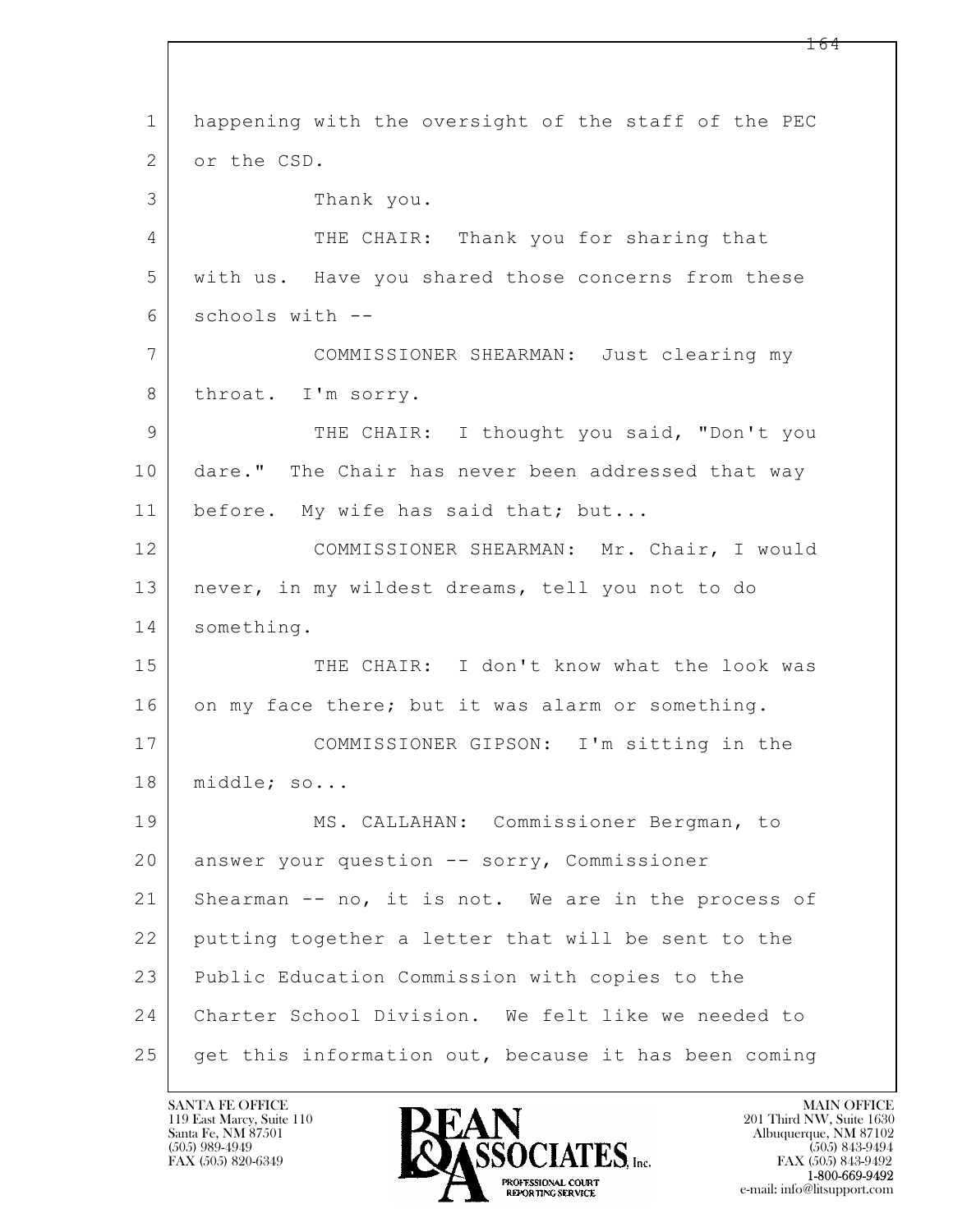1 happening with the oversight of the staff of the PEC
2 or the CSD.
3 Thank you.
4 THE CHAIR: Thank you for sharing that
5 with us. Have you shared those concerns from these
6 schools with --
7 COMMISSIONER SHEARMAN: Just clearing my
8 throat. I'm sorry.
9 THE CHAIR: I thought you said, "Don't you
10 dare." The Chair has never been addressed that way
11 before. My wife has said that; but...
12 COMMISSIONER SHEARMAN: Mr. Chair, I would
13 never, in my wildest dreams, tell you not to do
14 something.
15 THE CHAIR: I don't know what the look was
16 on my face there; but it was alarm or something.
17 COMMISSIONER GIPSON: I'm sitting in the
18 middle; so...
19 MS. CALLAHAN: Commissioner Bergman, to
20 answer your question -- sorry, Commissioner
21 Shearman -- no, it is not. We are in the process of
22 putting together a letter that will be sent to the
23 Public Education Commission with copies to the
24 Charter School Division. We felt like we needed to
25 get this information out, because it has been coming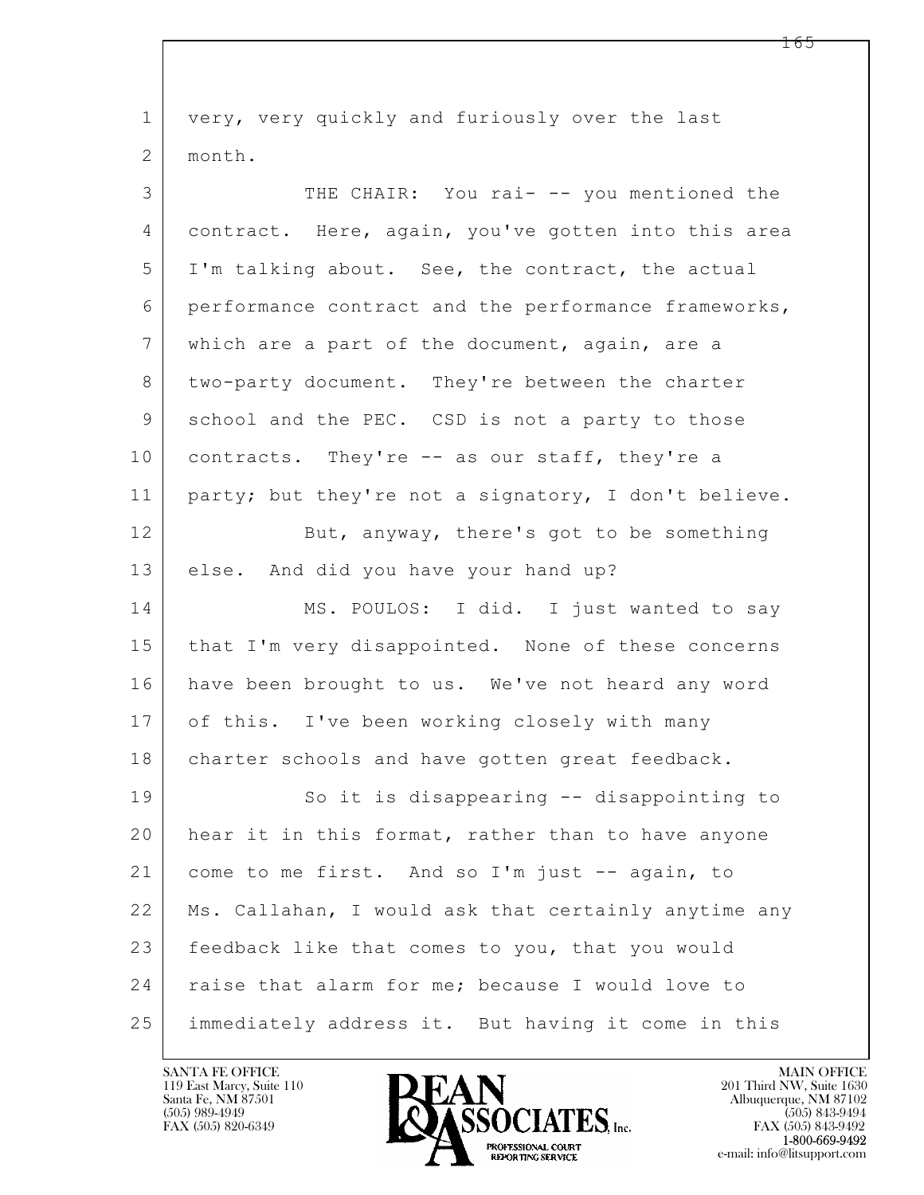very, very quickly and furiously over the last month.

THE CHAIR: You rai- -- you mentioned the contract. Here, again, you've gotten into this area I'm talking about. See, the contract, the actual performance contract and the performance frameworks, which are a part of the document, again, are a two-party document. They're between the charter school and the PEC. CSD is not a party to those contracts. They're -- as our staff, they're a party; but they're not a signatory, I don't believe.

But, anyway, there's got to be something else. And did you have your hand up?

MS. POULOS: I did. I just wanted to say that I'm very disappointed. None of these concerns have been brought to us. We've not heard any word of this. I've been working closely with many charter schools and have gotten great feedback.

So it is disappearing -- disappointing to hear it in this format, rather than to have anyone come to me first. And so I'm just -- again, to Ms. Callahan, I would ask that certainly anytime any feedback like that comes to you, that you would raise that alarm for me; because I would love to immediately address it. But having it come in this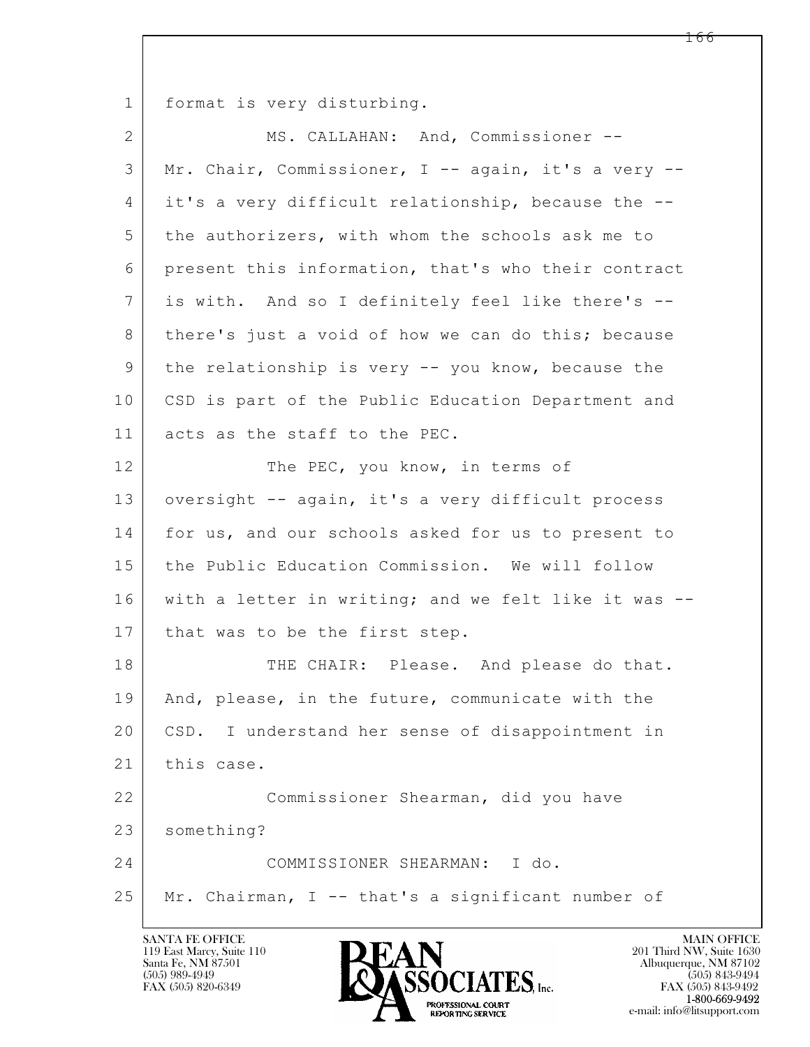format is very disturbing.

MS. CALLAHAN: And, Commissioner -- Mr. Chair, Commissioner, I -- again, it's a very -- it's a very difficult relationship, because the -- the authorizers, with whom the schools ask me to present this information, that's who their contract is with. And so I definitely feel like there's -- there's just a void of how we can do this; because the relationship is very -- you know, because the CSD is part of the Public Education Department and acts as the staff to the PEC.

The PEC, you know, in terms of oversight -- again, it's a very difficult process for us, and our schools asked for us to present to the Public Education Commission. We will follow with a letter in writing; and we felt like it was -- that was to be the first step.

THE CHAIR: Please. And please do that. And, please, in the future, communicate with the CSD. I understand her sense of disappointment in this case.

Commissioner Shearman, did you have something?

COMMISSIONER SHEARMAN: I do. Mr. Chairman, I -- that's a significant number of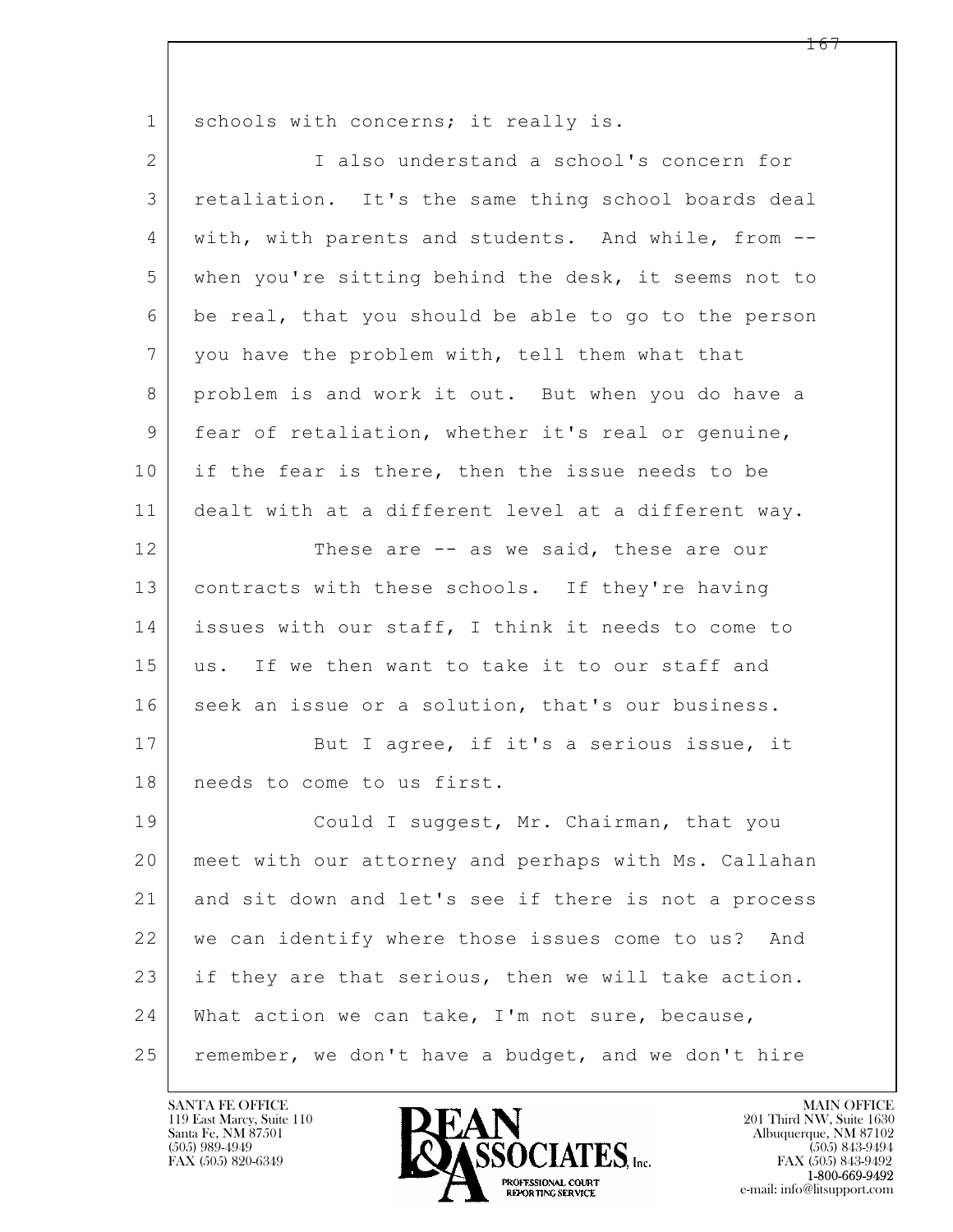schools with concerns; it really is.

I also understand a school's concern for retaliation. It's the same thing school boards deal with, with parents and students. And while, from -- when you're sitting behind the desk, it seems not to be real, that you should be able to go to the person you have the problem with, tell them what that problem is and work it out. But when you do have a fear of retaliation, whether it's real or genuine, if the fear is there, then the issue needs to be dealt with at a different level at a different way.

These are -- as we said, these are our contracts with these schools. If they're having issues with our staff, I think it needs to come to us. If we then want to take it to our staff and seek an issue or a solution, that's our business.

But I agree, if it's a serious issue, it needs to come to us first.

Could I suggest, Mr. Chairman, that you meet with our attorney and perhaps with Ms. Callahan and sit down and let's see if there is not a process we can identify where those issues come to us? And if they are that serious, then we will take action. What action we can take, I'm not sure, because, remember, we don't have a budget, and we don't hire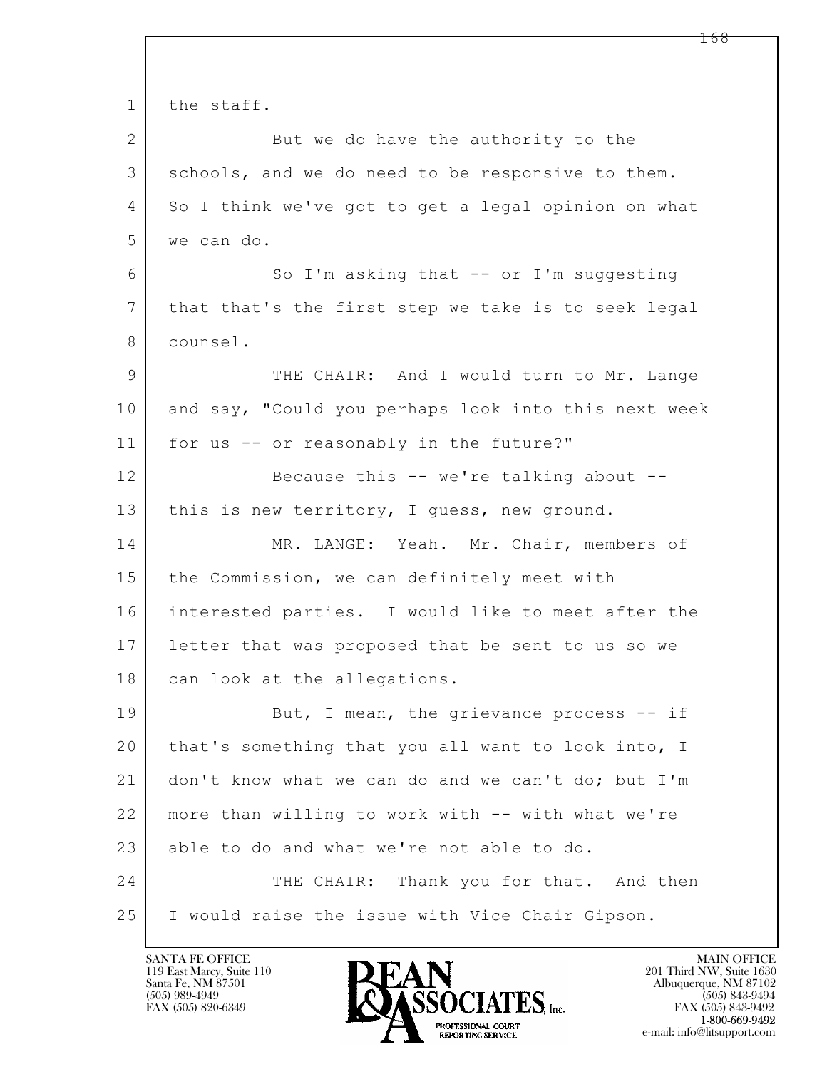the staff.

But we do have the authority to the schools, and we do need to be responsive to them. So I think we've got to get a legal opinion on what we can do.

So I'm asking that -- or I'm suggesting that that's the first step we take is to seek legal counsel.

THE CHAIR: And I would turn to Mr. Lange and say, "Could you perhaps look into this next week for us -- or reasonably in the future?"

Because this -- we're talking about -- this is new territory, I guess, new ground.

MR. LANGE: Yeah. Mr. Chair, members of the Commission, we can definitely meet with interested parties. I would like to meet after the letter that was proposed that be sent to us so we can look at the allegations.

But, I mean, the grievance process -- if that's something that you all want to look into, I don't know what we can do and we can't do; but I'm more than willing to work with -- with what we're able to do and what we're not able to do.

THE CHAIR: Thank you for that. And then I would raise the issue with Vice Chair Gipson.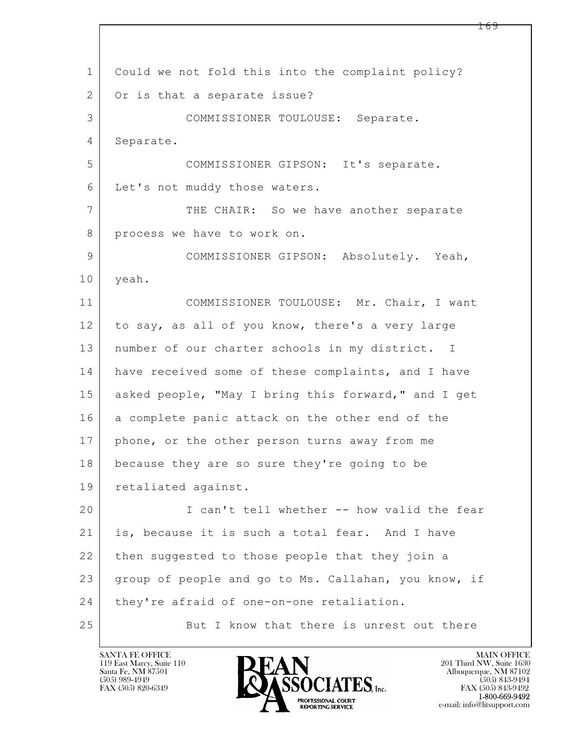Could we not fold this into the complaint policy? Or is that a separate issue?

COMMISSIONER TOULOUSE: Separate. Separate.

COMMISSIONER GIPSON: It's separate. Let's not muddy those waters.

THE CHAIR: So we have another separate process we have to work on.

COMMISSIONER GIPSON: Absolutely. Yeah, yeah.

COMMISSIONER TOULOUSE: Mr. Chair, I want to say, as all of you know, there's a very large number of our charter schools in my district. I have received some of these complaints, and I have asked people, "May I bring this forward," and I get a complete panic attack on the other end of the phone, or the other person turns away from me because they are so sure they're going to be retaliated against.

I can't tell whether -- how valid the fear is, because it is such a total fear. And I have then suggested to those people that they join a group of people and go to Ms. Callahan, you know, if they're afraid of one-on-one retaliation.

But I know that there is unrest out there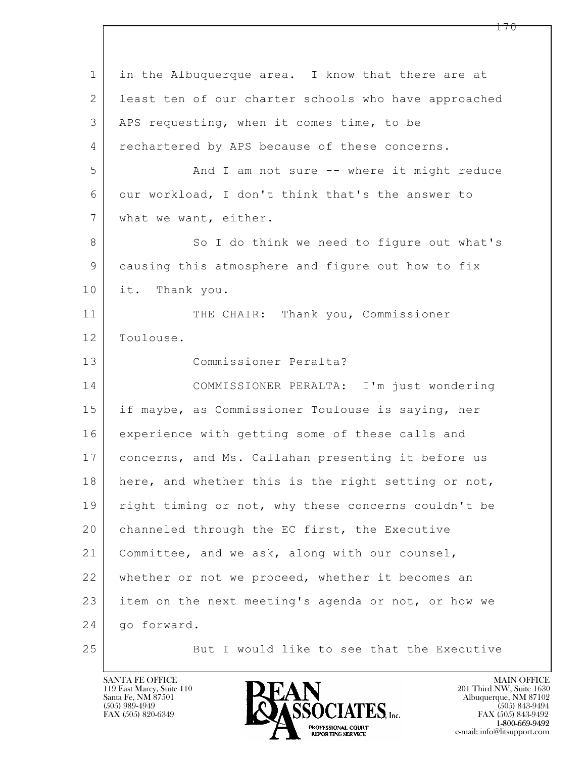in the Albuquerque area. I know that there are at least ten of our charter schools who have approached APS requesting, when it comes time, to be rechartered by APS because of these concerns.

And I am not sure -- where it might reduce our workload, I don't think that's the answer to what we want, either.

So I do think we need to figure out what's causing this atmosphere and figure out how to fix it. Thank you.

THE CHAIR: Thank you, Commissioner Toulouse.

Commissioner Peralta?

COMMISSIONER PERALTA: I'm just wondering if maybe, as Commissioner Toulouse is saying, her experience with getting some of these calls and concerns, and Ms. Callahan presenting it before us here, and whether this is the right setting or not, right timing or not, why these concerns couldn't be channeled through the EC first, the Executive Committee, and we ask, along with our counsel, whether or not we proceed, whether it becomes an item on the next meeting's agenda or not, or how we go forward.

But I would like to see that the Executive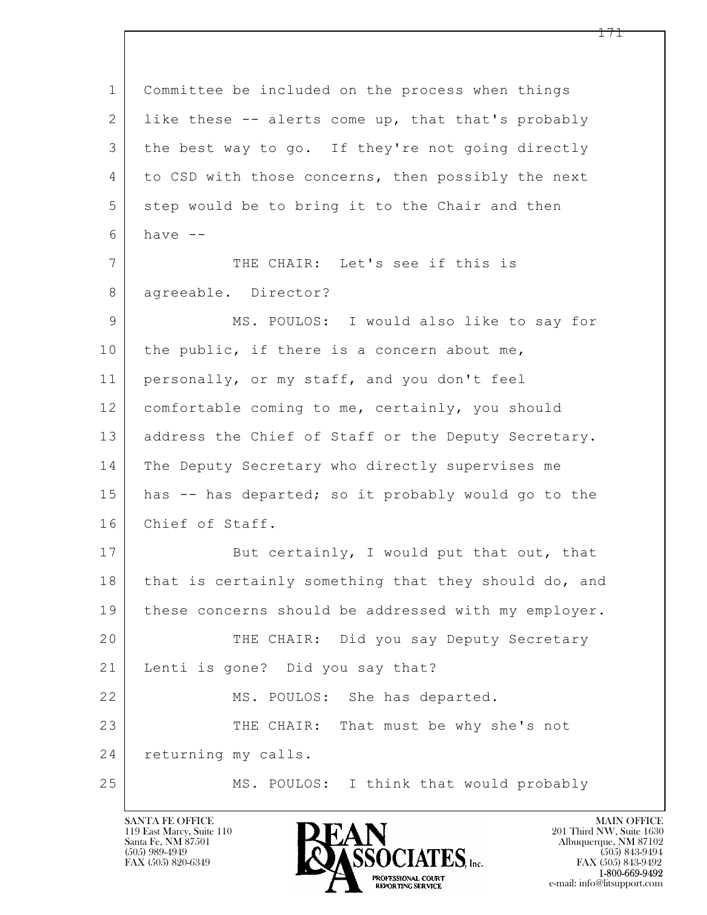1 Committee be included on the process when things
2 like these -- alerts come up, that that's probably
3 the best way to go. If they're not going directly
4 to CSD with those concerns, then possibly the next
5 step would be to bring it to the Chair and then
6 have --
7 THE CHAIR: Let's see if this is
8 agreeable. Director?
9 MS. POULOS: I would also like to say for
10 the public, if there is a concern about me,
11 personally, or my staff, and you don't feel
12 comfortable coming to me, certainly, you should
13 address the Chief of Staff or the Deputy Secretary.
14 The Deputy Secretary who directly supervises me
15 has -- has departed; so it probably would go to the
16 Chief of Staff.
17 But certainly, I would put that out, that
18 that is certainly something that they should do, and
19 these concerns should be addressed with my employer.
20 THE CHAIR: Did you say Deputy Secretary
21 Lenti is gone? Did you say that?
22 MS. POULOS: She has departed.
23 THE CHAIR: That must be why she's not
24 returning my calls.
25 MS. POULOS: I think that would probably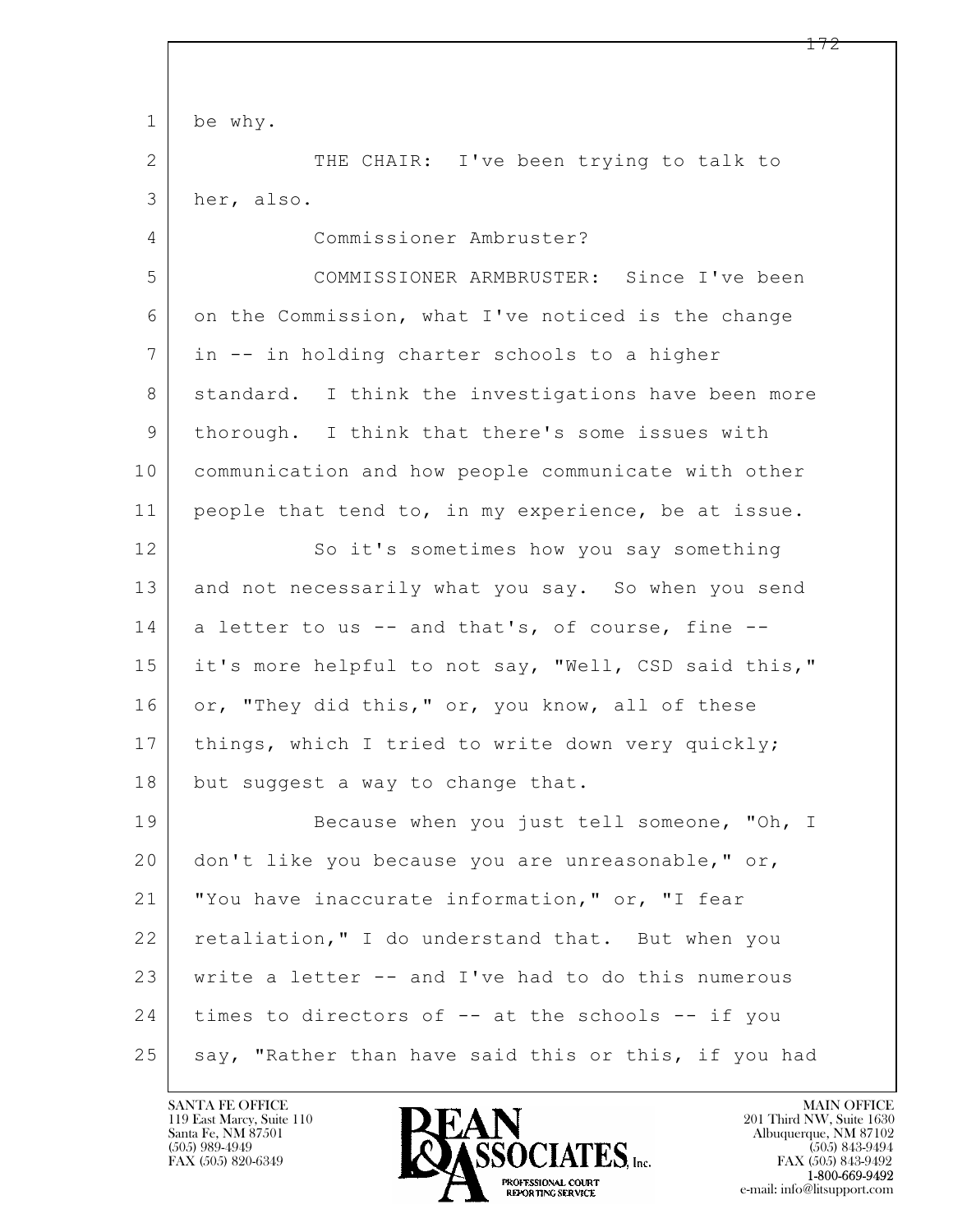1 be why.

2 THE CHAIR: I've been trying to talk to

3 her, also.

4 Commissioner Ambruster?

5 COMMISSIONER ARMBRUSTER: Since I've been

6 on the Commission, what I've noticed is the change

7 in -- in holding charter schools to a higher

8 standard. I think the investigations have been more

9 thorough. I think that there's some issues with

10 communication and how people communicate with other

11 people that tend to, in my experience, be at issue.

12 So it's sometimes how you say something

13 and not necessarily what you say. So when you send

14 a letter to us -- and that's, of course, fine --

15 it's more helpful to not say, "Well, CSD said this,"

16 or, "They did this," or, you know, all of these

17 things, which I tried to write down very quickly;

18 but suggest a way to change that.

19 Because when you just tell someone, "Oh, I

20 don't like you because you are unreasonable," or,

21 "You have inaccurate information," or, "I fear

22 retaliation," I do understand that. But when you

23 write a letter -- and I've had to do this numerous

24 times to directors of -- at the schools -- if you

25 say, "Rather than have said this or this, if you had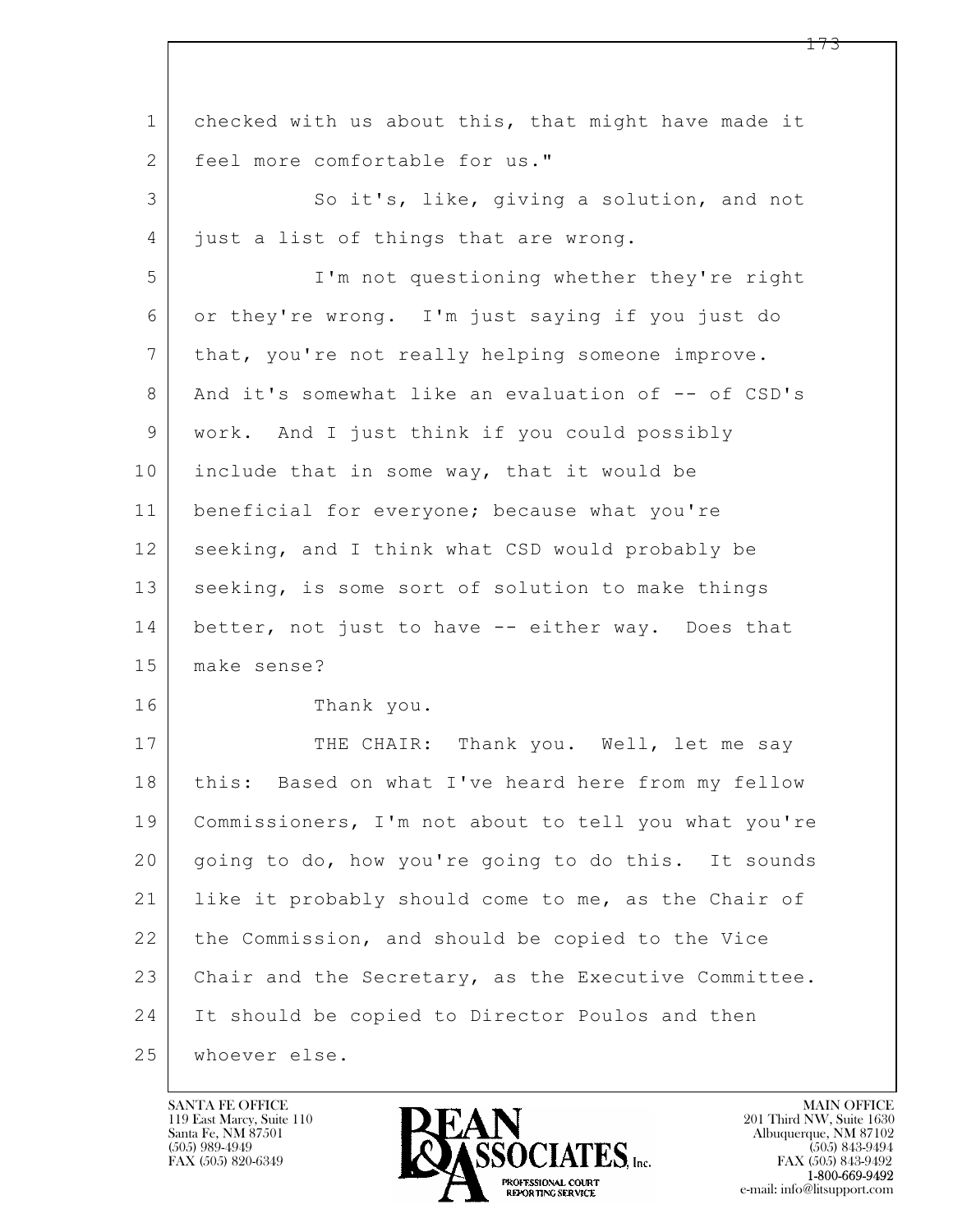checked with us about this, that might have made it feel more comfortable for us."

So it's, like, giving a solution, and not just a list of things that are wrong.

I'm not questioning whether they're right or they're wrong. I'm just saying if you just do that, you're not really helping someone improve. And it's somewhat like an evaluation of -- of CSD's work. And I just think if you could possibly include that in some way, that it would be beneficial for everyone; because what you're seeking, and I think what CSD would probably be seeking, is some sort of solution to make things better, not just to have -- either way. Does that make sense?

Thank you.

THE CHAIR: Thank you. Well, let me say this: Based on what I've heard here from my fellow Commissioners, I'm not about to tell you what you're going to do, how you're going to do this. It sounds like it probably should come to me, as the Chair of the Commission, and should be copied to the Vice Chair and the Secretary, as the Executive Committee. It should be copied to Director Poulos and then whoever else.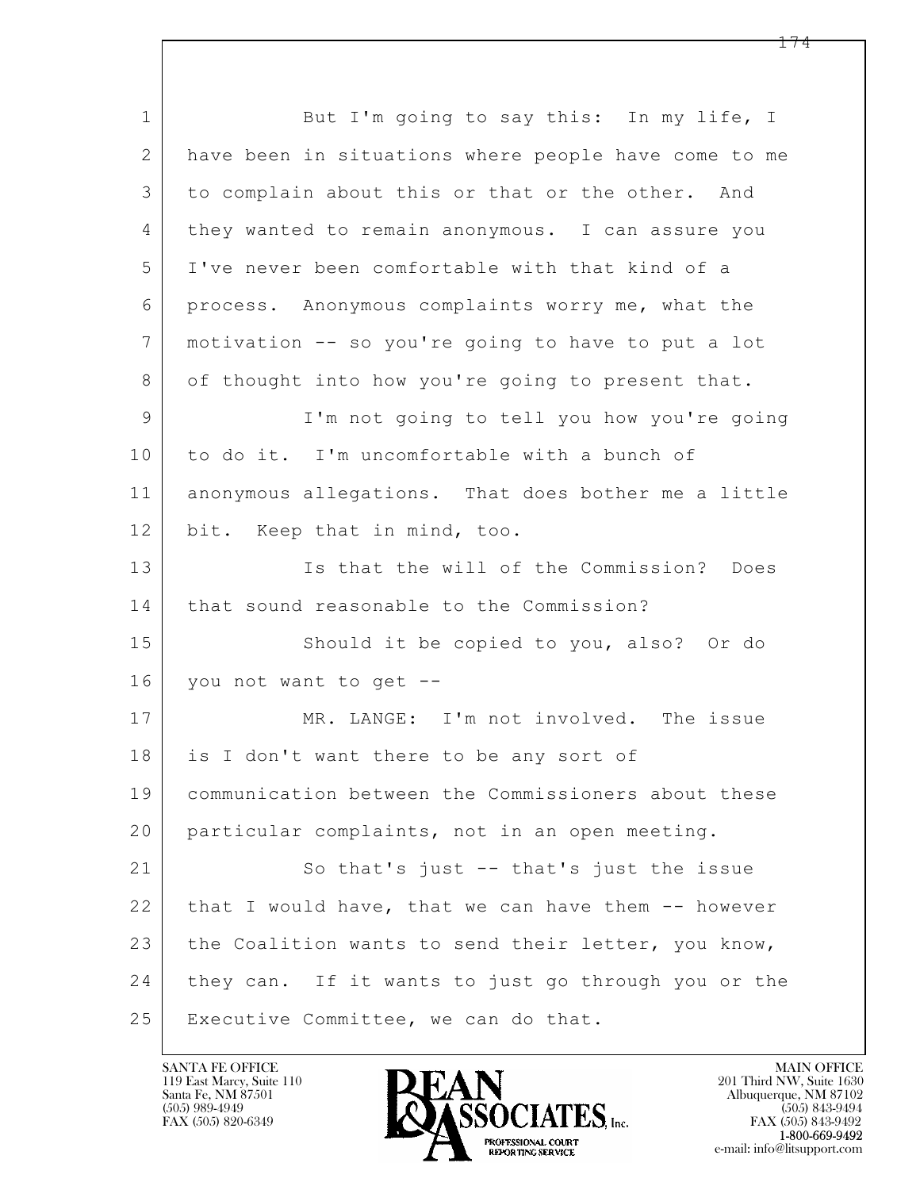But I'm going to say this: In my life, I have been in situations where people have come to me to complain about this or that or the other. And they wanted to remain anonymous. I can assure you I've never been comfortable with that kind of a process. Anonymous complaints worry me, what the motivation -- so you're going to have to put a lot of thought into how you're going to present that.

I'm not going to tell you how you're going to do it. I'm uncomfortable with a bunch of anonymous allegations. That does bother me a little bit. Keep that in mind, too.

Is that the will of the Commission? Does that sound reasonable to the Commission?

Should it be copied to you, also? Or do you not want to get --

MR. LANGE: I'm not involved. The issue is I don't want there to be any sort of communication between the Commissioners about these particular complaints, not in an open meeting.

So that's just -- that's just the issue that I would have, that we can have them -- however the Coalition wants to send their letter, you know, they can. If it wants to just go through you or the Executive Committee, we can do that.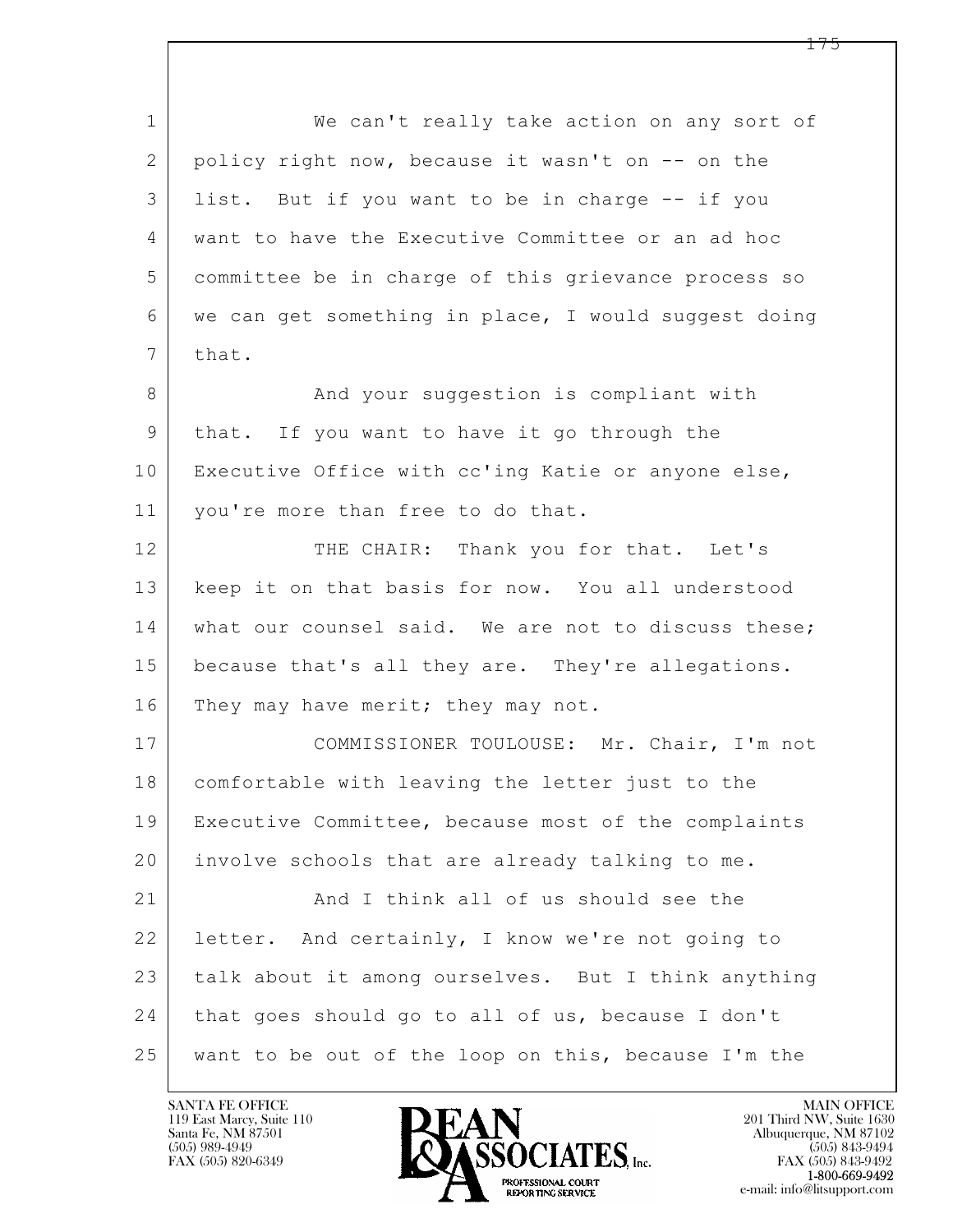We can't really take action on any sort of policy right now, because it wasn't on -- on the list. But if you want to be in charge -- if you want to have the Executive Committee or an ad hoc committee be in charge of this grievance process so we can get something in place, I would suggest doing that.

And your suggestion is compliant with that. If you want to have it go through the Executive Office with cc'ing Katie or anyone else, you're more than free to do that.

THE CHAIR: Thank you for that. Let's keep it on that basis for now. You all understood what our counsel said. We are not to discuss these; because that's all they are. They're allegations. They may have merit; they may not.

COMMISSIONER TOULOUSE: Mr. Chair, I'm not comfortable with leaving the letter just to the Executive Committee, because most of the complaints involve schools that are already talking to me.

And I think all of us should see the letter. And certainly, I know we're not going to talk about it among ourselves. But I think anything that goes should go to all of us, because I don't want to be out of the loop on this, because I'm the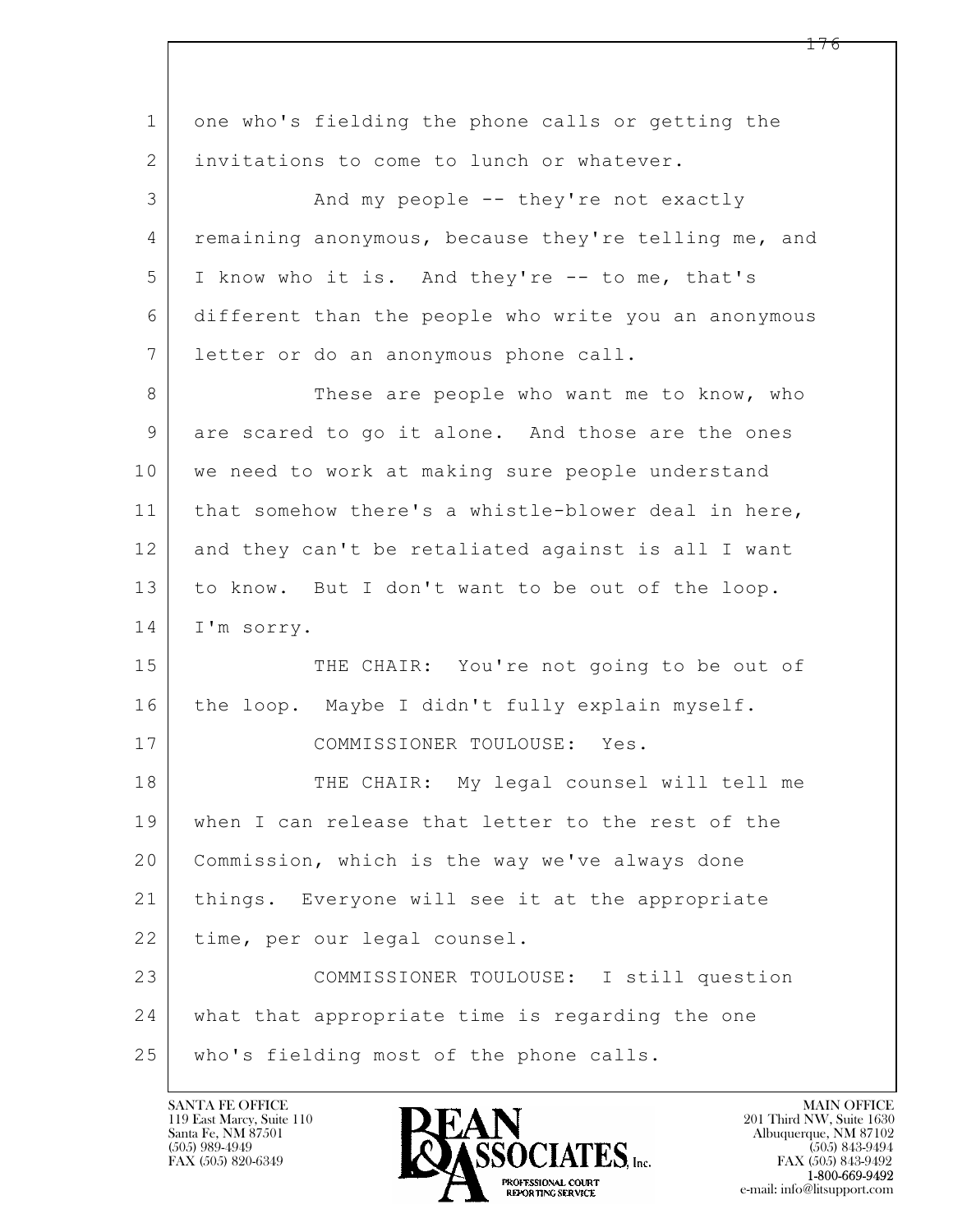one who's fielding the phone calls or getting the invitations to come to lunch or whatever.

And my people -- they're not exactly remaining anonymous, because they're telling me, and I know who it is. And they're -- to me, that's different than the people who write you an anonymous letter or do an anonymous phone call.

These are people who want me to know, who are scared to go it alone. And those are the ones we need to work at making sure people understand that somehow there's a whistle-blower deal in here, and they can't be retaliated against is all I want to know. But I don't want to be out of the loop. I'm sorry.

THE CHAIR: You're not going to be out of the loop. Maybe I didn't fully explain myself.

COMMISSIONER TOULOUSE: Yes.

THE CHAIR: My legal counsel will tell me when I can release that letter to the rest of the Commission, which is the way we've always done things. Everyone will see it at the appropriate time, per our legal counsel.

COMMISSIONER TOULOUSE: I still question what that appropriate time is regarding the one who's fielding most of the phone calls.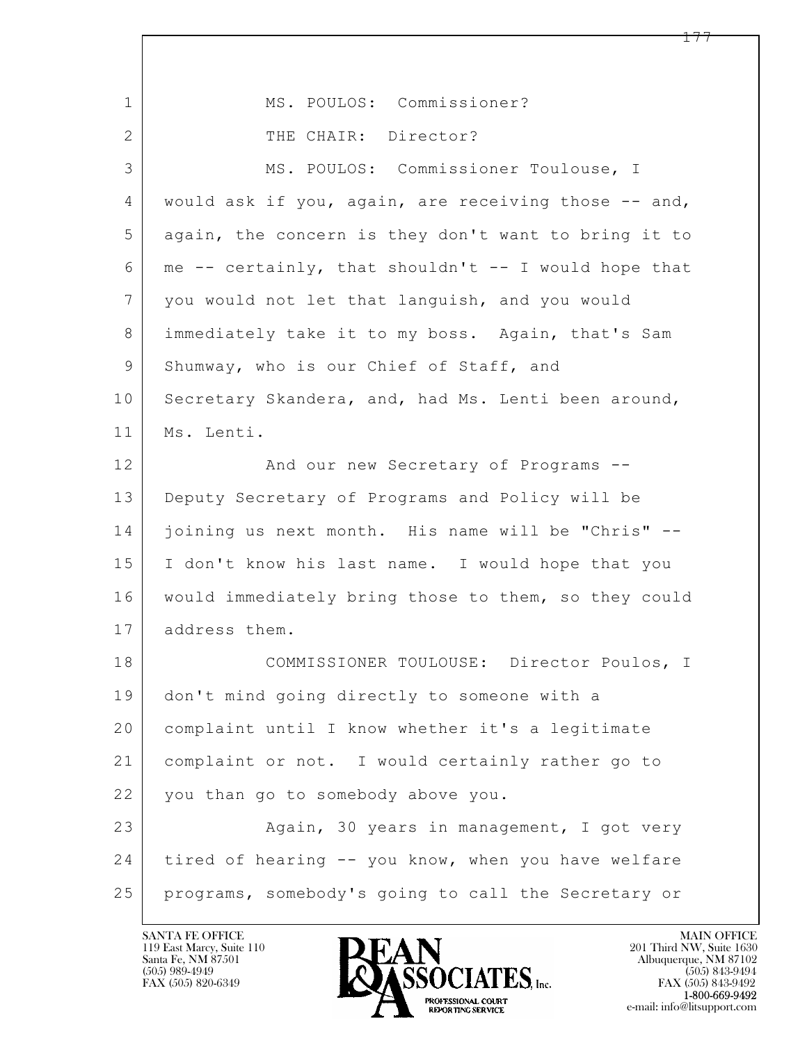MS. POULOS: Commissioner?

THE CHAIR: Director?

MS. POULOS: Commissioner Toulouse, I would ask if you, again, are receiving those -- and, again, the concern is they don't want to bring it to me -- certainly, that shouldn't -- I would hope that you would not let that languish, and you would immediately take it to my boss. Again, that's Sam Shumway, who is our Chief of Staff, and Secretary Skandera, and, had Ms. Lenti been around, Ms. Lenti.

And our new Secretary of Programs -- Deputy Secretary of Programs and Policy will be joining us next month. His name will be "Chris" -- I don't know his last name. I would hope that you would immediately bring those to them, so they could address them.

COMMISSIONER TOULOUSE: Director Poulos, I don't mind going directly to someone with a complaint until I know whether it's a legitimate complaint or not. I would certainly rather go to you than go to somebody above you.

Again, 30 years in management, I got very tired of hearing -- you know, when you have welfare programs, somebody's going to call the Secretary or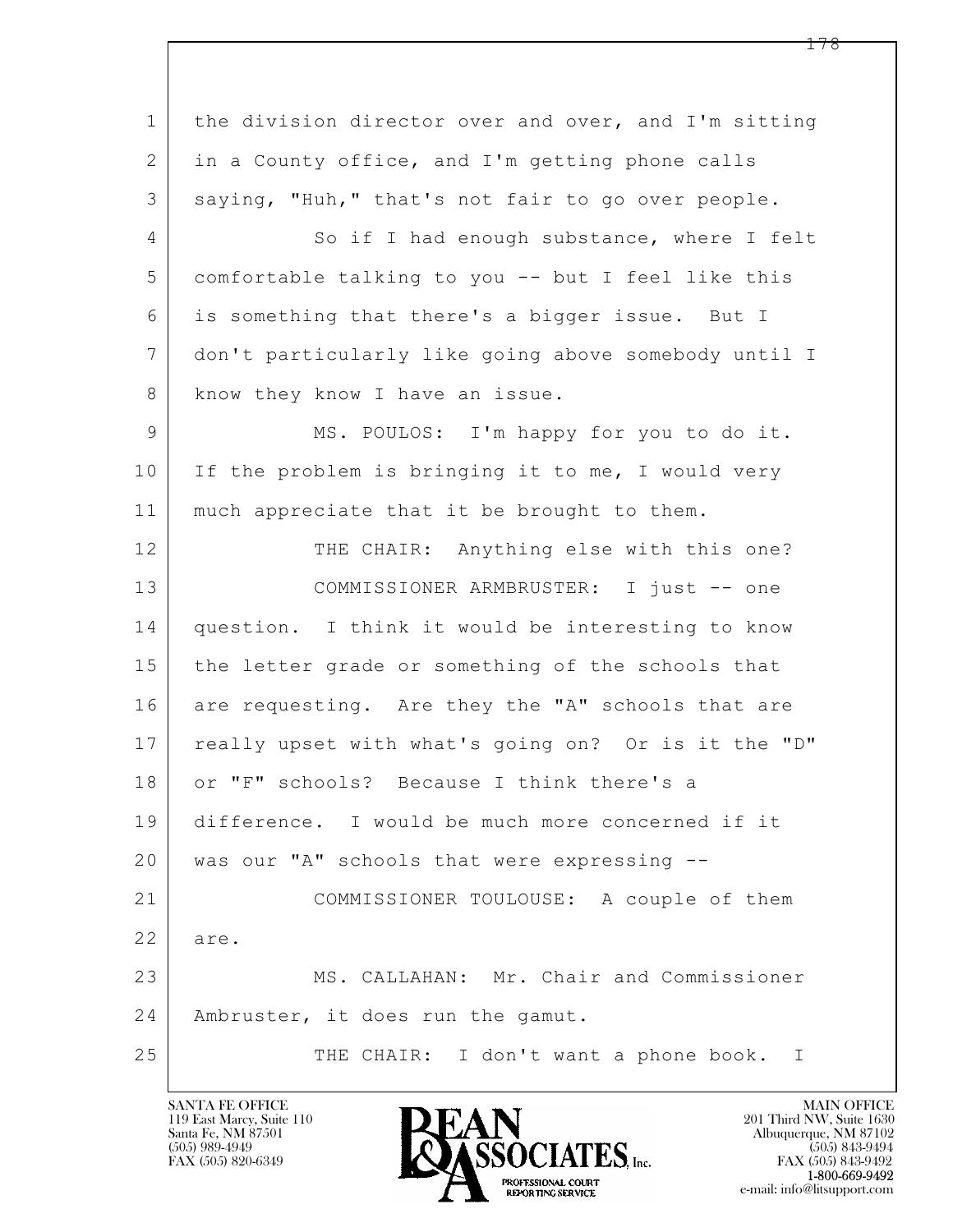1 the division director over and over, and I'm sitting
2 in a County office, and I'm getting phone calls
3 saying, "Huh," that's not fair to go over people.
4 So if I had enough substance, where I felt
5 comfortable talking to you -- but I feel like this
6 is something that there's a bigger issue. But I
7 don't particularly like going above somebody until I
8 know they know I have an issue.
9 MS. POULOS: I'm happy for you to do it.
10 If the problem is bringing it to me, I would very
11 much appreciate that it be brought to them.
12 THE CHAIR: Anything else with this one?
13 COMMISSIONER ARMBRUSTER: I just -- one
14 question. I think it would be interesting to know
15 the letter grade or something of the schools that
16 are requesting. Are they the "A" schools that are
17 really upset with what's going on? Or is it the "D"
18 or "F" schools? Because I think there's a
19 difference. I would be much more concerned if it
20 was our "A" schools that were expressing --
21 COMMISSIONER TOULOUSE: A couple of them
22 are.
23 MS. CALLAHAN: Mr. Chair and Commissioner
24 Ambruster, it does run the gamut.
25 THE CHAIR: I don't want a phone book. I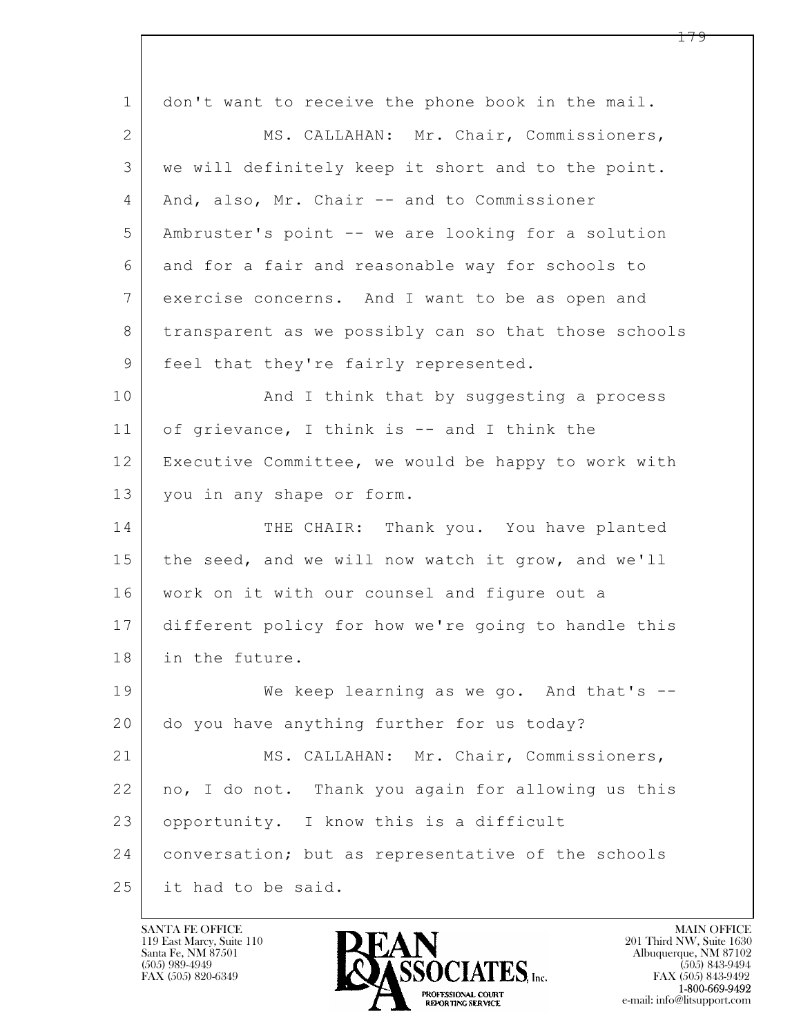don't want to receive the phone book in the mail.

MS. CALLAHAN: Mr. Chair, Commissioners, we will definitely keep it short and to the point. And, also, Mr. Chair -- and to Commissioner Ambruster's point -- we are looking for a solution and for a fair and reasonable way for schools to exercise concerns. And I want to be as open and transparent as we possibly can so that those schools feel that they're fairly represented.

And I think that by suggesting a process of grievance, I think is -- and I think the Executive Committee, we would be happy to work with you in any shape or form.

THE CHAIR: Thank you. You have planted the seed, and we will now watch it grow, and we'll work on it with our counsel and figure out a different policy for how we're going to handle this in the future.

We keep learning as we go. And that's -- do you have anything further for us today?

MS. CALLAHAN: Mr. Chair, Commissioners, no, I do not. Thank you again for allowing us this opportunity. I know this is a difficult conversation; but as representative of the schools it had to be said.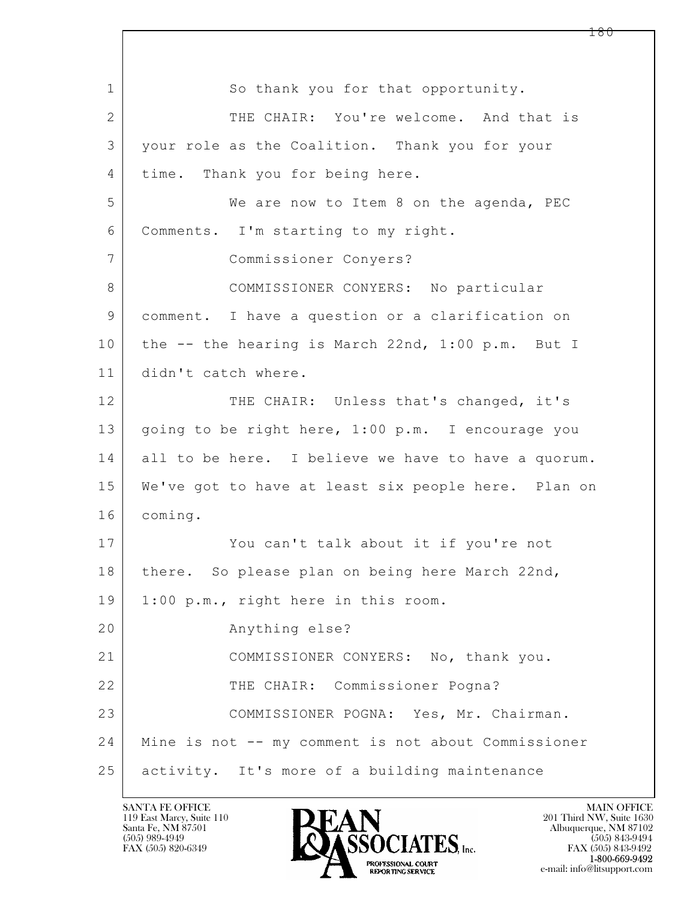1 So thank you for that opportunity.

2 THE CHAIR: You're welcome. And that is

3 your role as the Coalition. Thank you for your

4 time. Thank you for being here.

5 We are now to Item 8 on the agenda, PEC

6 Comments. I'm starting to my right.

7 Commissioner Conyers?

8 COMMISSIONER CONYERS: No particular

9 comment. I have a question or a clarification on

10 the -- the hearing is March 22nd, 1:00 p.m. But I

11 didn't catch where.

12 THE CHAIR: Unless that's changed, it's

13 going to be right here, 1:00 p.m. I encourage you

14 all to be here. I believe we have to have a quorum.

15 We've got to have at least six people here. Plan on

16 coming.

17 You can't talk about it if you're not

18 there. So please plan on being here March 22nd,

19 1:00 p.m., right here in this room.

20 Anything else?

21 COMMISSIONER CONYERS: No, thank you.

22 THE CHAIR: Commissioner Pogna?

23 COMMISSIONER POGNA: Yes, Mr. Chairman.

24 Mine is not -- my comment is not about Commissioner

25 activity. It's more of a building maintenance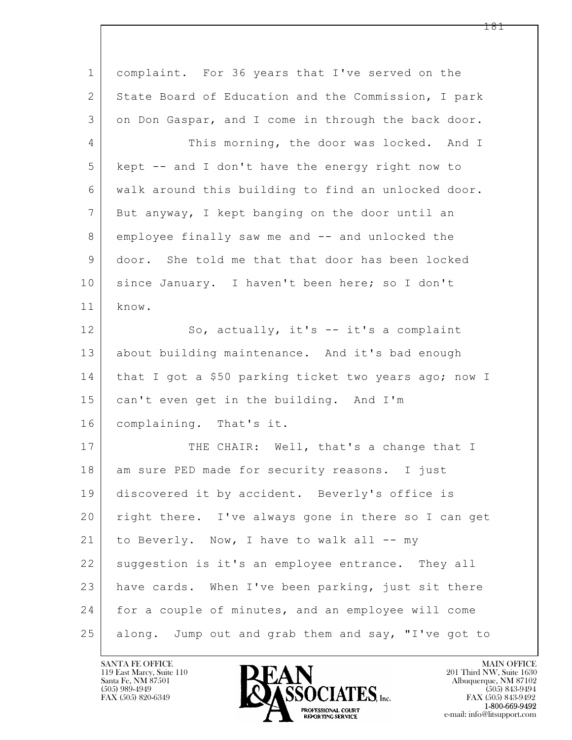complaint. For 36 years that I've served on the State Board of Education and the Commission, I park on Don Gaspar, and I come in through the back door.

This morning, the door was locked. And I kept -- and I don't have the energy right now to walk around this building to find an unlocked door. But anyway, I kept banging on the door until an employee finally saw me and -- and unlocked the door. She told me that that door has been locked since January. I haven't been here; so I don't know.

So, actually, it's -- it's a complaint about building maintenance. And it's bad enough that I got a $50 parking ticket two years ago; now I can't even get in the building. And I'm complaining. That's it.

THE CHAIR: Well, that's a change that I am sure PED made for security reasons. I just discovered it by accident. Beverly's office is right there. I've always gone in there so I can get to Beverly. Now, I have to walk all -- my suggestion is it's an employee entrance. They all have cards. When I've been parking, just sit there for a couple of minutes, and an employee will come along. Jump out and grab them and say, "I've got to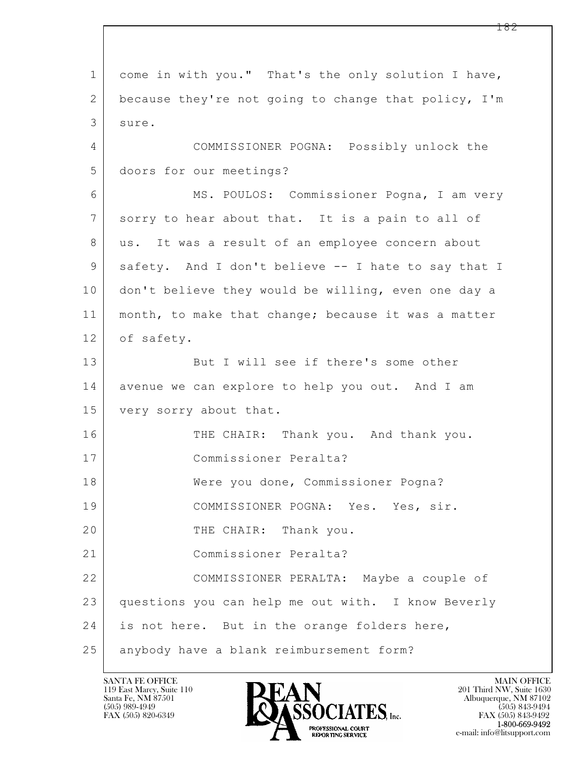come in with you." That's the only solution I have, because they're not going to change that policy, I'm sure.

COMMISSIONER POGNA: Possibly unlock the doors for our meetings?

MS. POULOS: Commissioner Pogna, I am very sorry to hear about that. It is a pain to all of us. It was a result of an employee concern about safety. And I don't believe -- I hate to say that I don't believe they would be willing, even one day a month, to make that change; because it was a matter of safety.

But I will see if there's some other avenue we can explore to help you out. And I am very sorry about that.

THE CHAIR: Thank you. And thank you.

Commissioner Peralta?

Were you done, Commissioner Pogna?

COMMISSIONER POGNA: Yes. Yes, sir.

THE CHAIR: Thank you.

Commissioner Peralta?

COMMISSIONER PERALTA: Maybe a couple of questions you can help me out with. I know Beverly is not here. But in the orange folders here, anybody have a blank reimbursement form?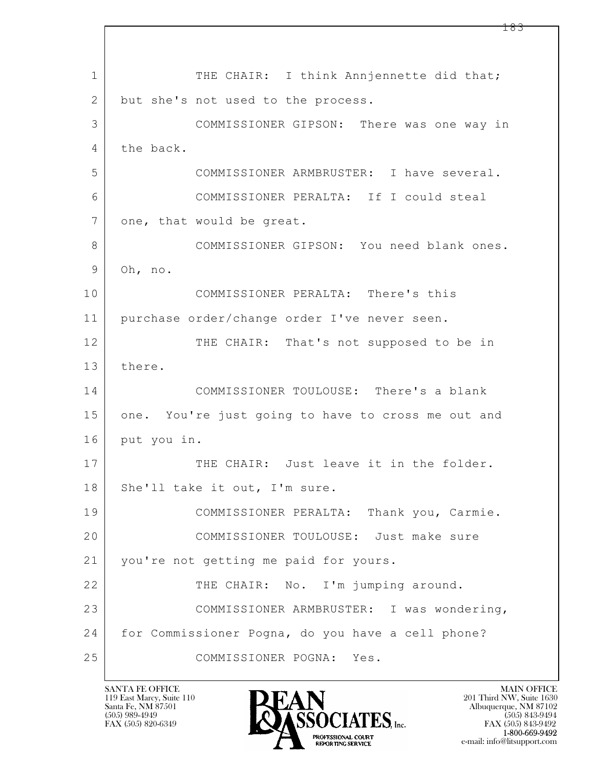1 THE CHAIR: I think Annjennette did that;
2 but she's not used to the process.
3 COMMISSIONER GIPSON: There was one way in
4 the back.
5 COMMISSIONER ARMBRUSTER: I have several.
6 COMMISSIONER PERALTA: If I could steal
7 one, that would be great.
8 COMMISSIONER GIPSON: You need blank ones.
9 Oh, no.
10 COMMISSIONER PERALTA: There's this
11 purchase order/change order I've never seen.
12 THE CHAIR: That's not supposed to be in
13 there.
14 COMMISSIONER TOULOUSE: There's a blank
15 one. You're just going to have to cross me out and
16 put you in.
17 THE CHAIR: Just leave it in the folder.
18 She'll take it out, I'm sure.
19 COMMISSIONER PERALTA: Thank you, Carmie.
20 COMMISSIONER TOULOUSE: Just make sure
21 you're not getting me paid for yours.
22 THE CHAIR: No. I'm jumping around.
23 COMMISSIONER ARMBRUSTER: I was wondering,
24 for Commissioner Pogna, do you have a cell phone?
25 COMMISSIONER POGNA: Yes.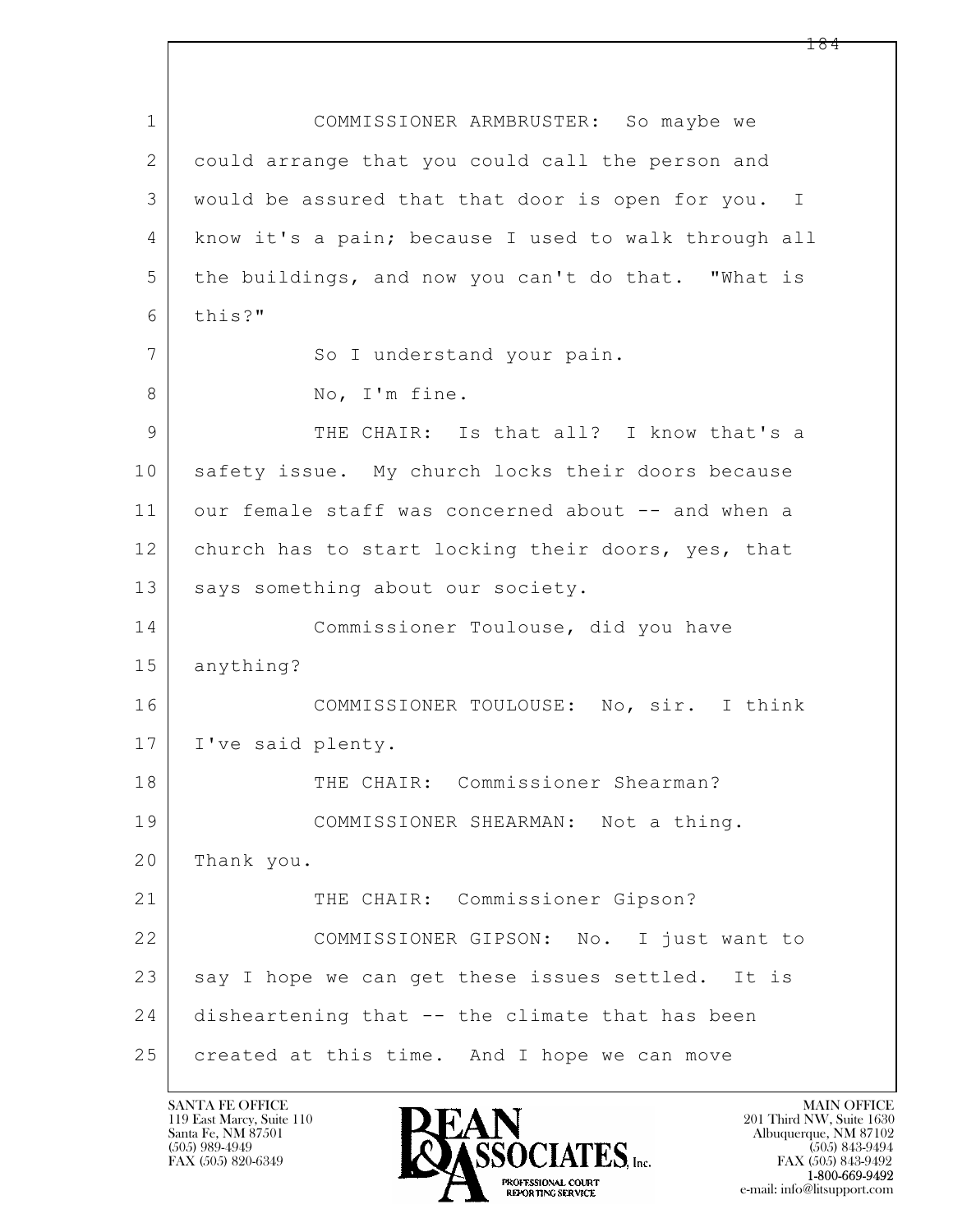COMMISSIONER ARMBRUSTER: So maybe we could arrange that you could call the person and would be assured that that door is open for you. I know it's a pain; because I used to walk through all the buildings, and now you can't do that. "What is this?"

So I understand your pain.

No, I'm fine.

THE CHAIR: Is that all? I know that's a safety issue. My church locks their doors because our female staff was concerned about -- and when a church has to start locking their doors, yes, that says something about our society.

Commissioner Toulouse, did you have anything?

COMMISSIONER TOULOUSE: No, sir. I think I've said plenty.

THE CHAIR: Commissioner Shearman?

COMMISSIONER SHEARMAN: Not a thing. Thank you.

THE CHAIR: Commissioner Gipson?

COMMISSIONER GIPSON: No. I just want to say I hope we can get these issues settled. It is disheartening that -- the climate that has been created at this time. And I hope we can move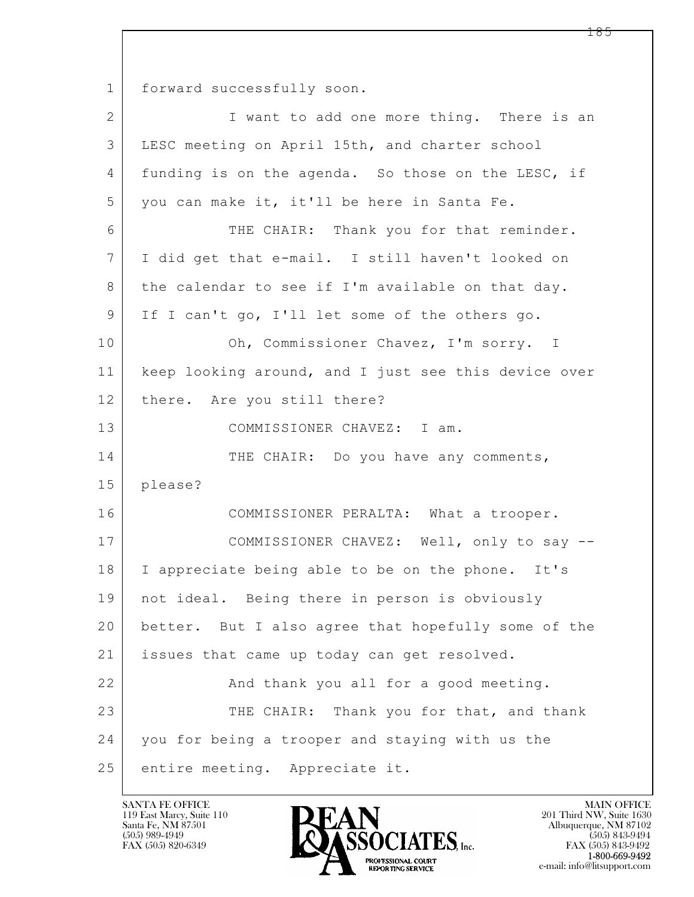forward successfully soon.

I want to add one more thing. There is an LESC meeting on April 15th, and charter school funding is on the agenda. So those on the LESC, if you can make it, it'll be here in Santa Fe.

THE CHAIR: Thank you for that reminder. I did get that e-mail. I still haven't looked on the calendar to see if I'm available on that day. If I can't go, I'll let some of the others go.

Oh, Commissioner Chavez, I'm sorry. I keep looking around, and I just see this device over there. Are you still there?

COMMISSIONER CHAVEZ: I am.

THE CHAIR: Do you have any comments, please?

COMMISSIONER PERALTA: What a trooper.

COMMISSIONER CHAVEZ: Well, only to say -- I appreciate being able to be on the phone. It's not ideal. Being there in person is obviously better. But I also agree that hopefully some of the issues that came up today can get resolved.

And thank you all for a good meeting.

THE CHAIR: Thank you for that, and thank you for being a trooper and staying with us the entire meeting. Appreciate it.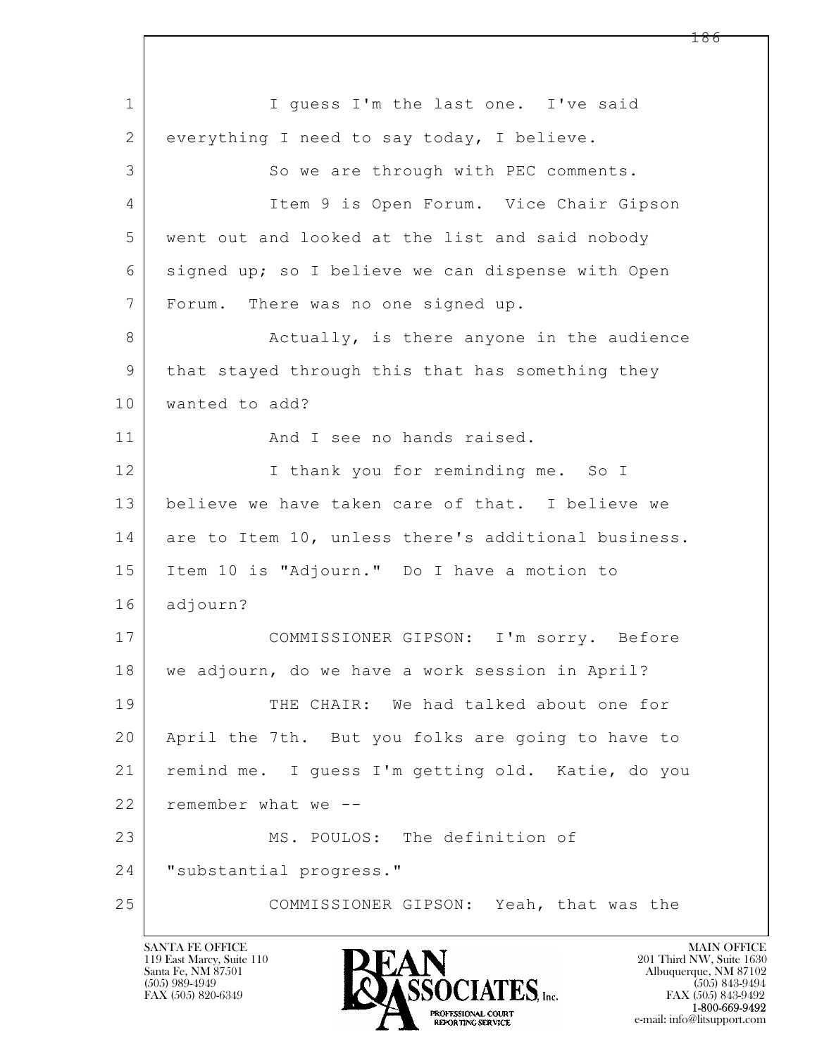1 I guess I'm the last one. I've said
2 everything I need to say today, I believe.
3 So we are through with PEC comments.
4 Item 9 is Open Forum. Vice Chair Gipson
5 went out and looked at the list and said nobody
6 signed up; so I believe we can dispense with Open
7 Forum. There was no one signed up.
8 Actually, is there anyone in the audience
9 that stayed through this that has something they
10 wanted to add?
11 And I see no hands raised.
12 I thank you for reminding me. So I
13 believe we have taken care of that. I believe we
14 are to Item 10, unless there's additional business.
15 Item 10 is "Adjourn." Do I have a motion to
16 adjourn?
17 COMMISSIONER GIPSON: I'm sorry. Before
18 we adjourn, do we have a work session in April?
19 THE CHAIR: We had talked about one for
20 April the 7th. But you folks are going to have to
21 remind me. I guess I'm getting old. Katie, do you
22 remember what we --
23 MS. POULOS: The definition of
24 "substantial progress."
25 COMMISSIONER GIPSON: Yeah, that was the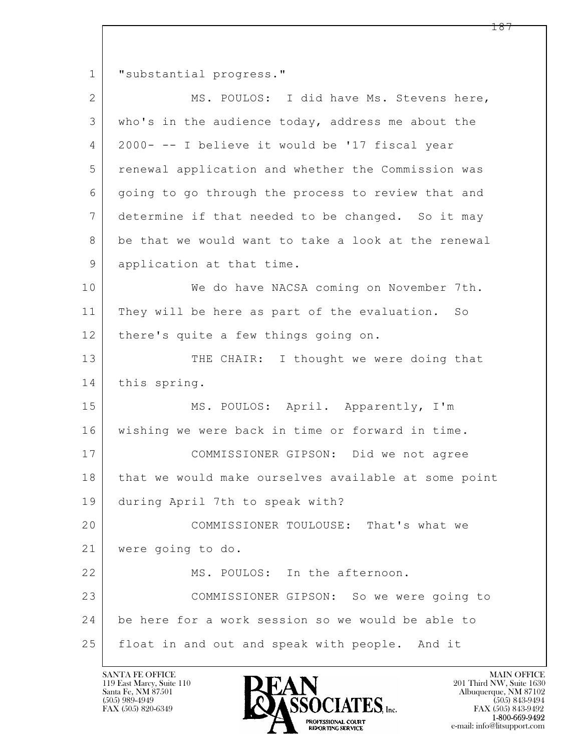1 "substantial progress."

2 MS. POULOS: I did have Ms. Stevens here,

3 who's in the audience today, address me about the

4 2000- -- I believe it would be '17 fiscal year

5 renewal application and whether the Commission was

6 going to go through the process to review that and

7 determine if that needed to be changed. So it may

8 be that we would want to take a look at the renewal

9 application at that time.

10 We do have NACSA coming on November 7th.

11 They will be here as part of the evaluation. So

12 there's quite a few things going on.

13 THE CHAIR: I thought we were doing that

14 this spring.

15 MS. POULOS: April. Apparently, I'm

16 wishing we were back in time or forward in time.

17 COMMISSIONER GIPSON: Did we not agree

18 that we would make ourselves available at some point

19 during April 7th to speak with?

20 COMMISSIONER TOULOUSE: That's what we

21 were going to do.

22 MS. POULOS: In the afternoon.

23 COMMISSIONER GIPSON: So we were going to

24 be here for a work session so we would be able to

25 float in and out and speak with people. And it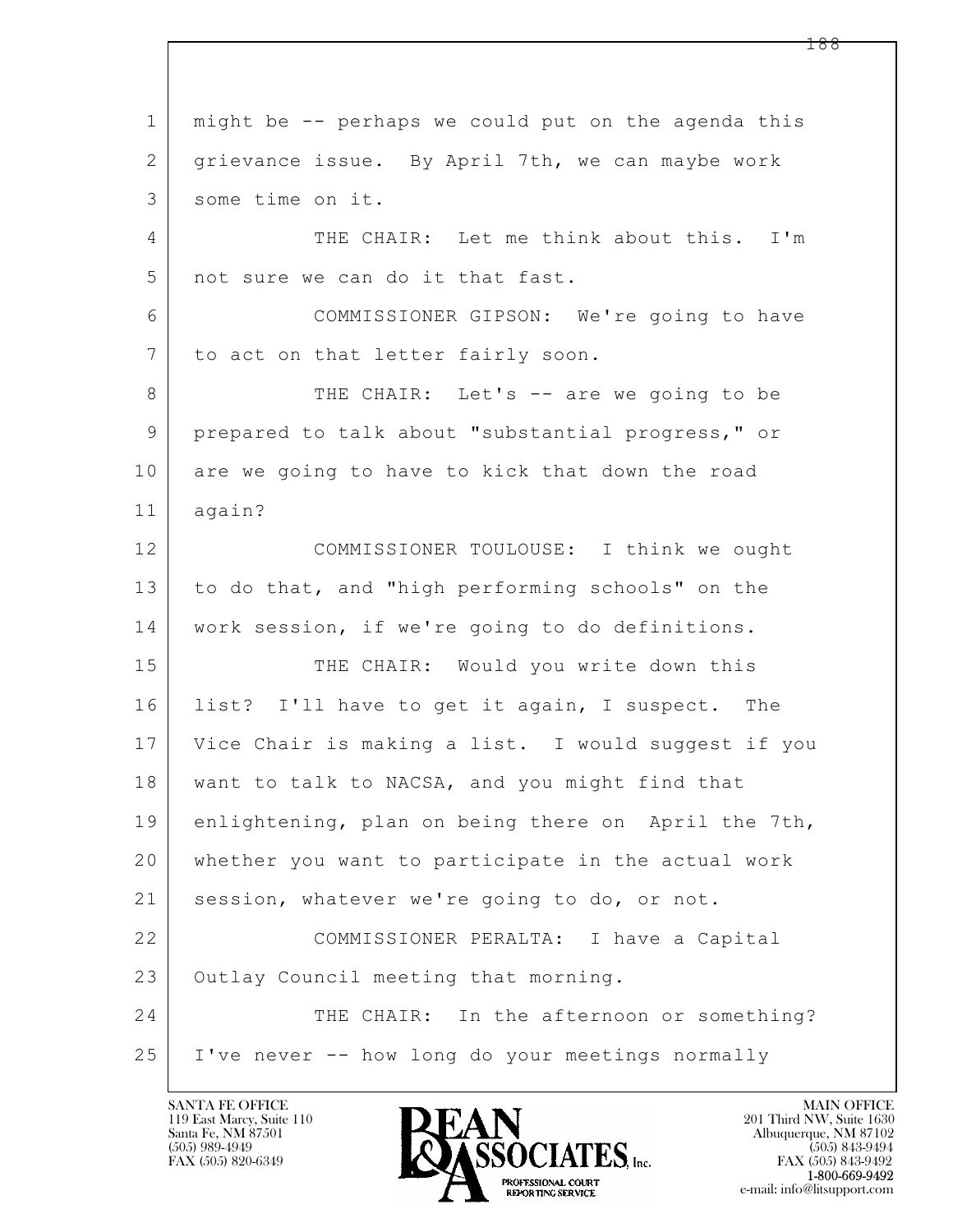might be -- perhaps we could put on the agenda this grievance issue. By April 7th, we can maybe work some time on it.

THE CHAIR: Let me think about this. I'm not sure we can do it that fast.

COMMISSIONER GIPSON: We're going to have to act on that letter fairly soon.

THE CHAIR: Let's -- are we going to be prepared to talk about "substantial progress," or are we going to have to kick that down the road again?

COMMISSIONER TOULOUSE: I think we ought to do that, and "high performing schools" on the work session, if we're going to do definitions.

THE CHAIR: Would you write down this list? I'll have to get it again, I suspect. The Vice Chair is making a list. I would suggest if you want to talk to NACSA, and you might find that enlightening, plan on being there on April the 7th, whether you want to participate in the actual work session, whatever we're going to do, or not.

COMMISSIONER PERALTA: I have a Capital Outlay Council meeting that morning.

THE CHAIR: In the afternoon or something? I've never -- how long do your meetings normally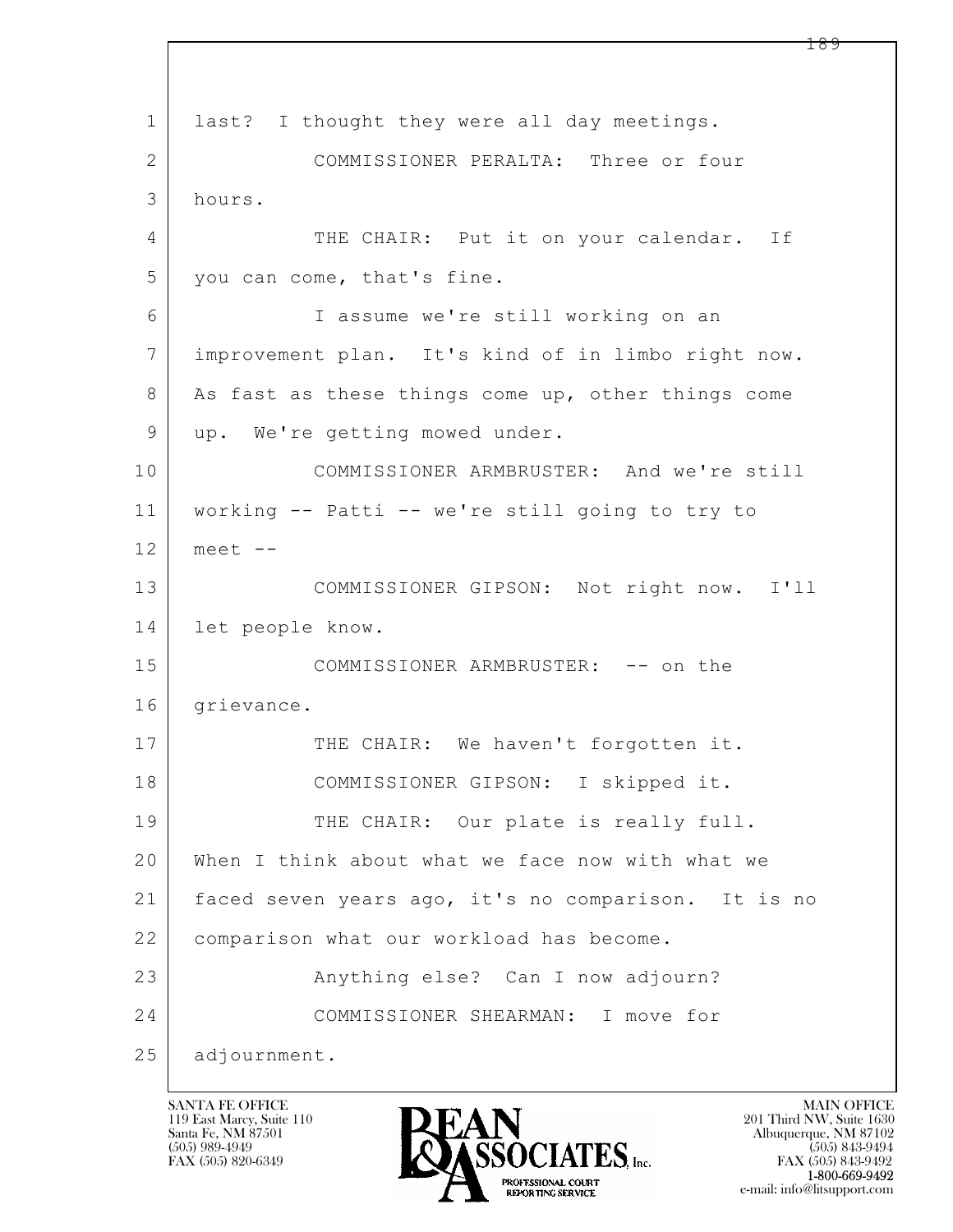1 last? I thought they were all day meetings.

2 COMMISSIONER PERALTA: Three or four

3 hours.

4 THE CHAIR: Put it on your calendar. If

5 you can come, that's fine.

6 I assume we're still working on an

7 improvement plan. It's kind of in limbo right now.

8 As fast as these things come up, other things come

9 up. We're getting mowed under.

10 COMMISSIONER ARMBRUSTER: And we're still

11 working -- Patti -- we're still going to try to

12 meet --

13 COMMISSIONER GIPSON: Not right now. I'll

14 let people know.

15 COMMISSIONER ARMBRUSTER: -- on the

16 grievance.

17 THE CHAIR: We haven't forgotten it.

18 COMMISSIONER GIPSON: I skipped it.

19 THE CHAIR: Our plate is really full.

20 When I think about what we face now with what we

21 faced seven years ago, it's no comparison. It is no

22 comparison what our workload has become.

23 Anything else? Can I now adjourn?

24 COMMISSIONER SHEARMAN: I move for

25 adjournment.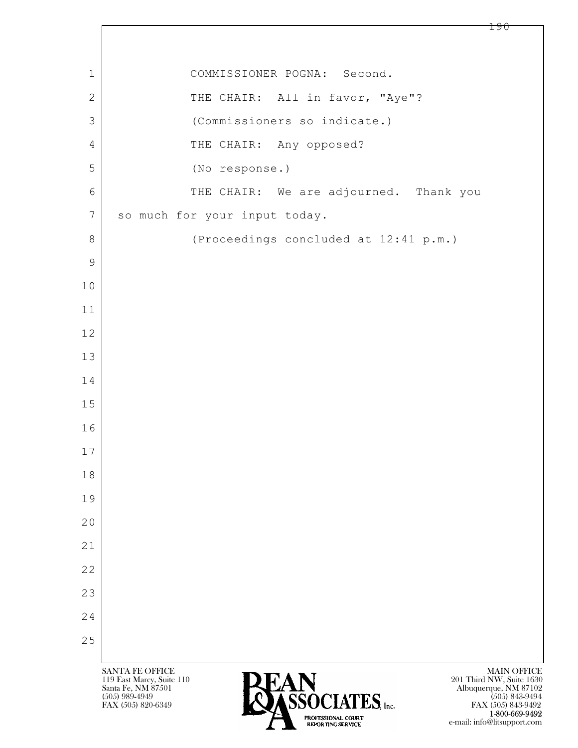COMMISSIONER POGNA: Second.

THE CHAIR: All in favor, "Aye"?

(Commissioners so indicate.)

THE CHAIR: Any opposed?

(No response.)

THE CHAIR: We are adjourned. Thank you so much for your input today.

(Proceedings concluded at 12:41 p.m.)